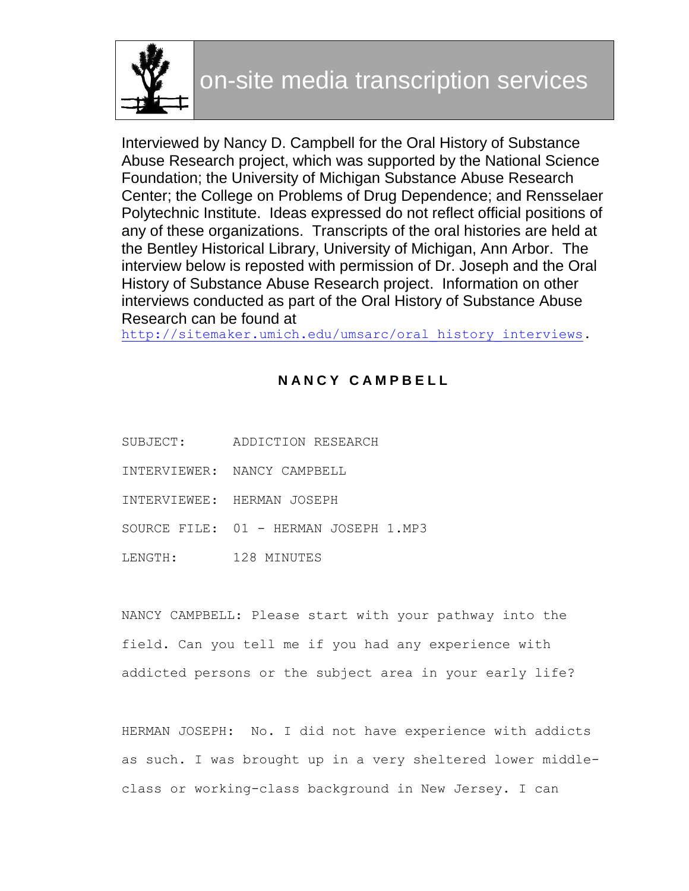on-site media transcription services

Interviewed by Nancy D. Campbell for the Oral History of Substance Abuse Research project, which was supported by the National Science Foundation; the University of Michigan Substance Abuse Research Center; the College on Problems of Drug Dependence; and Rensselaer Polytechnic Institute. Ideas expressed do not reflect official positions of any of these organizations. Transcripts of the oral histories are held at the Bentley Historical Library, University of Michigan, Ann Arbor. The interview below is reposted with permission of Dr. Joseph and the Oral History of Substance Abuse Research project. Information on other interviews conducted as part of the Oral History of Substance Abuse Research can be found at http://sitemaker.umich.edu/umsarc/oral_history_interviews.

## NANCY CAMPBELL

SUBJECT: ADDICTION RESEARCH

INTERVIEWER: NANCY CAMPBELL

INTERVIEWEE: HERMAN JOSEPH

SOURCE FILE: 01 - HERMAN JOSEPH 1.MP3

LENGTH: 128 MINUTES

NANCY CAMPBELL: Please start with your pathway into the field. Can you tell me if you had any experience with addicted persons or the subject area in your early life?

HERMAN JOSEPH: No. I did not have experience with addicts as such. I was brought up in a very sheltered lower middle-class or working-class background in New Jersey. I can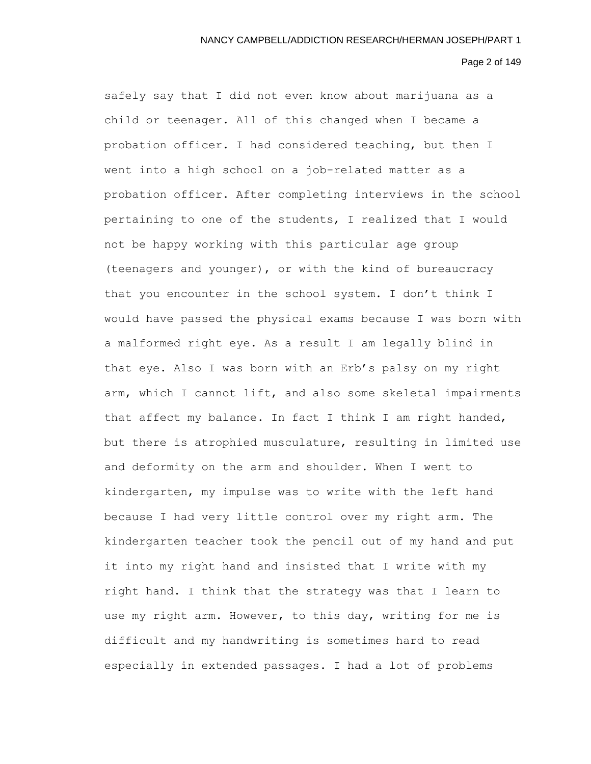safely say that I did not even know about marijuana as a child or teenager. All of this changed when I became a probation officer. I had considered teaching, but then I went into a high school on a job-related matter as a probation officer. After completing interviews in the school pertaining to one of the students, I realized that I would not be happy working with this particular age group (teenagers and younger), or with the kind of bureaucracy that you encounter in the school system. I don't think I would have passed the physical exams because I was born with a malformed right eye. As a result I am legally blind in that eye. Also I was born with an Erb's palsy on my right arm, which I cannot lift, and also some skeletal impairments that affect my balance. In fact I think I am right handed, but there is atrophied musculature, resulting in limited use and deformity on the arm and shoulder. When I went to kindergarten, my impulse was to write with the left hand because I had very little control over my right arm. The kindergarten teacher took the pencil out of my hand and put it into my right hand and insisted that I write with my right hand. I think that the strategy was that I learn to use my right arm. However, to this day, writing for me is difficult and my handwriting is sometimes hard to read especially in extended passages. I had a lot of problems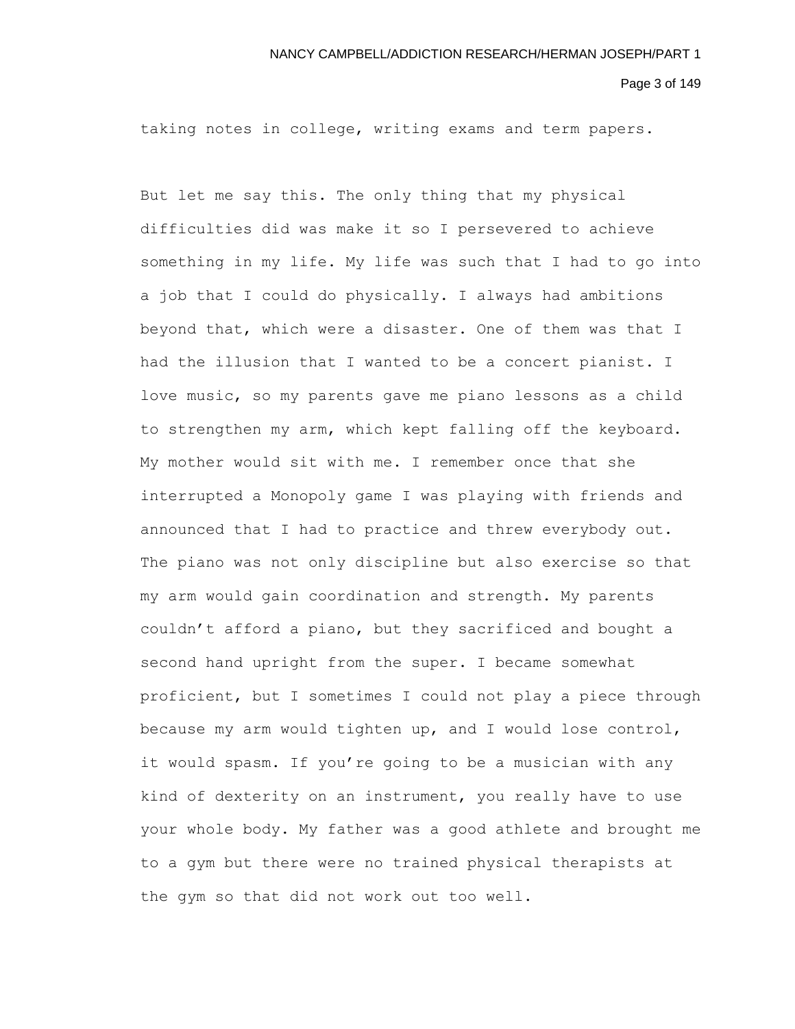taking notes in college, writing exams and term papers.

But let me say this. The only thing that my physical difficulties did was make it so I persevered to achieve something in my life. My life was such that I had to go into a job that I could do physically. I always had ambitions beyond that, which were a disaster. One of them was that I had the illusion that I wanted to be a concert pianist. I love music, so my parents gave me piano lessons as a child to strengthen my arm, which kept falling off the keyboard. My mother would sit with me. I remember once that she interrupted a Monopoly game I was playing with friends and announced that I had to practice and threw everybody out. The piano was not only discipline but also exercise so that my arm would gain coordination and strength. My parents couldn't afford a piano, but they sacrificed and bought a second hand upright from the super. I became somewhat proficient, but I sometimes I could not play a piece through because my arm would tighten up, and I would lose control, it would spasm. If you're going to be a musician with any kind of dexterity on an instrument, you really have to use your whole body. My father was a good athlete and brought me to a gym but there were no trained physical therapists at the gym so that did not work out too well.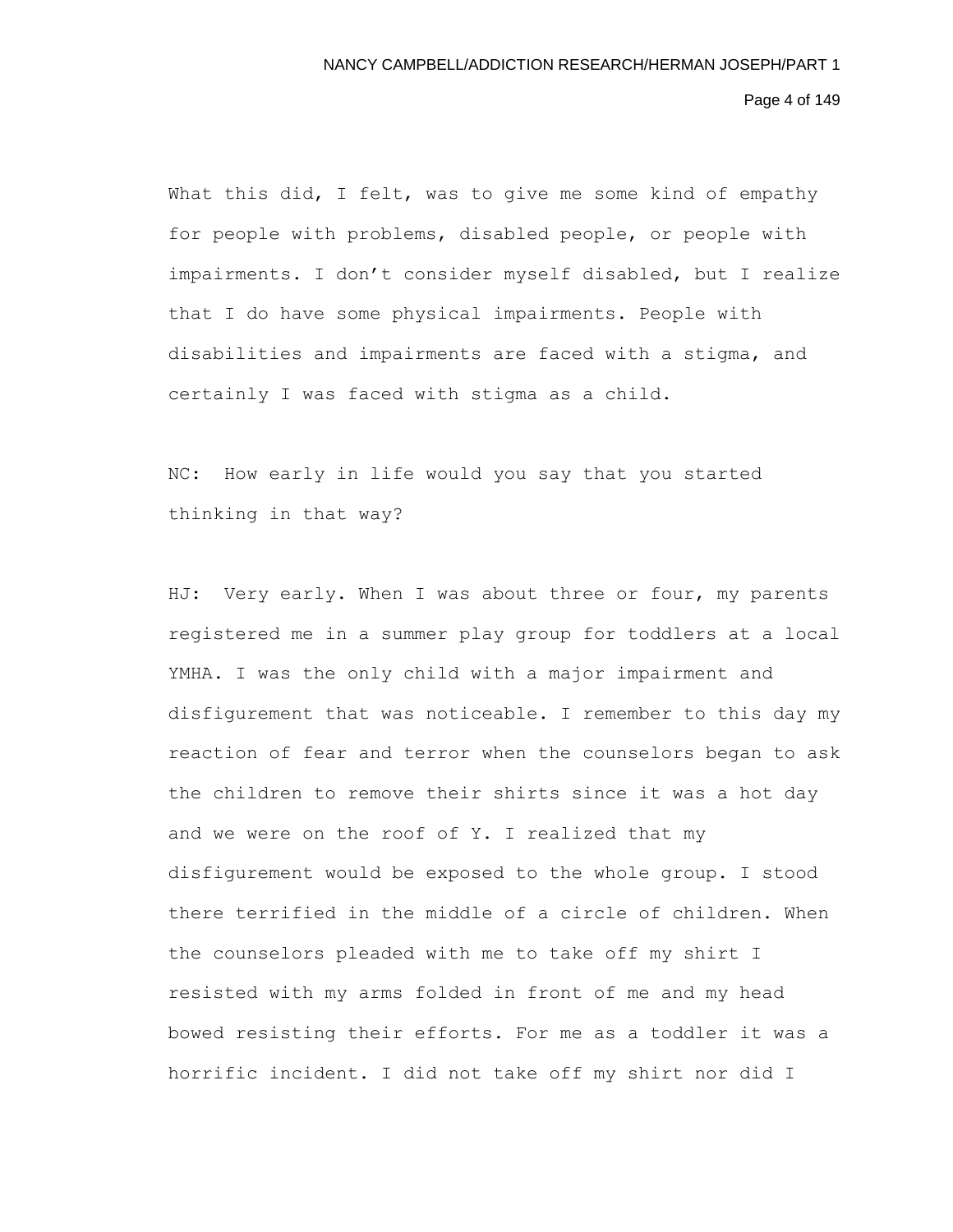What this did, I felt, was to give me some kind of empathy for people with problems, disabled people, or people with impairments. I don't consider myself disabled, but I realize that I do have some physical impairments. People with disabilities and impairments are faced with a stigma, and certainly I was faced with stigma as a child.

NC: How early in life would you say that you started thinking in that way?

HJ: Very early. When I was about three or four, my parents registered me in a summer play group for toddlers at a local YMHA. I was the only child with a major impairment and disfigurement that was noticeable. I remember to this day my reaction of fear and terror when the counselors began to ask the children to remove their shirts since it was a hot day and we were on the roof of Y. I realized that my disfigurement would be exposed to the whole group. I stood there terrified in the middle of a circle of children. When the counselors pleaded with me to take off my shirt I resisted with my arms folded in front of me and my head bowed resisting their efforts. For me as a toddler it was a horrific incident. I did not take off my shirt nor did I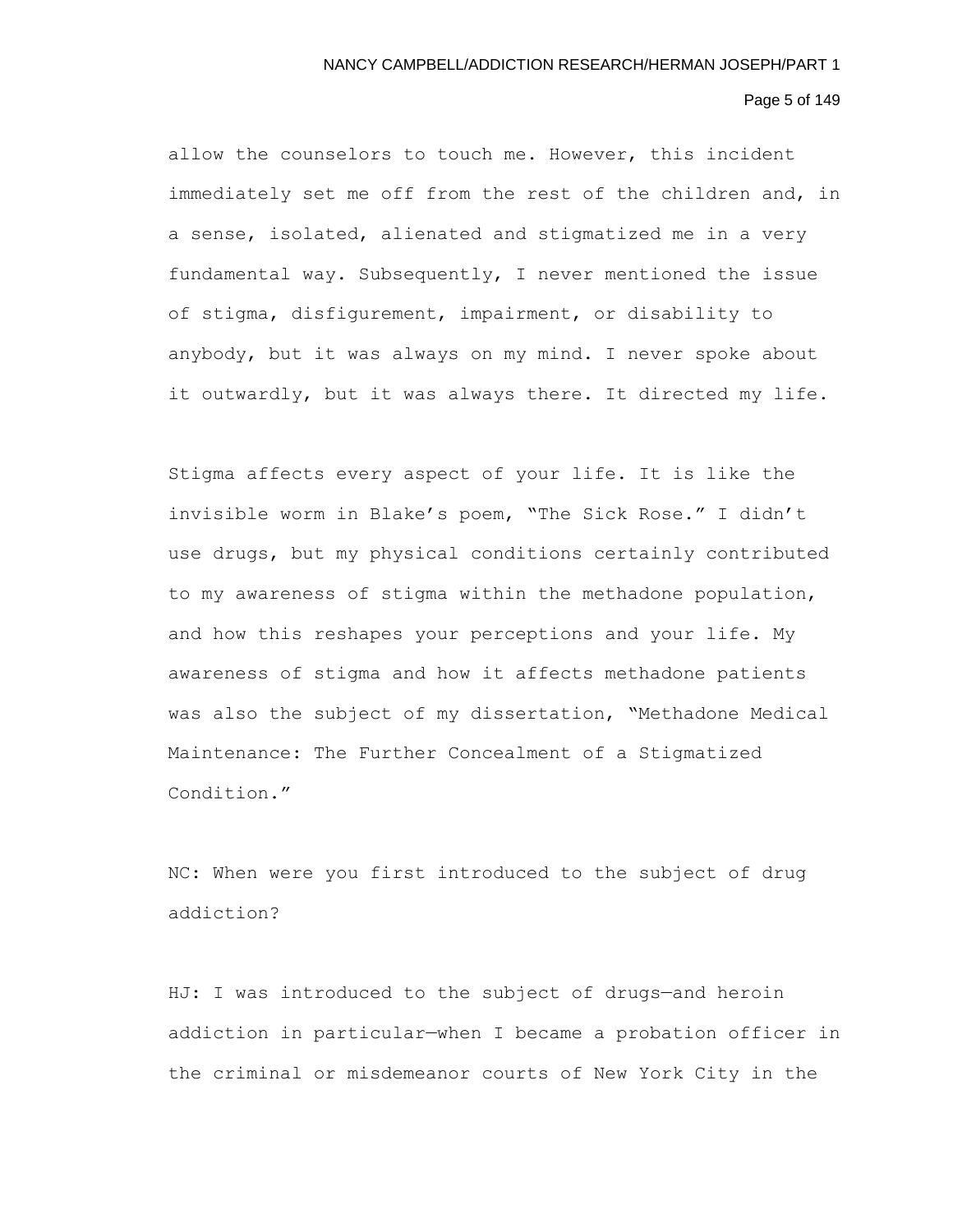allow the counselors to touch me. However, this incident immediately set me off from the rest of the children and, in a sense, isolated, alienated and stigmatized me in a very fundamental way. Subsequently, I never mentioned the issue of stigma, disfigurement, impairment, or disability to anybody, but it was always on my mind. I never spoke about it outwardly, but it was always there. It directed my life.

Stigma affects every aspect of your life. It is like the invisible worm in Blake's poem, "The Sick Rose." I didn't use drugs, but my physical conditions certainly contributed to my awareness of stigma within the methadone population, and how this reshapes your perceptions and your life. My awareness of stigma and how it affects methadone patients was also the subject of my dissertation, "Methadone Medical Maintenance: The Further Concealment of a Stigmatized Condition."

NC: When were you first introduced to the subject of drug addiction?

HJ: I was introduced to the subject of drugs—and heroin addiction in particular—when I became a probation officer in the criminal or misdemeanor courts of New York City in the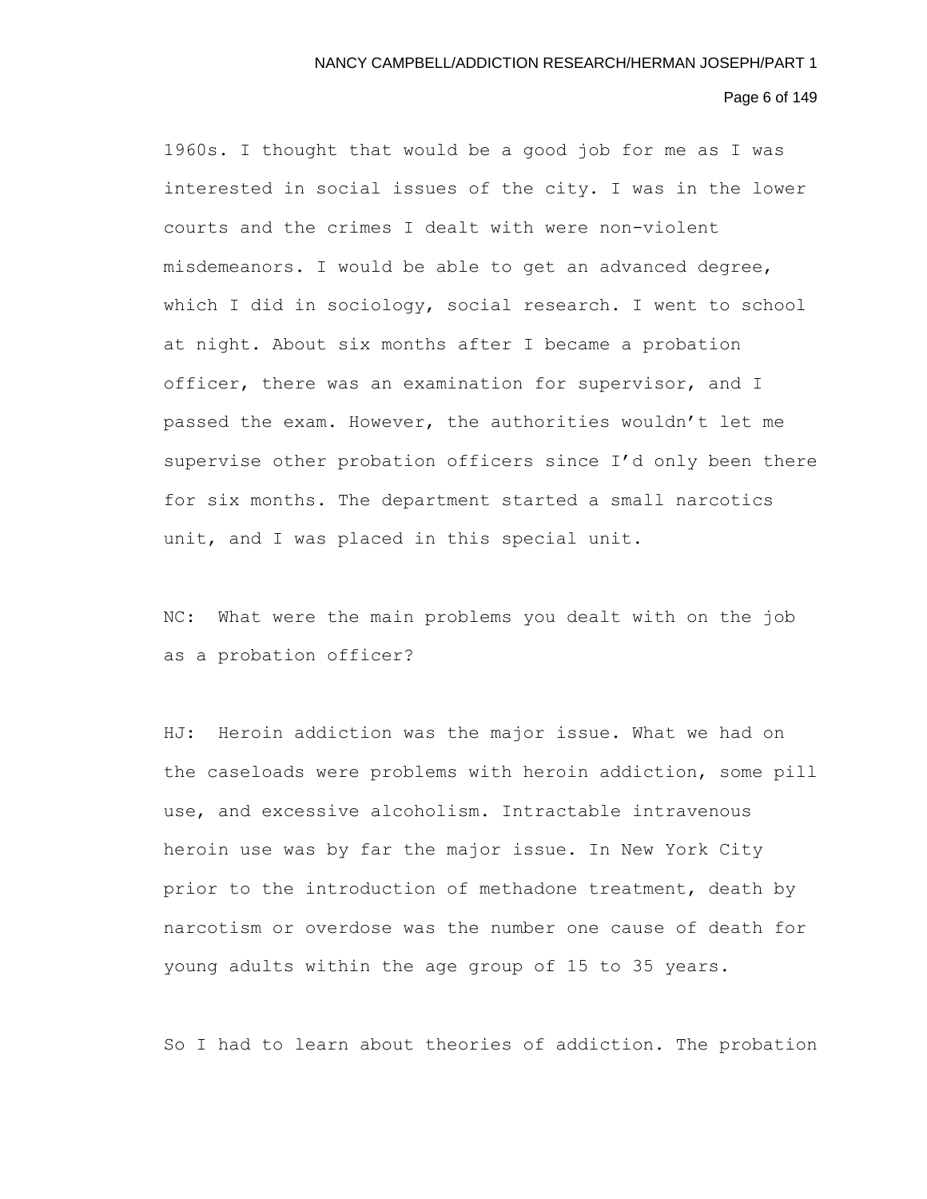1960s. I thought that would be a good job for me as I was interested in social issues of the city. I was in the lower courts and the crimes I dealt with were non-violent misdemeanors. I would be able to get an advanced degree, which I did in sociology, social research. I went to school at night. About six months after I became a probation officer, there was an examination for supervisor, and I passed the exam. However, the authorities wouldn't let me supervise other probation officers since I'd only been there for six months. The department started a small narcotics unit, and I was placed in this special unit.

NC: What were the main problems you dealt with on the job as a probation officer?

HJ: Heroin addiction was the major issue. What we had on the caseloads were problems with heroin addiction, some pill use, and excessive alcoholism. Intractable intravenous heroin use was by far the major issue. In New York City prior to the introduction of methadone treatment, death by narcotism or overdose was the number one cause of death for young adults within the age group of 15 to 35 years.

So I had to learn about theories of addiction. The probation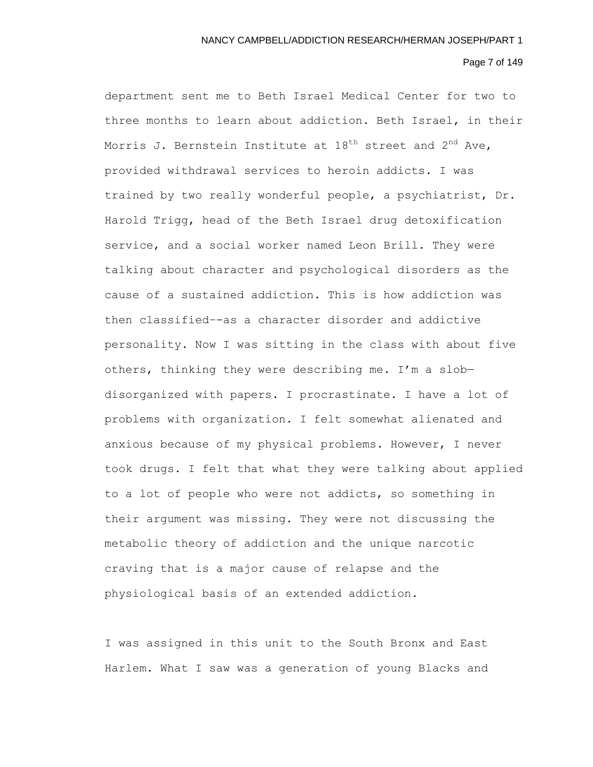department sent me to Beth Israel Medical Center for two to three months to learn about addiction. Beth Israel, in their Morris J. Bernstein Institute at 18th street and 2nd Ave, provided withdrawal services to heroin addicts. I was trained by two really wonderful people, a psychiatrist, Dr. Harold Trigg, head of the Beth Israel drug detoxification service, and a social worker named Leon Brill. They were talking about character and psychological disorders as the cause of a sustained addiction. This is how addiction was then classified--as a character disorder and addictive personality. Now I was sitting in the class with about five others, thinking they were describing me. I'm a slob—disorganized with papers. I procrastinate. I have a lot of problems with organization. I felt somewhat alienated and anxious because of my physical problems. However, I never took drugs. I felt that what they were talking about applied to a lot of people who were not addicts, so something in their argument was missing. They were not discussing the metabolic theory of addiction and the unique narcotic craving that is a major cause of relapse and the physiological basis of an extended addiction.

I was assigned in this unit to the South Bronx and East Harlem. What I saw was a generation of young Blacks and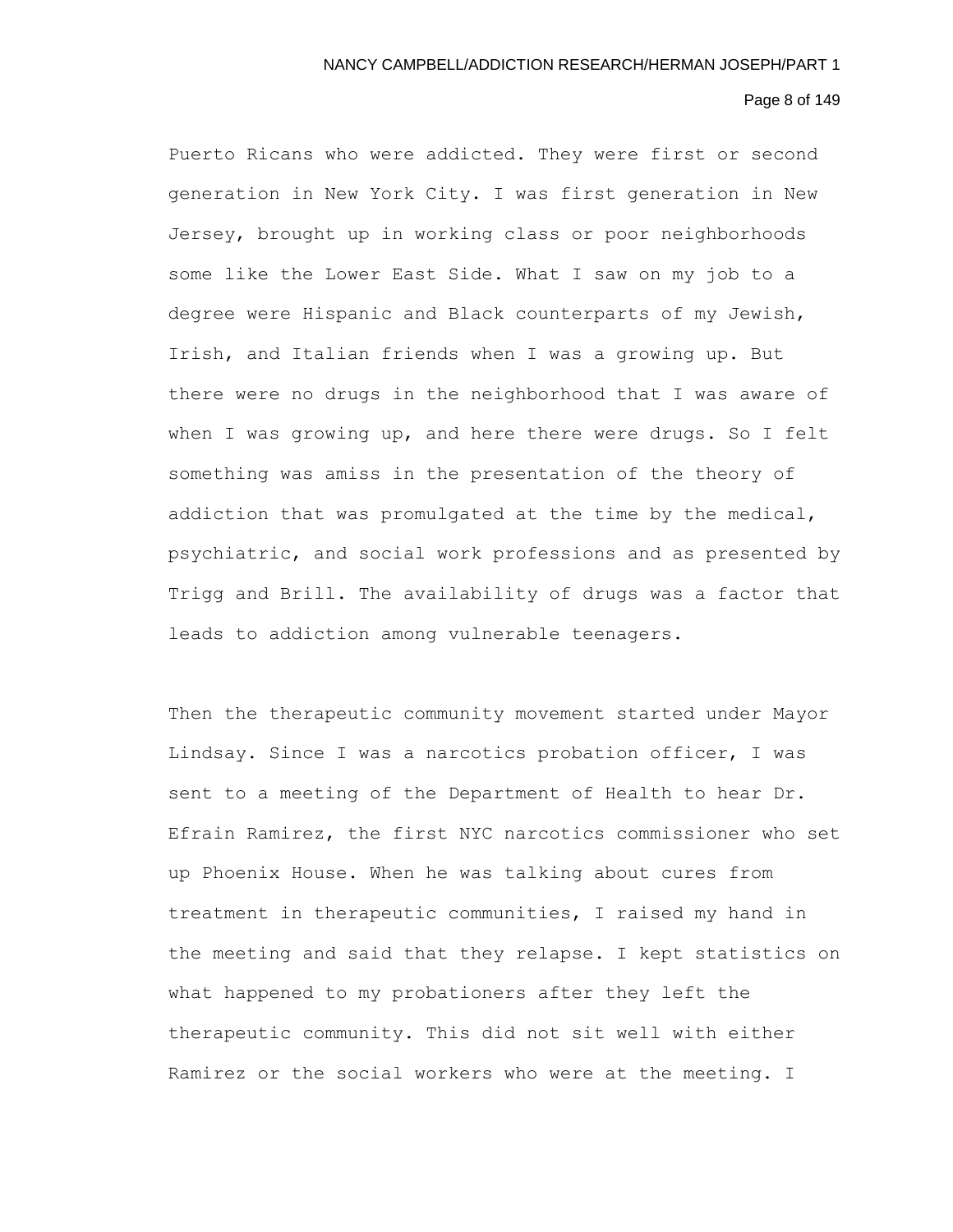Puerto Ricans who were addicted. They were first or second generation in New York City. I was first generation in New Jersey, brought up in working class or poor neighborhoods some like the Lower East Side. What I saw on my job to a degree were Hispanic and Black counterparts of my Jewish, Irish, and Italian friends when I was a growing up. But there were no drugs in the neighborhood that I was aware of when I was growing up, and here there were drugs. So I felt something was amiss in the presentation of the theory of addiction that was promulgated at the time by the medical, psychiatric, and social work professions and as presented by Trigg and Brill. The availability of drugs was a factor that leads to addiction among vulnerable teenagers.

Then the therapeutic community movement started under Mayor Lindsay. Since I was a narcotics probation officer, I was sent to a meeting of the Department of Health to hear Dr. Efrain Ramirez, the first NYC narcotics commissioner who set up Phoenix House. When he was talking about cures from treatment in therapeutic communities, I raised my hand in the meeting and said that they relapse. I kept statistics on what happened to my probationers after they left the therapeutic community. This did not sit well with either Ramirez or the social workers who were at the meeting. I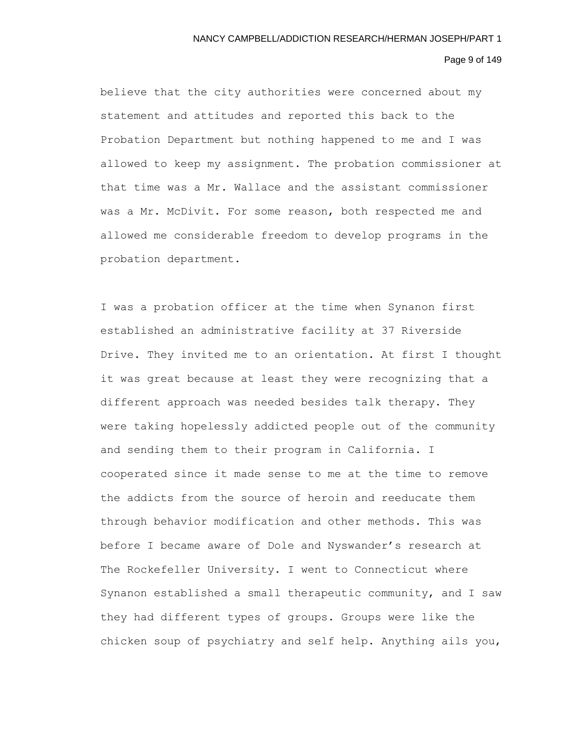believe that the city authorities were concerned about my statement and attitudes and reported this back to the Probation Department but nothing happened to me and I was allowed to keep my assignment. The probation commissioner at that time was a Mr. Wallace and the assistant commissioner was a Mr. McDivit. For some reason, both respected me and allowed me considerable freedom to develop programs in the probation department.

I was a probation officer at the time when Synanon first established an administrative facility at 37 Riverside Drive. They invited me to an orientation. At first I thought it was great because at least they were recognizing that a different approach was needed besides talk therapy. They were taking hopelessly addicted people out of the community and sending them to their program in California. I cooperated since it made sense to me at the time to remove the addicts from the source of heroin and reeducate them through behavior modification and other methods. This was before I became aware of Dole and Nyswander's research at The Rockefeller University. I went to Connecticut where Synanon established a small therapeutic community, and I saw they had different types of groups. Groups were like the chicken soup of psychiatry and self help. Anything ails you,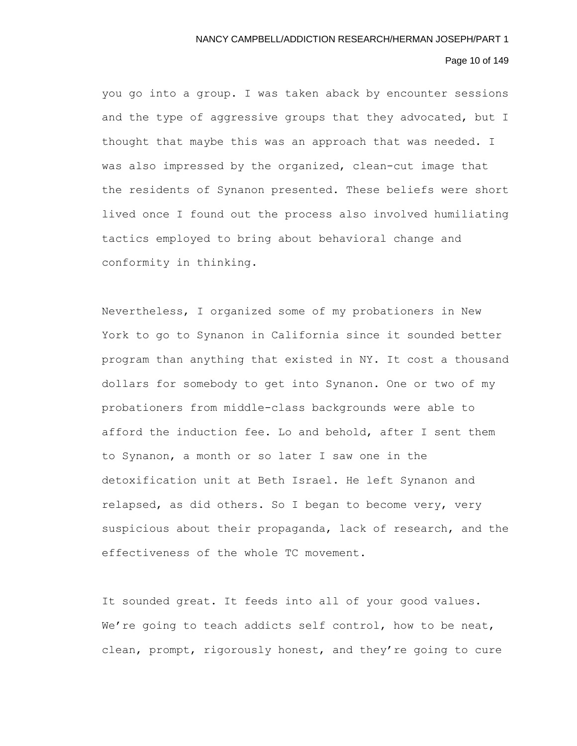you go into a group. I was taken aback by encounter sessions and the type of aggressive groups that they advocated, but I thought that maybe this was an approach that was needed. I was also impressed by the organized, clean-cut image that the residents of Synanon presented. These beliefs were short lived once I found out the process also involved humiliating tactics employed to bring about behavioral change and conformity in thinking.

Nevertheless, I organized some of my probationers in New York to go to Synanon in California since it sounded better program than anything that existed in NY. It cost a thousand dollars for somebody to get into Synanon. One or two of my probationers from middle-class backgrounds were able to afford the induction fee. Lo and behold, after I sent them to Synanon, a month or so later I saw one in the detoxification unit at Beth Israel. He left Synanon and relapsed, as did others. So I began to become very, very suspicious about their propaganda, lack of research, and the effectiveness of the whole TC movement.

It sounded great. It feeds into all of your good values. We're going to teach addicts self control, how to be neat, clean, prompt, rigorously honest, and they're going to cure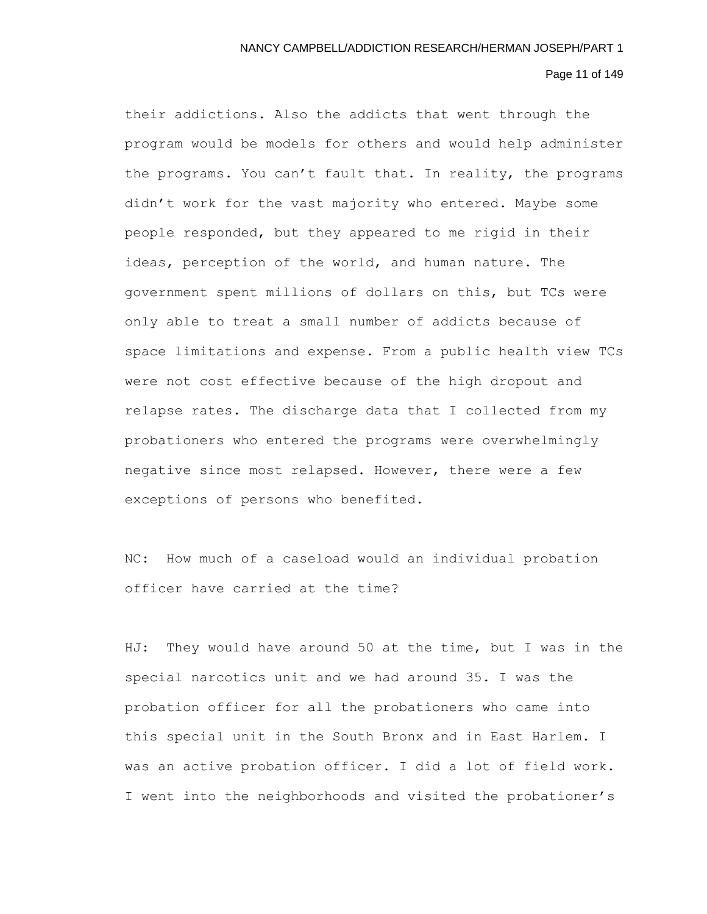their addictions. Also the addicts that went through the program would be models for others and would help administer the programs. You can't fault that. In reality, the programs didn't work for the vast majority who entered. Maybe some people responded, but they appeared to me rigid in their ideas, perception of the world, and human nature. The government spent millions of dollars on this, but TCs were only able to treat a small number of addicts because of space limitations and expense. From a public health view TCs were not cost effective because of the high dropout and relapse rates. The discharge data that I collected from my probationers who entered the programs were overwhelmingly negative since most relapsed. However, there were a few exceptions of persons who benefited.

NC: How much of a caseload would an individual probation officer have carried at the time?

HJ: They would have around 50 at the time, but I was in the special narcotics unit and we had around 35. I was the probation officer for all the probationers who came into this special unit in the South Bronx and in East Harlem. I was an active probation officer. I did a lot of field work. I went into the neighborhoods and visited the probationer's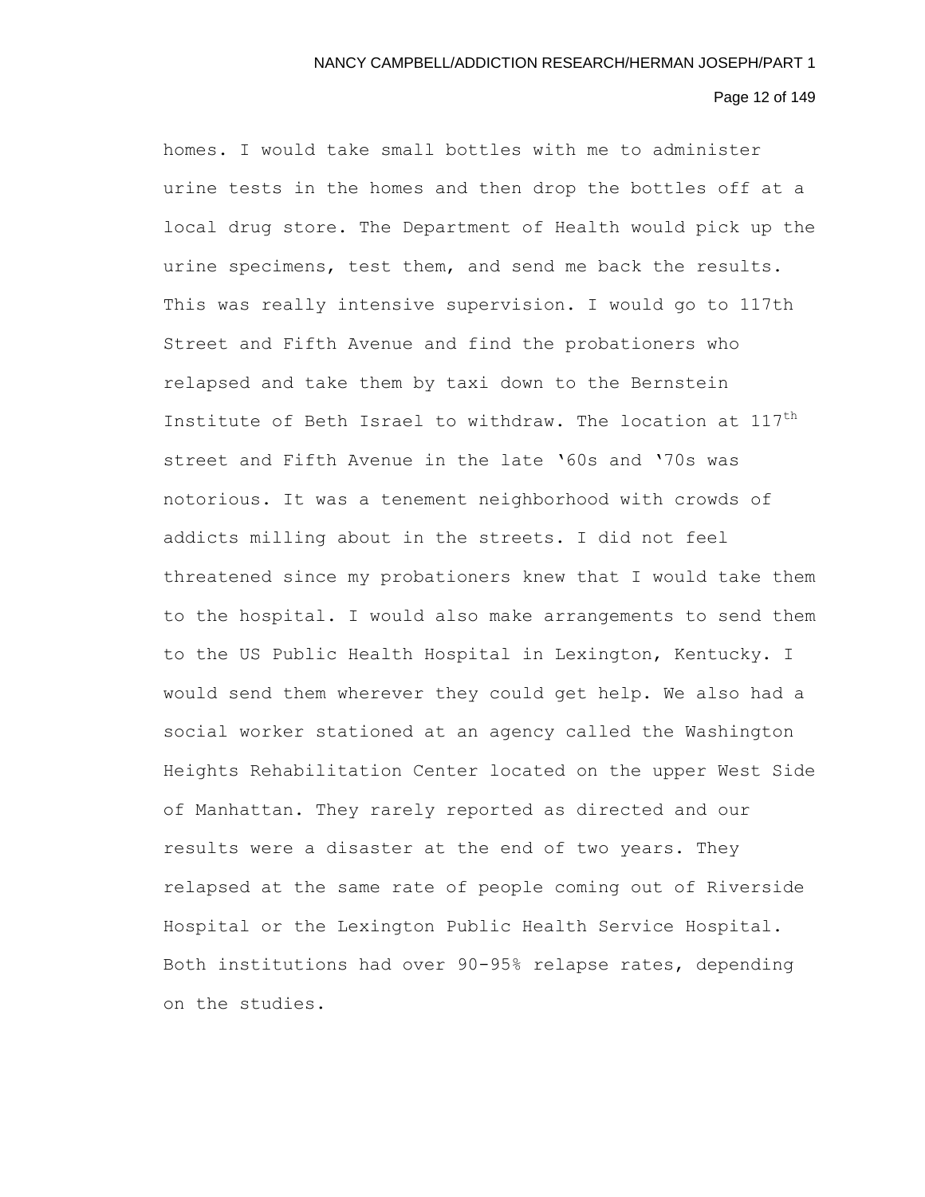homes. I would take small bottles with me to administer urine tests in the homes and then drop the bottles off at a local drug store. The Department of Health would pick up the urine specimens, test them, and send me back the results. This was really intensive supervision. I would go to 117th Street and Fifth Avenue and find the probationers who relapsed and take them by taxi down to the Bernstein Institute of Beth Israel to withdraw. The location at 117th street and Fifth Avenue in the late '60s and '70s was notorious. It was a tenement neighborhood with crowds of addicts milling about in the streets. I did not feel threatened since my probationers knew that I would take them to the hospital. I would also make arrangements to send them to the US Public Health Hospital in Lexington, Kentucky. I would send them wherever they could get help. We also had a social worker stationed at an agency called the Washington Heights Rehabilitation Center located on the upper West Side of Manhattan. They rarely reported as directed and our results were a disaster at the end of two years. They relapsed at the same rate of people coming out of Riverside Hospital or the Lexington Public Health Service Hospital. Both institutions had over 90-95% relapse rates, depending on the studies.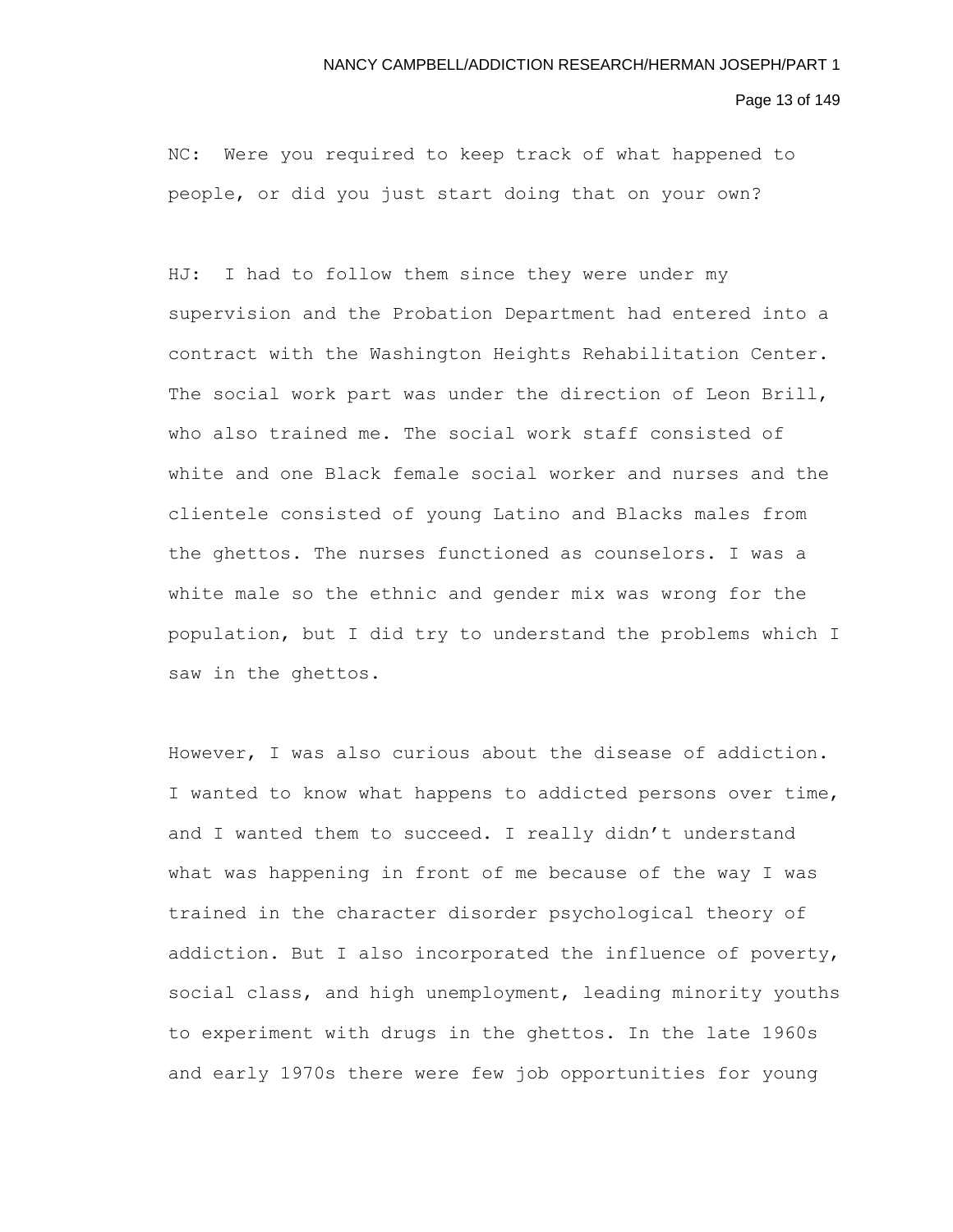NC: Were you required to keep track of what happened to people, or did you just start doing that on your own?

HJ: I had to follow them since they were under my supervision and the Probation Department had entered into a contract with the Washington Heights Rehabilitation Center. The social work part was under the direction of Leon Brill, who also trained me. The social work staff consisted of white and one Black female social worker and nurses and the clientele consisted of young Latino and Blacks males from the ghettos. The nurses functioned as counselors. I was a white male so the ethnic and gender mix was wrong for the population, but I did try to understand the problems which I saw in the ghettos.

However, I was also curious about the disease of addiction. I wanted to know what happens to addicted persons over time, and I wanted them to succeed. I really didn't understand what was happening in front of me because of the way I was trained in the character disorder psychological theory of addiction. But I also incorporated the influence of poverty, social class, and high unemployment, leading minority youths to experiment with drugs in the ghettos. In the late 1960s and early 1970s there were few job opportunities for young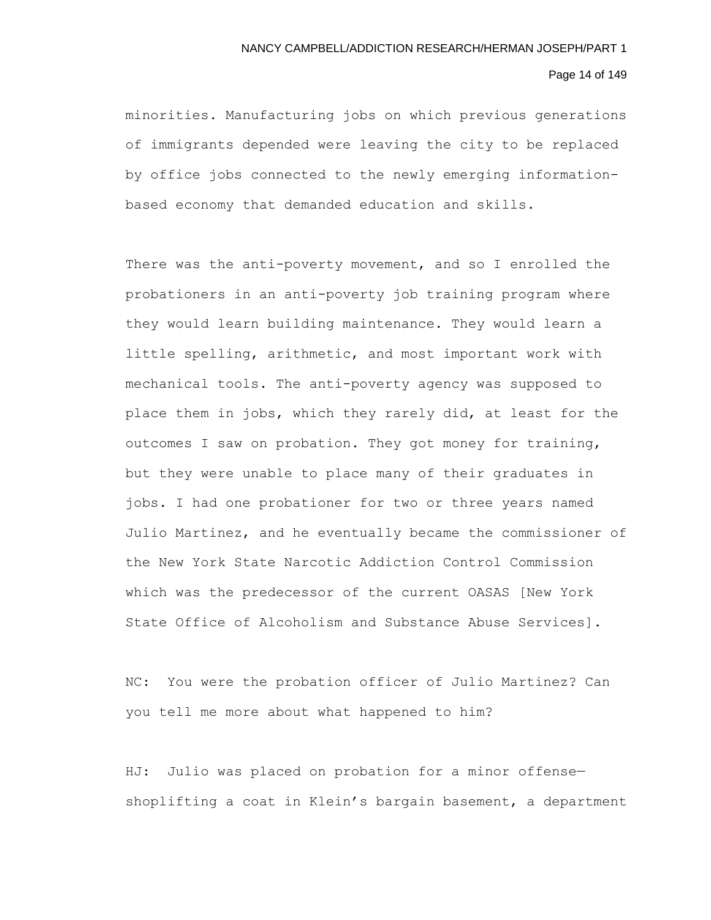minorities. Manufacturing jobs on which previous generations of immigrants depended were leaving the city to be replaced by office jobs connected to the newly emerging information-based economy that demanded education and skills.

There was the anti-poverty movement, and so I enrolled the probationers in an anti-poverty job training program where they would learn building maintenance. They would learn a little spelling, arithmetic, and most important work with mechanical tools. The anti-poverty agency was supposed to place them in jobs, which they rarely did, at least for the outcomes I saw on probation. They got money for training, but they were unable to place many of their graduates in jobs. I had one probationer for two or three years named Julio Martinez, and he eventually became the commissioner of the New York State Narcotic Addiction Control Commission which was the predecessor of the current OASAS [New York State Office of Alcoholism and Substance Abuse Services].

NC: You were the probation officer of Julio Martinez? Can you tell me more about what happened to him?

HJ: Julio was placed on probation for a minor offense—shoplifting a coat in Klein's bargain basement, a department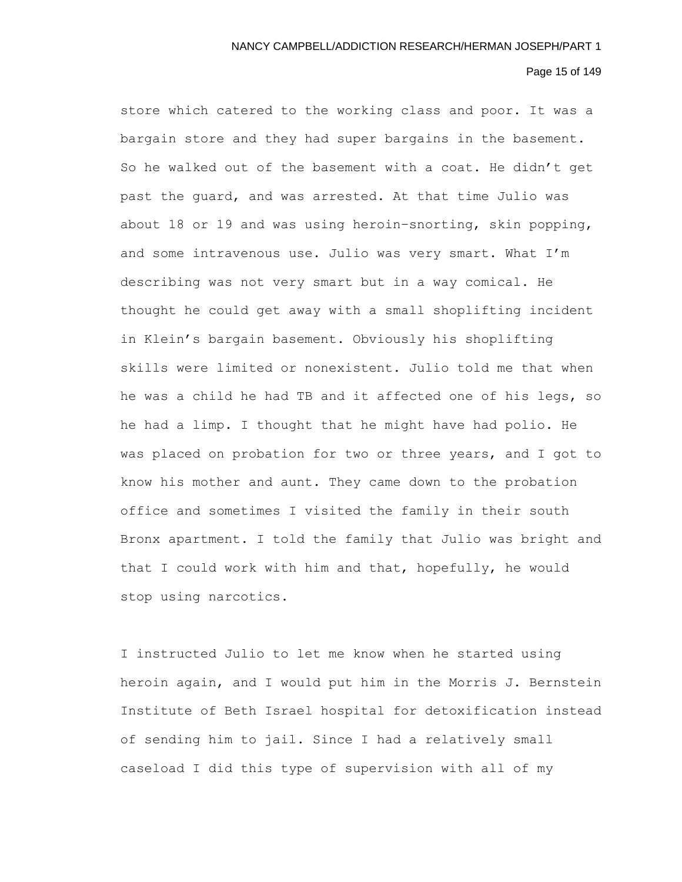store which catered to the working class and poor. It was a bargain store and they had super bargains in the basement. So he walked out of the basement with a coat. He didn't get past the guard, and was arrested. At that time Julio was about 18 or 19 and was using heroin–snorting, skin popping, and some intravenous use. Julio was very smart. What I'm describing was not very smart but in a way comical. He thought he could get away with a small shoplifting incident in Klein's bargain basement. Obviously his shoplifting skills were limited or nonexistent. Julio told me that when he was a child he had TB and it affected one of his legs, so he had a limp. I thought that he might have had polio. He was placed on probation for two or three years, and I got to know his mother and aunt. They came down to the probation office and sometimes I visited the family in their south Bronx apartment. I told the family that Julio was bright and that I could work with him and that, hopefully, he would stop using narcotics.

I instructed Julio to let me know when he started using heroin again, and I would put him in the Morris J. Bernstein Institute of Beth Israel hospital for detoxification instead of sending him to jail. Since I had a relatively small caseload I did this type of supervision with all of my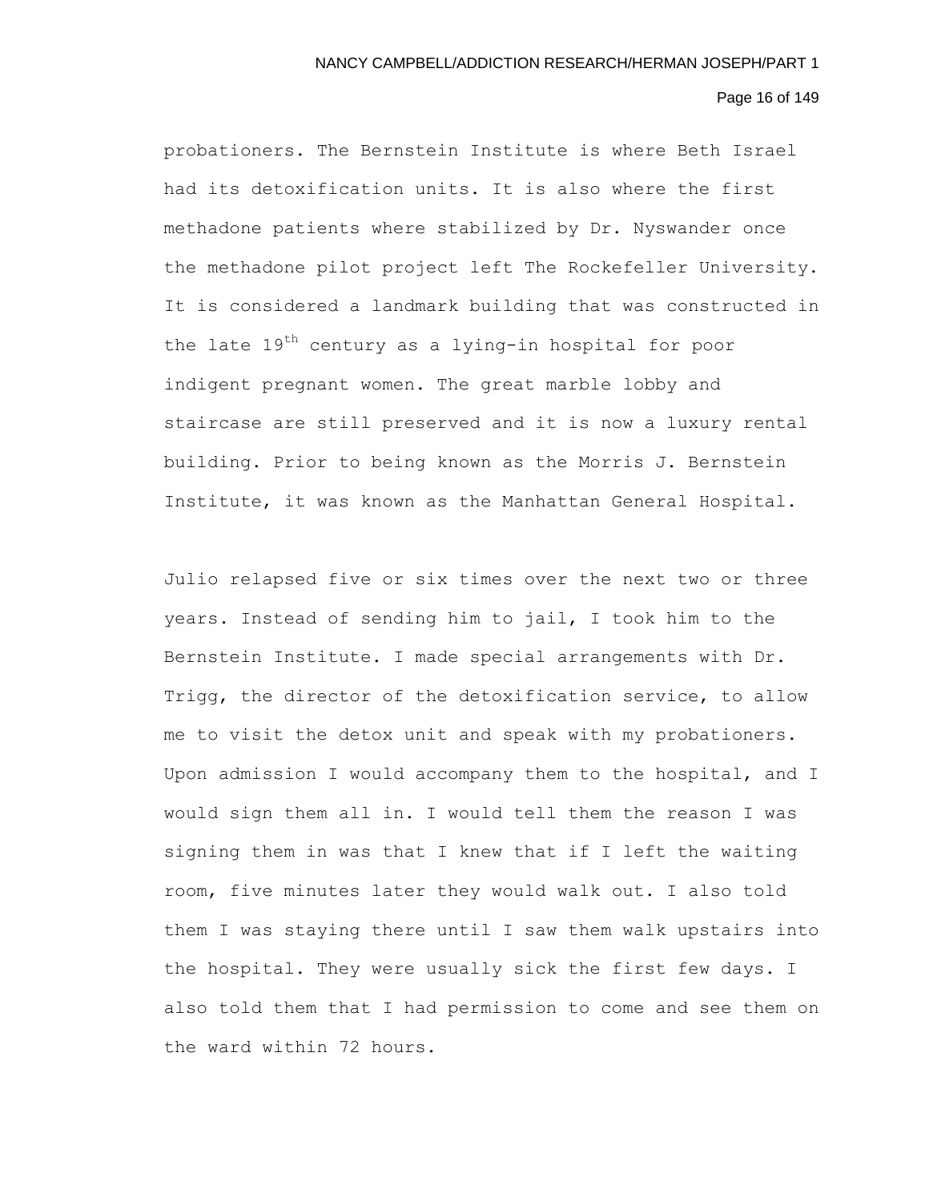probationers. The Bernstein Institute is where Beth Israel had its detoxification units. It is also where the first methadone patients where stabilized by Dr. Nyswander once the methadone pilot project left The Rockefeller University. It is considered a landmark building that was constructed in the late 19th century as a lying-in hospital for poor indigent pregnant women. The great marble lobby and staircase are still preserved and it is now a luxury rental building. Prior to being known as the Morris J. Bernstein Institute, it was known as the Manhattan General Hospital.

Julio relapsed five or six times over the next two or three years. Instead of sending him to jail, I took him to the Bernstein Institute. I made special arrangements with Dr. Trigg, the director of the detoxification service, to allow me to visit the detox unit and speak with my probationers. Upon admission I would accompany them to the hospital, and I would sign them all in. I would tell them the reason I was signing them in was that I knew that if I left the waiting room, five minutes later they would walk out. I also told them I was staying there until I saw them walk upstairs into the hospital. They were usually sick the first few days. I also told them that I had permission to come and see them on the ward within 72 hours.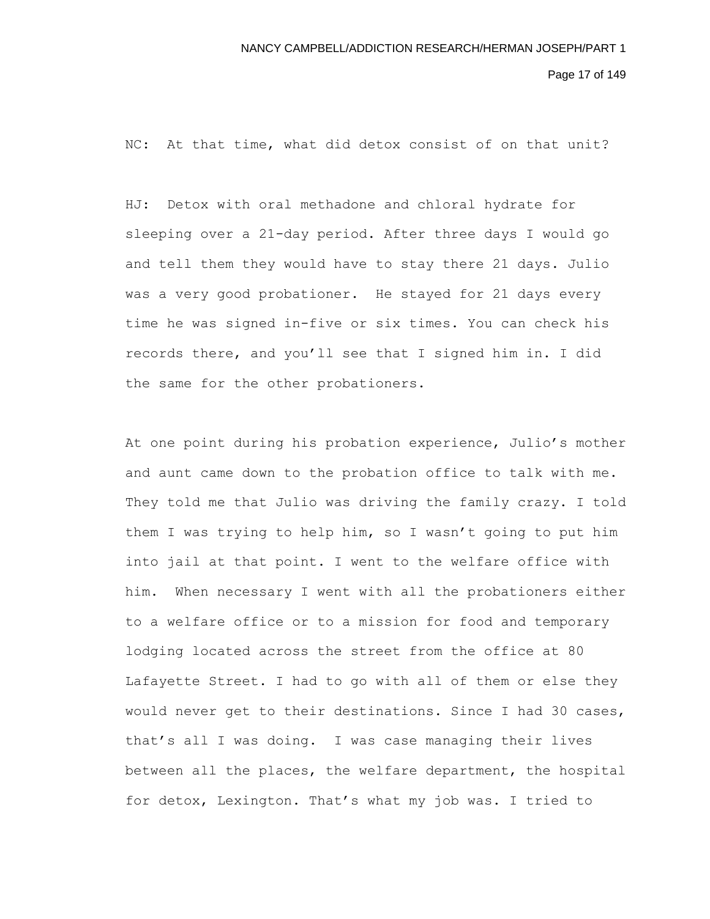NC: At that time, what did detox consist of on that unit?

HJ: Detox with oral methadone and chloral hydrate for sleeping over a 21-day period. After three days I would go and tell them they would have to stay there 21 days. Julio was a very good probationer. He stayed for 21 days every time he was signed in-five or six times. You can check his records there, and you'll see that I signed him in. I did the same for the other probationers.

At one point during his probation experience, Julio's mother and aunt came down to the probation office to talk with me. They told me that Julio was driving the family crazy. I told them I was trying to help him, so I wasn't going to put him into jail at that point. I went to the welfare office with him. When necessary I went with all the probationers either to a welfare office or to a mission for food and temporary lodging located across the street from the office at 80 Lafayette Street. I had to go with all of them or else they would never get to their destinations. Since I had 30 cases, that's all I was doing. I was case managing their lives between all the places, the welfare department, the hospital for detox, Lexington. That's what my job was. I tried to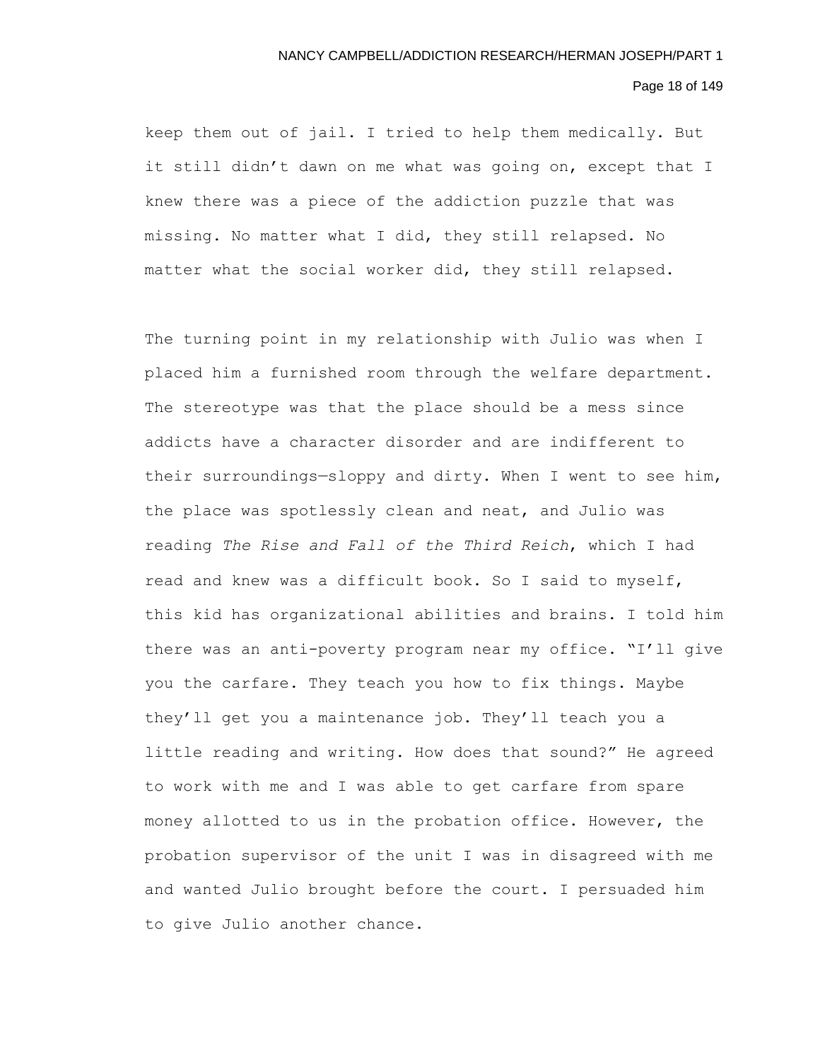keep them out of jail. I tried to help them medically. But it still didn't dawn on me what was going on, except that I knew there was a piece of the addiction puzzle that was missing. No matter what I did, they still relapsed. No matter what the social worker did, they still relapsed.

The turning point in my relationship with Julio was when I placed him a furnished room through the welfare department. The stereotype was that the place should be a mess since addicts have a character disorder and are indifferent to their surroundings—sloppy and dirty. When I went to see him, the place was spotlessly clean and neat, and Julio was reading *The Rise and Fall of the Third Reich*, which I had read and knew was a difficult book. So I said to myself, this kid has organizational abilities and brains. I told him there was an anti-poverty program near my office. "I'll give you the carfare. They teach you how to fix things. Maybe they'll get you a maintenance job. They'll teach you a little reading and writing. How does that sound?" He agreed to work with me and I was able to get carfare from spare money allotted to us in the probation office. However, the probation supervisor of the unit I was in disagreed with me and wanted Julio brought before the court. I persuaded him to give Julio another chance.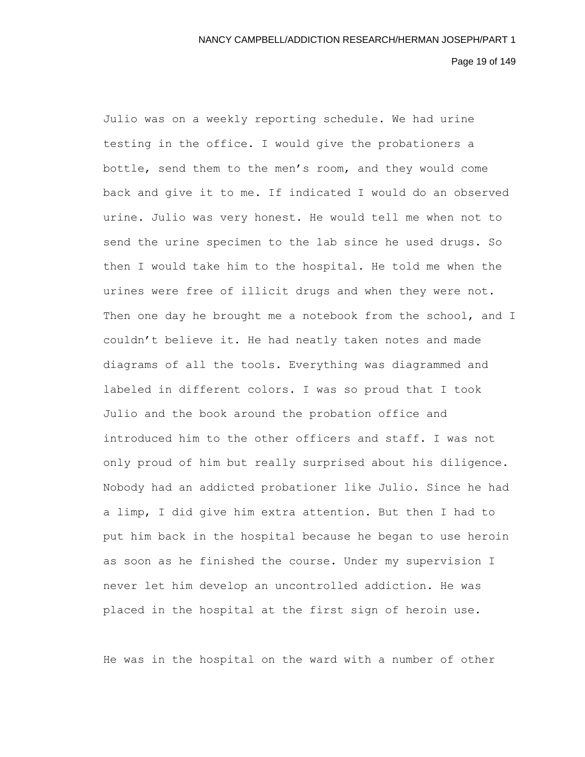Julio was on a weekly reporting schedule. We had urine testing in the office. I would give the probationers a bottle, send them to the men's room, and they would come back and give it to me. If indicated I would do an observed urine. Julio was very honest. He would tell me when not to send the urine specimen to the lab since he used drugs. So then I would take him to the hospital. He told me when the urines were free of illicit drugs and when they were not. Then one day he brought me a notebook from the school, and I couldn't believe it. He had neatly taken notes and made diagrams of all the tools. Everything was diagrammed and labeled in different colors. I was so proud that I took Julio and the book around the probation office and introduced him to the other officers and staff. I was not only proud of him but really surprised about his diligence. Nobody had an addicted probationer like Julio. Since he had a limp, I did give him extra attention. But then I had to put him back in the hospital because he began to use heroin as soon as he finished the course. Under my supervision I never let him develop an uncontrolled addiction. He was placed in the hospital at the first sign of heroin use.

He was in the hospital on the ward with a number of other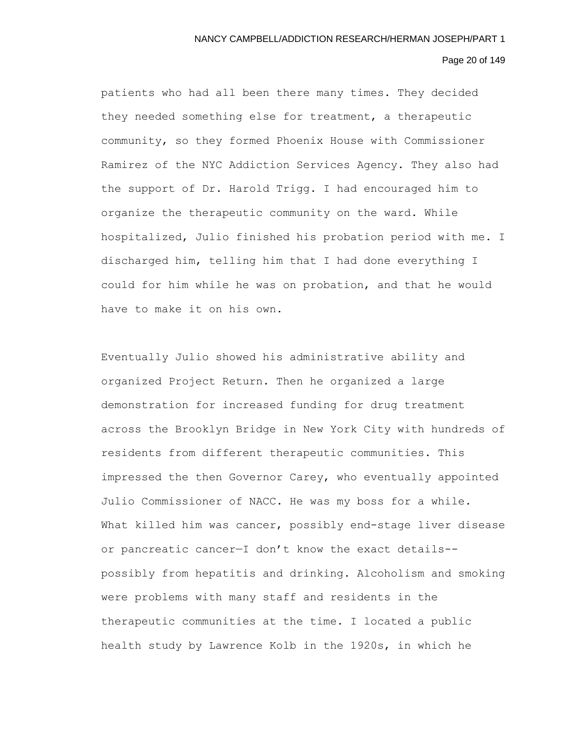patients who had all been there many times. They decided they needed something else for treatment, a therapeutic community, so they formed Phoenix House with Commissioner Ramirez of the NYC Addiction Services Agency. They also had the support of Dr. Harold Trigg. I had encouraged him to organize the therapeutic community on the ward. While hospitalized, Julio finished his probation period with me. I discharged him, telling him that I had done everything I could for him while he was on probation, and that he would have to make it on his own.

Eventually Julio showed his administrative ability and organized Project Return. Then he organized a large demonstration for increased funding for drug treatment across the Brooklyn Bridge in New York City with hundreds of residents from different therapeutic communities. This impressed the then Governor Carey, who eventually appointed Julio Commissioner of NACC. He was my boss for a while. What killed him was cancer, possibly end-stage liver disease or pancreatic cancer—I don't know the exact details--possibly from hepatitis and drinking. Alcoholism and smoking were problems with many staff and residents in the therapeutic communities at the time. I located a public health study by Lawrence Kolb in the 1920s, in which he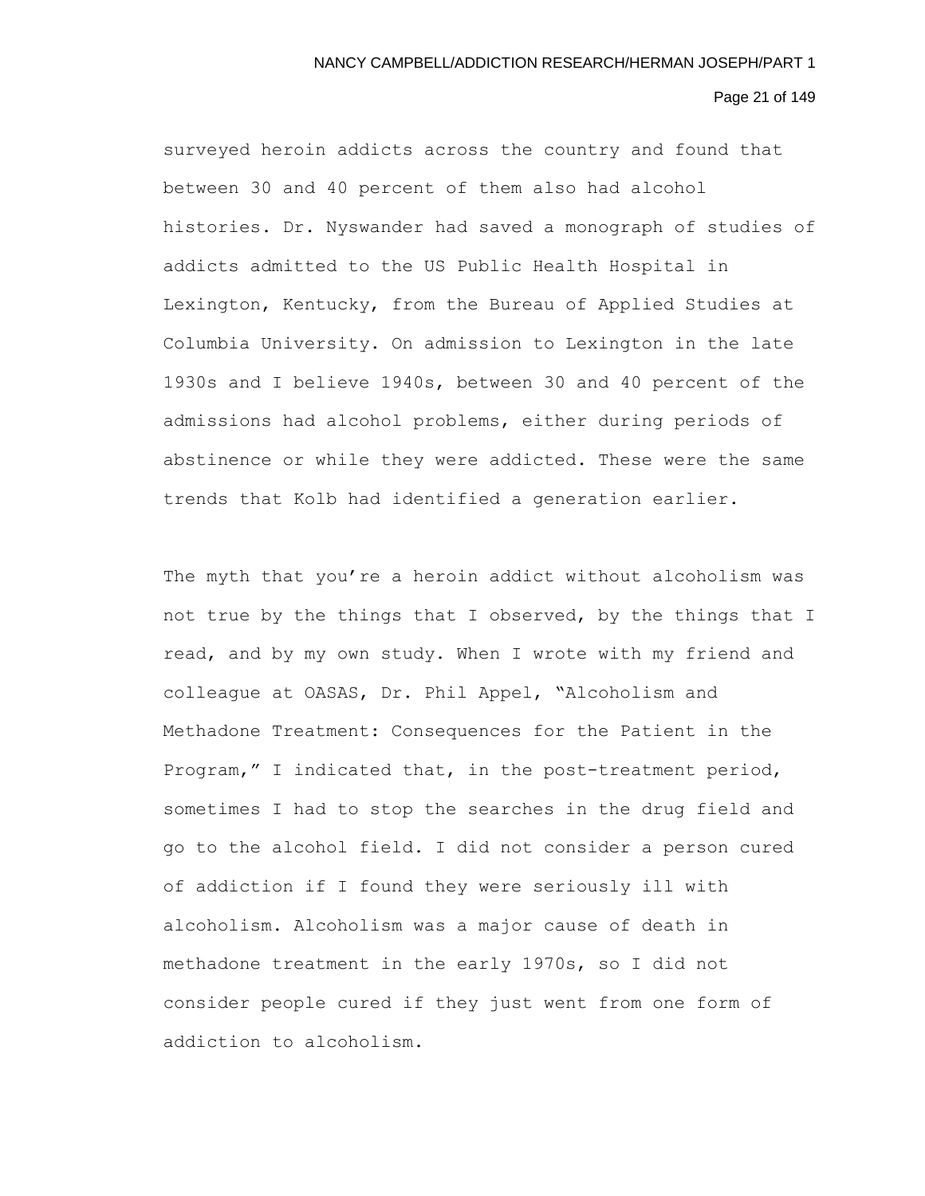surveyed heroin addicts across the country and found that between 30 and 40 percent of them also had alcohol histories. Dr. Nyswander had saved a monograph of studies of addicts admitted to the US Public Health Hospital in Lexington, Kentucky, from the Bureau of Applied Studies at Columbia University. On admission to Lexington in the late 1930s and I believe 1940s, between 30 and 40 percent of the admissions had alcohol problems, either during periods of abstinence or while they were addicted. These were the same trends that Kolb had identified a generation earlier.

The myth that you're a heroin addict without alcoholism was not true by the things that I observed, by the things that I read, and by my own study. When I wrote with my friend and colleague at OASAS, Dr. Phil Appel, "Alcoholism and Methadone Treatment: Consequences for the Patient in the Program," I indicated that, in the post-treatment period, sometimes I had to stop the searches in the drug field and go to the alcohol field. I did not consider a person cured of addiction if I found they were seriously ill with alcoholism. Alcoholism was a major cause of death in methadone treatment in the early 1970s, so I did not consider people cured if they just went from one form of addiction to alcoholism.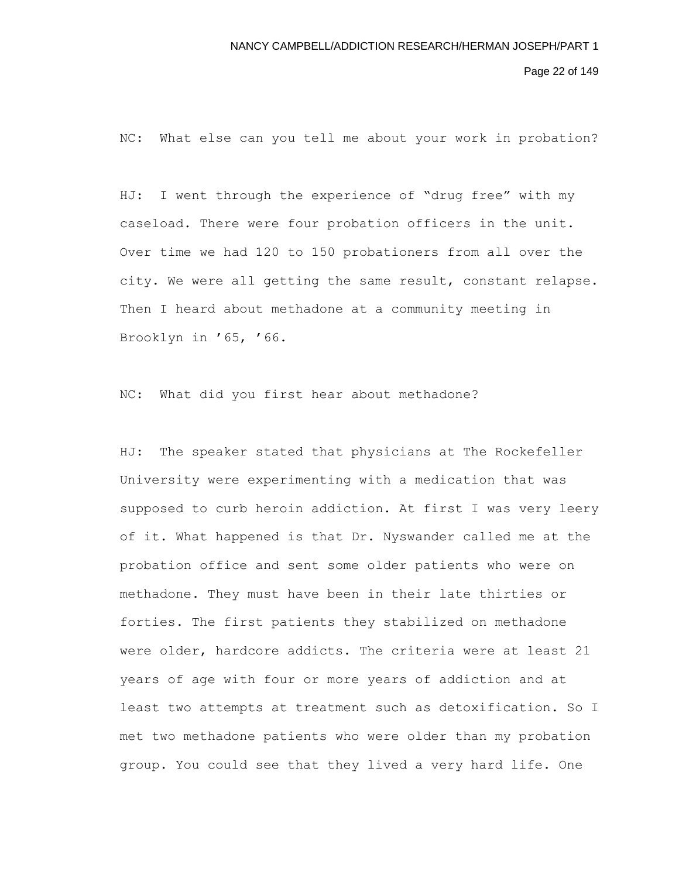NC: What else can you tell me about your work in probation?

HJ: I went through the experience of "drug free" with my caseload. There were four probation officers in the unit. Over time we had 120 to 150 probationers from all over the city. We were all getting the same result, constant relapse. Then I heard about methadone at a community meeting in Brooklyn in '65, '66.

NC: What did you first hear about methadone?

HJ: The speaker stated that physicians at The Rockefeller University were experimenting with a medication that was supposed to curb heroin addiction. At first I was very leery of it. What happened is that Dr. Nyswander called me at the probation office and sent some older patients who were on methadone. They must have been in their late thirties or forties. The first patients they stabilized on methadone were older, hardcore addicts. The criteria were at least 21 years of age with four or more years of addiction and at least two attempts at treatment such as detoxification. So I met two methadone patients who were older than my probation group. You could see that they lived a very hard life. One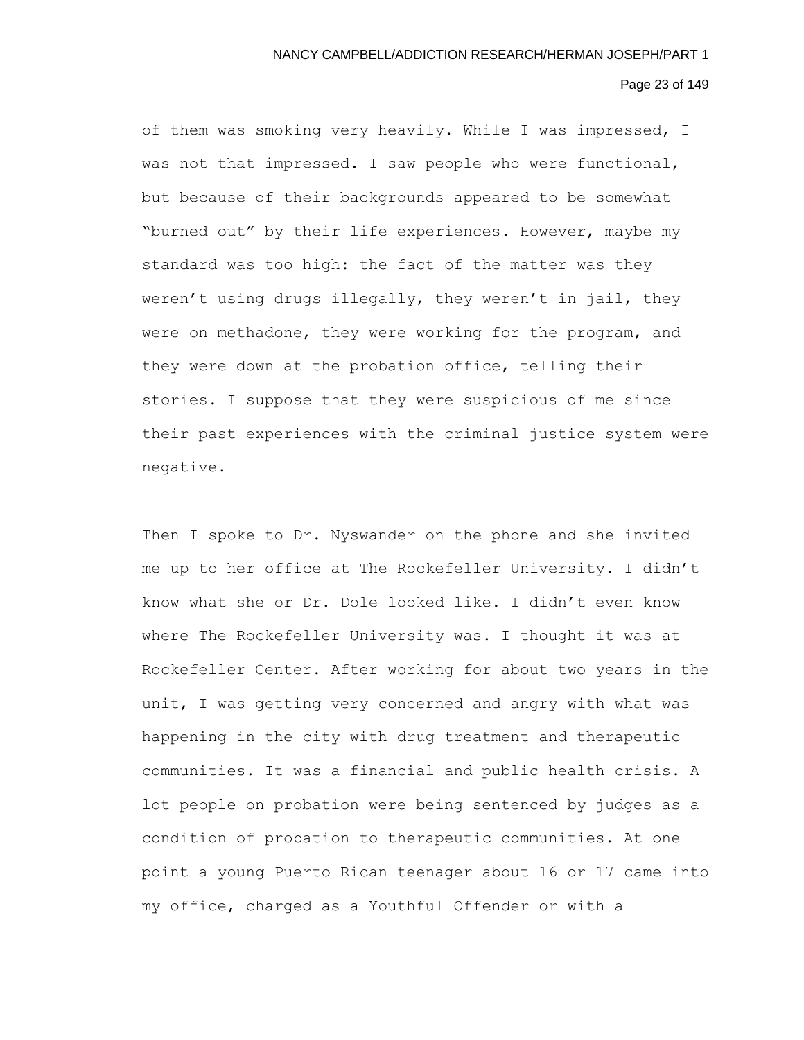of them was smoking very heavily. While I was impressed, I was not that impressed. I saw people who were functional, but because of their backgrounds appeared to be somewhat "burned out" by their life experiences. However, maybe my standard was too high: the fact of the matter was they weren't using drugs illegally, they weren't in jail, they were on methadone, they were working for the program, and they were down at the probation office, telling their stories. I suppose that they were suspicious of me since their past experiences with the criminal justice system were negative.

Then I spoke to Dr. Nyswander on the phone and she invited me up to her office at The Rockefeller University. I didn't know what she or Dr. Dole looked like. I didn't even know where The Rockefeller University was. I thought it was at Rockefeller Center. After working for about two years in the unit, I was getting very concerned and angry with what was happening in the city with drug treatment and therapeutic communities. It was a financial and public health crisis. A lot people on probation were being sentenced by judges as a condition of probation to therapeutic communities. At one point a young Puerto Rican teenager about 16 or 17 came into my office, charged as a Youthful Offender or with a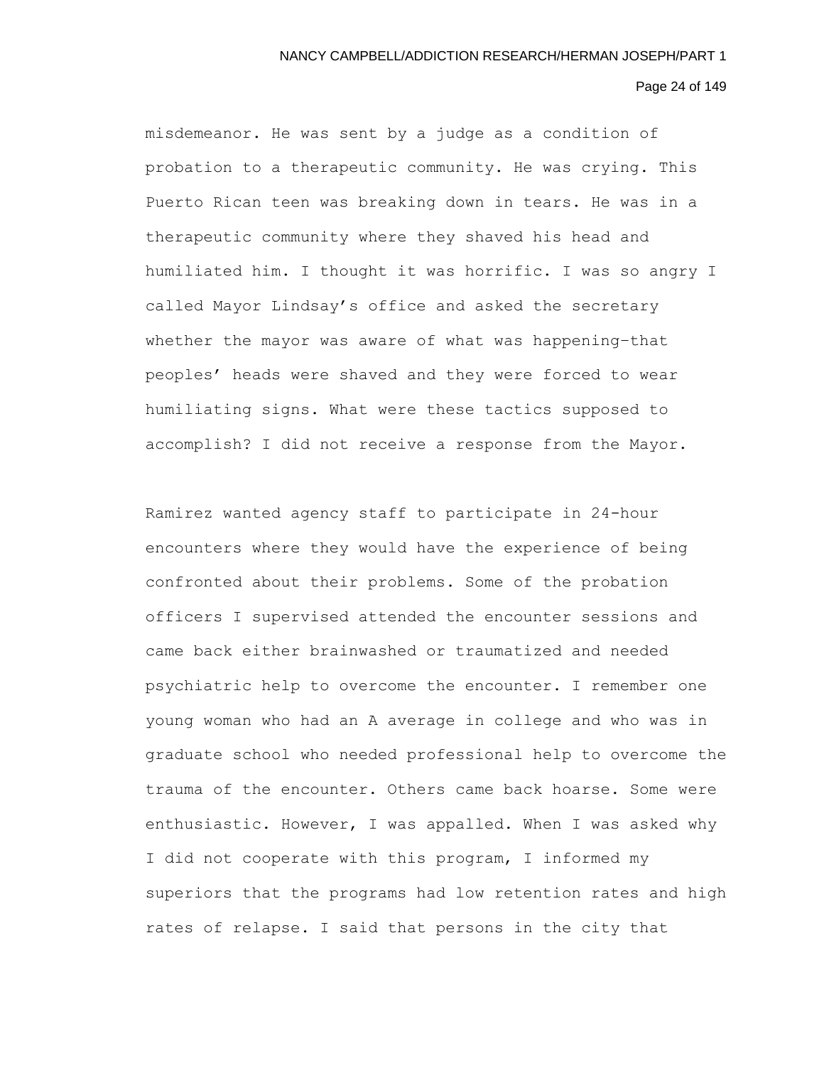misdemeanor. He was sent by a judge as a condition of probation to a therapeutic community. He was crying. This Puerto Rican teen was breaking down in tears. He was in a therapeutic community where they shaved his head and humiliated him. I thought it was horrific. I was so angry I called Mayor Lindsay's office and asked the secretary whether the mayor was aware of what was happening–that peoples' heads were shaved and they were forced to wear humiliating signs. What were these tactics supposed to accomplish? I did not receive a response from the Mayor.

Ramirez wanted agency staff to participate in 24-hour encounters where they would have the experience of being confronted about their problems. Some of the probation officers I supervised attended the encounter sessions and came back either brainwashed or traumatized and needed psychiatric help to overcome the encounter. I remember one young woman who had an A average in college and who was in graduate school who needed professional help to overcome the trauma of the encounter. Others came back hoarse. Some were enthusiastic. However, I was appalled. When I was asked why I did not cooperate with this program, I informed my superiors that the programs had low retention rates and high rates of relapse. I said that persons in the city that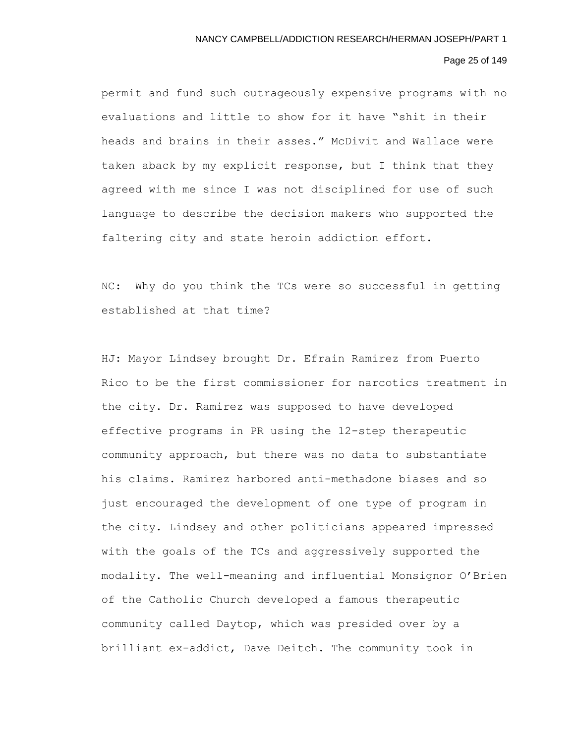permit and fund such outrageously expensive programs with no evaluations and little to show for it have "shit in their heads and brains in their asses." McDivit and Wallace were taken aback by my explicit response, but I think that they agreed with me since I was not disciplined for use of such language to describe the decision makers who supported the faltering city and state heroin addiction effort.

NC: Why do you think the TCs were so successful in getting established at that time?

HJ: Mayor Lindsey brought Dr. Efrain Ramirez from Puerto Rico to be the first commissioner for narcotics treatment in the city. Dr. Ramirez was supposed to have developed effective programs in PR using the 12-step therapeutic community approach, but there was no data to substantiate his claims. Ramirez harbored anti-methadone biases and so just encouraged the development of one type of program in the city. Lindsey and other politicians appeared impressed with the goals of the TCs and aggressively supported the modality. The well-meaning and influential Monsignor O'Brien of the Catholic Church developed a famous therapeutic community called Daytop, which was presided over by a brilliant ex-addict, Dave Deitch. The community took in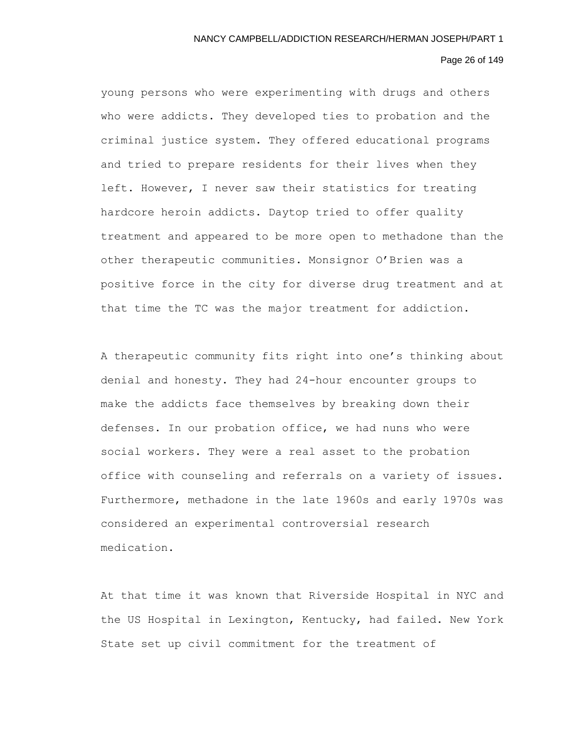young persons who were experimenting with drugs and others who were addicts. They developed ties to probation and the criminal justice system. They offered educational programs and tried to prepare residents for their lives when they left. However, I never saw their statistics for treating hardcore heroin addicts. Daytop tried to offer quality treatment and appeared to be more open to methadone than the other therapeutic communities. Monsignor O'Brien was a positive force in the city for diverse drug treatment and at that time the TC was the major treatment for addiction.

A therapeutic community fits right into one's thinking about denial and honesty. They had 24-hour encounter groups to make the addicts face themselves by breaking down their defenses. In our probation office, we had nuns who were social workers. They were a real asset to the probation office with counseling and referrals on a variety of issues. Furthermore, methadone in the late 1960s and early 1970s was considered an experimental controversial research medication.

At that time it was known that Riverside Hospital in NYC and the US Hospital in Lexington, Kentucky, had failed. New York State set up civil commitment for the treatment of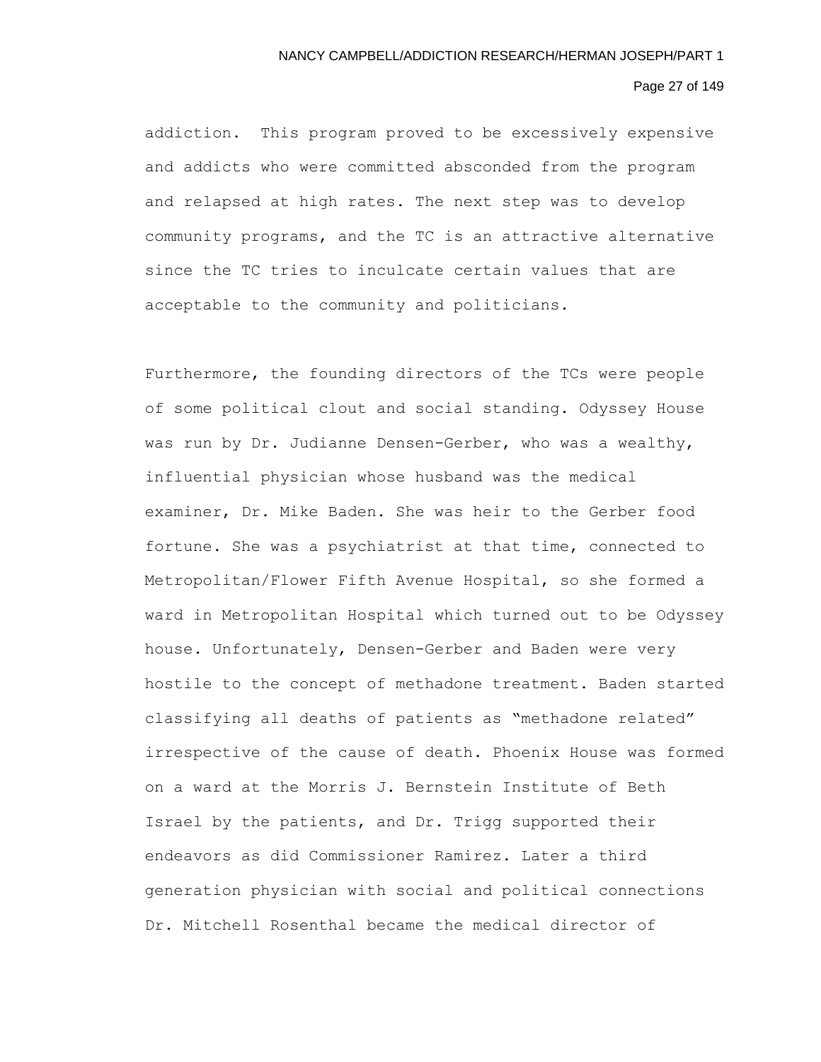addiction. This program proved to be excessively expensive and addicts who were committed absconded from the program and relapsed at high rates. The next step was to develop community programs, and the TC is an attractive alternative since the TC tries to inculcate certain values that are acceptable to the community and politicians.

Furthermore, the founding directors of the TCs were people of some political clout and social standing. Odyssey House was run by Dr. Judianne Densen-Gerber, who was a wealthy, influential physician whose husband was the medical examiner, Dr. Mike Baden. She was heir to the Gerber food fortune. She was a psychiatrist at that time, connected to Metropolitan/Flower Fifth Avenue Hospital, so she formed a ward in Metropolitan Hospital which turned out to be Odyssey house. Unfortunately, Densen-Gerber and Baden were very hostile to the concept of methadone treatment. Baden started classifying all deaths of patients as "methadone related" irrespective of the cause of death. Phoenix House was formed on a ward at the Morris J. Bernstein Institute of Beth Israel by the patients, and Dr. Trigg supported their endeavors as did Commissioner Ramirez. Later a third generation physician with social and political connections Dr. Mitchell Rosenthal became the medical director of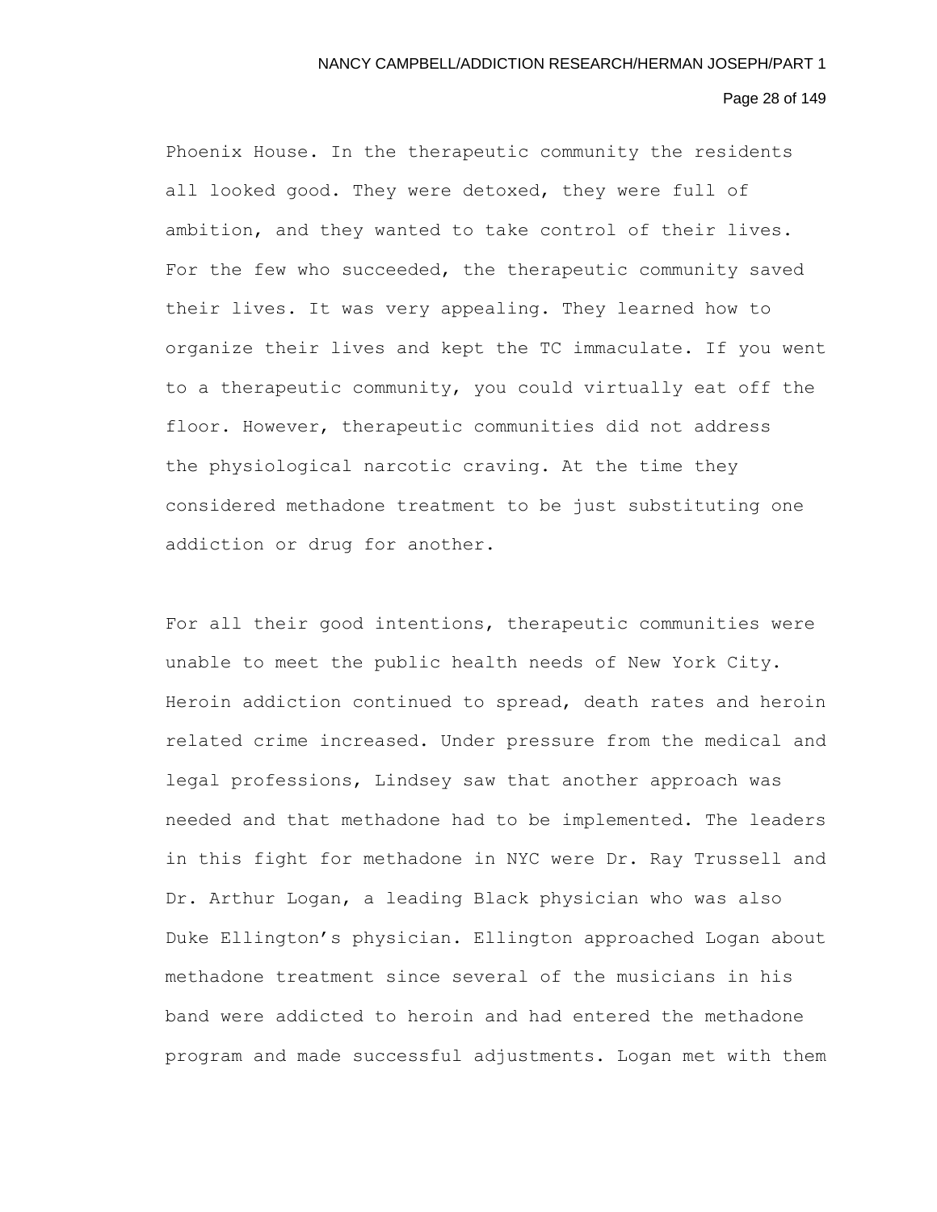Phoenix House. In the therapeutic community the residents all looked good. They were detoxed, they were full of ambition, and they wanted to take control of their lives. For the few who succeeded, the therapeutic community saved their lives. It was very appealing. They learned how to organize their lives and kept the TC immaculate. If you went to a therapeutic community, you could virtually eat off the floor. However, therapeutic communities did not address the physiological narcotic craving. At the time they considered methadone treatment to be just substituting one addiction or drug for another.

For all their good intentions, therapeutic communities were unable to meet the public health needs of New York City. Heroin addiction continued to spread, death rates and heroin related crime increased. Under pressure from the medical and legal professions, Lindsey saw that another approach was needed and that methadone had to be implemented. The leaders in this fight for methadone in NYC were Dr. Ray Trussell and Dr. Arthur Logan, a leading Black physician who was also Duke Ellington's physician. Ellington approached Logan about methadone treatment since several of the musicians in his band were addicted to heroin and had entered the methadone program and made successful adjustments. Logan met with them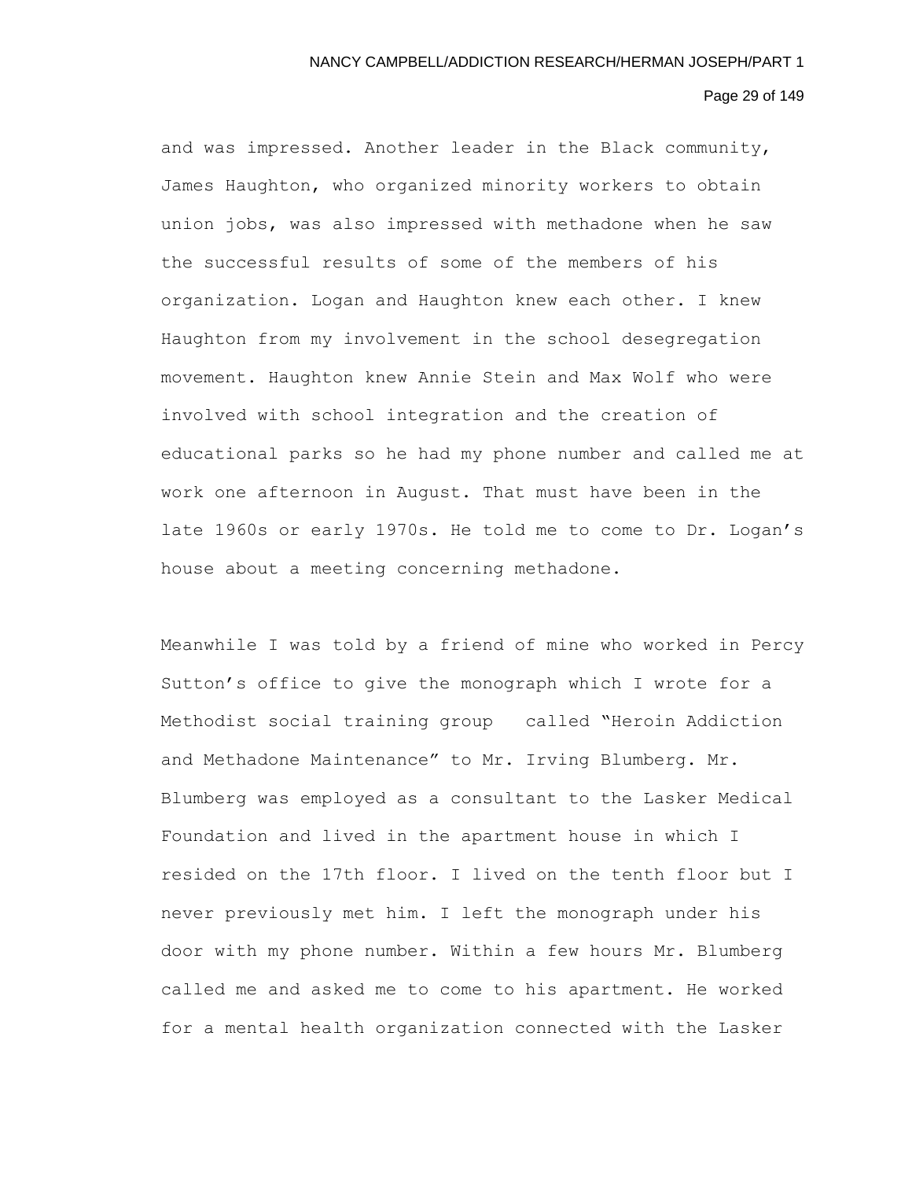and was impressed. Another leader in the Black community, James Haughton, who organized minority workers to obtain union jobs, was also impressed with methadone when he saw the successful results of some of the members of his organization. Logan and Haughton knew each other. I knew Haughton from my involvement in the school desegregation movement. Haughton knew Annie Stein and Max Wolf who were involved with school integration and the creation of educational parks so he had my phone number and called me at work one afternoon in August. That must have been in the late 1960s or early 1970s. He told me to come to Dr. Logan's house about a meeting concerning methadone.

Meanwhile I was told by a friend of mine who worked in Percy Sutton's office to give the monograph which I wrote for a Methodist social training group called "Heroin Addiction and Methadone Maintenance" to Mr. Irving Blumberg. Mr. Blumberg was employed as a consultant to the Lasker Medical Foundation and lived in the apartment house in which I resided on the 17th floor. I lived on the tenth floor but I never previously met him. I left the monograph under his door with my phone number. Within a few hours Mr. Blumberg called me and asked me to come to his apartment. He worked for a mental health organization connected with the Lasker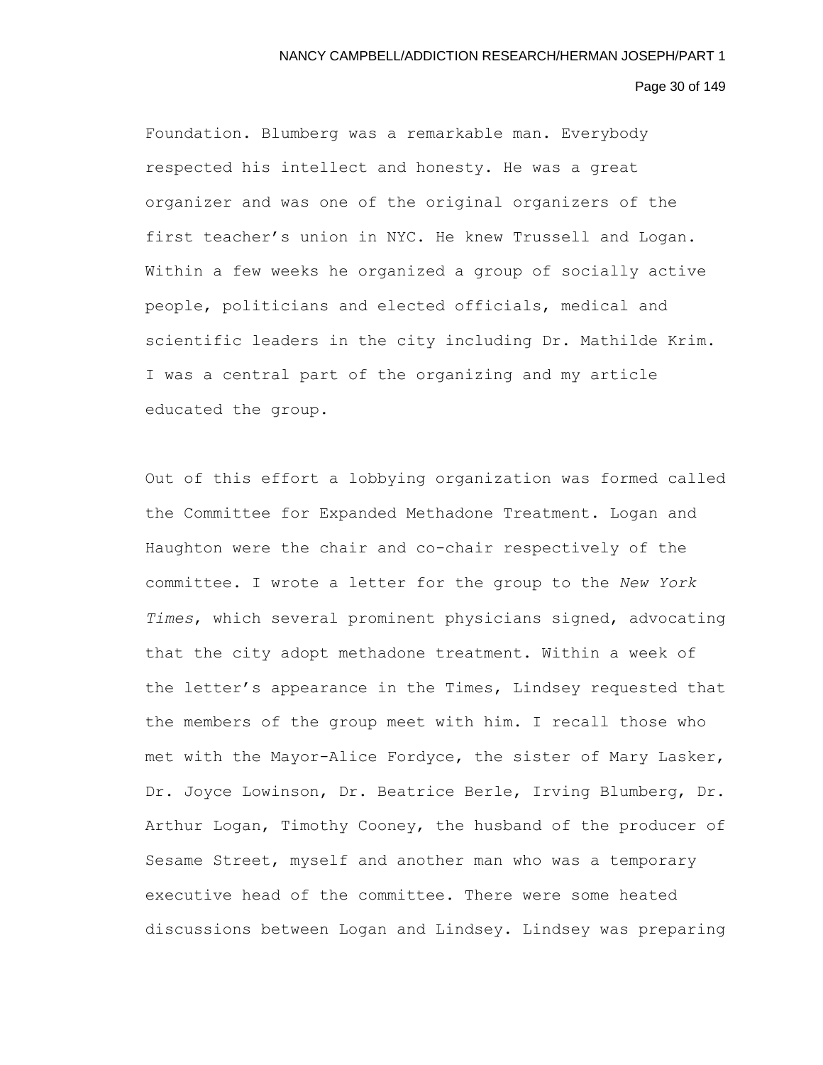Foundation. Blumberg was a remarkable man. Everybody respected his intellect and honesty. He was a great organizer and was one of the original organizers of the first teacher's union in NYC. He knew Trussell and Logan. Within a few weeks he organized a group of socially active people, politicians and elected officials, medical and scientific leaders in the city including Dr. Mathilde Krim. I was a central part of the organizing and my article educated the group.

Out of this effort a lobbying organization was formed called the Committee for Expanded Methadone Treatment. Logan and Haughton were the chair and co-chair respectively of the committee. I wrote a letter for the group to the *New York Times*, which several prominent physicians signed, advocating that the city adopt methadone treatment. Within a week of the letter's appearance in the Times, Lindsey requested that the members of the group meet with him. I recall those who met with the Mayor-Alice Fordyce, the sister of Mary Lasker, Dr. Joyce Lowinson, Dr. Beatrice Berle, Irving Blumberg, Dr. Arthur Logan, Timothy Cooney, the husband of the producer of Sesame Street, myself and another man who was a temporary executive head of the committee. There were some heated discussions between Logan and Lindsey. Lindsey was preparing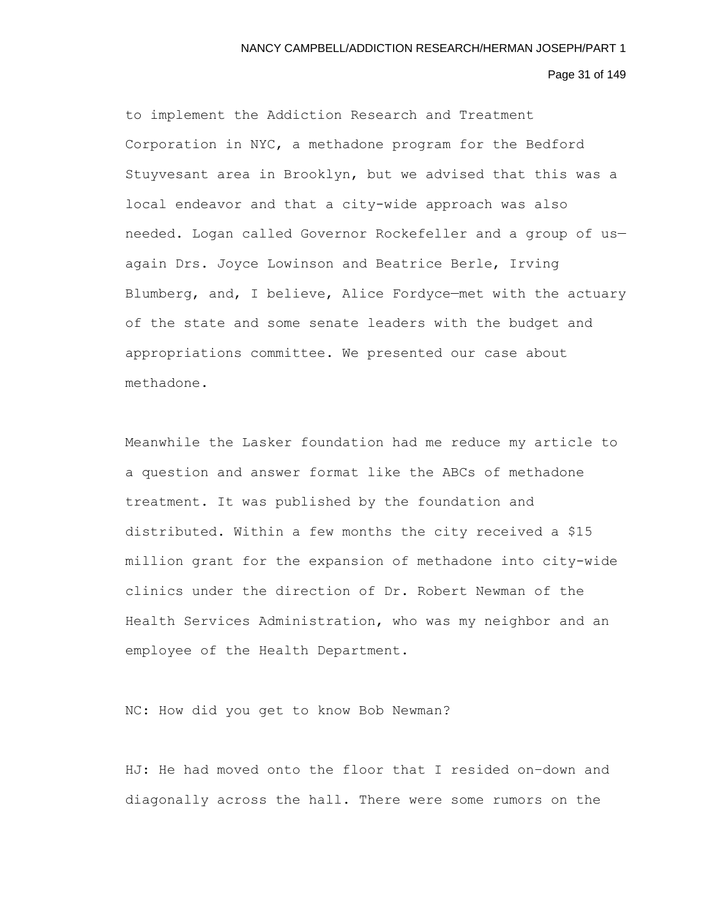to implement the Addiction Research and Treatment Corporation in NYC, a methadone program for the Bedford Stuyvesant area in Brooklyn, but we advised that this was a local endeavor and that a city-wide approach was also needed. Logan called Governor Rockefeller and a group of us—again Drs. Joyce Lowinson and Beatrice Berle, Irving Blumberg, and, I believe, Alice Fordyce—met with the actuary of the state and some senate leaders with the budget and appropriations committee. We presented our case about methadone.

Meanwhile the Lasker foundation had me reduce my article to a question and answer format like the ABCs of methadone treatment. It was published by the foundation and distributed. Within a few months the city received a $15 million grant for the expansion of methadone into city-wide clinics under the direction of Dr. Robert Newman of the Health Services Administration, who was my neighbor and an employee of the Health Department.

NC: How did you get to know Bob Newman?

HJ: He had moved onto the floor that I resided on–down and diagonally across the hall. There were some rumors on the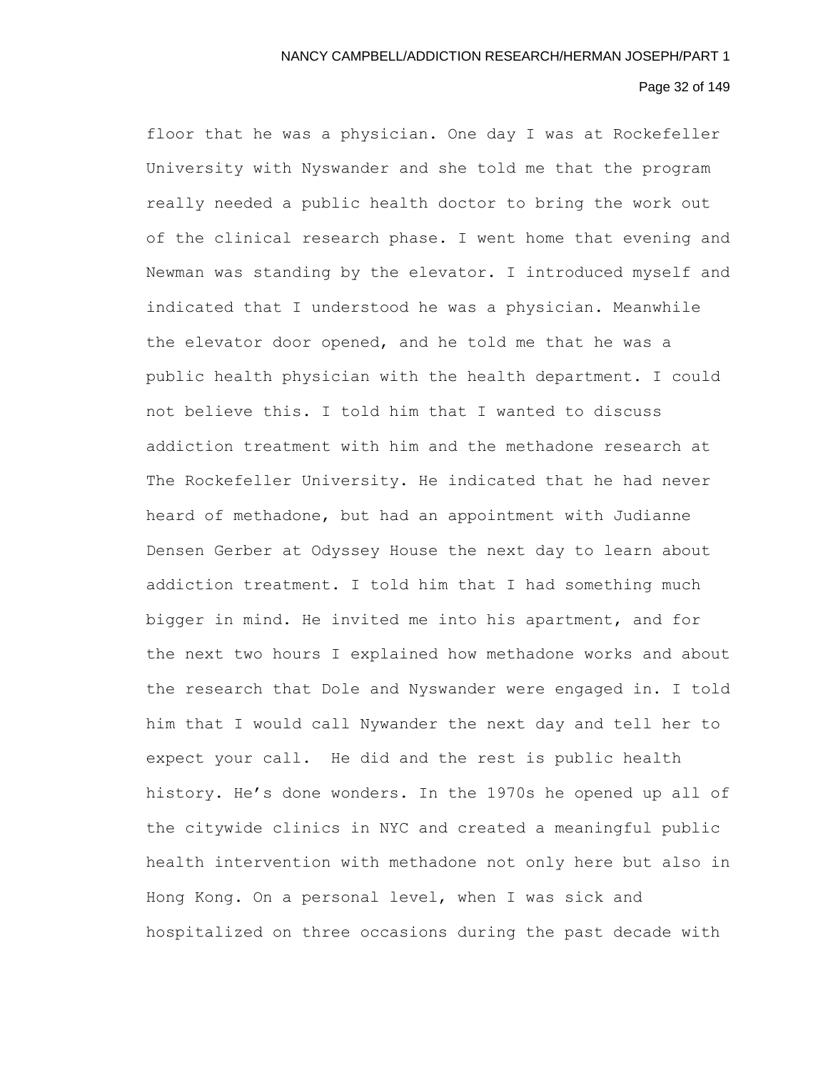floor that he was a physician. One day I was at Rockefeller University with Nyswander and she told me that the program really needed a public health doctor to bring the work out of the clinical research phase. I went home that evening and Newman was standing by the elevator. I introduced myself and indicated that I understood he was a physician. Meanwhile the elevator door opened, and he told me that he was a public health physician with the health department. I could not believe this. I told him that I wanted to discuss addiction treatment with him and the methadone research at The Rockefeller University. He indicated that he had never heard of methadone, but had an appointment with Judianne Densen Gerber at Odyssey House the next day to learn about addiction treatment. I told him that I had something much bigger in mind. He invited me into his apartment, and for the next two hours I explained how methadone works and about the research that Dole and Nyswander were engaged in. I told him that I would call Nywander the next day and tell her to expect your call. He did and the rest is public health history. He's done wonders. In the 1970s he opened up all of the citywide clinics in NYC and created a meaningful public health intervention with methadone not only here but also in Hong Kong. On a personal level, when I was sick and hospitalized on three occasions during the past decade with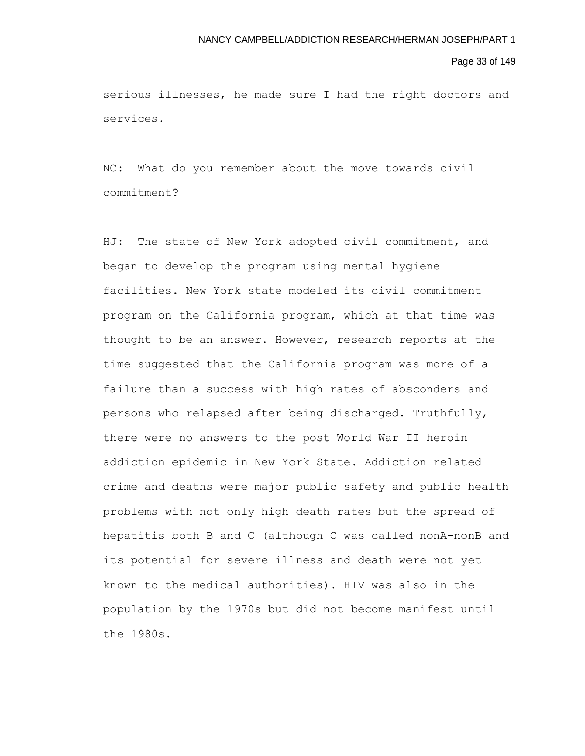serious illnesses, he made sure I had the right doctors and services.

NC: What do you remember about the move towards civil commitment?

HJ: The state of New York adopted civil commitment, and began to develop the program using mental hygiene facilities. New York state modeled its civil commitment program on the California program, which at that time was thought to be an answer. However, research reports at the time suggested that the California program was more of a failure than a success with high rates of absconders and persons who relapsed after being discharged. Truthfully, there were no answers to the post World War II heroin addiction epidemic in New York State. Addiction related crime and deaths were major public safety and public health problems with not only high death rates but the spread of hepatitis both B and C (although C was called nonA-nonB and its potential for severe illness and death were not yet known to the medical authorities). HIV was also in the population by the 1970s but did not become manifest until the 1980s.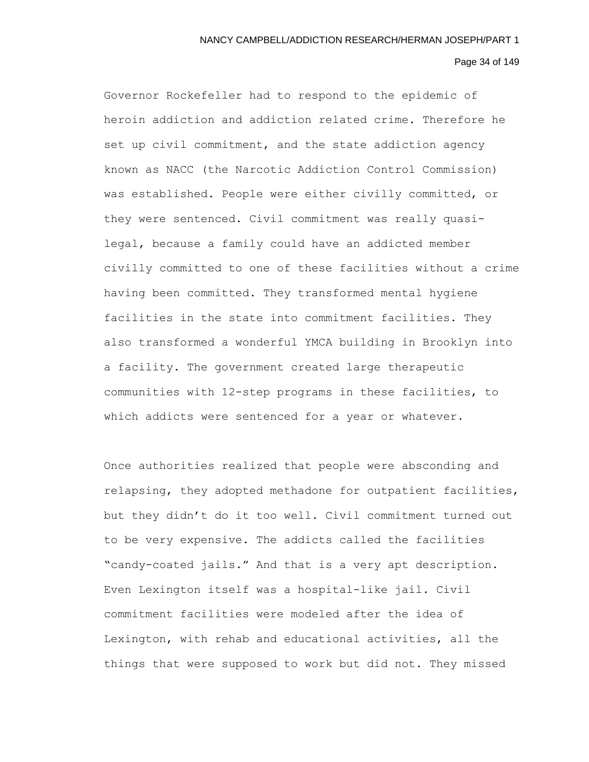Governor Rockefeller had to respond to the epidemic of heroin addiction and addiction related crime. Therefore he set up civil commitment, and the state addiction agency known as NACC (the Narcotic Addiction Control Commission) was established. People were either civilly committed, or they were sentenced. Civil commitment was really quasi-legal, because a family could have an addicted member civilly committed to one of these facilities without a crime having been committed. They transformed mental hygiene facilities in the state into commitment facilities. They also transformed a wonderful YMCA building in Brooklyn into a facility. The government created large therapeutic communities with 12-step programs in these facilities, to which addicts were sentenced for a year or whatever.

Once authorities realized that people were absconding and relapsing, they adopted methadone for outpatient facilities, but they didn't do it too well. Civil commitment turned out to be very expensive. The addicts called the facilities "candy-coated jails." And that is a very apt description. Even Lexington itself was a hospital-like jail. Civil commitment facilities were modeled after the idea of Lexington, with rehab and educational activities, all the things that were supposed to work but did not. They missed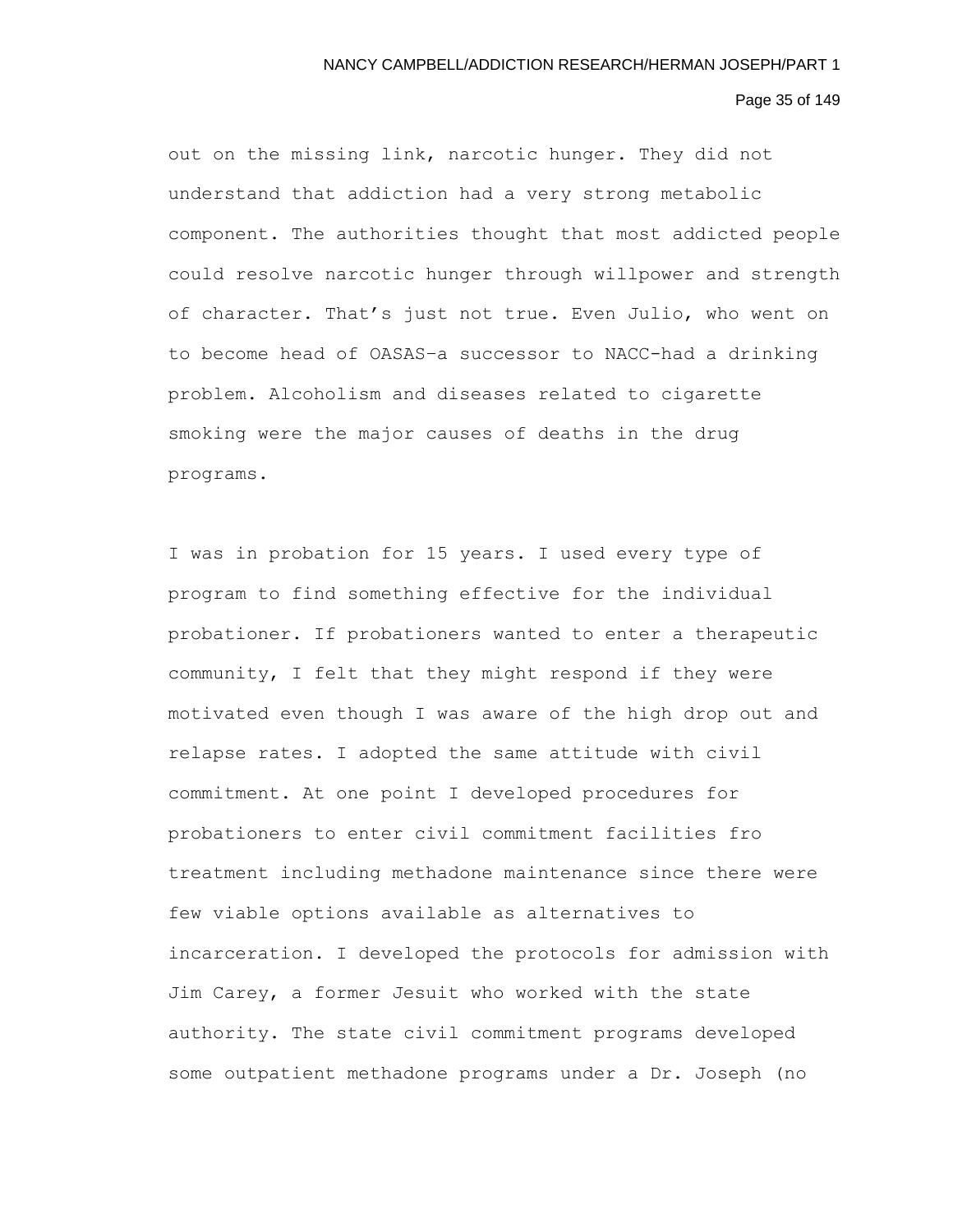out on the missing link, narcotic hunger. They did not understand that addiction had a very strong metabolic component. The authorities thought that most addicted people could resolve narcotic hunger through willpower and strength of character. That's just not true. Even Julio, who went on to become head of OASAS–a successor to NACC–had a drinking problem. Alcoholism and diseases related to cigarette smoking were the major causes of deaths in the drug programs.

I was in probation for 15 years. I used every type of program to find something effective for the individual probationer. If probationers wanted to enter a therapeutic community, I felt that they might respond if they were motivated even though I was aware of the high drop out and relapse rates. I adopted the same attitude with civil commitment. At one point I developed procedures for probationers to enter civil commitment facilities fro treatment including methadone maintenance since there were few viable options available as alternatives to incarceration. I developed the protocols for admission with Jim Carey, a former Jesuit who worked with the state authority. The state civil commitment programs developed some outpatient methadone programs under a Dr. Joseph (no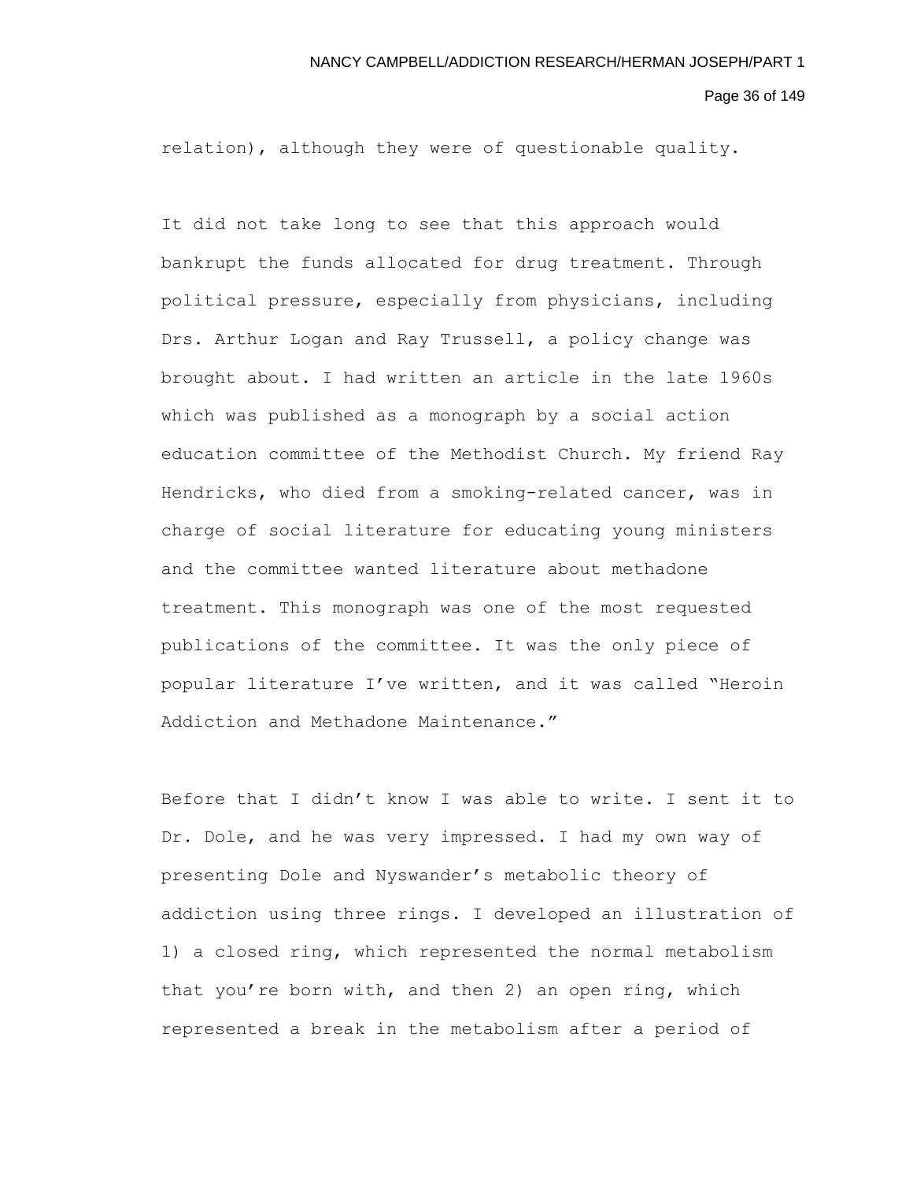relation), although they were of questionable quality.

It did not take long to see that this approach would bankrupt the funds allocated for drug treatment. Through political pressure, especially from physicians, including Drs. Arthur Logan and Ray Trussell, a policy change was brought about. I had written an article in the late 1960s which was published as a monograph by a social action education committee of the Methodist Church. My friend Ray Hendricks, who died from a smoking-related cancer, was in charge of social literature for educating young ministers and the committee wanted literature about methadone treatment. This monograph was one of the most requested publications of the committee. It was the only piece of popular literature I've written, and it was called "Heroin Addiction and Methadone Maintenance."

Before that I didn't know I was able to write. I sent it to Dr. Dole, and he was very impressed. I had my own way of presenting Dole and Nyswander's metabolic theory of addiction using three rings. I developed an illustration of 1) a closed ring, which represented the normal metabolism that you're born with, and then 2) an open ring, which represented a break in the metabolism after a period of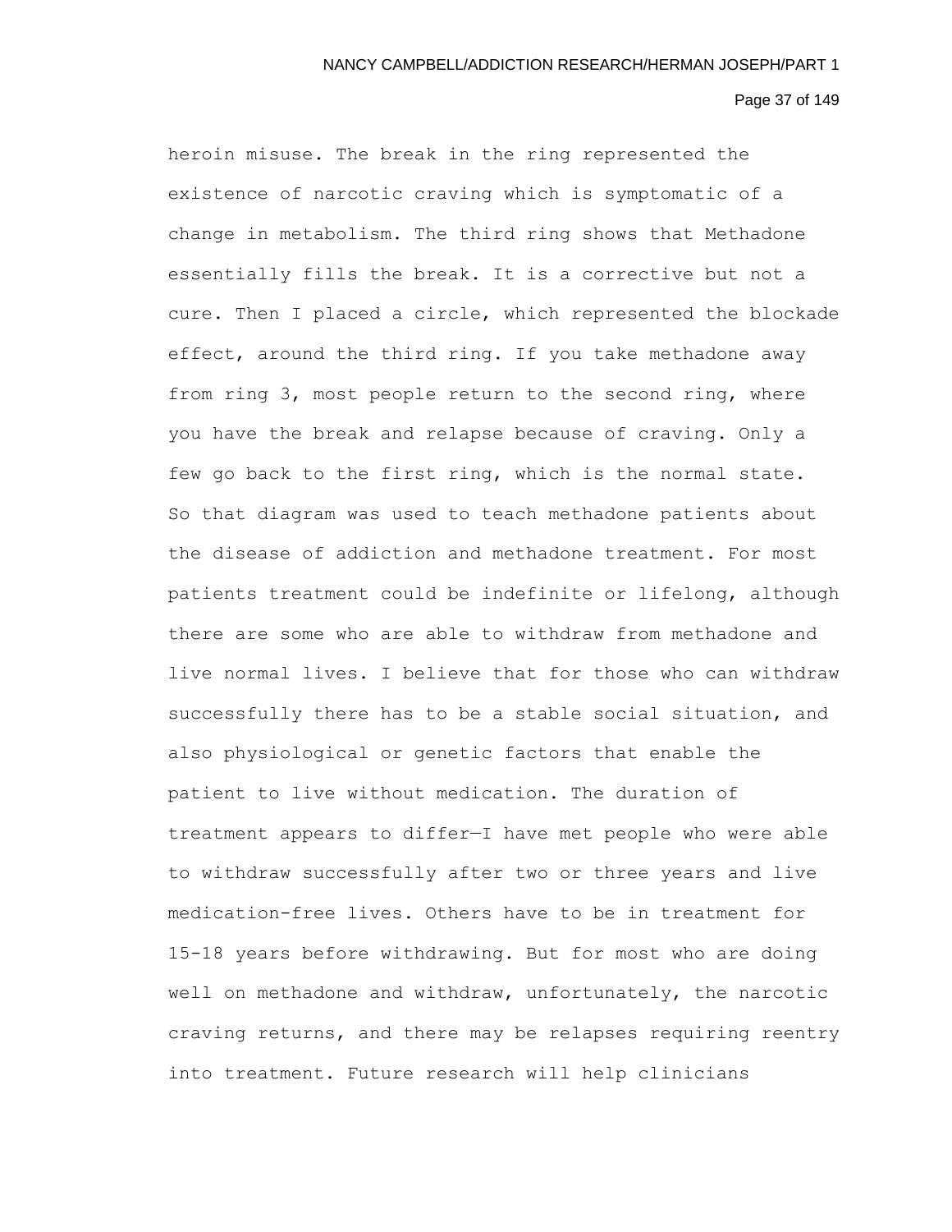heroin misuse. The break in the ring represented the existence of narcotic craving which is symptomatic of a change in metabolism. The third ring shows that Methadone essentially fills the break. It is a corrective but not a cure. Then I placed a circle, which represented the blockade effect, around the third ring. If you take methadone away from ring 3, most people return to the second ring, where you have the break and relapse because of craving. Only a few go back to the first ring, which is the normal state. So that diagram was used to teach methadone patients about the disease of addiction and methadone treatment. For most patients treatment could be indefinite or lifelong, although there are some who are able to withdraw from methadone and live normal lives. I believe that for those who can withdraw successfully there has to be a stable social situation, and also physiological or genetic factors that enable the patient to live without medication. The duration of treatment appears to differ—I have met people who were able to withdraw successfully after two or three years and live medication-free lives. Others have to be in treatment for 15-18 years before withdrawing. But for most who are doing well on methadone and withdraw, unfortunately, the narcotic craving returns, and there may be relapses requiring reentry into treatment. Future research will help clinicians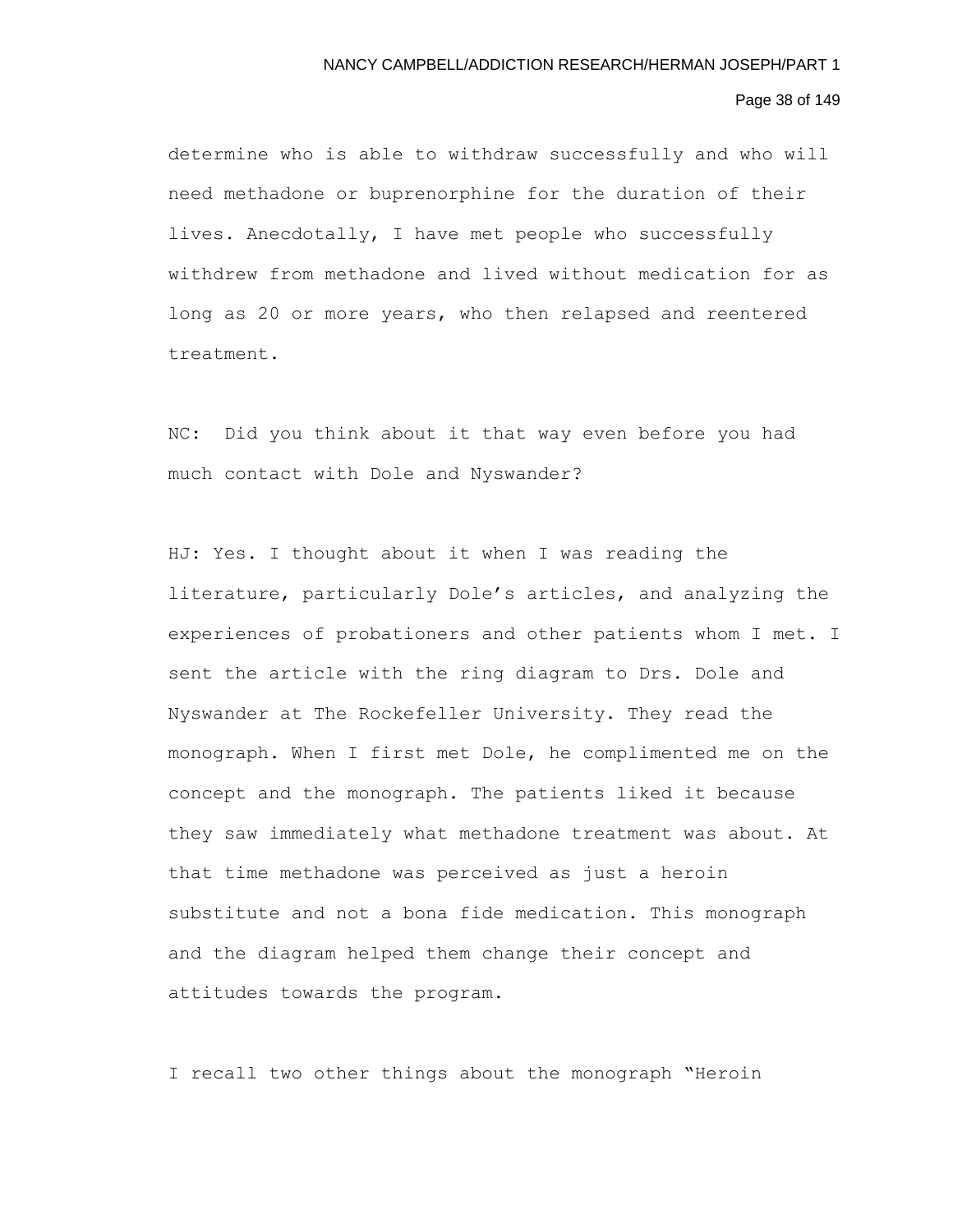determine who is able to withdraw successfully and who will need methadone or buprenorphine for the duration of their lives. Anecdotally, I have met people who successfully withdrew from methadone and lived without medication for as long as 20 or more years, who then relapsed and reentered treatment.

NC: Did you think about it that way even before you had much contact with Dole and Nyswander?

HJ: Yes. I thought about it when I was reading the literature, particularly Dole's articles, and analyzing the experiences of probationers and other patients whom I met. I sent the article with the ring diagram to Drs. Dole and Nyswander at The Rockefeller University. They read the monograph. When I first met Dole, he complimented me on the concept and the monograph. The patients liked it because they saw immediately what methadone treatment was about. At that time methadone was perceived as just a heroin substitute and not a bona fide medication. This monograph and the diagram helped them change their concept and attitudes towards the program.

I recall two other things about the monograph "Heroin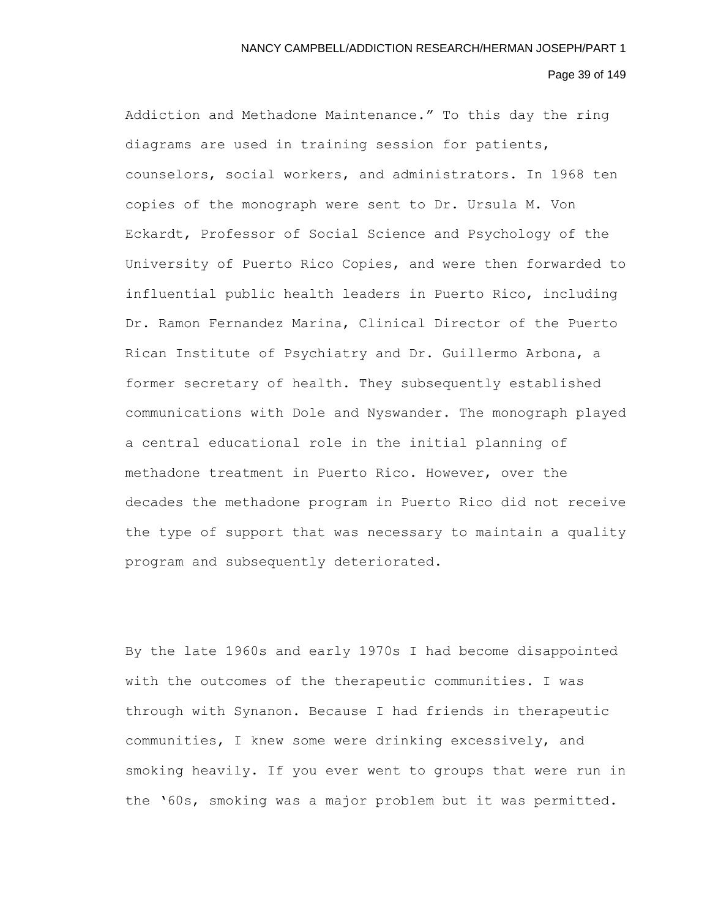Addiction and Methadone Maintenance." To this day the ring diagrams are used in training session for patients, counselors, social workers, and administrators. In 1968 ten copies of the monograph were sent to Dr. Ursula M. Von Eckardt, Professor of Social Science and Psychology of the University of Puerto Rico Copies, and were then forwarded to influential public health leaders in Puerto Rico, including Dr. Ramon Fernandez Marina, Clinical Director of the Puerto Rican Institute of Psychiatry and Dr. Guillermo Arbona, a former secretary of health. They subsequently established communications with Dole and Nyswander. The monograph played a central educational role in the initial planning of methadone treatment in Puerto Rico. However, over the decades the methadone program in Puerto Rico did not receive the type of support that was necessary to maintain a quality program and subsequently deteriorated.

By the late 1960s and early 1970s I had become disappointed with the outcomes of the therapeutic communities. I was through with Synanon. Because I had friends in therapeutic communities, I knew some were drinking excessively, and smoking heavily. If you ever went to groups that were run in the '60s, smoking was a major problem but it was permitted.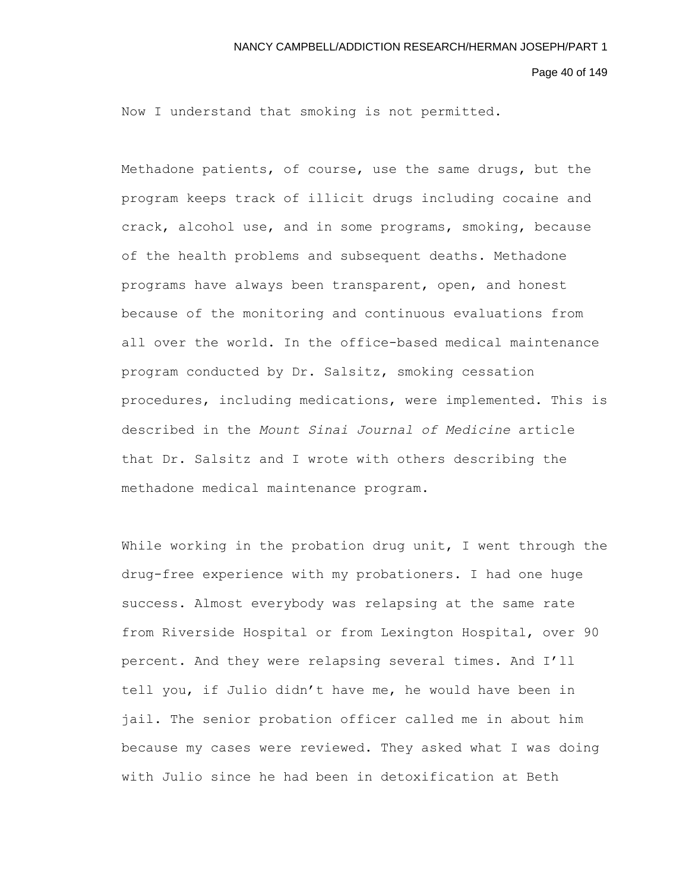Now I understand that smoking is not permitted.

Methadone patients, of course, use the same drugs, but the program keeps track of illicit drugs including cocaine and crack, alcohol use, and in some programs, smoking, because of the health problems and subsequent deaths. Methadone programs have always been transparent, open, and honest because of the monitoring and continuous evaluations from all over the world. In the office-based medical maintenance program conducted by Dr. Salsitz, smoking cessation procedures, including medications, were implemented. This is described in the *Mount Sinai Journal of Medicine* article that Dr. Salsitz and I wrote with others describing the methadone medical maintenance program.

While working in the probation drug unit, I went through the drug-free experience with my probationers. I had one huge success. Almost everybody was relapsing at the same rate from Riverside Hospital or from Lexington Hospital, over 90 percent. And they were relapsing several times. And I'll tell you, if Julio didn't have me, he would have been in jail. The senior probation officer called me in about him because my cases were reviewed. They asked what I was doing with Julio since he had been in detoxification at Beth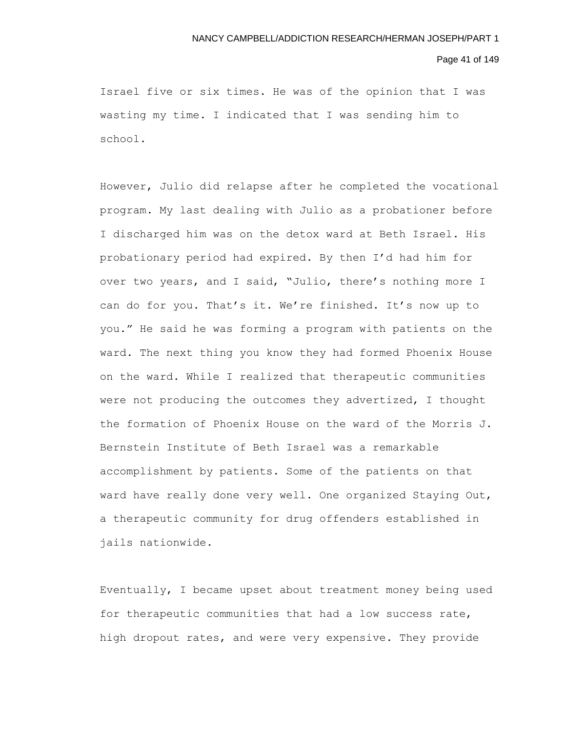Israel five or six times. He was of the opinion that I was wasting my time. I indicated that I was sending him to school.

However, Julio did relapse after he completed the vocational program. My last dealing with Julio as a probationer before I discharged him was on the detox ward at Beth Israel. His probationary period had expired. By then I'd had him for over two years, and I said, "Julio, there's nothing more I can do for you. That's it. We're finished. It's now up to you." He said he was forming a program with patients on the ward. The next thing you know they had formed Phoenix House on the ward. While I realized that therapeutic communities were not producing the outcomes they advertized, I thought the formation of Phoenix House on the ward of the Morris J. Bernstein Institute of Beth Israel was a remarkable accomplishment by patients. Some of the patients on that ward have really done very well. One organized Staying Out, a therapeutic community for drug offenders established in jails nationwide.

Eventually, I became upset about treatment money being used for therapeutic communities that had a low success rate, high dropout rates, and were very expensive. They provide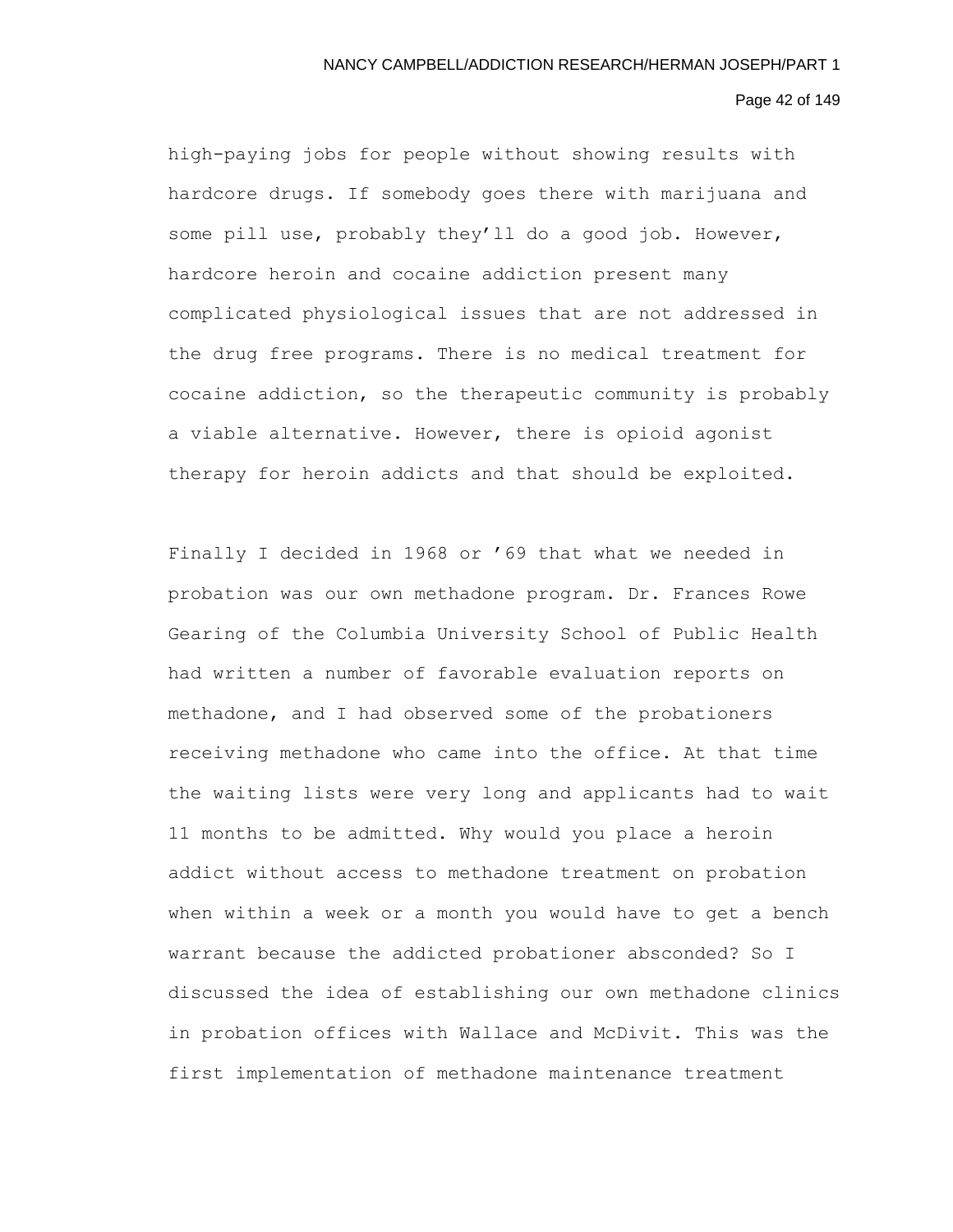high-paying jobs for people without showing results with hardcore drugs. If somebody goes there with marijuana and some pill use, probably they'll do a good job. However, hardcore heroin and cocaine addiction present many complicated physiological issues that are not addressed in the drug free programs. There is no medical treatment for cocaine addiction, so the therapeutic community is probably a viable alternative. However, there is opioid agonist therapy for heroin addicts and that should be exploited.

Finally I decided in 1968 or '69 that what we needed in probation was our own methadone program. Dr. Frances Rowe Gearing of the Columbia University School of Public Health had written a number of favorable evaluation reports on methadone, and I had observed some of the probationers receiving methadone who came into the office. At that time the waiting lists were very long and applicants had to wait 11 months to be admitted. Why would you place a heroin addict without access to methadone treatment on probation when within a week or a month you would have to get a bench warrant because the addicted probationer absconded? So I discussed the idea of establishing our own methadone clinics in probation offices with Wallace and McDivit. This was the first implementation of methadone maintenance treatment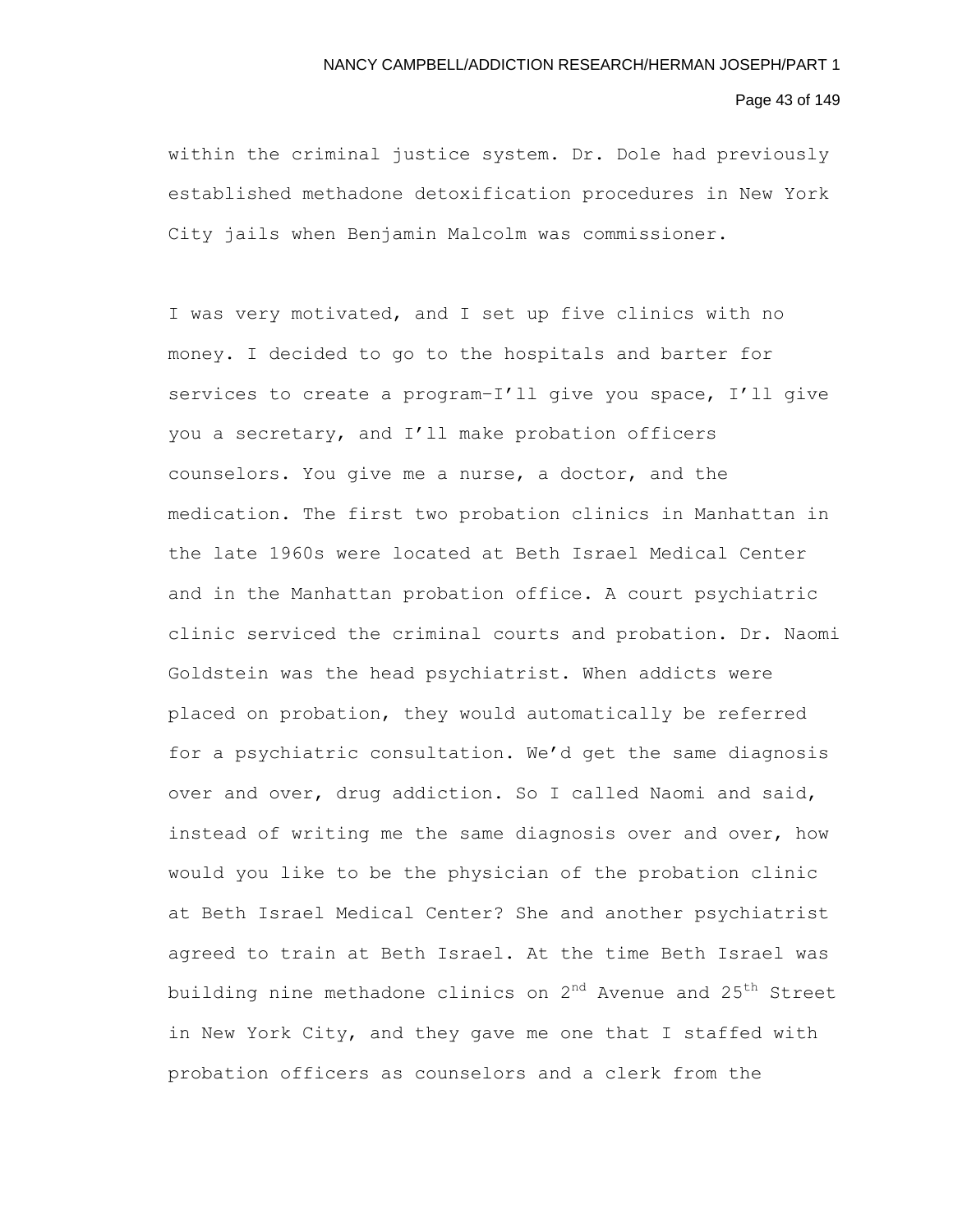within the criminal justice system. Dr. Dole had previously established methadone detoxification procedures in New York City jails when Benjamin Malcolm was commissioner.

I was very motivated, and I set up five clinics with no money. I decided to go to the hospitals and barter for services to create a program–I'll give you space, I'll give you a secretary, and I'll make probation officers counselors. You give me a nurse, a doctor, and the medication. The first two probation clinics in Manhattan in the late 1960s were located at Beth Israel Medical Center and in the Manhattan probation office. A court psychiatric clinic serviced the criminal courts and probation. Dr. Naomi Goldstein was the head psychiatrist. When addicts were placed on probation, they would automatically be referred for a psychiatric consultation. We'd get the same diagnosis over and over, drug addiction. So I called Naomi and said, instead of writing me the same diagnosis over and over, how would you like to be the physician of the probation clinic at Beth Israel Medical Center? She and another psychiatrist agreed to train at Beth Israel. At the time Beth Israel was building nine methadone clinics on 2nd Avenue and 25th Street in New York City, and they gave me one that I staffed with probation officers as counselors and a clerk from the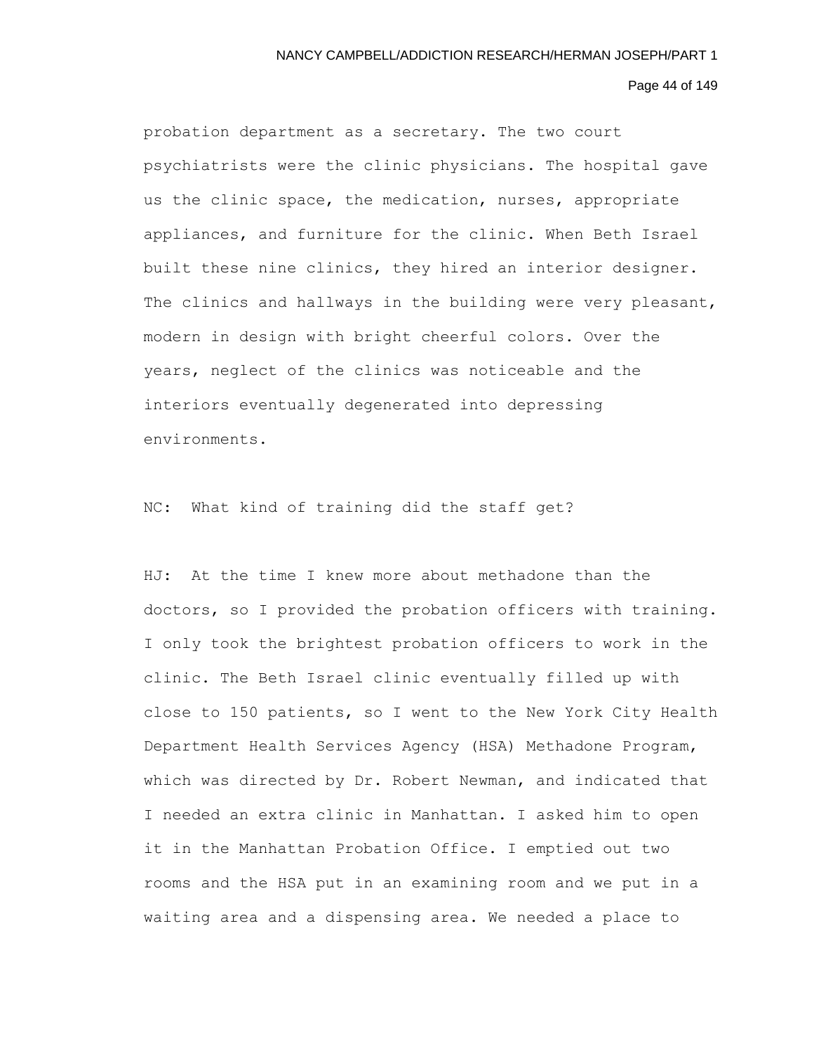probation department as a secretary. The two court psychiatrists were the clinic physicians. The hospital gave us the clinic space, the medication, nurses, appropriate appliances, and furniture for the clinic. When Beth Israel built these nine clinics, they hired an interior designer. The clinics and hallways in the building were very pleasant, modern in design with bright cheerful colors. Over the years, neglect of the clinics was noticeable and the interiors eventually degenerated into depressing environments.

NC: What kind of training did the staff get?

HJ: At the time I knew more about methadone than the doctors, so I provided the probation officers with training. I only took the brightest probation officers to work in the clinic. The Beth Israel clinic eventually filled up with close to 150 patients, so I went to the New York City Health Department Health Services Agency (HSA) Methadone Program, which was directed by Dr. Robert Newman, and indicated that I needed an extra clinic in Manhattan. I asked him to open it in the Manhattan Probation Office. I emptied out two rooms and the HSA put in an examining room and we put in a waiting area and a dispensing area. We needed a place to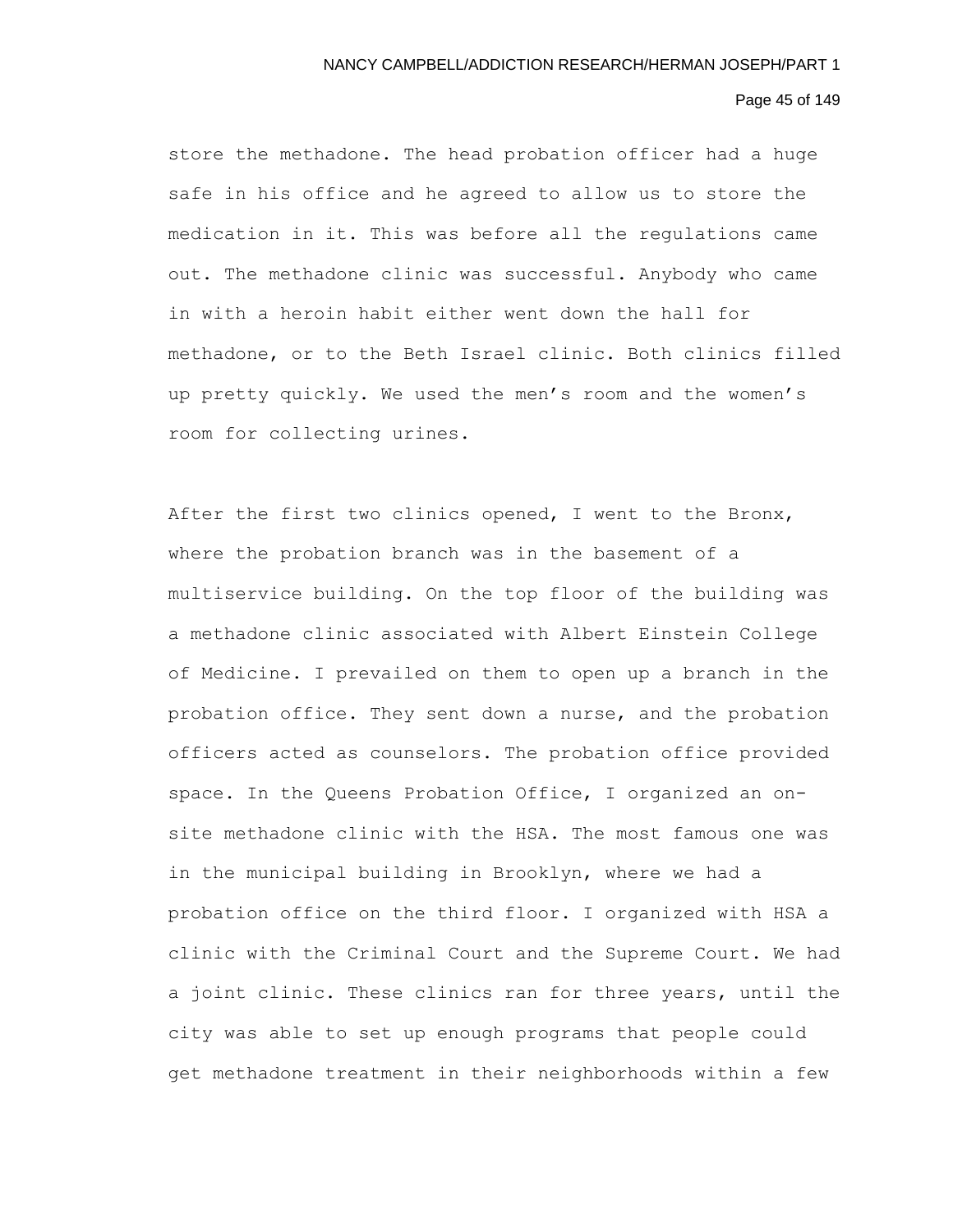store the methadone. The head probation officer had a huge safe in his office and he agreed to allow us to store the medication in it. This was before all the regulations came out. The methadone clinic was successful. Anybody who came in with a heroin habit either went down the hall for methadone, or to the Beth Israel clinic. Both clinics filled up pretty quickly. We used the men's room and the women's room for collecting urines.

After the first two clinics opened, I went to the Bronx, where the probation branch was in the basement of a multiservice building. On the top floor of the building was a methadone clinic associated with Albert Einstein College of Medicine. I prevailed on them to open up a branch in the probation office. They sent down a nurse, and the probation officers acted as counselors. The probation office provided space. In the Queens Probation Office, I organized an on-site methadone clinic with the HSA. The most famous one was in the municipal building in Brooklyn, where we had a probation office on the third floor. I organized with HSA a clinic with the Criminal Court and the Supreme Court. We had a joint clinic. These clinics ran for three years, until the city was able to set up enough programs that people could get methadone treatment in their neighborhoods within a few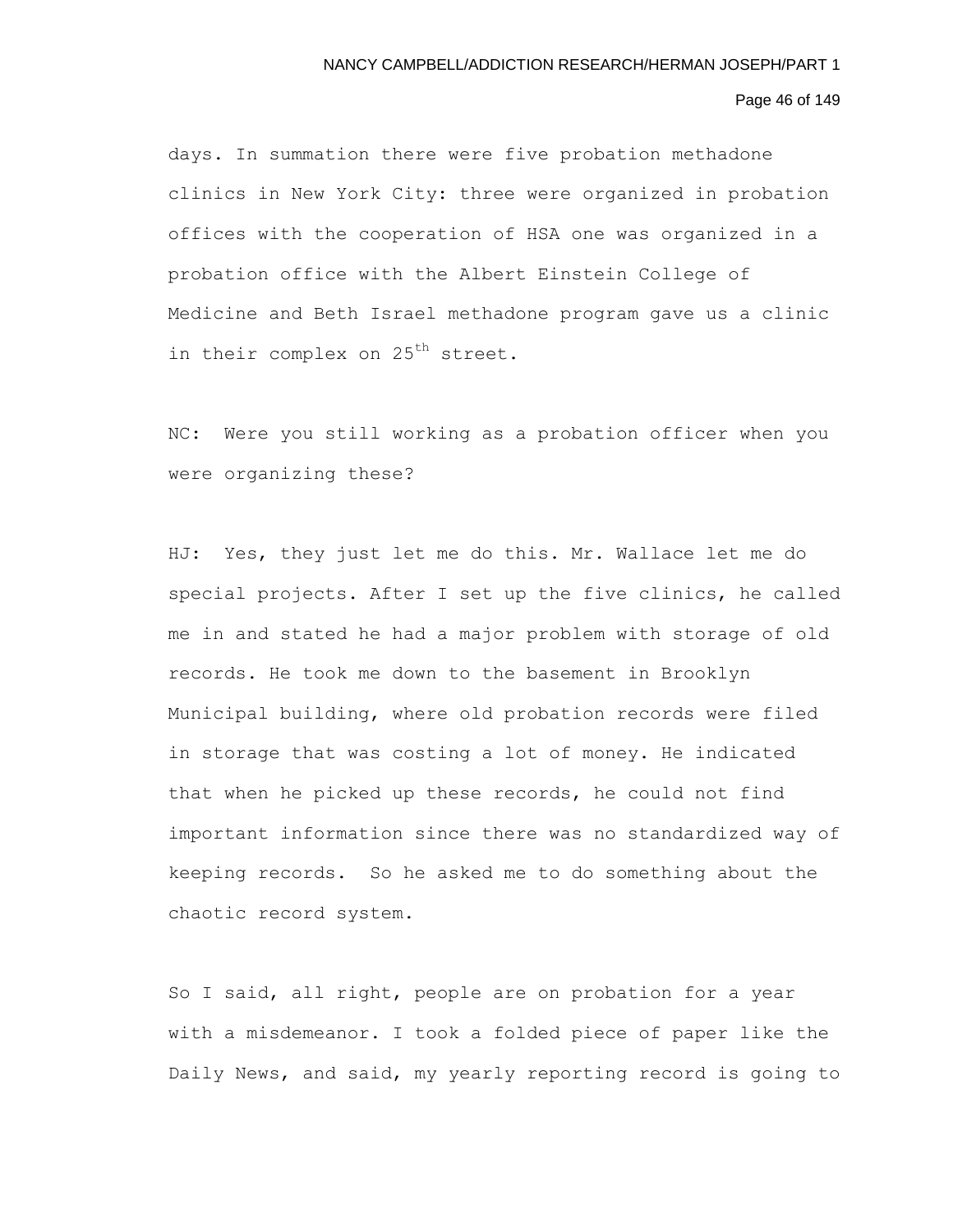days. In summation there were five probation methadone clinics in New York City: three were organized in probation offices with the cooperation of HSA one was organized in a probation office with the Albert Einstein College of Medicine and Beth Israel methadone program gave us a clinic in their complex on 25th street.

NC: Were you still working as a probation officer when you were organizing these?

HJ: Yes, they just let me do this. Mr. Wallace let me do special projects. After I set up the five clinics, he called me in and stated he had a major problem with storage of old records. He took me down to the basement in Brooklyn Municipal building, where old probation records were filed in storage that was costing a lot of money. He indicated that when he picked up these records, he could not find important information since there was no standardized way of keeping records. So he asked me to do something about the chaotic record system.

So I said, all right, people are on probation for a year with a misdemeanor. I took a folded piece of paper like the Daily News, and said, my yearly reporting record is going to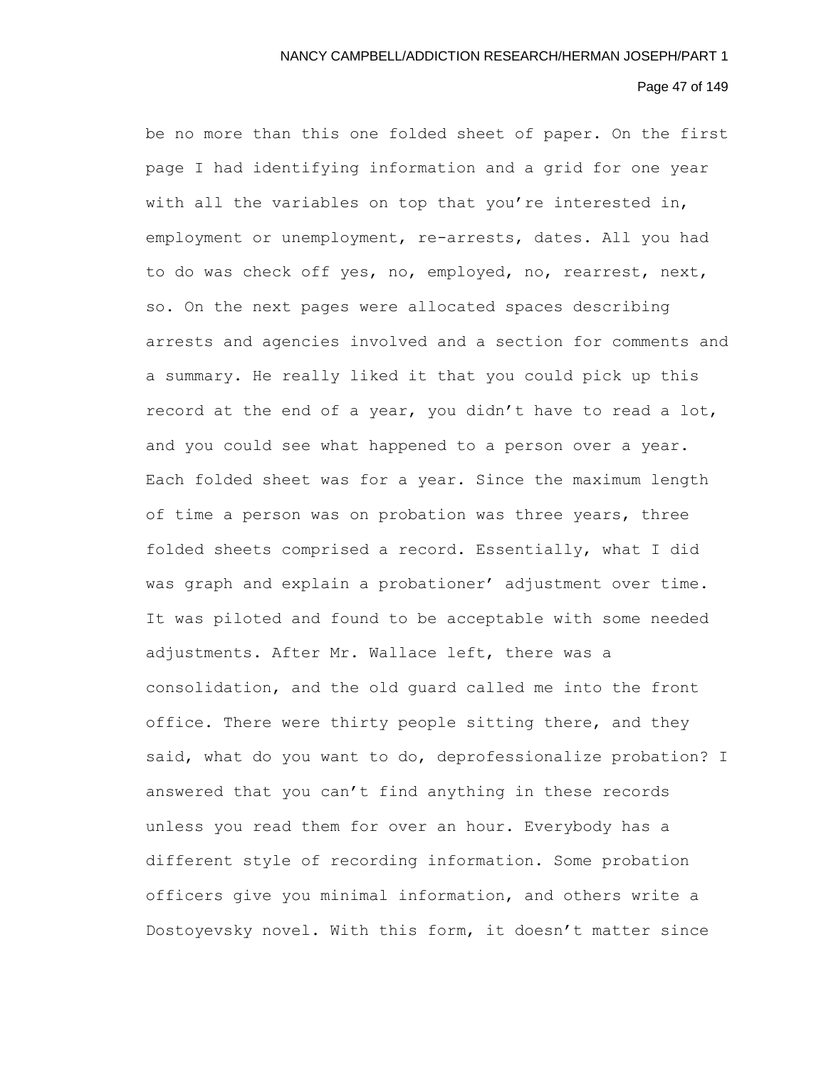be no more than this one folded sheet of paper. On the first page I had identifying information and a grid for one year with all the variables on top that you're interested in, employment or unemployment, re-arrests, dates. All you had to do was check off yes, no, employed, no, rearrest, next, so. On the next pages were allocated spaces describing arrests and agencies involved and a section for comments and a summary. He really liked it that you could pick up this record at the end of a year, you didn't have to read a lot, and you could see what happened to a person over a year. Each folded sheet was for a year. Since the maximum length of time a person was on probation was three years, three folded sheets comprised a record. Essentially, what I did was graph and explain a probationer' adjustment over time. It was piloted and found to be acceptable with some needed adjustments. After Mr. Wallace left, there was a consolidation, and the old guard called me into the front office. There were thirty people sitting there, and they said, what do you want to do, deprofessionalize probation? I answered that you can't find anything in these records unless you read them for over an hour. Everybody has a different style of recording information. Some probation officers give you minimal information, and others write a Dostoyevsky novel. With this form, it doesn't matter since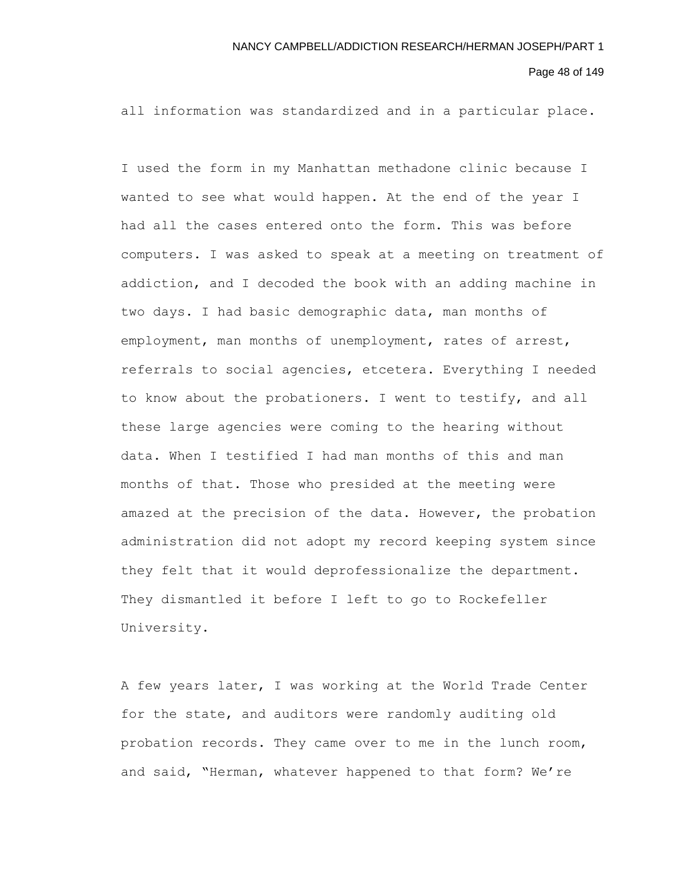all information was standardized and in a particular place.

I used the form in my Manhattan methadone clinic because I wanted to see what would happen. At the end of the year I had all the cases entered onto the form. This was before computers. I was asked to speak at a meeting on treatment of addiction, and I decoded the book with an adding machine in two days. I had basic demographic data, man months of employment, man months of unemployment, rates of arrest, referrals to social agencies, etcetera. Everything I needed to know about the probationers. I went to testify, and all these large agencies were coming to the hearing without data. When I testified I had man months of this and man months of that. Those who presided at the meeting were amazed at the precision of the data. However, the probation administration did not adopt my record keeping system since they felt that it would deprofessionalize the department. They dismantled it before I left to go to Rockefeller University.

A few years later, I was working at the World Trade Center for the state, and auditors were randomly auditing old probation records. They came over to me in the lunch room, and said, "Herman, whatever happened to that form? We're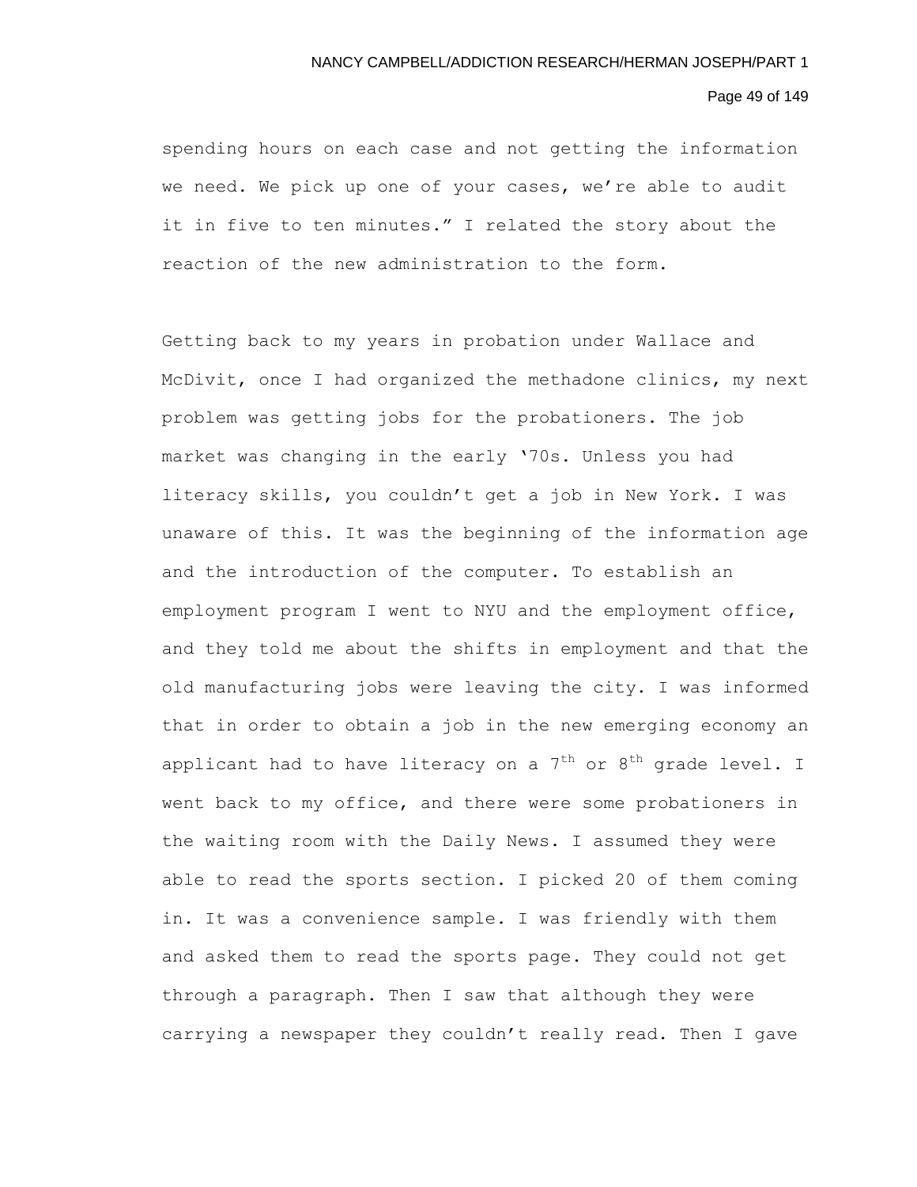spending hours on each case and not getting the information we need. We pick up one of your cases, we're able to audit it in five to ten minutes." I related the story about the reaction of the new administration to the form.

Getting back to my years in probation under Wallace and McDivit, once I had organized the methadone clinics, my next problem was getting jobs for the probationers. The job market was changing in the early '70s. Unless you had literacy skills, you couldn't get a job in New York. I was unaware of this. It was the beginning of the information age and the introduction of the computer. To establish an employment program I went to NYU and the employment office, and they told me about the shifts in employment and that the old manufacturing jobs were leaving the city. I was informed that in order to obtain a job in the new emerging economy an applicant had to have literacy on a 7th or 8th grade level. I went back to my office, and there were some probationers in the waiting room with the Daily News. I assumed they were able to read the sports section. I picked 20 of them coming in. It was a convenience sample. I was friendly with them and asked them to read the sports page. They could not get through a paragraph. Then I saw that although they were carrying a newspaper they couldn't really read. Then I gave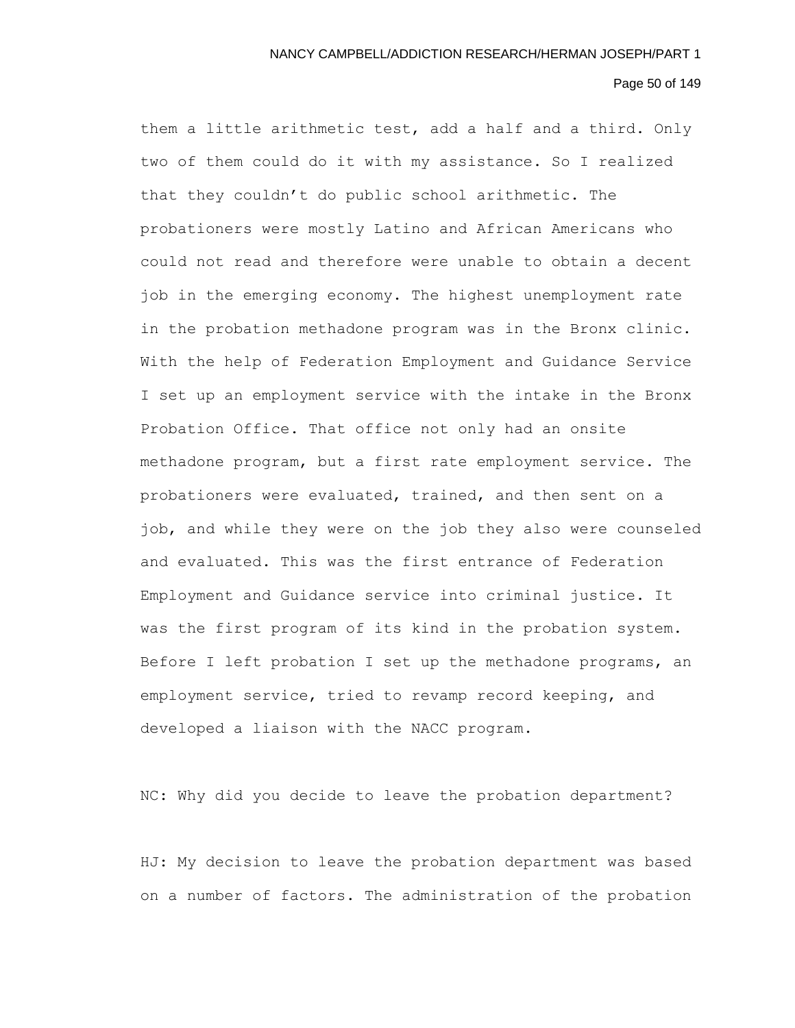them a little arithmetic test, add a half and a third. Only two of them could do it with my assistance. So I realized that they couldn’t do public school arithmetic. The probationers were mostly Latino and African Americans who could not read and therefore were unable to obtain a decent job in the emerging economy. The highest unemployment rate in the probation methadone program was in the Bronx clinic. With the help of Federation Employment and Guidance Service I set up an employment service with the intake in the Bronx Probation Office. That office not only had an onsite methadone program, but a first rate employment service. The probationers were evaluated, trained, and then sent on a job, and while they were on the job they also were counseled and evaluated. This was the first entrance of Federation Employment and Guidance service into criminal justice. It was the first program of its kind in the probation system. Before I left probation I set up the methadone programs, an employment service, tried to revamp record keeping, and developed a liaison with the NACC program.

NC: Why did you decide to leave the probation department?

HJ: My decision to leave the probation department was based on a number of factors. The administration of the probation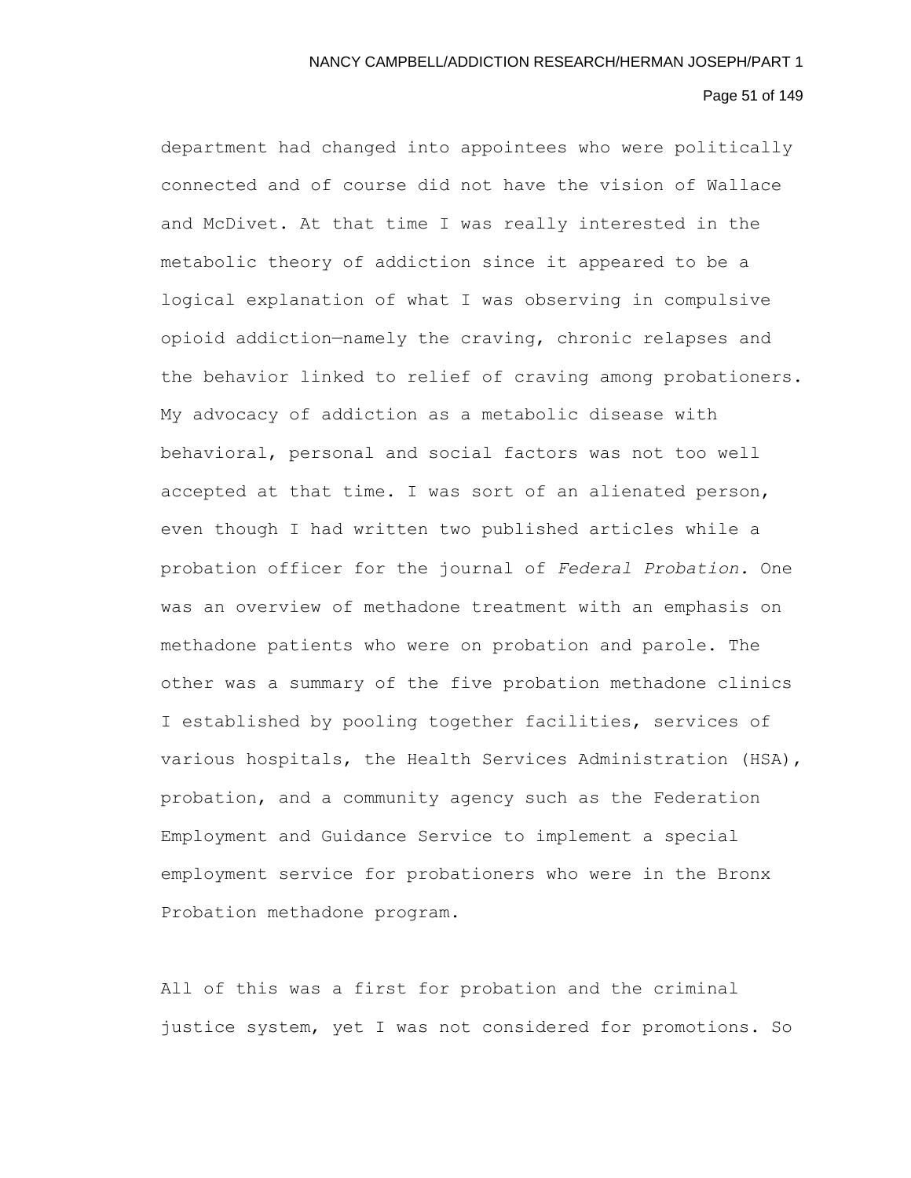department had changed into appointees who were politically connected and of course did not have the vision of Wallace and McDivet. At that time I was really interested in the metabolic theory of addiction since it appeared to be a logical explanation of what I was observing in compulsive opioid addiction—namely the craving, chronic relapses and the behavior linked to relief of craving among probationers. My advocacy of addiction as a metabolic disease with behavioral, personal and social factors was not too well accepted at that time. I was sort of an alienated person, even though I had written two published articles while a probation officer for the journal of *Federal Probation.* One was an overview of methadone treatment with an emphasis on methadone patients who were on probation and parole. The other was a summary of the five probation methadone clinics I established by pooling together facilities, services of various hospitals, the Health Services Administration (HSA), probation, and a community agency such as the Federation Employment and Guidance Service to implement a special employment service for probationers who were in the Bronx Probation methadone program.

All of this was a first for probation and the criminal justice system, yet I was not considered for promotions. So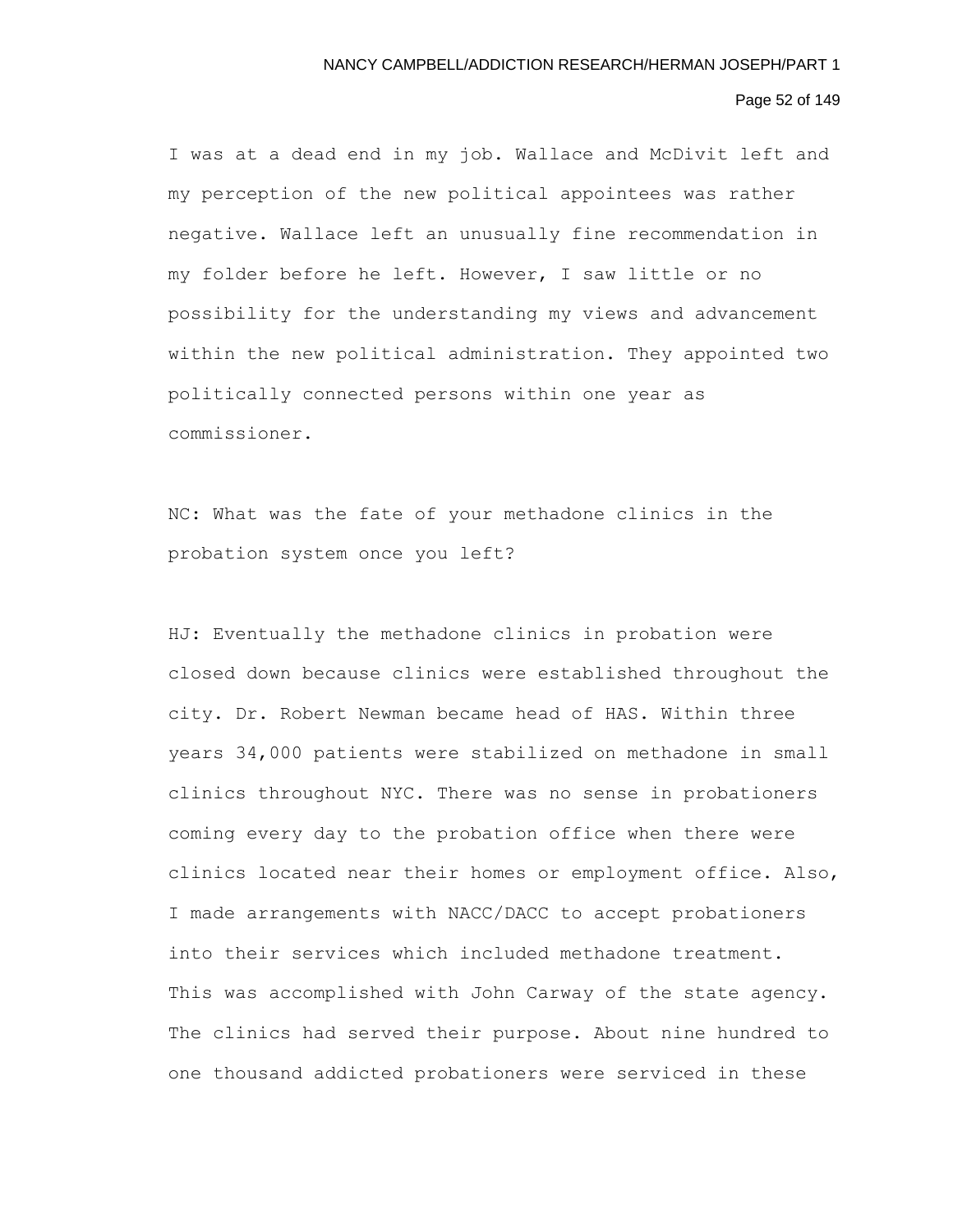I was at a dead end in my job. Wallace and McDivit left and my perception of the new political appointees was rather negative. Wallace left an unusually fine recommendation in my folder before he left. However, I saw little or no possibility for the understanding my views and advancement within the new political administration. They appointed two politically connected persons within one year as commissioner.

NC: What was the fate of your methadone clinics in the probation system once you left?

HJ: Eventually the methadone clinics in probation were closed down because clinics were established throughout the city. Dr. Robert Newman became head of HAS. Within three years 34,000 patients were stabilized on methadone in small clinics throughout NYC. There was no sense in probationers coming every day to the probation office when there were clinics located near their homes or employment office. Also, I made arrangements with NACC/DACC to accept probationers into their services which included methadone treatment. This was accomplished with John Carway of the state agency. The clinics had served their purpose. About nine hundred to one thousand addicted probationers were serviced in these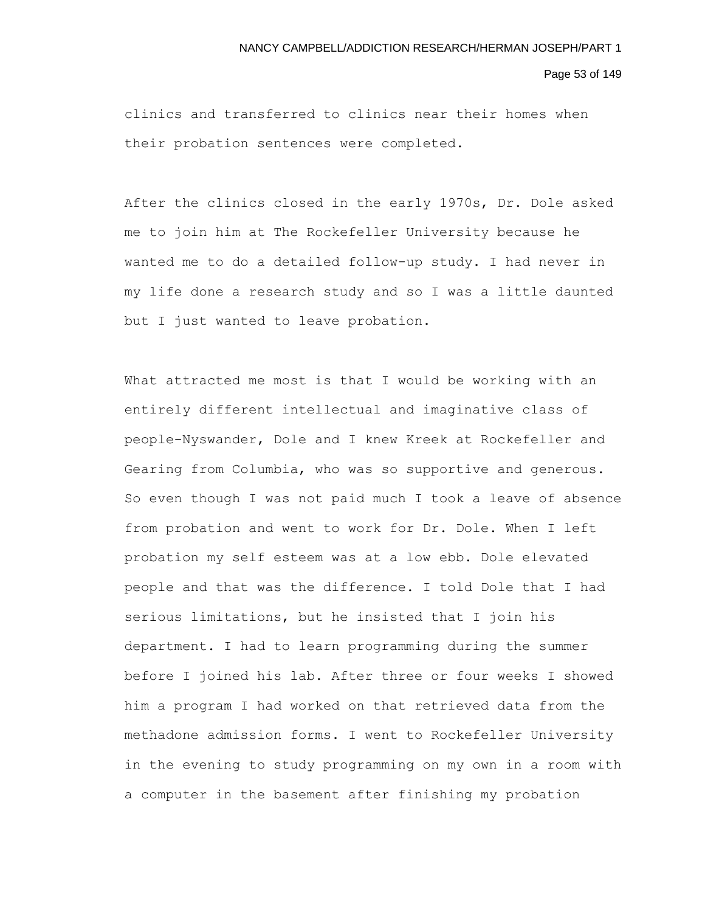clinics and transferred to clinics near their homes when their probation sentences were completed.

After the clinics closed in the early 1970s, Dr. Dole asked me to join him at The Rockefeller University because he wanted me to do a detailed follow-up study. I had never in my life done a research study and so I was a little daunted but I just wanted to leave probation.

What attracted me most is that I would be working with an entirely different intellectual and imaginative class of people-Nyswander, Dole and I knew Kreek at Rockefeller and Gearing from Columbia, who was so supportive and generous. So even though I was not paid much I took a leave of absence from probation and went to work for Dr. Dole. When I left probation my self esteem was at a low ebb. Dole elevated people and that was the difference. I told Dole that I had serious limitations, but he insisted that I join his department. I had to learn programming during the summer before I joined his lab. After three or four weeks I showed him a program I had worked on that retrieved data from the methadone admission forms. I went to Rockefeller University in the evening to study programming on my own in a room with a computer in the basement after finishing my probation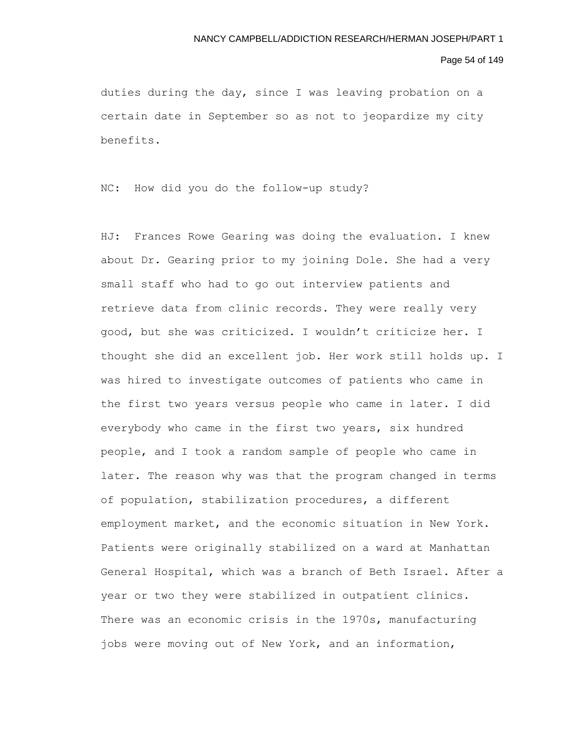duties during the day, since I was leaving probation on a certain date in September so as not to jeopardize my city benefits.

NC: How did you do the follow-up study?

HJ: Frances Rowe Gearing was doing the evaluation. I knew about Dr. Gearing prior to my joining Dole. She had a very small staff who had to go out interview patients and retrieve data from clinic records. They were really very good, but she was criticized. I wouldn't criticize her. I thought she did an excellent job. Her work still holds up. I was hired to investigate outcomes of patients who came in the first two years versus people who came in later. I did everybody who came in the first two years, six hundred people, and I took a random sample of people who came in later. The reason why was that the program changed in terms of population, stabilization procedures, a different employment market, and the economic situation in New York. Patients were originally stabilized on a ward at Manhattan General Hospital, which was a branch of Beth Israel. After a year or two they were stabilized in outpatient clinics. There was an economic crisis in the 1970s, manufacturing jobs were moving out of New York, and an information,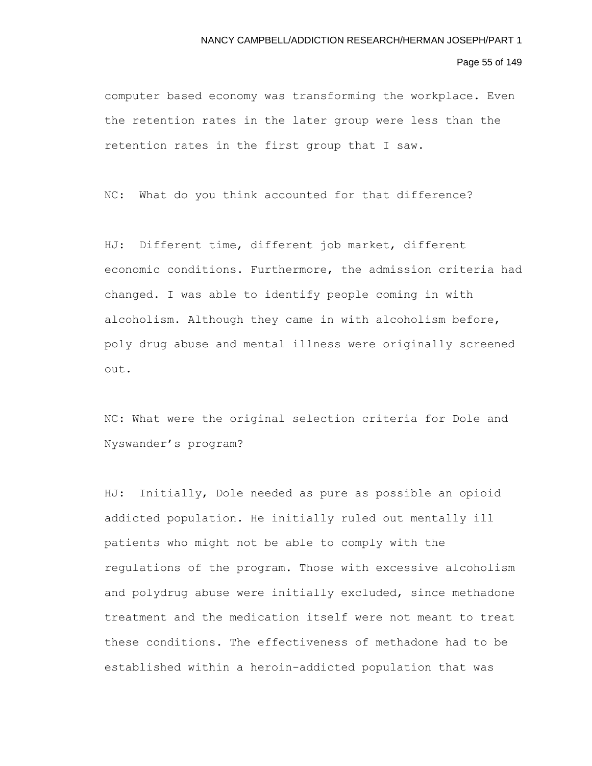computer based economy was transforming the workplace. Even the retention rates in the later group were less than the retention rates in the first group that I saw.

NC: What do you think accounted for that difference?

HJ: Different time, different job market, different economic conditions. Furthermore, the admission criteria had changed. I was able to identify people coming in with alcoholism. Although they came in with alcoholism before, poly drug abuse and mental illness were originally screened out.

NC: What were the original selection criteria for Dole and Nyswander's program?

HJ: Initially, Dole needed as pure as possible an opioid addicted population. He initially ruled out mentally ill patients who might not be able to comply with the regulations of the program. Those with excessive alcoholism and polydrug abuse were initially excluded, since methadone treatment and the medication itself were not meant to treat these conditions. The effectiveness of methadone had to be established within a heroin-addicted population that was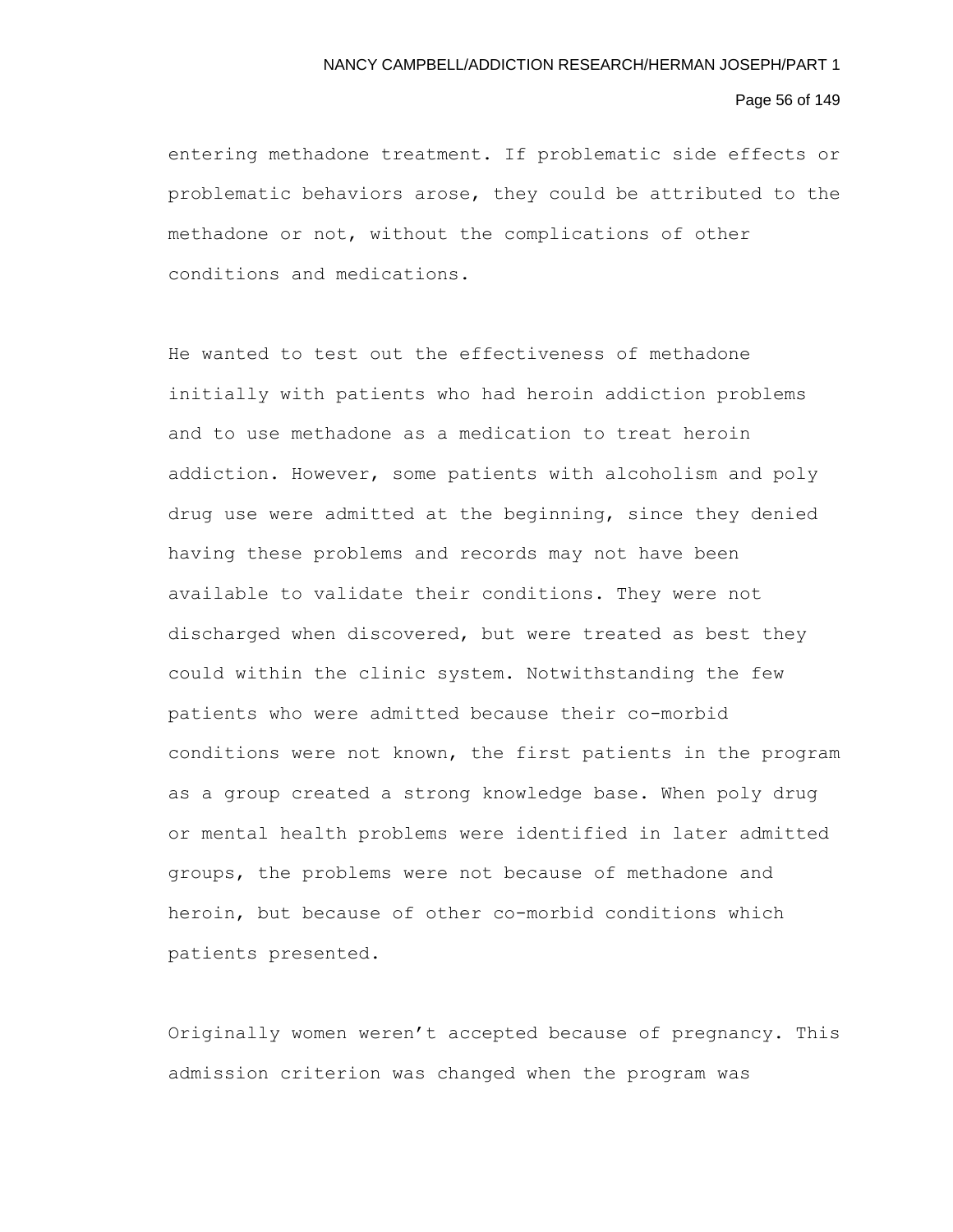entering methadone treatment. If problematic side effects or problematic behaviors arose, they could be attributed to the methadone or not, without the complications of other conditions and medications.

He wanted to test out the effectiveness of methadone initially with patients who had heroin addiction problems and to use methadone as a medication to treat heroin addiction. However, some patients with alcoholism and poly drug use were admitted at the beginning, since they denied having these problems and records may not have been available to validate their conditions. They were not discharged when discovered, but were treated as best they could within the clinic system. Notwithstanding the few patients who were admitted because their co-morbid conditions were not known, the first patients in the program as a group created a strong knowledge base. When poly drug or mental health problems were identified in later admitted groups, the problems were not because of methadone and heroin, but because of other co-morbid conditions which patients presented.

Originally women weren't accepted because of pregnancy. This admission criterion was changed when the program was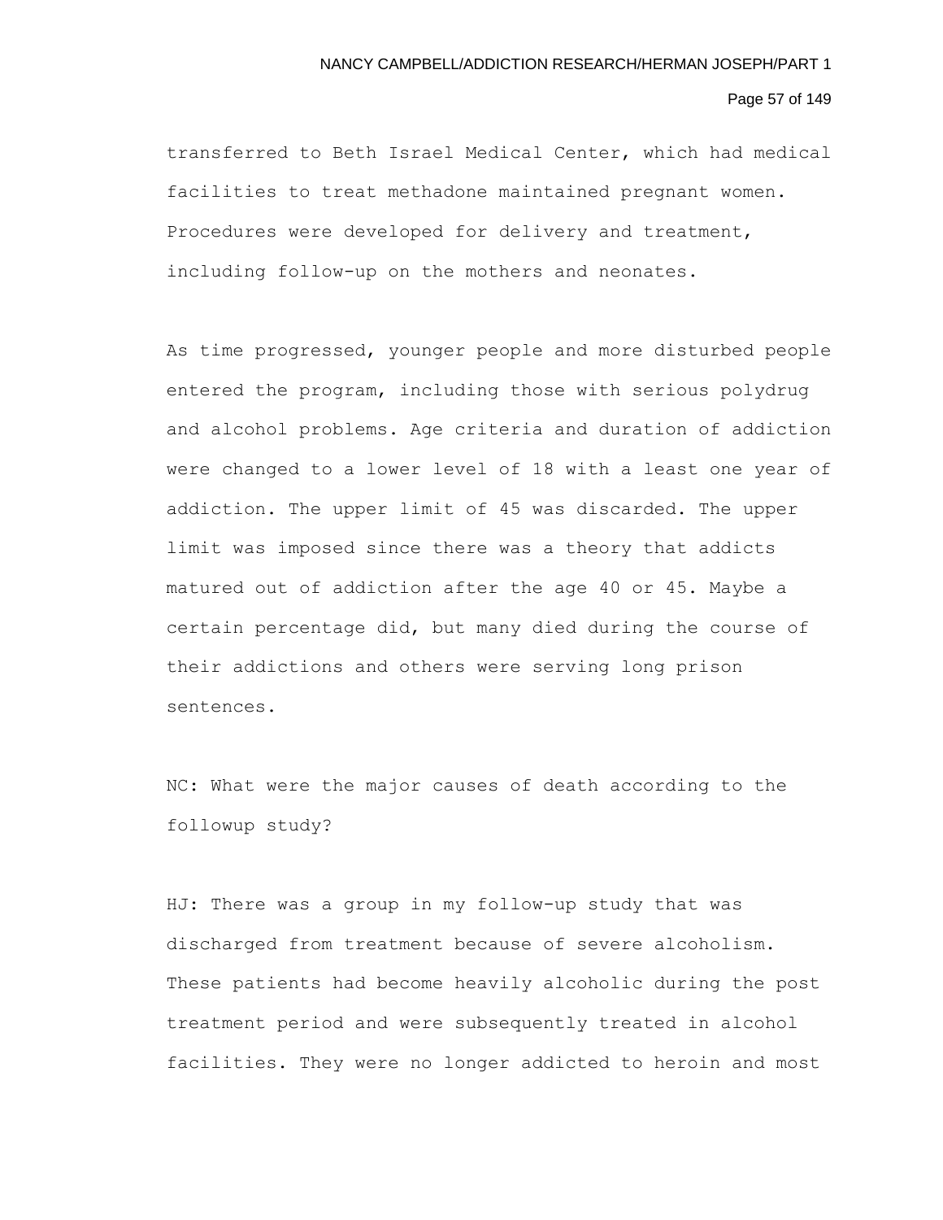transferred to Beth Israel Medical Center, which had medical facilities to treat methadone maintained pregnant women. Procedures were developed for delivery and treatment, including follow-up on the mothers and neonates.

As time progressed, younger people and more disturbed people entered the program, including those with serious polydrug and alcohol problems. Age criteria and duration of addiction were changed to a lower level of 18 with a least one year of addiction. The upper limit of 45 was discarded. The upper limit was imposed since there was a theory that addicts matured out of addiction after the age 40 or 45. Maybe a certain percentage did, but many died during the course of their addictions and others were serving long prison sentences.

NC: What were the major causes of death according to the followup study?

HJ: There was a group in my follow-up study that was discharged from treatment because of severe alcoholism. These patients had become heavily alcoholic during the post treatment period and were subsequently treated in alcohol facilities. They were no longer addicted to heroin and most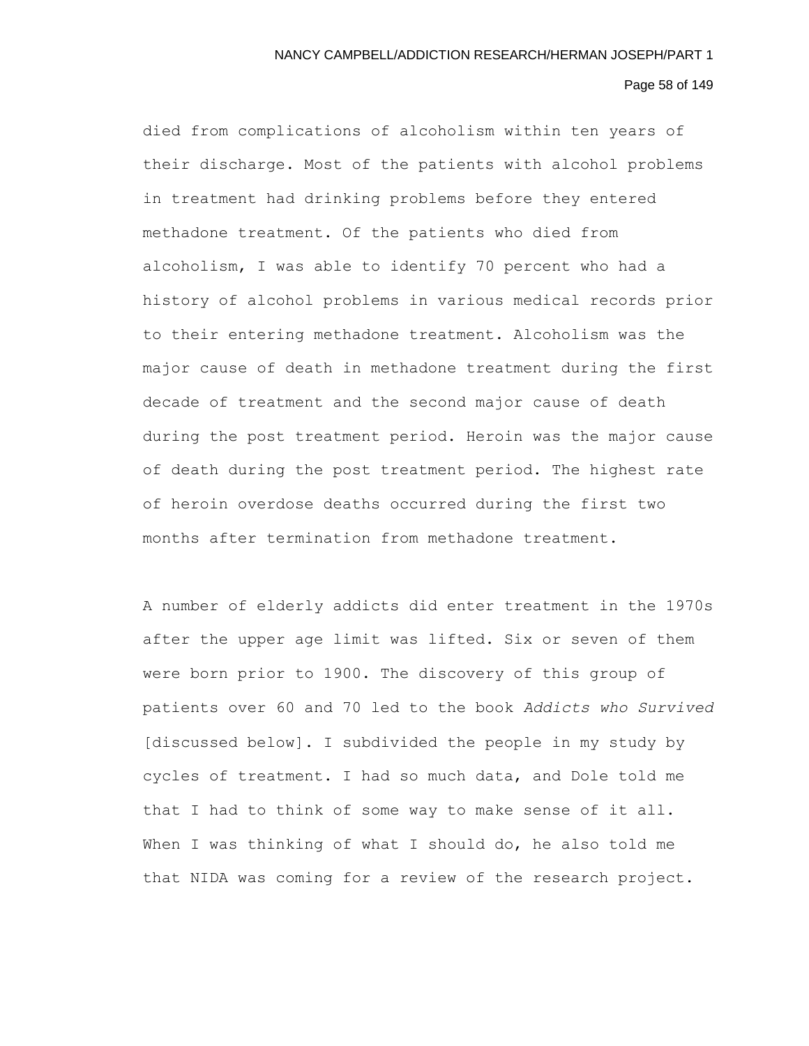died from complications of alcoholism within ten years of their discharge. Most of the patients with alcohol problems in treatment had drinking problems before they entered methadone treatment. Of the patients who died from alcoholism, I was able to identify 70 percent who had a history of alcohol problems in various medical records prior to their entering methadone treatment. Alcoholism was the major cause of death in methadone treatment during the first decade of treatment and the second major cause of death during the post treatment period. Heroin was the major cause of death during the post treatment period. The highest rate of heroin overdose deaths occurred during the first two months after termination from methadone treatment.

A number of elderly addicts did enter treatment in the 1970s after the upper age limit was lifted. Six or seven of them were born prior to 1900. The discovery of this group of patients over 60 and 70 led to the book *Addicts who Survived* [discussed below]. I subdivided the people in my study by cycles of treatment. I had so much data, and Dole told me that I had to think of some way to make sense of it all. When I was thinking of what I should do, he also told me that NIDA was coming for a review of the research project.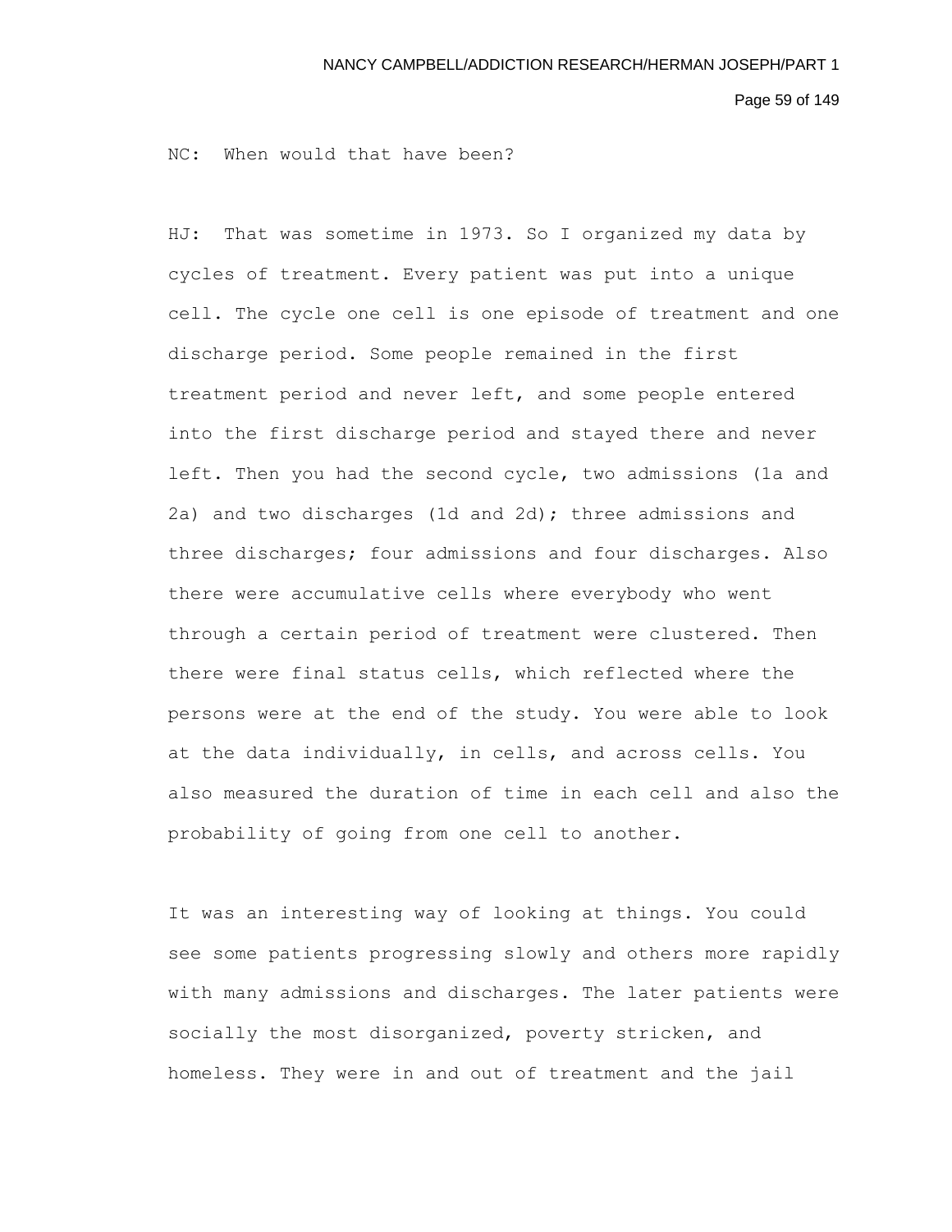NC: When would that have been?

HJ: That was sometime in 1973. So I organized my data by cycles of treatment. Every patient was put into a unique cell. The cycle one cell is one episode of treatment and one discharge period. Some people remained in the first treatment period and never left, and some people entered into the first discharge period and stayed there and never left. Then you had the second cycle, two admissions (1a and 2a) and two discharges (1d and 2d); three admissions and three discharges; four admissions and four discharges. Also there were accumulative cells where everybody who went through a certain period of treatment were clustered. Then there were final status cells, which reflected where the persons were at the end of the study. You were able to look at the data individually, in cells, and across cells. You also measured the duration of time in each cell and also the probability of going from one cell to another.

It was an interesting way of looking at things. You could see some patients progressing slowly and others more rapidly with many admissions and discharges. The later patients were socially the most disorganized, poverty stricken, and homeless. They were in and out of treatment and the jail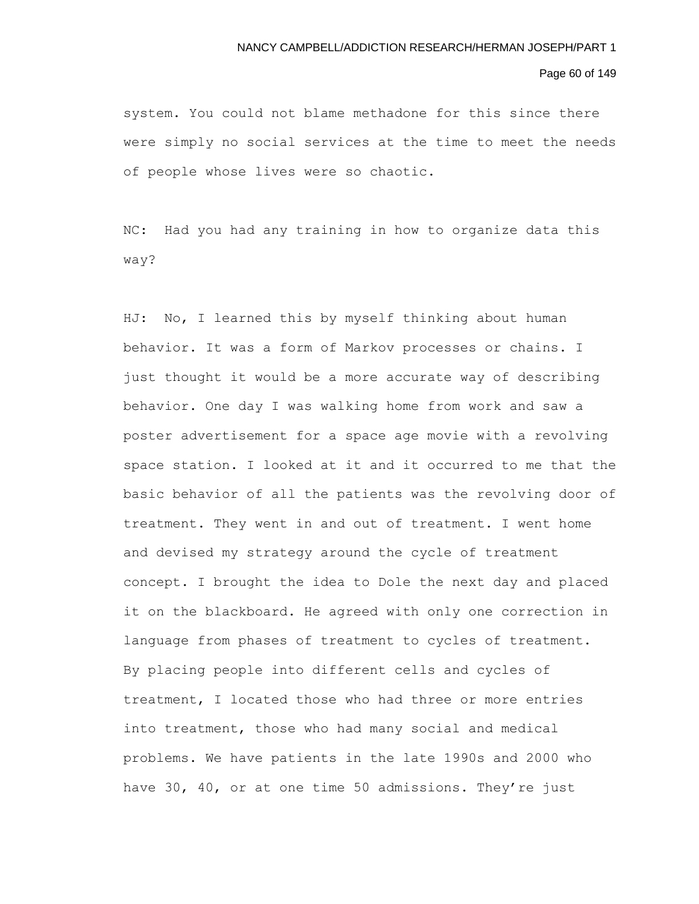system. You could not blame methadone for this since there were simply no social services at the time to meet the needs of people whose lives were so chaotic.

NC: Had you had any training in how to organize data this way?

HJ: No, I learned this by myself thinking about human behavior. It was a form of Markov processes or chains. I just thought it would be a more accurate way of describing behavior. One day I was walking home from work and saw a poster advertisement for a space age movie with a revolving space station. I looked at it and it occurred to me that the basic behavior of all the patients was the revolving door of treatment. They went in and out of treatment. I went home and devised my strategy around the cycle of treatment concept. I brought the idea to Dole the next day and placed it on the blackboard. He agreed with only one correction in language from phases of treatment to cycles of treatment. By placing people into different cells and cycles of treatment, I located those who had three or more entries into treatment, those who had many social and medical problems. We have patients in the late 1990s and 2000 who have 30, 40, or at one time 50 admissions. They're just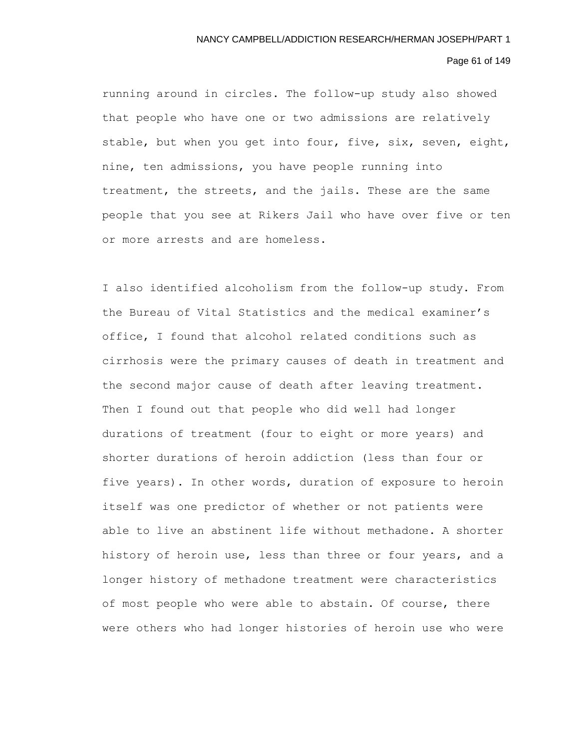running around in circles. The follow-up study also showed that people who have one or two admissions are relatively stable, but when you get into four, five, six, seven, eight, nine, ten admissions, you have people running into treatment, the streets, and the jails. These are the same people that you see at Rikers Jail who have over five or ten or more arrests and are homeless.

I also identified alcoholism from the follow-up study. From the Bureau of Vital Statistics and the medical examiner's office, I found that alcohol related conditions such as cirrhosis were the primary causes of death in treatment and the second major cause of death after leaving treatment. Then I found out that people who did well had longer durations of treatment (four to eight or more years) and shorter durations of heroin addiction (less than four or five years). In other words, duration of exposure to heroin itself was one predictor of whether or not patients were able to live an abstinent life without methadone. A shorter history of heroin use, less than three or four years, and a longer history of methadone treatment were characteristics of most people who were able to abstain. Of course, there were others who had longer histories of heroin use who were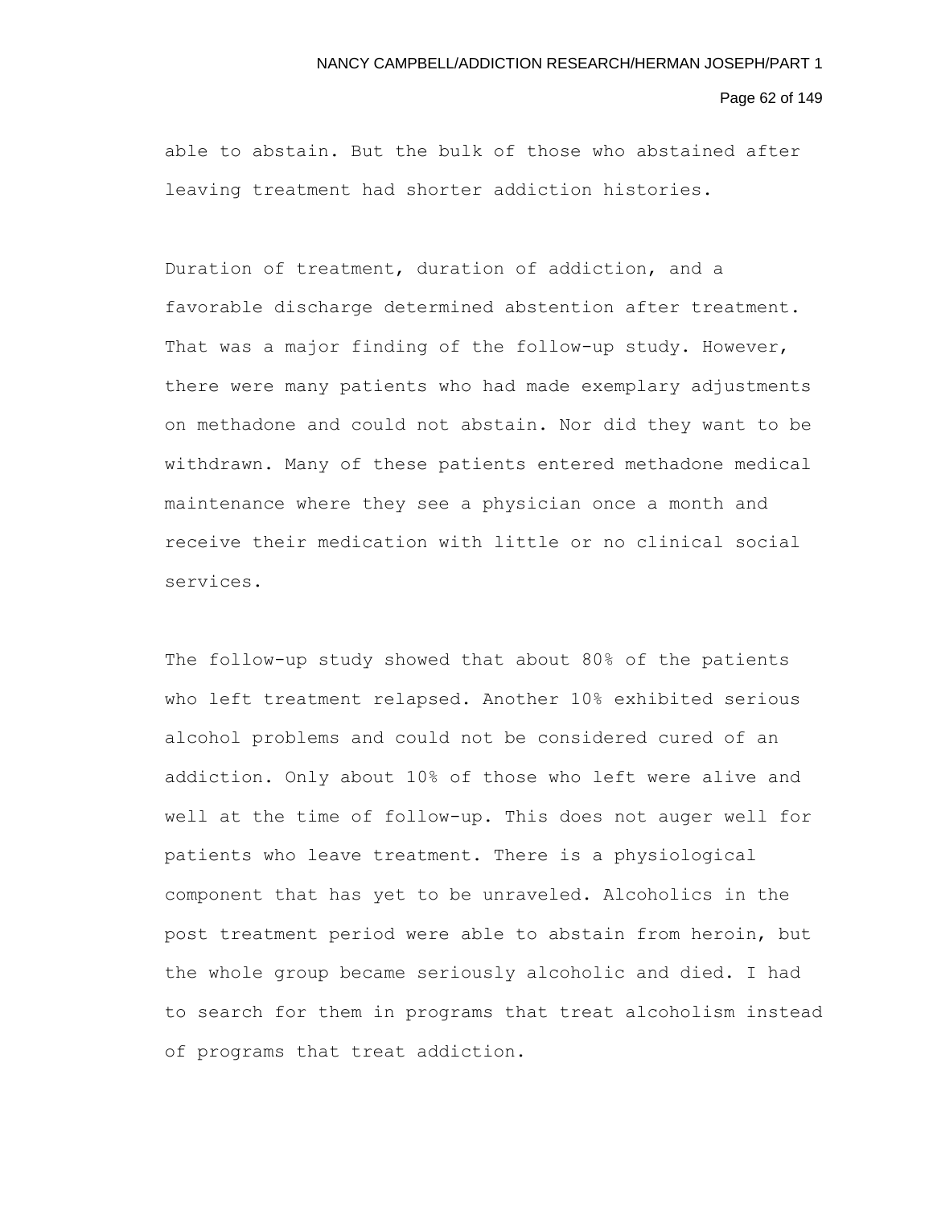able to abstain. But the bulk of those who abstained after leaving treatment had shorter addiction histories.

Duration of treatment, duration of addiction, and a favorable discharge determined abstention after treatment. That was a major finding of the follow-up study. However, there were many patients who had made exemplary adjustments on methadone and could not abstain. Nor did they want to be withdrawn. Many of these patients entered methadone medical maintenance where they see a physician once a month and receive their medication with little or no clinical social services.

The follow-up study showed that about 80% of the patients who left treatment relapsed. Another 10% exhibited serious alcohol problems and could not be considered cured of an addiction. Only about 10% of those who left were alive and well at the time of follow-up. This does not auger well for patients who leave treatment. There is a physiological component that has yet to be unraveled. Alcoholics in the post treatment period were able to abstain from heroin, but the whole group became seriously alcoholic and died. I had to search for them in programs that treat alcoholism instead of programs that treat addiction.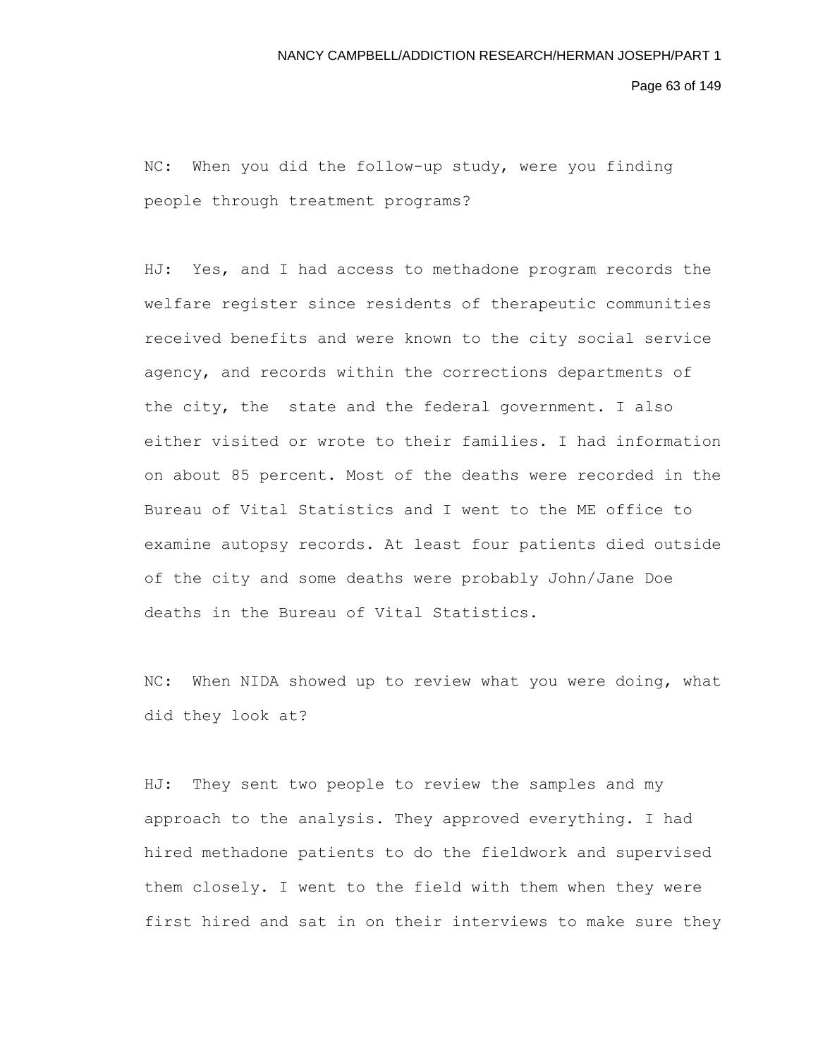NC: When you did the follow-up study, were you finding people through treatment programs?

HJ: Yes, and I had access to methadone program records the welfare register since residents of therapeutic communities received benefits and were known to the city social service agency, and records within the corrections departments of the city, the state and the federal government. I also either visited or wrote to their families. I had information on about 85 percent. Most of the deaths were recorded in the Bureau of Vital Statistics and I went to the ME office to examine autopsy records. At least four patients died outside of the city and some deaths were probably John/Jane Doe deaths in the Bureau of Vital Statistics.

NC: When NIDA showed up to review what you were doing, what did they look at?

HJ: They sent two people to review the samples and my approach to the analysis. They approved everything. I had hired methadone patients to do the fieldwork and supervised them closely. I went to the field with them when they were first hired and sat in on their interviews to make sure they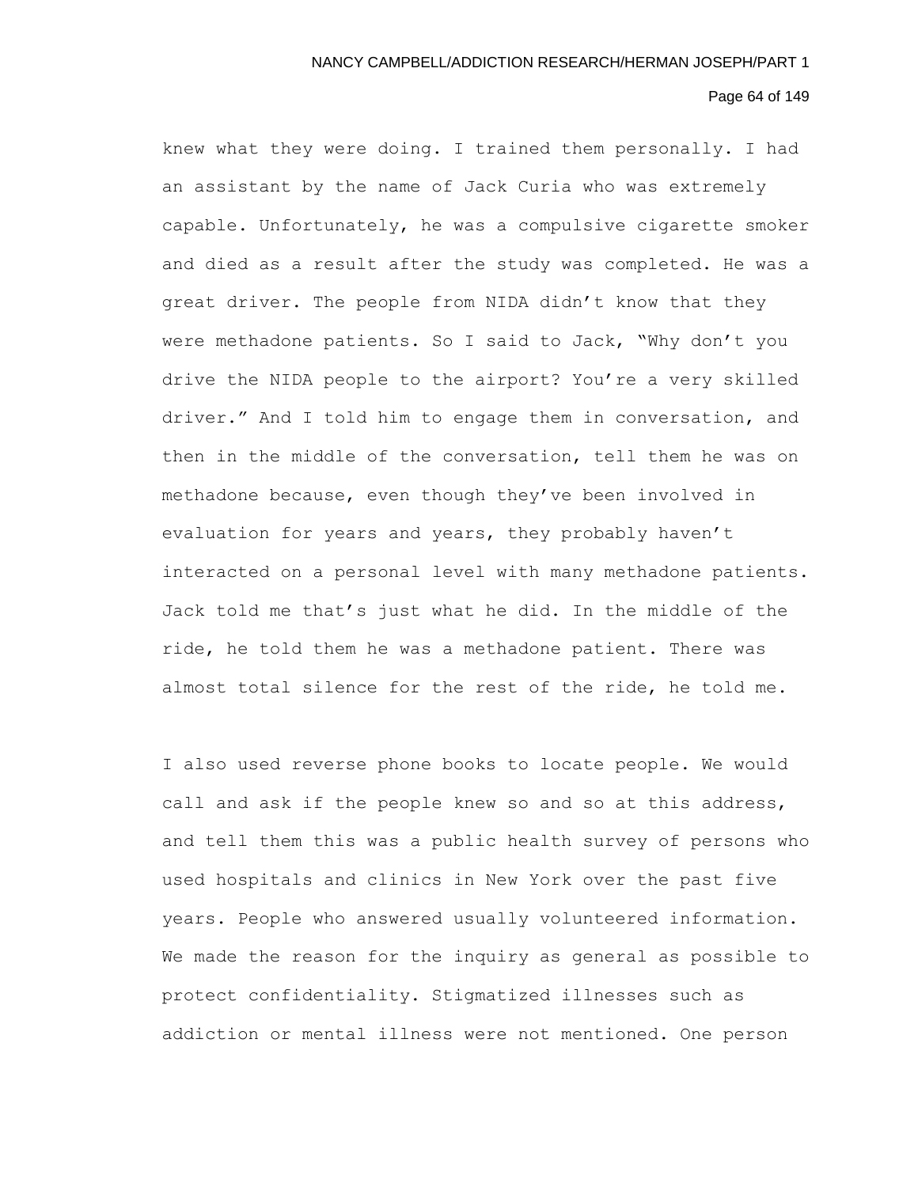knew what they were doing. I trained them personally. I had an assistant by the name of Jack Curia who was extremely capable. Unfortunately, he was a compulsive cigarette smoker and died as a result after the study was completed. He was a great driver. The people from NIDA didn't know that they were methadone patients. So I said to Jack, "Why don't you drive the NIDA people to the airport? You're a very skilled driver." And I told him to engage them in conversation, and then in the middle of the conversation, tell them he was on methadone because, even though they've been involved in evaluation for years and years, they probably haven't interacted on a personal level with many methadone patients. Jack told me that's just what he did. In the middle of the ride, he told them he was a methadone patient. There was almost total silence for the rest of the ride, he told me.

I also used reverse phone books to locate people. We would call and ask if the people knew so and so at this address, and tell them this was a public health survey of persons who used hospitals and clinics in New York over the past five years. People who answered usually volunteered information. We made the reason for the inquiry as general as possible to protect confidentiality. Stigmatized illnesses such as addiction or mental illness were not mentioned. One person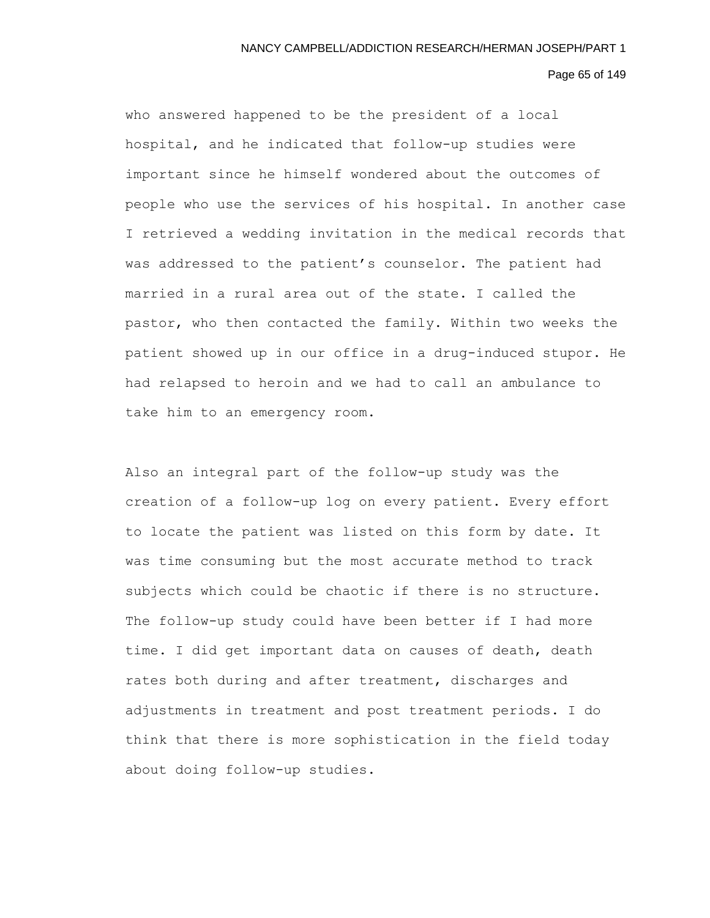who answered happened to be the president of a local hospital, and he indicated that follow-up studies were important since he himself wondered about the outcomes of people who use the services of his hospital. In another case I retrieved a wedding invitation in the medical records that was addressed to the patient's counselor. The patient had married in a rural area out of the state. I called the pastor, who then contacted the family. Within two weeks the patient showed up in our office in a drug-induced stupor. He had relapsed to heroin and we had to call an ambulance to take him to an emergency room.

Also an integral part of the follow-up study was the creation of a follow-up log on every patient. Every effort to locate the patient was listed on this form by date. It was time consuming but the most accurate method to track subjects which could be chaotic if there is no structure. The follow-up study could have been better if I had more time. I did get important data on causes of death, death rates both during and after treatment, discharges and adjustments in treatment and post treatment periods. I do think that there is more sophistication in the field today about doing follow-up studies.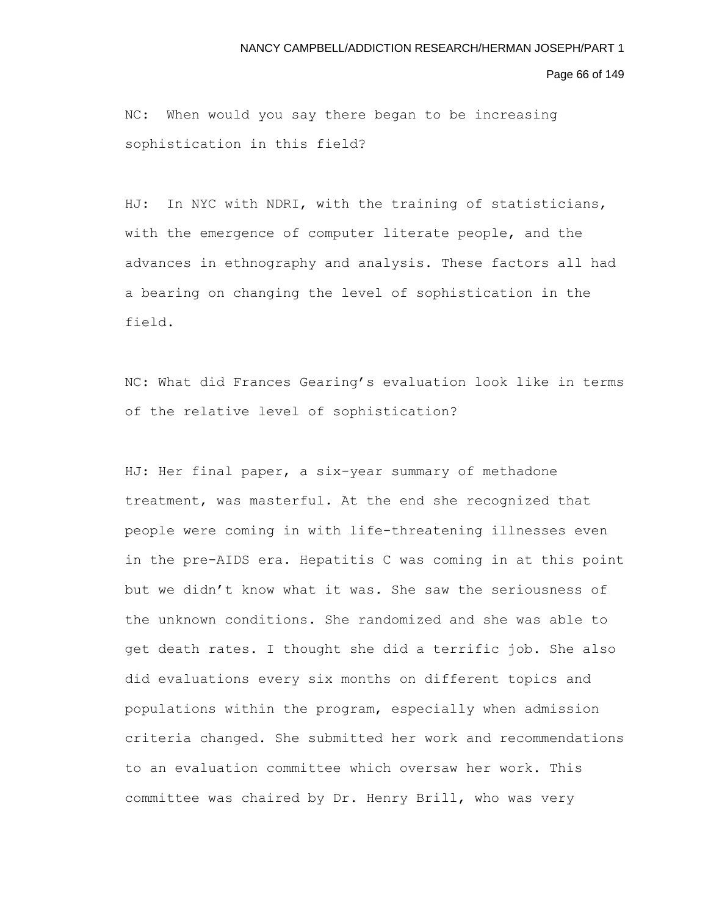NC: When would you say there began to be increasing sophistication in this field?

HJ: In NYC with NDRI, with the training of statisticians, with the emergence of computer literate people, and the advances in ethnography and analysis. These factors all had a bearing on changing the level of sophistication in the field.

NC: What did Frances Gearing's evaluation look like in terms of the relative level of sophistication?

HJ: Her final paper, a six-year summary of methadone treatment, was masterful. At the end she recognized that people were coming in with life-threatening illnesses even in the pre-AIDS era. Hepatitis C was coming in at this point but we didn't know what it was. She saw the seriousness of the unknown conditions. She randomized and she was able to get death rates. I thought she did a terrific job. She also did evaluations every six months on different topics and populations within the program, especially when admission criteria changed. She submitted her work and recommendations to an evaluation committee which oversaw her work. This committee was chaired by Dr. Henry Brill, who was very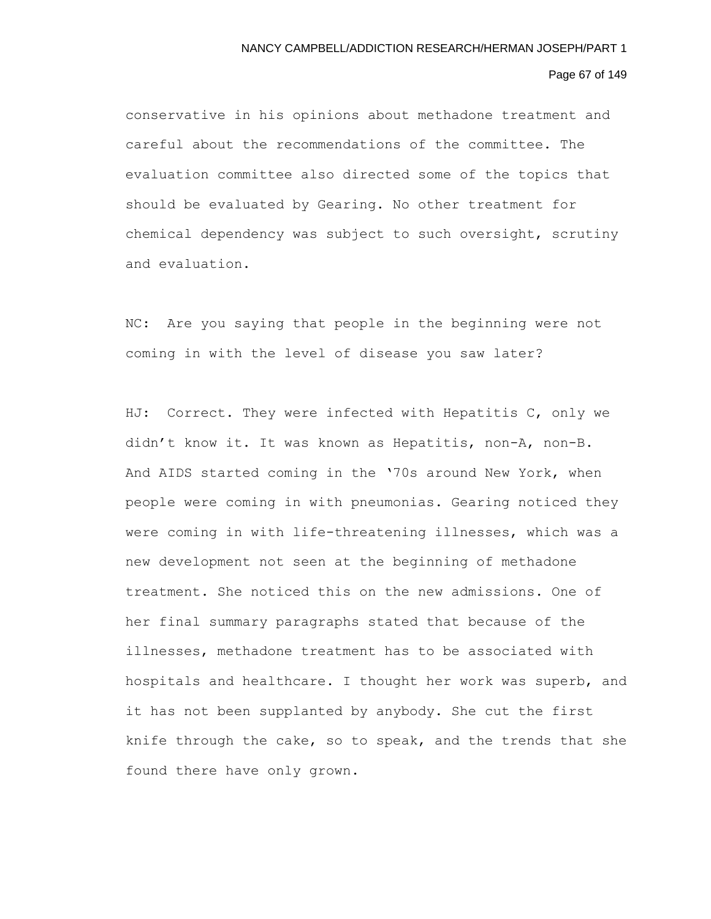conservative in his opinions about methadone treatment and careful about the recommendations of the committee. The evaluation committee also directed some of the topics that should be evaluated by Gearing. No other treatment for chemical dependency was subject to such oversight, scrutiny and evaluation.

NC: Are you saying that people in the beginning were not coming in with the level of disease you saw later?

HJ: Correct. They were infected with Hepatitis C, only we didn't know it. It was known as Hepatitis, non-A, non-B. And AIDS started coming in the '70s around New York, when people were coming in with pneumonias. Gearing noticed they were coming in with life-threatening illnesses, which was a new development not seen at the beginning of methadone treatment. She noticed this on the new admissions. One of her final summary paragraphs stated that because of the illnesses, methadone treatment has to be associated with hospitals and healthcare. I thought her work was superb, and it has not been supplanted by anybody. She cut the first knife through the cake, so to speak, and the trends that she found there have only grown.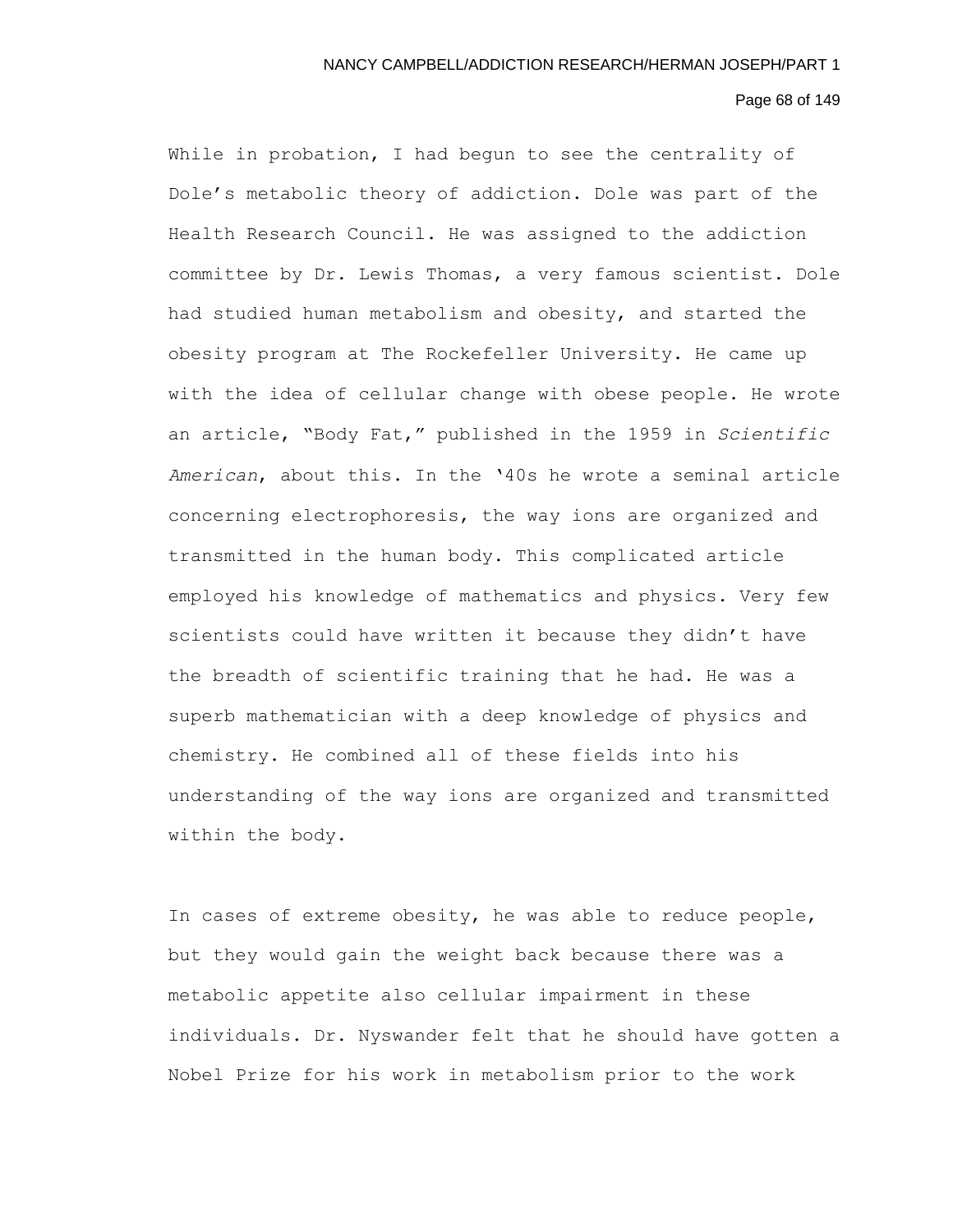While in probation, I had begun to see the centrality of Dole's metabolic theory of addiction. Dole was part of the Health Research Council. He was assigned to the addiction committee by Dr. Lewis Thomas, a very famous scientist. Dole had studied human metabolism and obesity, and started the obesity program at The Rockefeller University. He came up with the idea of cellular change with obese people. He wrote an article, "Body Fat," published in the 1959 in *Scientific American*, about this. In the '40s he wrote a seminal article concerning electrophoresis, the way ions are organized and transmitted in the human body. This complicated article employed his knowledge of mathematics and physics. Very few scientists could have written it because they didn't have the breadth of scientific training that he had. He was a superb mathematician with a deep knowledge of physics and chemistry. He combined all of these fields into his understanding of the way ions are organized and transmitted within the body.

In cases of extreme obesity, he was able to reduce people, but they would gain the weight back because there was a metabolic appetite also cellular impairment in these individuals. Dr. Nyswander felt that he should have gotten a Nobel Prize for his work in metabolism prior to the work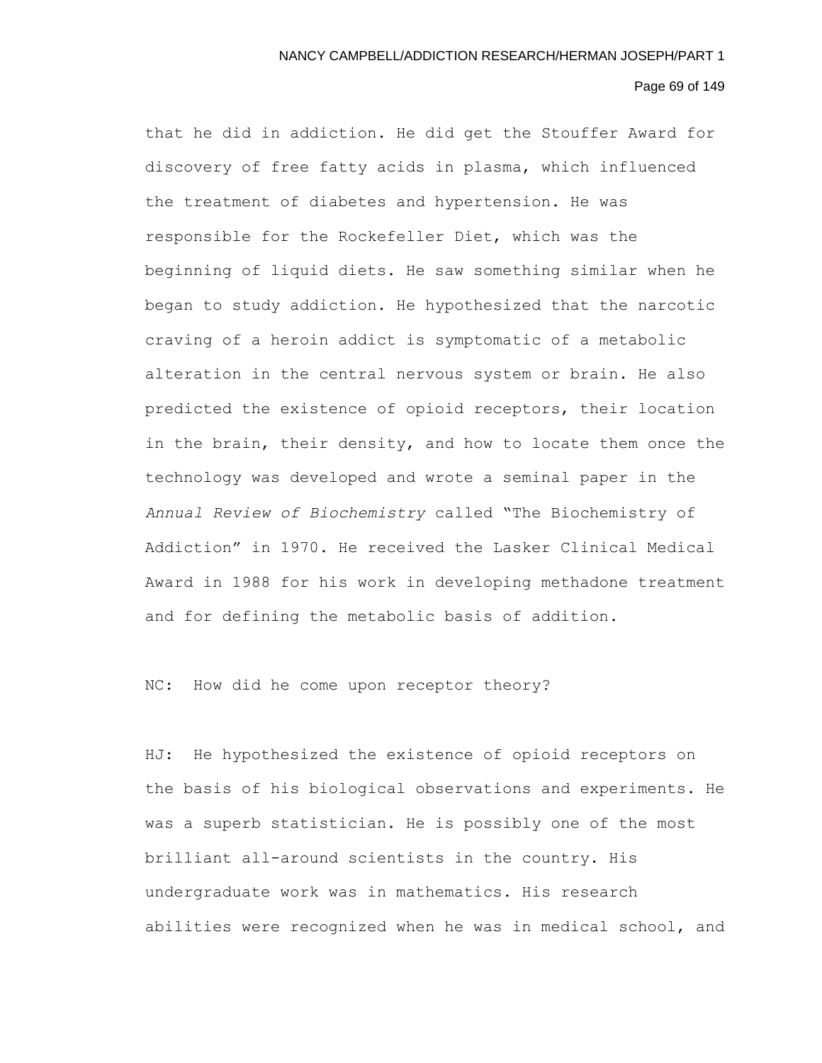that he did in addiction. He did get the Stouffer Award for discovery of free fatty acids in plasma, which influenced the treatment of diabetes and hypertension. He was responsible for the Rockefeller Diet, which was the beginning of liquid diets. He saw something similar when he began to study addiction. He hypothesized that the narcotic craving of a heroin addict is symptomatic of a metabolic alteration in the central nervous system or brain. He also predicted the existence of opioid receptors, their location in the brain, their density, and how to locate them once the technology was developed and wrote a seminal paper in the *Annual Review of Biochemistry* called "The Biochemistry of Addiction" in 1970. He received the Lasker Clinical Medical Award in 1988 for his work in developing methadone treatment and for defining the metabolic basis of addition.

NC: How did he come upon receptor theory?

HJ: He hypothesized the existence of opioid receptors on the basis of his biological observations and experiments. He was a superb statistician. He is possibly one of the most brilliant all-around scientists in the country. His undergraduate work was in mathematics. His research abilities were recognized when he was in medical school, and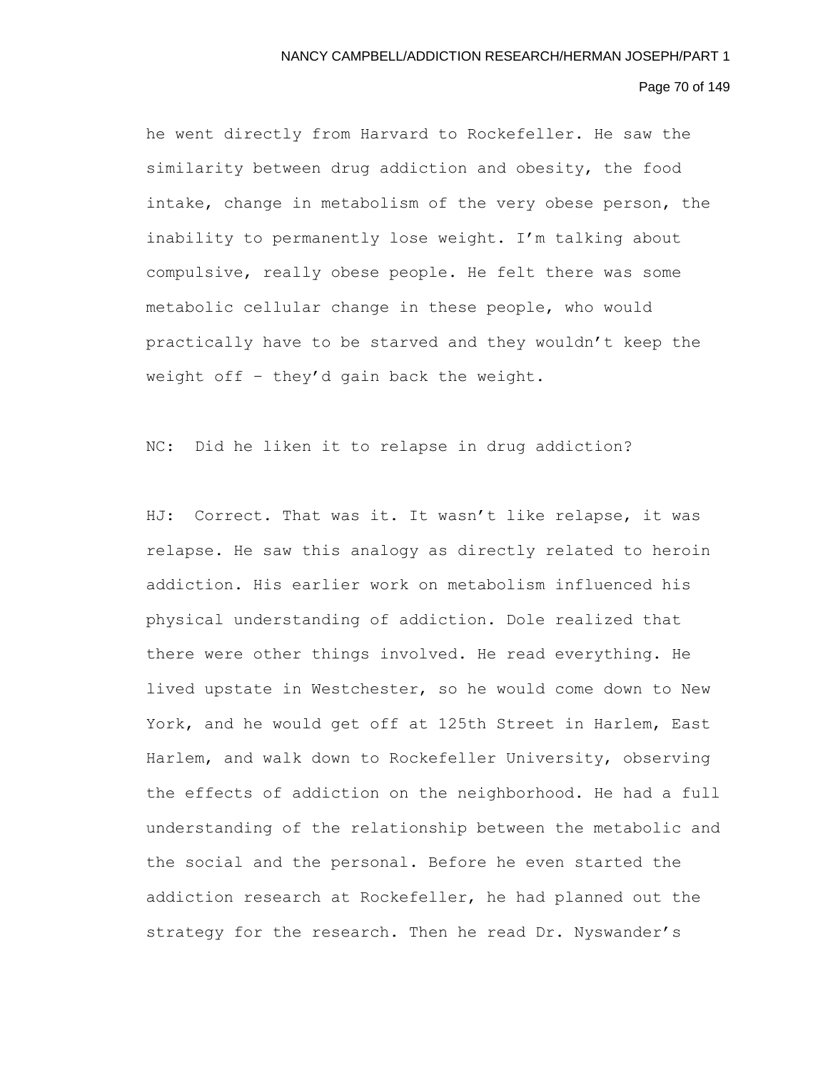he went directly from Harvard to Rockefeller. He saw the similarity between drug addiction and obesity, the food intake, change in metabolism of the very obese person, the inability to permanently lose weight. I'm talking about compulsive, really obese people. He felt there was some metabolic cellular change in these people, who would practically have to be starved and they wouldn't keep the weight off – they'd gain back the weight.

NC: Did he liken it to relapse in drug addiction?

HJ: Correct. That was it. It wasn't like relapse, it was relapse. He saw this analogy as directly related to heroin addiction. His earlier work on metabolism influenced his physical understanding of addiction. Dole realized that there were other things involved. He read everything. He lived upstate in Westchester, so he would come down to New York, and he would get off at 125th Street in Harlem, East Harlem, and walk down to Rockefeller University, observing the effects of addiction on the neighborhood. He had a full understanding of the relationship between the metabolic and the social and the personal. Before he even started the addiction research at Rockefeller, he had planned out the strategy for the research. Then he read Dr. Nyswander's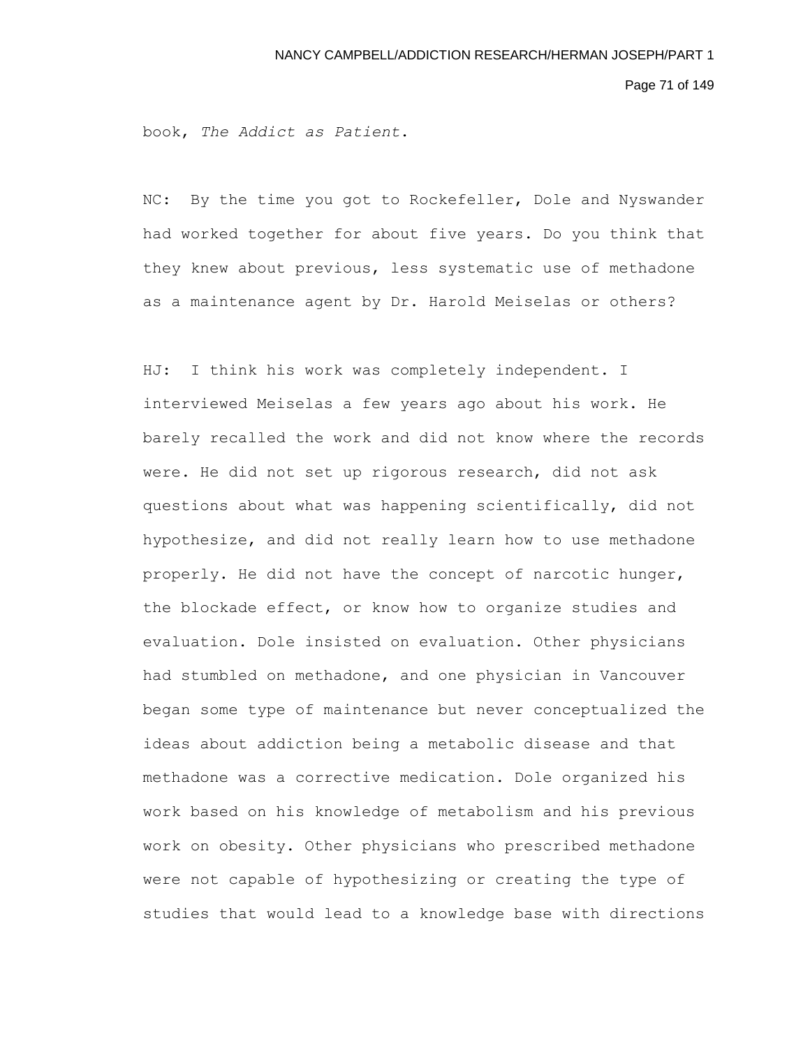book, *The Addict as Patient*.

NC: By the time you got to Rockefeller, Dole and Nyswander had worked together for about five years. Do you think that they knew about previous, less systematic use of methadone as a maintenance agent by Dr. Harold Meiselas or others?

HJ: I think his work was completely independent. I interviewed Meiselas a few years ago about his work. He barely recalled the work and did not know where the records were. He did not set up rigorous research, did not ask questions about what was happening scientifically, did not hypothesize, and did not really learn how to use methadone properly. He did not have the concept of narcotic hunger, the blockade effect, or know how to organize studies and evaluation. Dole insisted on evaluation. Other physicians had stumbled on methadone, and one physician in Vancouver began some type of maintenance but never conceptualized the ideas about addiction being a metabolic disease and that methadone was a corrective medication. Dole organized his work based on his knowledge of metabolism and his previous work on obesity. Other physicians who prescribed methadone were not capable of hypothesizing or creating the type of studies that would lead to a knowledge base with directions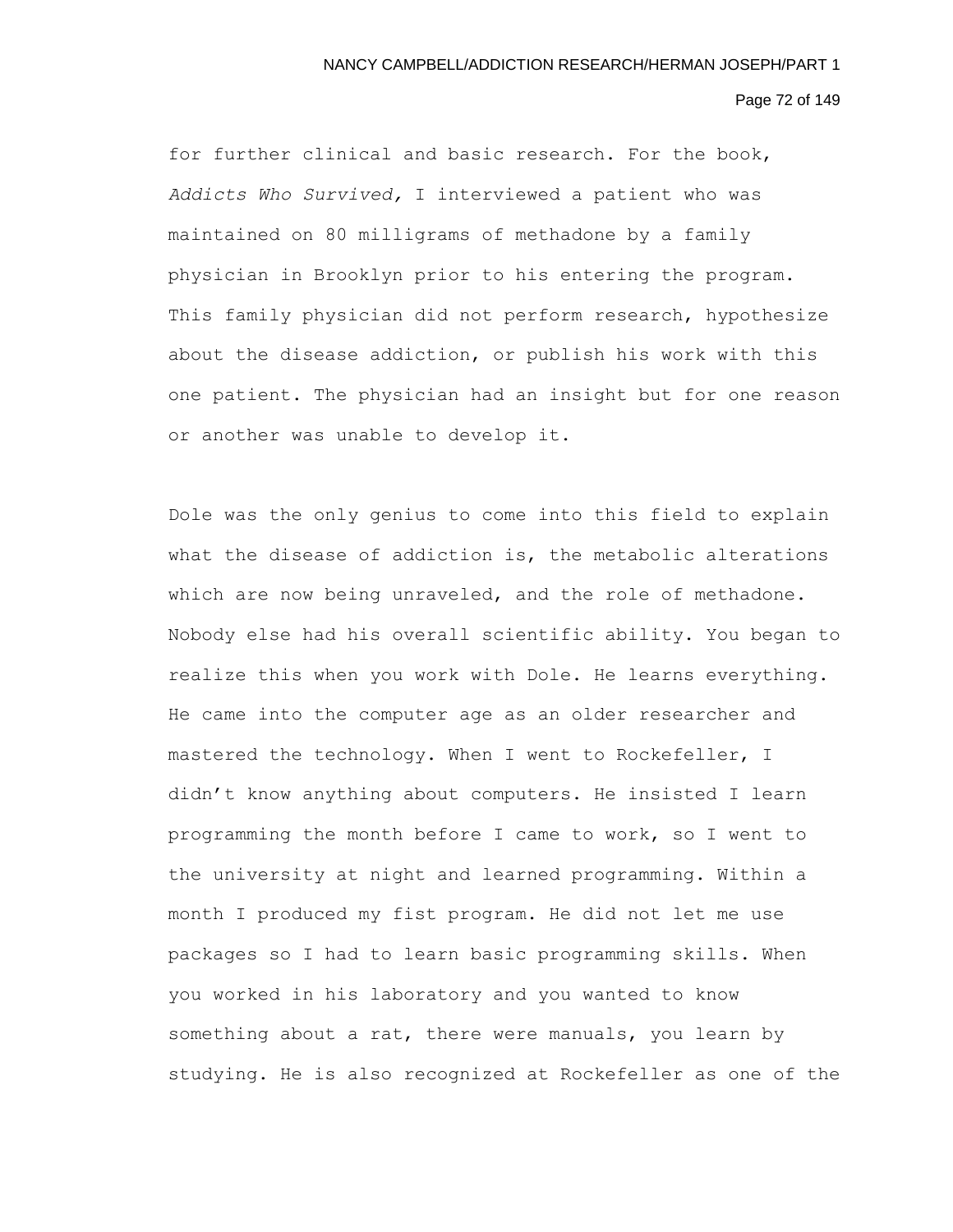for further clinical and basic research. For the book, *Addicts Who Survived,* I interviewed a patient who was maintained on 80 milligrams of methadone by a family physician in Brooklyn prior to his entering the program. This family physician did not perform research, hypothesize about the disease addiction, or publish his work with this one patient. The physician had an insight but for one reason or another was unable to develop it.

Dole was the only genius to come into this field to explain what the disease of addiction is, the metabolic alterations which are now being unraveled, and the role of methadone. Nobody else had his overall scientific ability. You began to realize this when you work with Dole. He learns everything. He came into the computer age as an older researcher and mastered the technology. When I went to Rockefeller, I didn't know anything about computers. He insisted I learn programming the month before I came to work, so I went to the university at night and learned programming. Within a month I produced my fist program. He did not let me use packages so I had to learn basic programming skills. When you worked in his laboratory and you wanted to know something about a rat, there were manuals, you learn by studying. He is also recognized at Rockefeller as one of the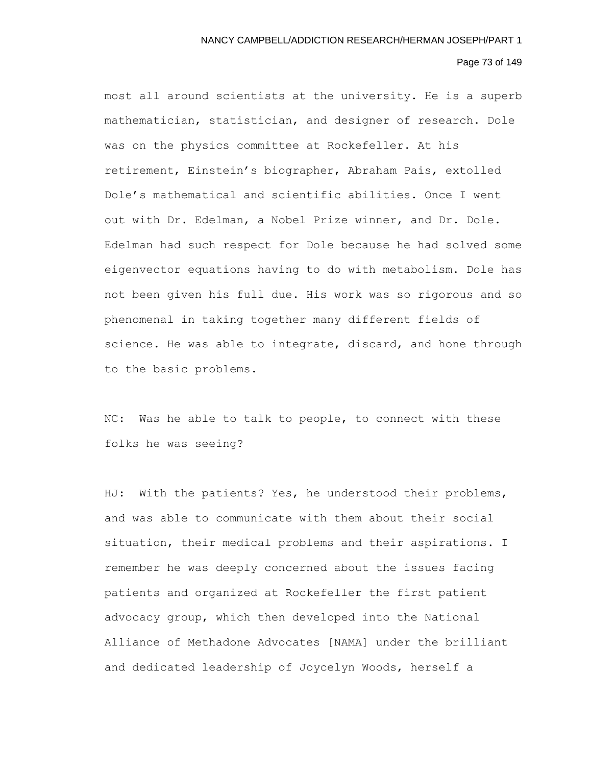most all around scientists at the university. He is a superb mathematician, statistician, and designer of research. Dole was on the physics committee at Rockefeller. At his retirement, Einstein's biographer, Abraham Pais, extolled Dole's mathematical and scientific abilities. Once I went out with Dr. Edelman, a Nobel Prize winner, and Dr. Dole. Edelman had such respect for Dole because he had solved some eigenvector equations having to do with metabolism. Dole has not been given his full due. His work was so rigorous and so phenomenal in taking together many different fields of science. He was able to integrate, discard, and hone through to the basic problems.

NC: Was he able to talk to people, to connect with these folks he was seeing?

HJ: With the patients? Yes, he understood their problems, and was able to communicate with them about their social situation, their medical problems and their aspirations. I remember he was deeply concerned about the issues facing patients and organized at Rockefeller the first patient advocacy group, which then developed into the National Alliance of Methadone Advocates [NAMA] under the brilliant and dedicated leadership of Joycelyn Woods, herself a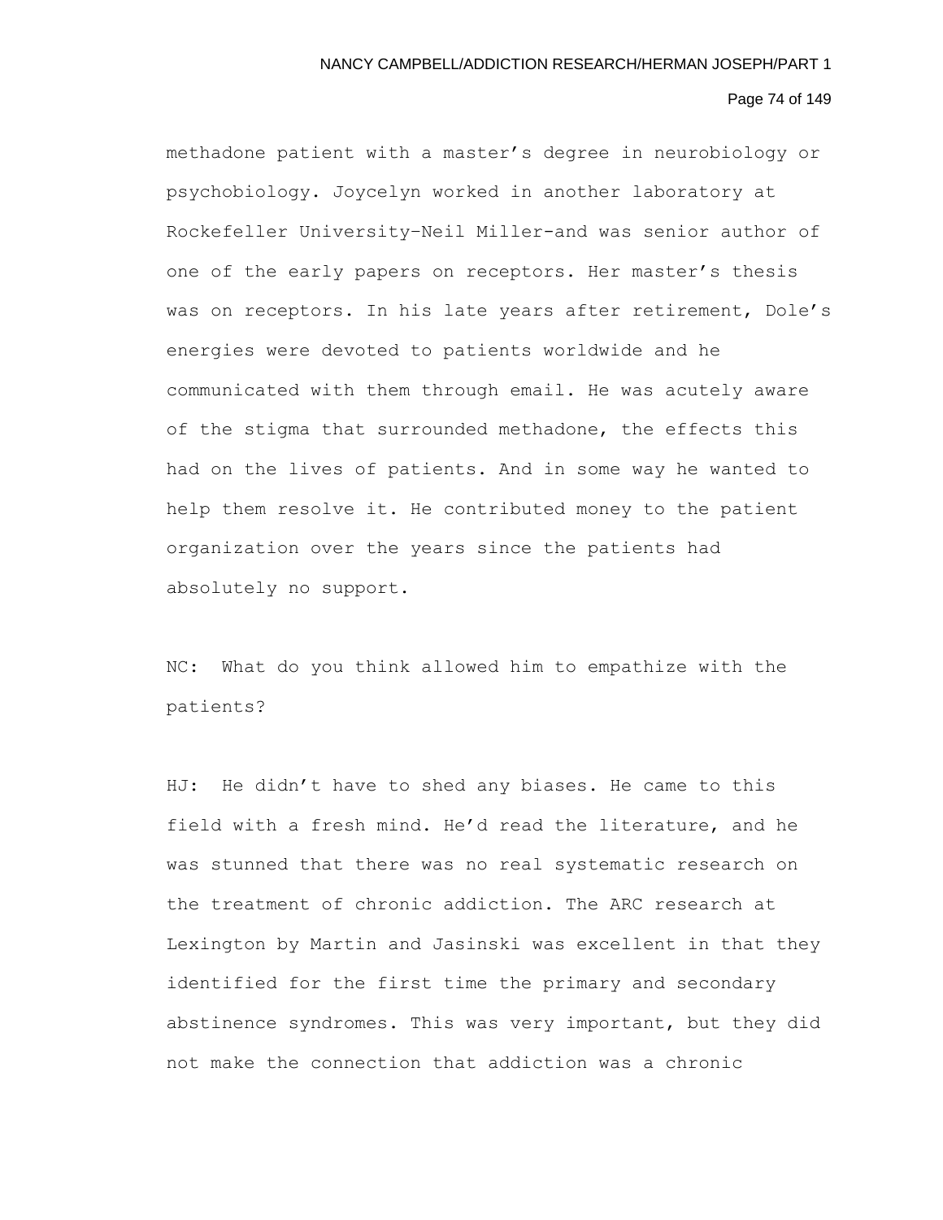methadone patient with a master's degree in neurobiology or psychobiology. Joycelyn worked in another laboratory at Rockefeller University–Neil Miller–and was senior author of one of the early papers on receptors. Her master's thesis was on receptors. In his late years after retirement, Dole's energies were devoted to patients worldwide and he communicated with them through email. He was acutely aware of the stigma that surrounded methadone, the effects this had on the lives of patients. And in some way he wanted to help them resolve it. He contributed money to the patient organization over the years since the patients had absolutely no support.

NC: What do you think allowed him to empathize with the patients?

HJ: He didn't have to shed any biases. He came to this field with a fresh mind. He'd read the literature, and he was stunned that there was no real systematic research on the treatment of chronic addiction. The ARC research at Lexington by Martin and Jasinski was excellent in that they identified for the first time the primary and secondary abstinence syndromes. This was very important, but they did not make the connection that addiction was a chronic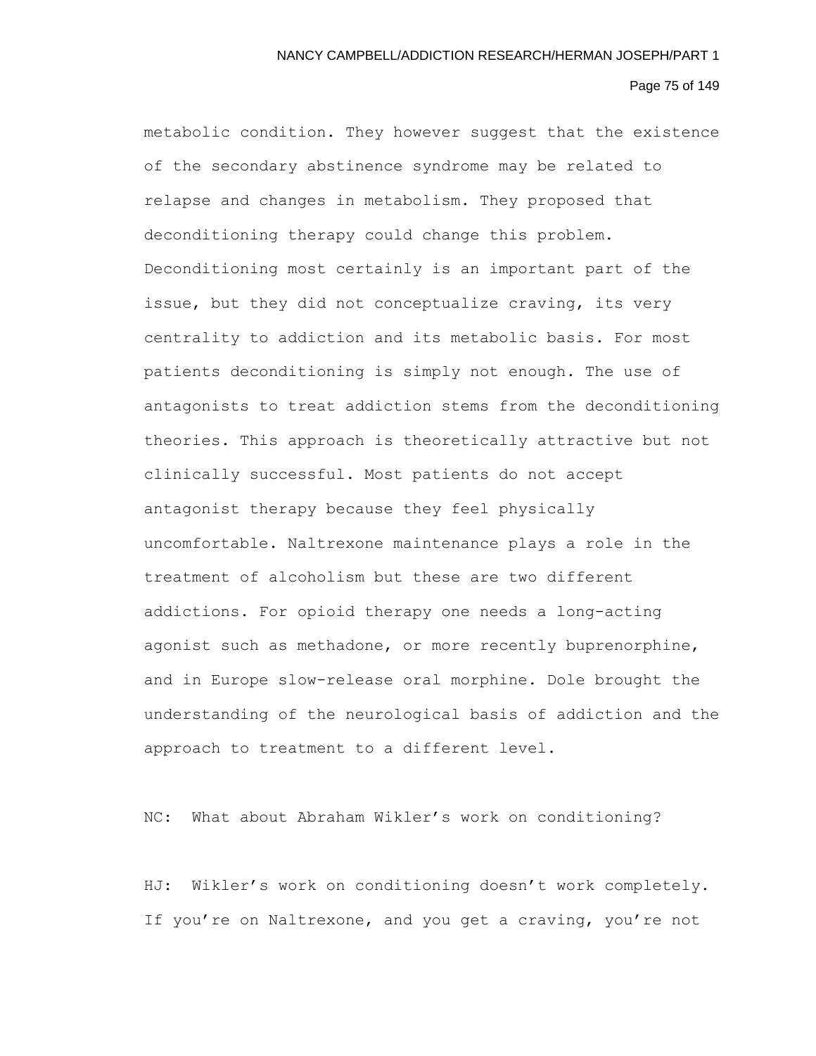metabolic condition. They however suggest that the existence of the secondary abstinence syndrome may be related to relapse and changes in metabolism. They proposed that deconditioning therapy could change this problem. Deconditioning most certainly is an important part of the issue, but they did not conceptualize craving, its very centrality to addiction and its metabolic basis. For most patients deconditioning is simply not enough. The use of antagonists to treat addiction stems from the deconditioning theories. This approach is theoretically attractive but not clinically successful. Most patients do not accept antagonist therapy because they feel physically uncomfortable. Naltrexone maintenance plays a role in the treatment of alcoholism but these are two different addictions. For opioid therapy one needs a long-acting agonist such as methadone, or more recently buprenorphine, and in Europe slow-release oral morphine. Dole brought the understanding of the neurological basis of addiction and the approach to treatment to a different level.

NC: What about Abraham Wikler's work on conditioning?

HJ: Wikler's work on conditioning doesn't work completely. If you're on Naltrexone, and you get a craving, you're not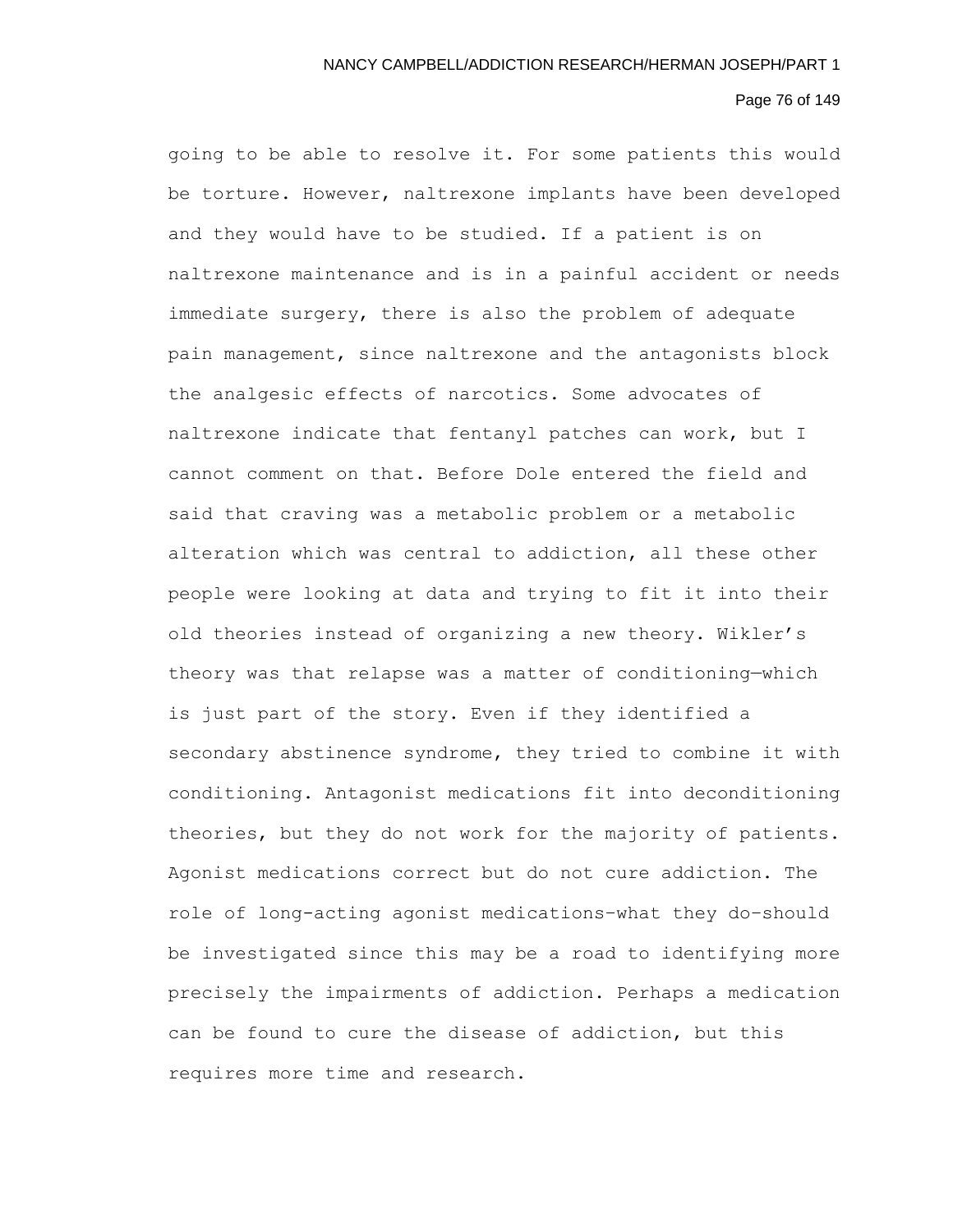going to be able to resolve it. For some patients this would be torture. However, naltrexone implants have been developed and they would have to be studied. If a patient is on naltrexone maintenance and is in a painful accident or needs immediate surgery, there is also the problem of adequate pain management, since naltrexone and the antagonists block the analgesic effects of narcotics. Some advocates of naltrexone indicate that fentanyl patches can work, but I cannot comment on that. Before Dole entered the field and said that craving was a metabolic problem or a metabolic alteration which was central to addiction, all these other people were looking at data and trying to fit it into their old theories instead of organizing a new theory. Wikler's theory was that relapse was a matter of conditioning—which is just part of the story. Even if they identified a secondary abstinence syndrome, they tried to combine it with conditioning. Antagonist medications fit into deconditioning theories, but they do not work for the majority of patients. Agonist medications correct but do not cure addiction. The role of long-acting agonist medications–what they do–should be investigated since this may be a road to identifying more precisely the impairments of addiction. Perhaps a medication can be found to cure the disease of addiction, but this requires more time and research.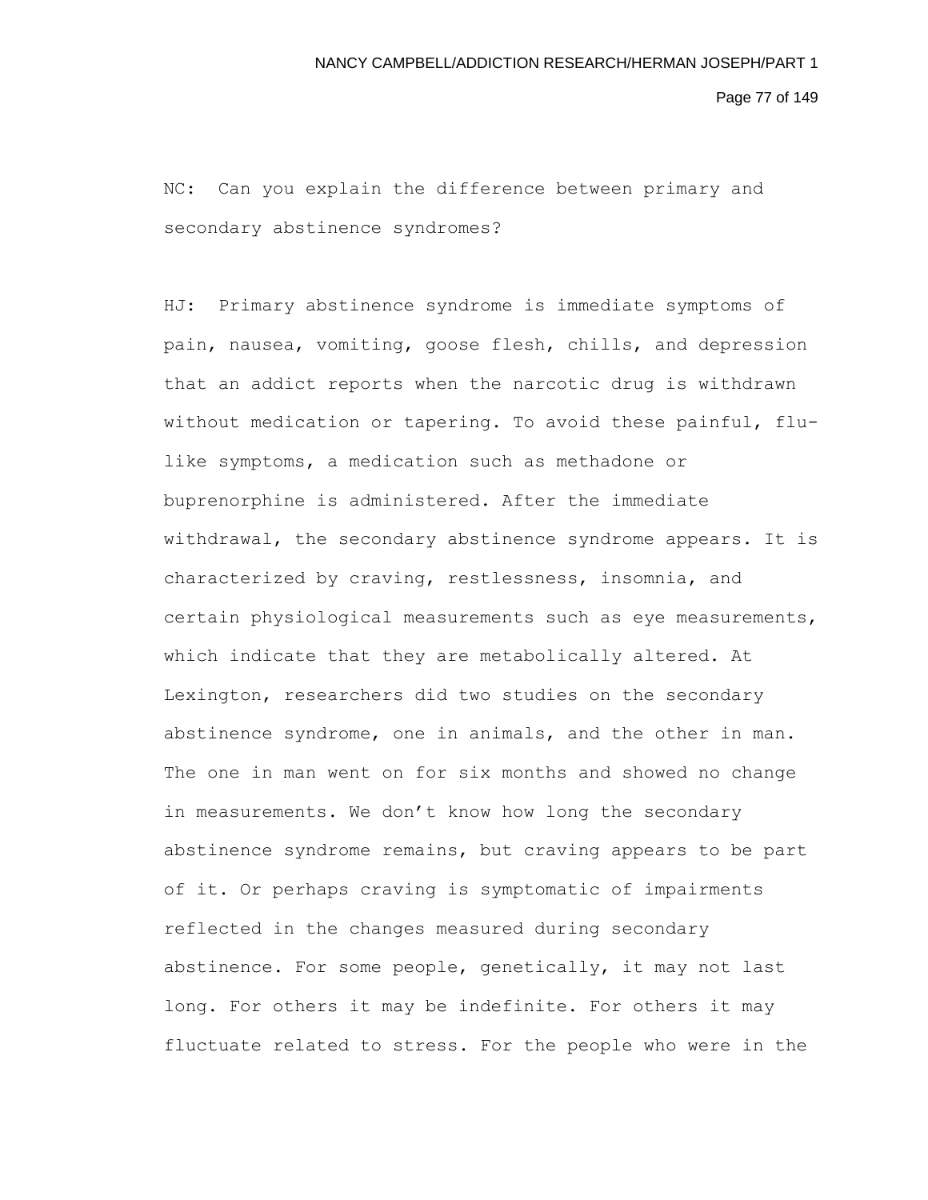NC: Can you explain the difference between primary and secondary abstinence syndromes?

HJ: Primary abstinence syndrome is immediate symptoms of pain, nausea, vomiting, goose flesh, chills, and depression that an addict reports when the narcotic drug is withdrawn without medication or tapering. To avoid these painful, flu-like symptoms, a medication such as methadone or buprenorphine is administered. After the immediate withdrawal, the secondary abstinence syndrome appears. It is characterized by craving, restlessness, insomnia, and certain physiological measurements such as eye measurements, which indicate that they are metabolically altered. At Lexington, researchers did two studies on the secondary abstinence syndrome, one in animals, and the other in man. The one in man went on for six months and showed no change in measurements. We don't know how long the secondary abstinence syndrome remains, but craving appears to be part of it. Or perhaps craving is symptomatic of impairments reflected in the changes measured during secondary abstinence. For some people, genetically, it may not last long. For others it may be indefinite. For others it may fluctuate related to stress. For the people who were in the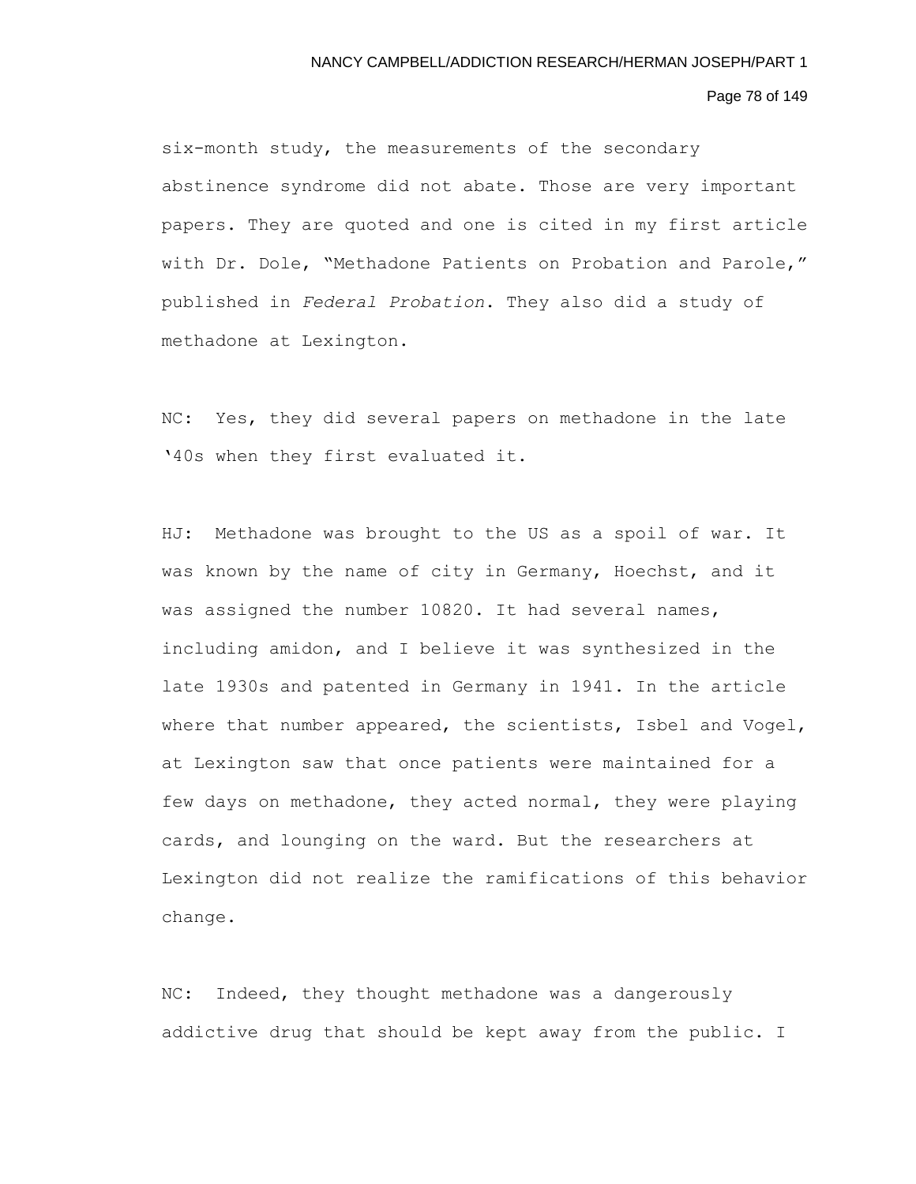six-month study, the measurements of the secondary abstinence syndrome did not abate. Those are very important papers. They are quoted and one is cited in my first article with Dr. Dole, "Methadone Patients on Probation and Parole," published in *Federal Probation*. They also did a study of methadone at Lexington.

NC: Yes, they did several papers on methadone in the late '40s when they first evaluated it.

HJ: Methadone was brought to the US as a spoil of war. It was known by the name of city in Germany, Hoechst, and it was assigned the number 10820. It had several names, including amidon, and I believe it was synthesized in the late 1930s and patented in Germany in 1941. In the article where that number appeared, the scientists, Isbel and Vogel, at Lexington saw that once patients were maintained for a few days on methadone, they acted normal, they were playing cards, and lounging on the ward. But the researchers at Lexington did not realize the ramifications of this behavior change.

NC: Indeed, they thought methadone was a dangerously addictive drug that should be kept away from the public. I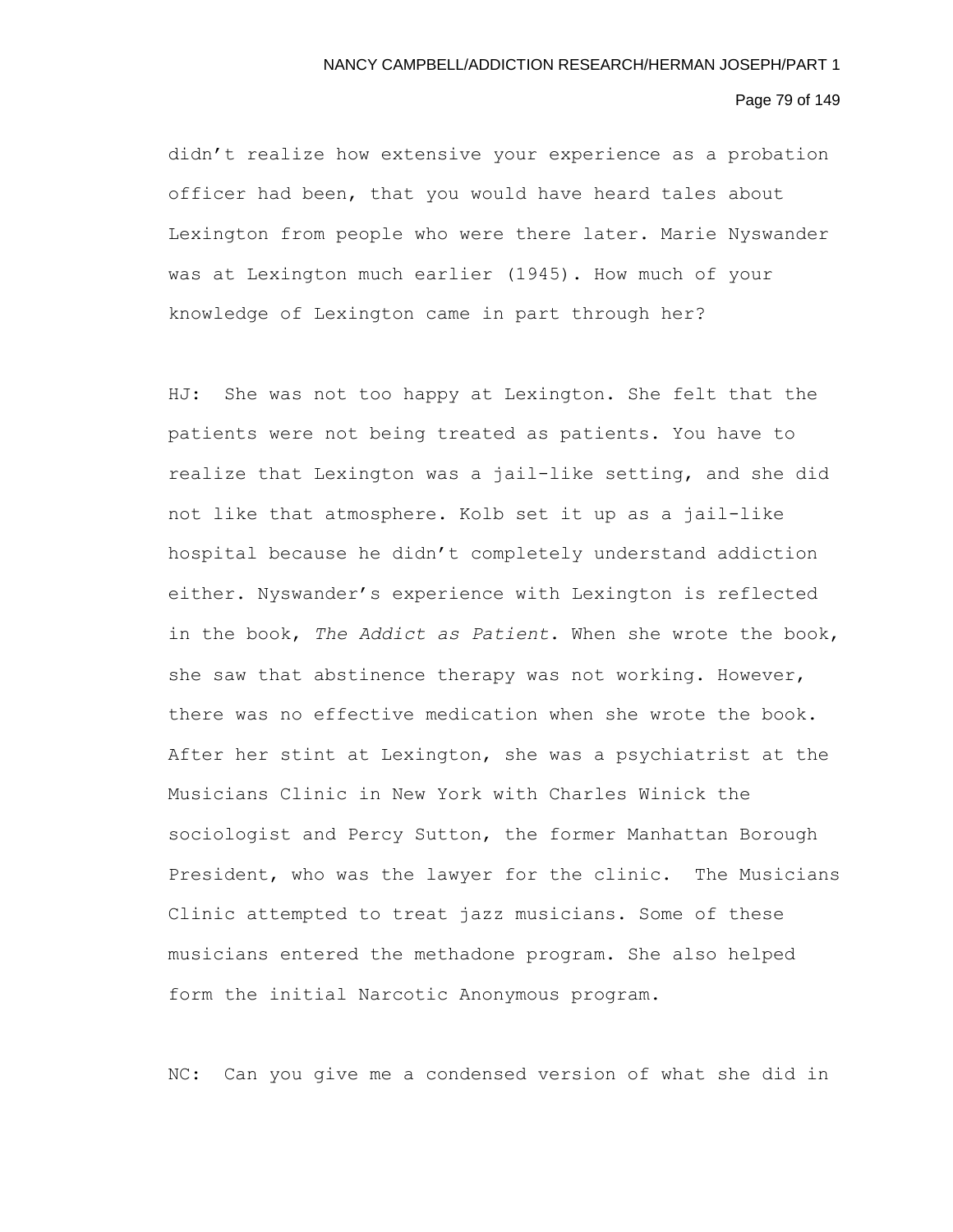didn't realize how extensive your experience as a probation officer had been, that you would have heard tales about Lexington from people who were there later. Marie Nyswander was at Lexington much earlier (1945). How much of your knowledge of Lexington came in part through her?

HJ: She was not too happy at Lexington. She felt that the patients were not being treated as patients. You have to realize that Lexington was a jail-like setting, and she did not like that atmosphere. Kolb set it up as a jail-like hospital because he didn't completely understand addiction either. Nyswander's experience with Lexington is reflected in the book, *The Addict as Patient*. When she wrote the book, she saw that abstinence therapy was not working. However, there was no effective medication when she wrote the book. After her stint at Lexington, she was a psychiatrist at the Musicians Clinic in New York with Charles Winick the sociologist and Percy Sutton, the former Manhattan Borough President, who was the lawyer for the clinic. The Musicians Clinic attempted to treat jazz musicians. Some of these musicians entered the methadone program. She also helped form the initial Narcotic Anonymous program.

NC: Can you give me a condensed version of what she did in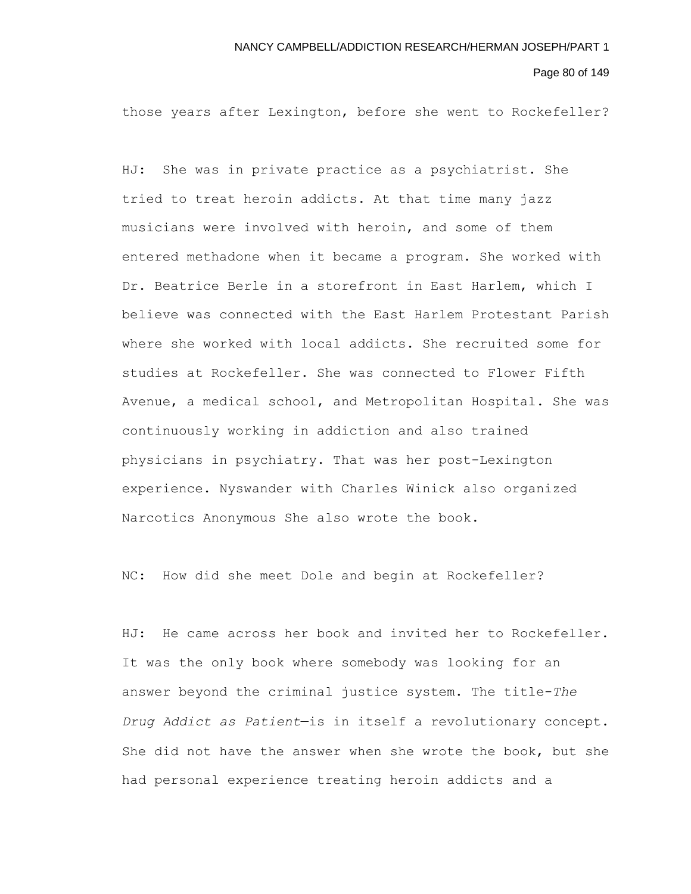those years after Lexington, before she went to Rockefeller?

HJ: She was in private practice as a psychiatrist. She tried to treat heroin addicts. At that time many jazz musicians were involved with heroin, and some of them entered methadone when it became a program. She worked with Dr. Beatrice Berle in a storefront in East Harlem, which I believe was connected with the East Harlem Protestant Parish where she worked with local addicts. She recruited some for studies at Rockefeller. She was connected to Flower Fifth Avenue, a medical school, and Metropolitan Hospital. She was continuously working in addiction and also trained physicians in psychiatry. That was her post-Lexington experience. Nyswander with Charles Winick also organized Narcotics Anonymous She also wrote the book.

NC: How did she meet Dole and begin at Rockefeller?

HJ: He came across her book and invited her to Rockefeller. It was the only book where somebody was looking for an answer beyond the criminal justice system. The title-*The Drug Addict as Patient*—is in itself a revolutionary concept. She did not have the answer when she wrote the book, but she had personal experience treating heroin addicts and a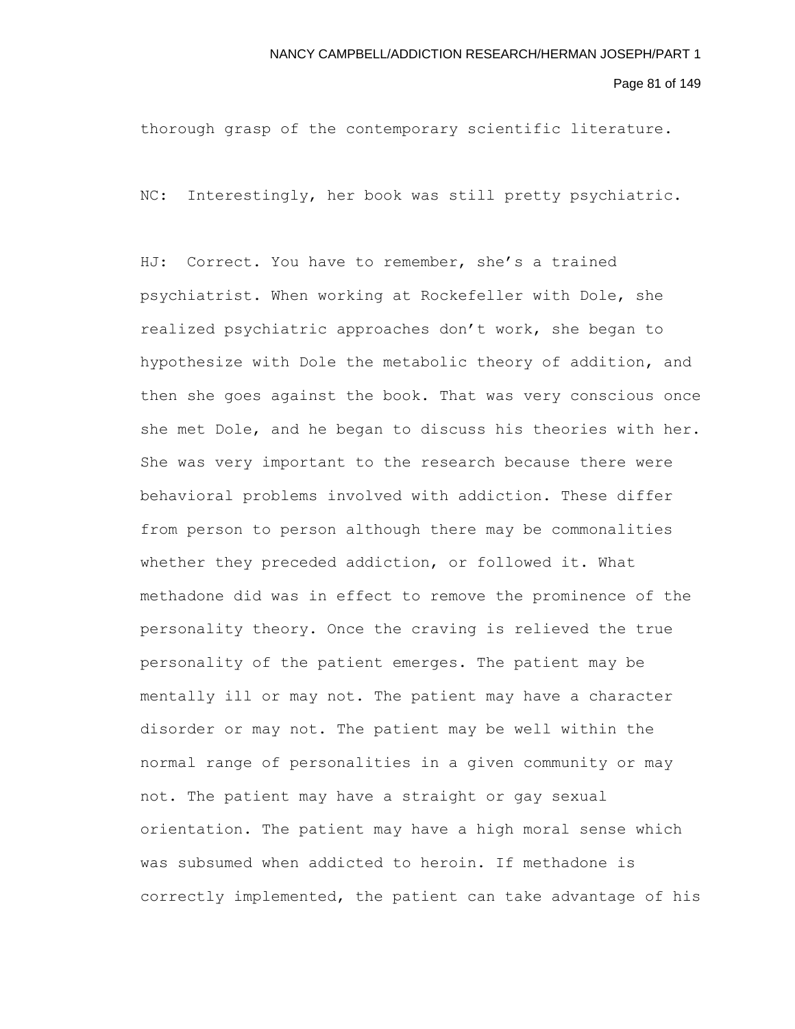thorough grasp of the contemporary scientific literature.

NC: Interestingly, her book was still pretty psychiatric.

HJ: Correct. You have to remember, she's a trained psychiatrist. When working at Rockefeller with Dole, she realized psychiatric approaches don't work, she began to hypothesize with Dole the metabolic theory of addition, and then she goes against the book. That was very conscious once she met Dole, and he began to discuss his theories with her. She was very important to the research because there were behavioral problems involved with addiction. These differ from person to person although there may be commonalities whether they preceded addiction, or followed it. What methadone did was in effect to remove the prominence of the personality theory. Once the craving is relieved the true personality of the patient emerges. The patient may be mentally ill or may not. The patient may have a character disorder or may not. The patient may be well within the normal range of personalities in a given community or may not. The patient may have a straight or gay sexual orientation. The patient may have a high moral sense which was subsumed when addicted to heroin. If methadone is correctly implemented, the patient can take advantage of his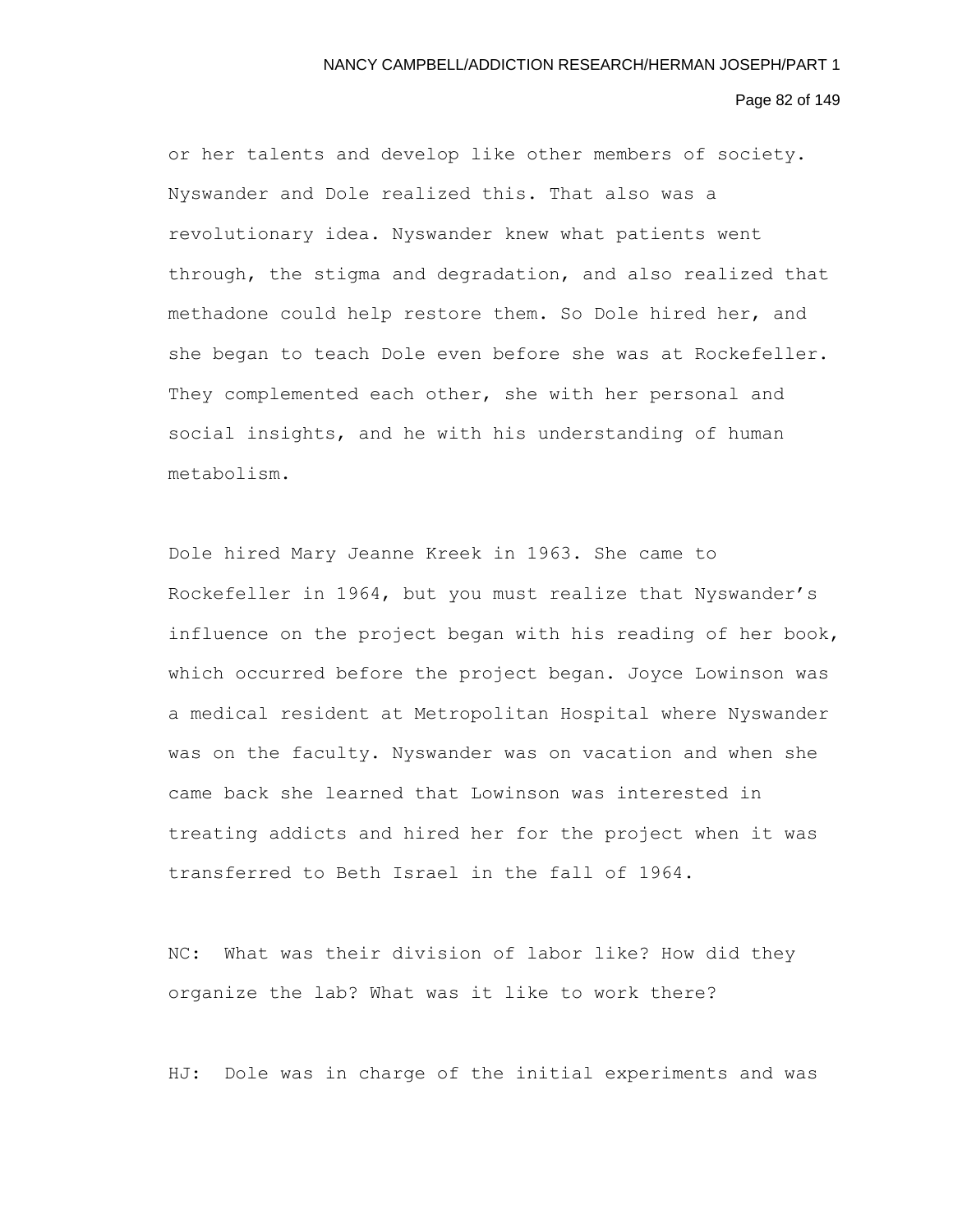or her talents and develop like other members of society. Nyswander and Dole realized this. That also was a revolutionary idea. Nyswander knew what patients went through, the stigma and degradation, and also realized that methadone could help restore them. So Dole hired her, and she began to teach Dole even before she was at Rockefeller. They complemented each other, she with her personal and social insights, and he with his understanding of human metabolism.

Dole hired Mary Jeanne Kreek in 1963. She came to Rockefeller in 1964, but you must realize that Nyswander's influence on the project began with his reading of her book, which occurred before the project began. Joyce Lowinson was a medical resident at Metropolitan Hospital where Nyswander was on the faculty. Nyswander was on vacation and when she came back she learned that Lowinson was interested in treating addicts and hired her for the project when it was transferred to Beth Israel in the fall of 1964.

NC: What was their division of labor like? How did they organize the lab? What was it like to work there?

HJ: Dole was in charge of the initial experiments and was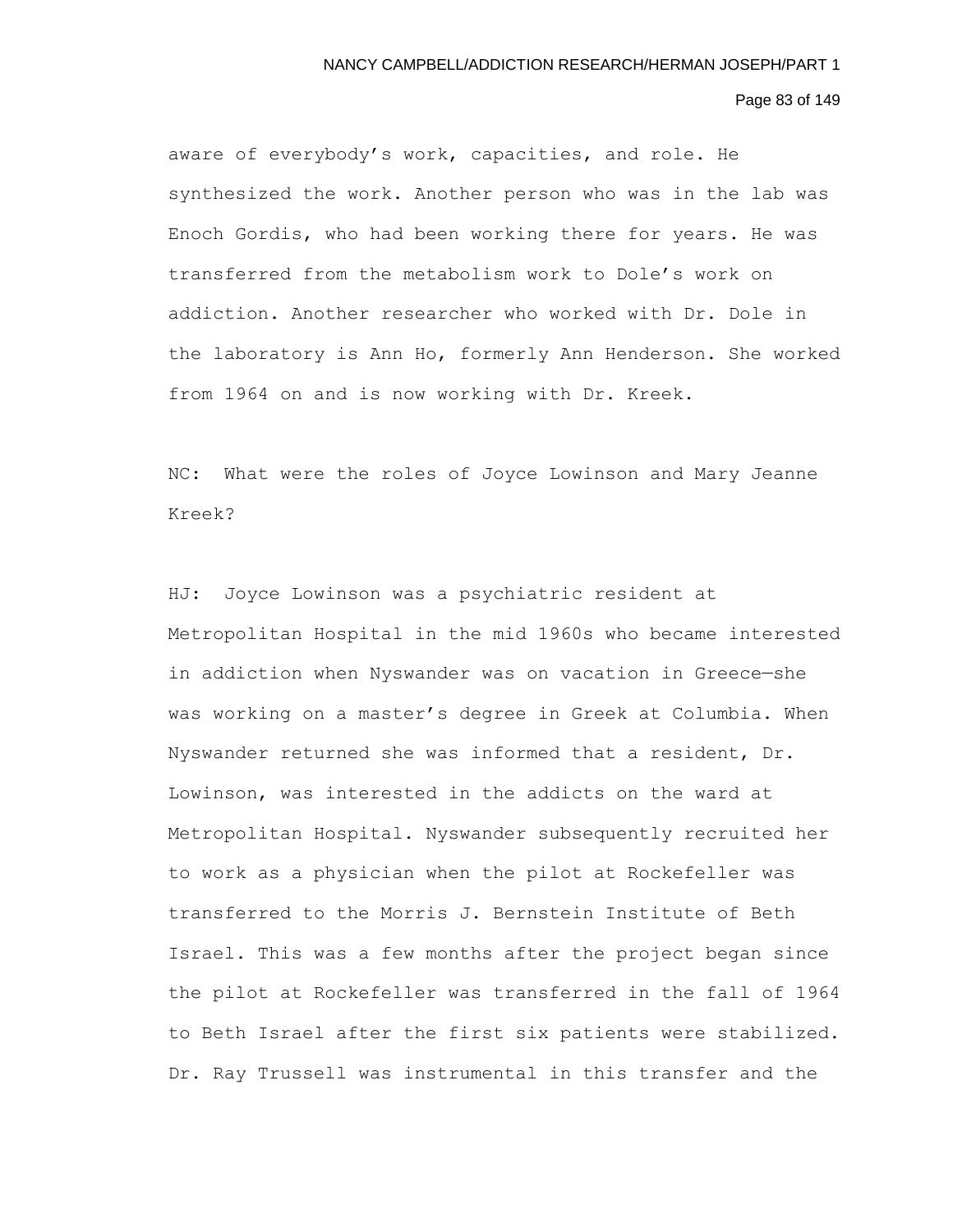aware of everybody's work, capacities, and role. He synthesized the work. Another person who was in the lab was Enoch Gordis, who had been working there for years. He was transferred from the metabolism work to Dole's work on addiction. Another researcher who worked with Dr. Dole in the laboratory is Ann Ho, formerly Ann Henderson. She worked from 1964 on and is now working with Dr. Kreek.

NC: What were the roles of Joyce Lowinson and Mary Jeanne Kreek?

HJ: Joyce Lowinson was a psychiatric resident at Metropolitan Hospital in the mid 1960s who became interested in addiction when Nyswander was on vacation in Greece—she was working on a master's degree in Greek at Columbia. When Nyswander returned she was informed that a resident, Dr. Lowinson, was interested in the addicts on the ward at Metropolitan Hospital. Nyswander subsequently recruited her to work as a physician when the pilot at Rockefeller was transferred to the Morris J. Bernstein Institute of Beth Israel. This was a few months after the project began since the pilot at Rockefeller was transferred in the fall of 1964 to Beth Israel after the first six patients were stabilized. Dr. Ray Trussell was instrumental in this transfer and the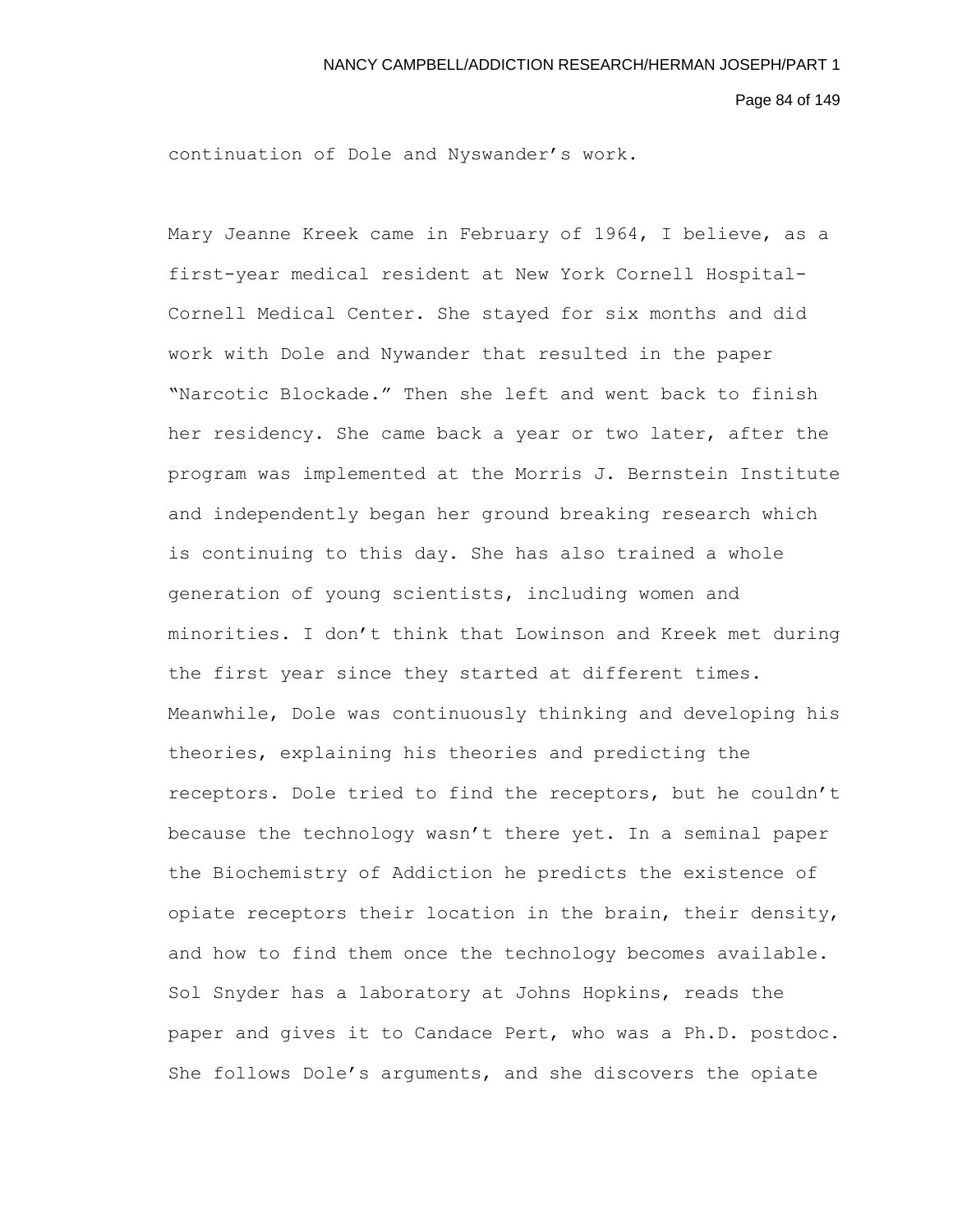continuation of Dole and Nyswander's work.

Mary Jeanne Kreek came in February of 1964, I believe, as a first-year medical resident at New York Cornell Hospital-Cornell Medical Center. She stayed for six months and did work with Dole and Nywander that resulted in the paper "Narcotic Blockade." Then she left and went back to finish her residency. She came back a year or two later, after the program was implemented at the Morris J. Bernstein Institute and independently began her ground breaking research which is continuing to this day. She has also trained a whole generation of young scientists, including women and minorities. I don't think that Lowinson and Kreek met during the first year since they started at different times. Meanwhile, Dole was continuously thinking and developing his theories, explaining his theories and predicting the receptors. Dole tried to find the receptors, but he couldn't because the technology wasn't there yet. In a seminal paper the Biochemistry of Addiction he predicts the existence of opiate receptors their location in the brain, their density, and how to find them once the technology becomes available. Sol Snyder has a laboratory at Johns Hopkins, reads the paper and gives it to Candace Pert, who was a Ph.D. postdoc. She follows Dole's arguments, and she discovers the opiate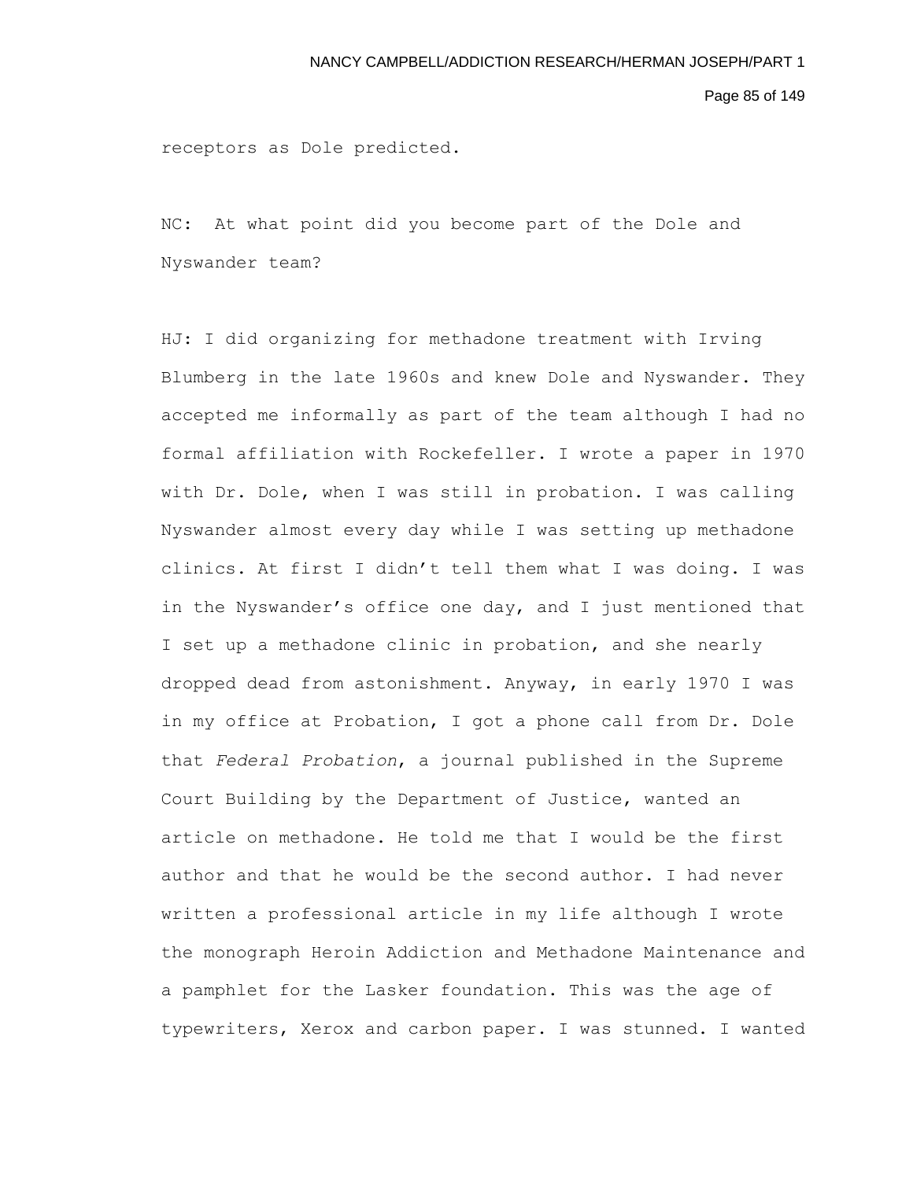receptors as Dole predicted.

NC: At what point did you become part of the Dole and Nyswander team?

HJ: I did organizing for methadone treatment with Irving Blumberg in the late 1960s and knew Dole and Nyswander. They accepted me informally as part of the team although I had no formal affiliation with Rockefeller. I wrote a paper in 1970 with Dr. Dole, when I was still in probation. I was calling Nyswander almost every day while I was setting up methadone clinics. At first I didn't tell them what I was doing. I was in the Nyswander's office one day, and I just mentioned that I set up a methadone clinic in probation, and she nearly dropped dead from astonishment. Anyway, in early 1970 I was in my office at Probation, I got a phone call from Dr. Dole that *Federal Probation*, a journal published in the Supreme Court Building by the Department of Justice, wanted an article on methadone. He told me that I would be the first author and that he would be the second author. I had never written a professional article in my life although I wrote the monograph Heroin Addiction and Methadone Maintenance and a pamphlet for the Lasker foundation. This was the age of typewriters, Xerox and carbon paper. I was stunned. I wanted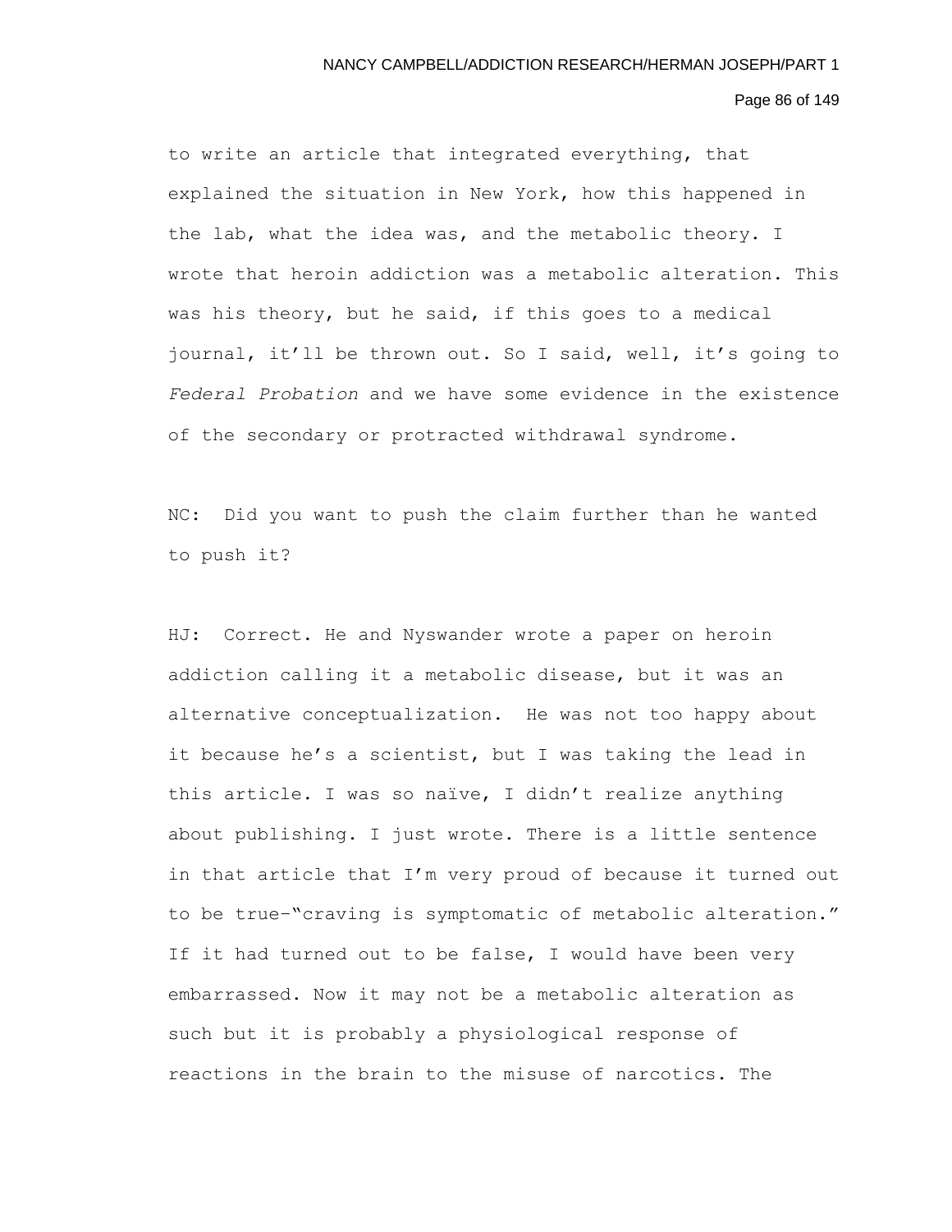to write an article that integrated everything, that explained the situation in New York, how this happened in the lab, what the idea was, and the metabolic theory. I wrote that heroin addiction was a metabolic alteration. This was his theory, but he said, if this goes to a medical journal, it'll be thrown out. So I said, well, it's going to *Federal Probation* and we have some evidence in the existence of the secondary or protracted withdrawal syndrome.

NC: Did you want to push the claim further than he wanted to push it?

HJ: Correct. He and Nyswander wrote a paper on heroin addiction calling it a metabolic disease, but it was an alternative conceptualization. He was not too happy about it because he's a scientist, but I was taking the lead in this article. I was so naïve, I didn't realize anything about publishing. I just wrote. There is a little sentence in that article that I'm very proud of because it turned out to be true–"craving is symptomatic of metabolic alteration." If it had turned out to be false, I would have been very embarrassed. Now it may not be a metabolic alteration as such but it is probably a physiological response of reactions in the brain to the misuse of narcotics. The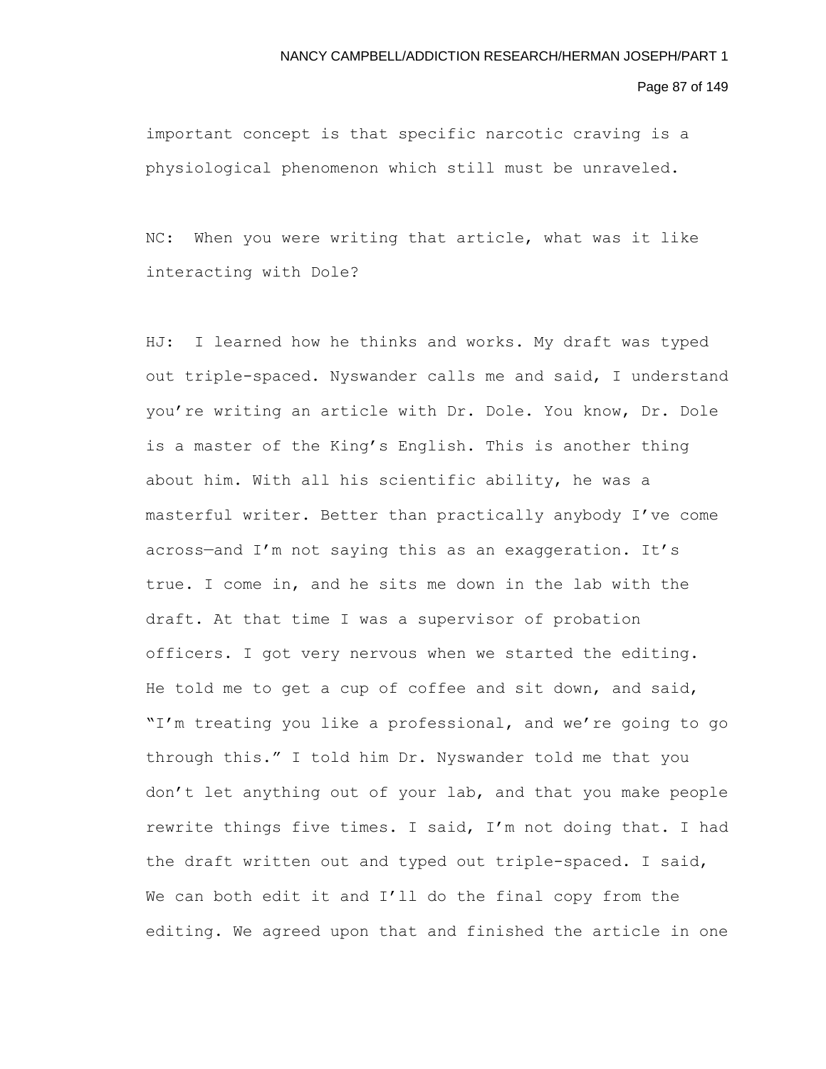important concept is that specific narcotic craving is a physiological phenomenon which still must be unraveled.

NC: When you were writing that article, what was it like interacting with Dole?

HJ: I learned how he thinks and works. My draft was typed out triple-spaced. Nyswander calls me and said, I understand you're writing an article with Dr. Dole. You know, Dr. Dole is a master of the King's English. This is another thing about him. With all his scientific ability, he was a masterful writer. Better than practically anybody I've come across—and I'm not saying this as an exaggeration. It's true. I come in, and he sits me down in the lab with the draft. At that time I was a supervisor of probation officers. I got very nervous when we started the editing. He told me to get a cup of coffee and sit down, and said, "I'm treating you like a professional, and we're going to go through this." I told him Dr. Nyswander told me that you don't let anything out of your lab, and that you make people rewrite things five times. I said, I'm not doing that. I had the draft written out and typed out triple-spaced. I said, We can both edit it and I'll do the final copy from the editing. We agreed upon that and finished the article in one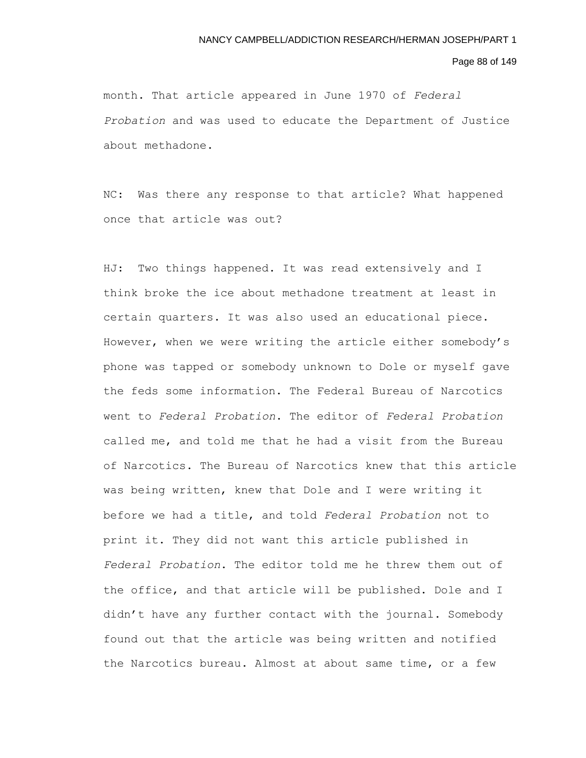month. That article appeared in June 1970 of *Federal Probation* and was used to educate the Department of Justice about methadone.

NC: Was there any response to that article? What happened once that article was out?

HJ: Two things happened. It was read extensively and I think broke the ice about methadone treatment at least in certain quarters. It was also used an educational piece. However, when we were writing the article either somebody's phone was tapped or somebody unknown to Dole or myself gave the feds some information. The Federal Bureau of Narcotics went to *Federal Probation*. The editor of *Federal Probation* called me, and told me that he had a visit from the Bureau of Narcotics. The Bureau of Narcotics knew that this article was being written, knew that Dole and I were writing it before we had a title, and told *Federal Probation* not to print it. They did not want this article published in *Federal Probation*. The editor told me he threw them out of the office, and that article will be published. Dole and I didn't have any further contact with the journal. Somebody found out that the article was being written and notified the Narcotics bureau. Almost at about same time, or a few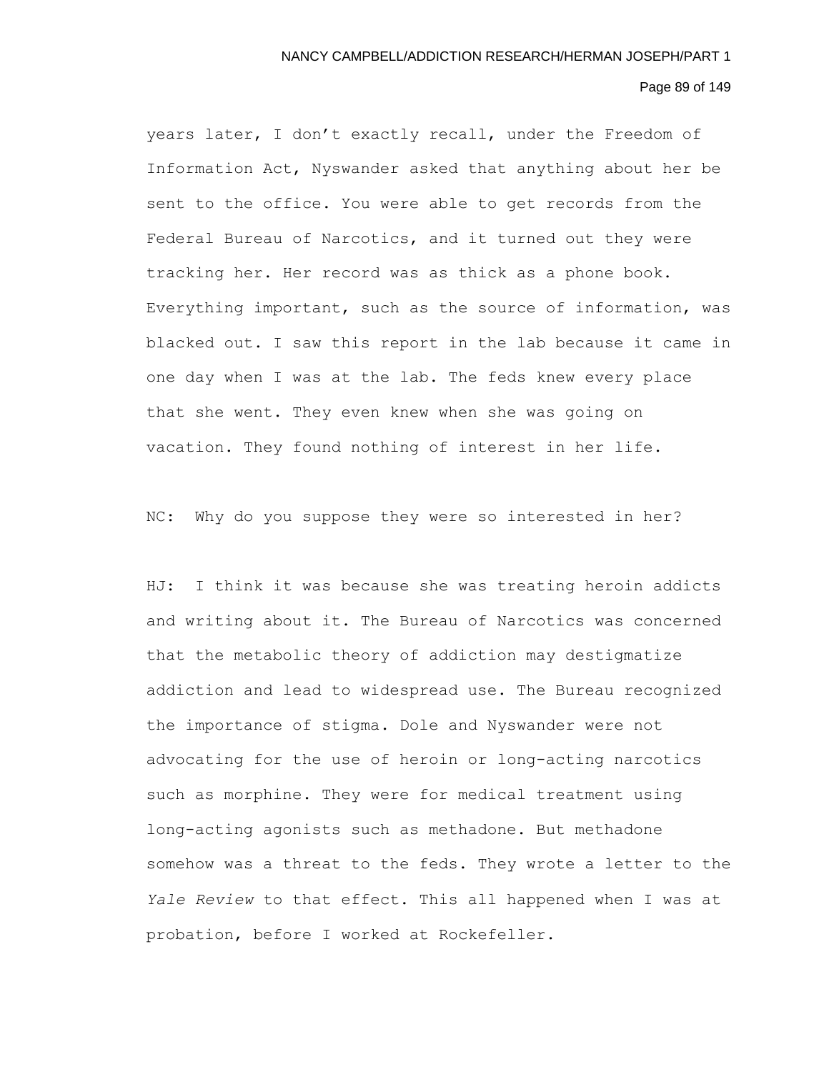years later, I don't exactly recall, under the Freedom of Information Act, Nyswander asked that anything about her be sent to the office. You were able to get records from the Federal Bureau of Narcotics, and it turned out they were tracking her. Her record was as thick as a phone book. Everything important, such as the source of information, was blacked out. I saw this report in the lab because it came in one day when I was at the lab. The feds knew every place that she went. They even knew when she was going on vacation. They found nothing of interest in her life.

NC: Why do you suppose they were so interested in her?

HJ: I think it was because she was treating heroin addicts and writing about it. The Bureau of Narcotics was concerned that the metabolic theory of addiction may destigmatize addiction and lead to widespread use. The Bureau recognized the importance of stigma. Dole and Nyswander were not advocating for the use of heroin or long-acting narcotics such as morphine. They were for medical treatment using long-acting agonists such as methadone. But methadone somehow was a threat to the feds. They wrote a letter to the *Yale Review* to that effect. This all happened when I was at probation, before I worked at Rockefeller.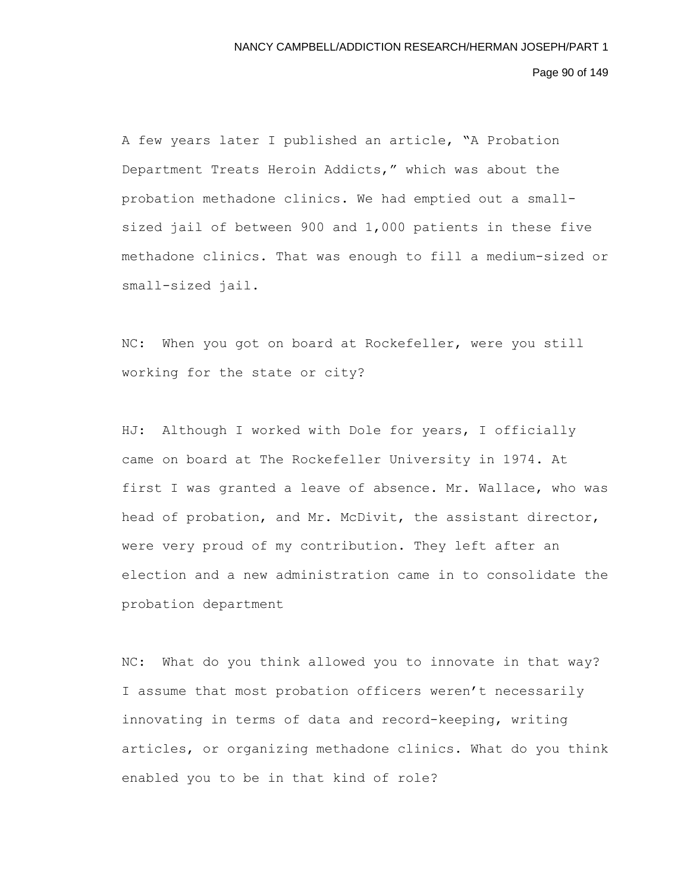A few years later I published an article, "A Probation Department Treats Heroin Addicts," which was about the probation methadone clinics. We had emptied out a small-sized jail of between 900 and 1,000 patients in these five methadone clinics. That was enough to fill a medium-sized or small-sized jail.

NC: When you got on board at Rockefeller, were you still working for the state or city?

HJ: Although I worked with Dole for years, I officially came on board at The Rockefeller University in 1974. At first I was granted a leave of absence. Mr. Wallace, who was head of probation, and Mr. McDivit, the assistant director, were very proud of my contribution. They left after an election and a new administration came in to consolidate the probation department

NC: What do you think allowed you to innovate in that way? I assume that most probation officers weren't necessarily innovating in terms of data and record-keeping, writing articles, or organizing methadone clinics. What do you think enabled you to be in that kind of role?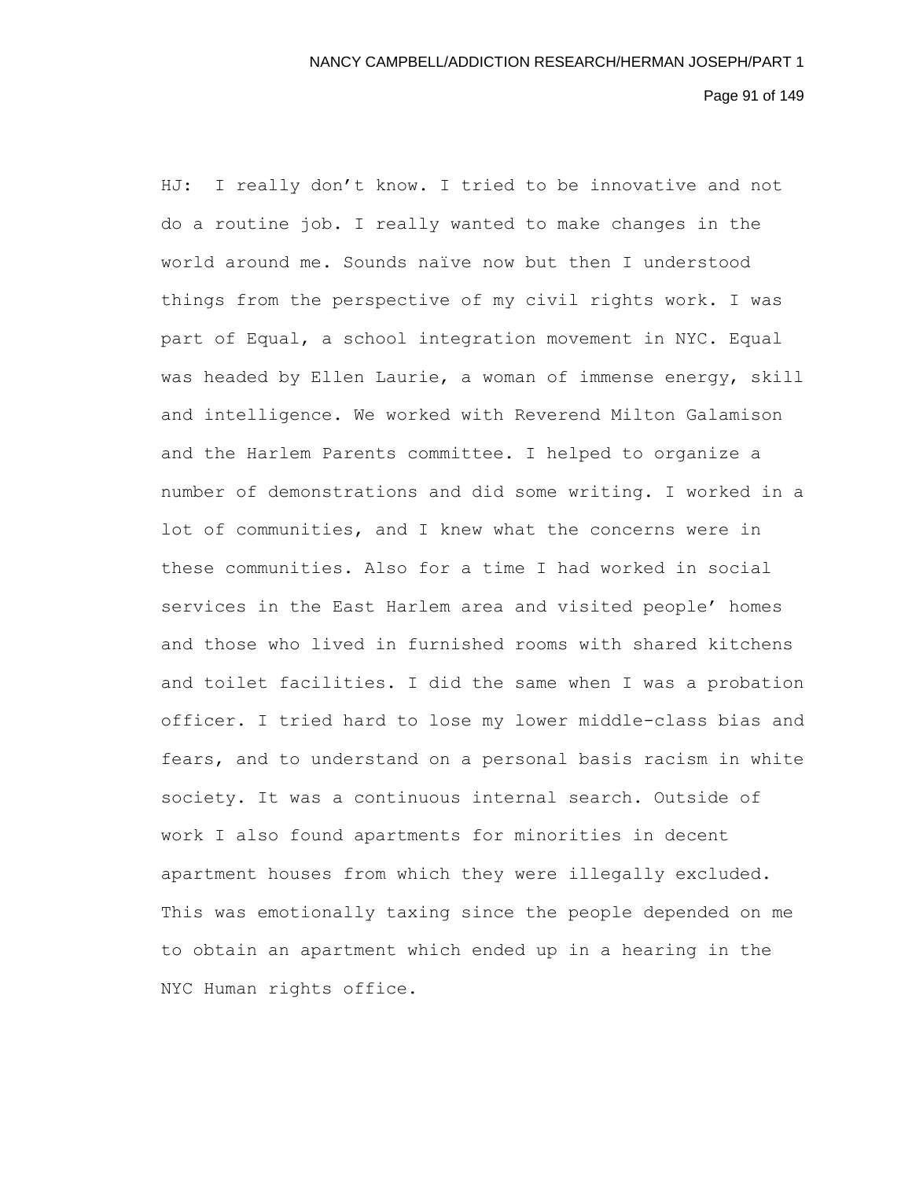HJ: I really don't know. I tried to be innovative and not do a routine job. I really wanted to make changes in the world around me. Sounds naïve now but then I understood things from the perspective of my civil rights work. I was part of Equal, a school integration movement in NYC. Equal was headed by Ellen Laurie, a woman of immense energy, skill and intelligence. We worked with Reverend Milton Galamison and the Harlem Parents committee. I helped to organize a number of demonstrations and did some writing. I worked in a lot of communities, and I knew what the concerns were in these communities. Also for a time I had worked in social services in the East Harlem area and visited people' homes and those who lived in furnished rooms with shared kitchens and toilet facilities. I did the same when I was a probation officer. I tried hard to lose my lower middle-class bias and fears, and to understand on a personal basis racism in white society. It was a continuous internal search. Outside of work I also found apartments for minorities in decent apartment houses from which they were illegally excluded. This was emotionally taxing since the people depended on me to obtain an apartment which ended up in a hearing in the NYC Human rights office.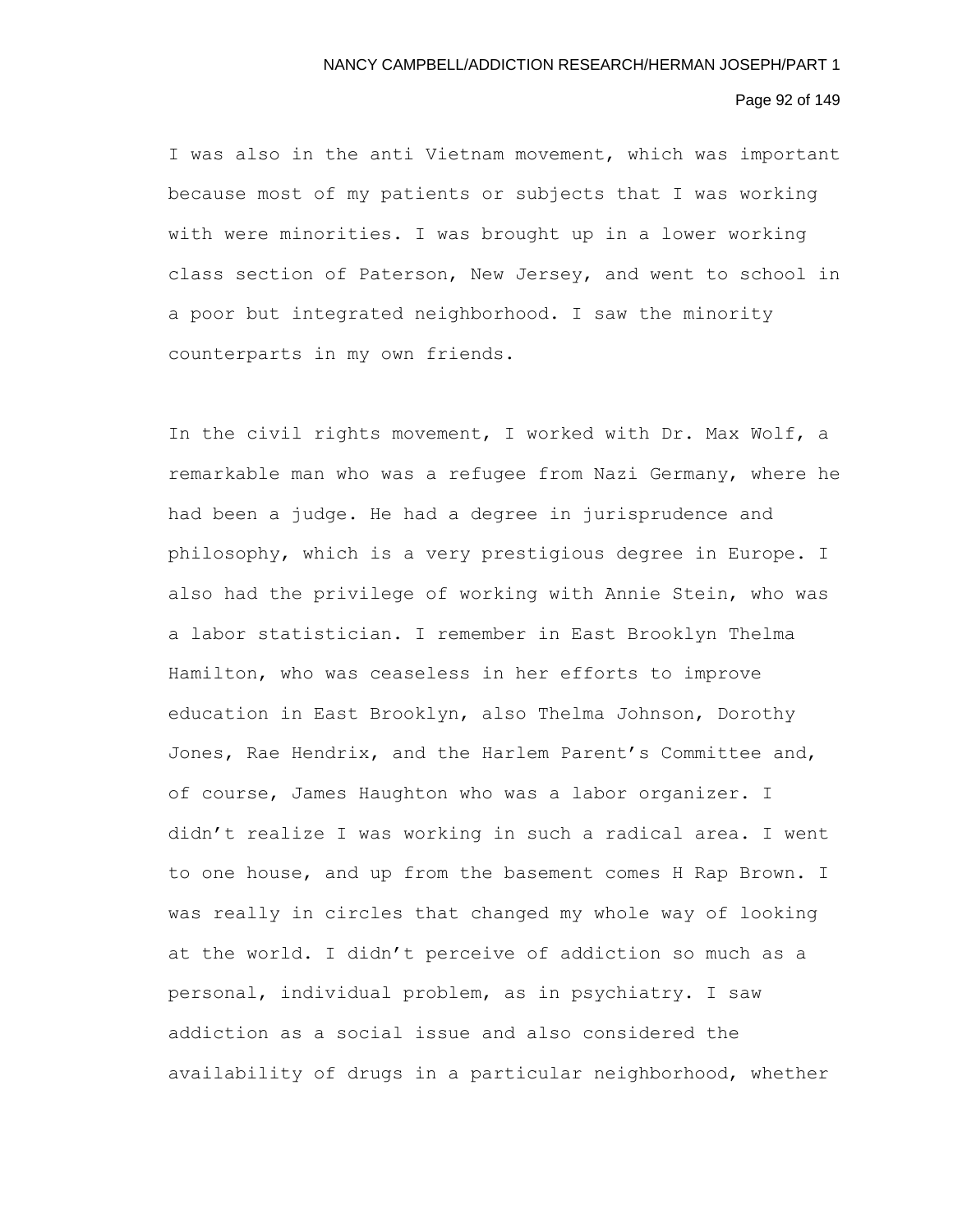I was also in the anti Vietnam movement, which was important because most of my patients or subjects that I was working with were minorities. I was brought up in a lower working class section of Paterson, New Jersey, and went to school in a poor but integrated neighborhood. I saw the minority counterparts in my own friends.

In the civil rights movement, I worked with Dr. Max Wolf, a remarkable man who was a refugee from Nazi Germany, where he had been a judge. He had a degree in jurisprudence and philosophy, which is a very prestigious degree in Europe. I also had the privilege of working with Annie Stein, who was a labor statistician. I remember in East Brooklyn Thelma Hamilton, who was ceaseless in her efforts to improve education in East Brooklyn, also Thelma Johnson, Dorothy Jones, Rae Hendrix, and the Harlem Parent's Committee and, of course, James Haughton who was a labor organizer. I didn't realize I was working in such a radical area. I went to one house, and up from the basement comes H Rap Brown. I was really in circles that changed my whole way of looking at the world. I didn't perceive of addiction so much as a personal, individual problem, as in psychiatry. I saw addiction as a social issue and also considered the availability of drugs in a particular neighborhood, whether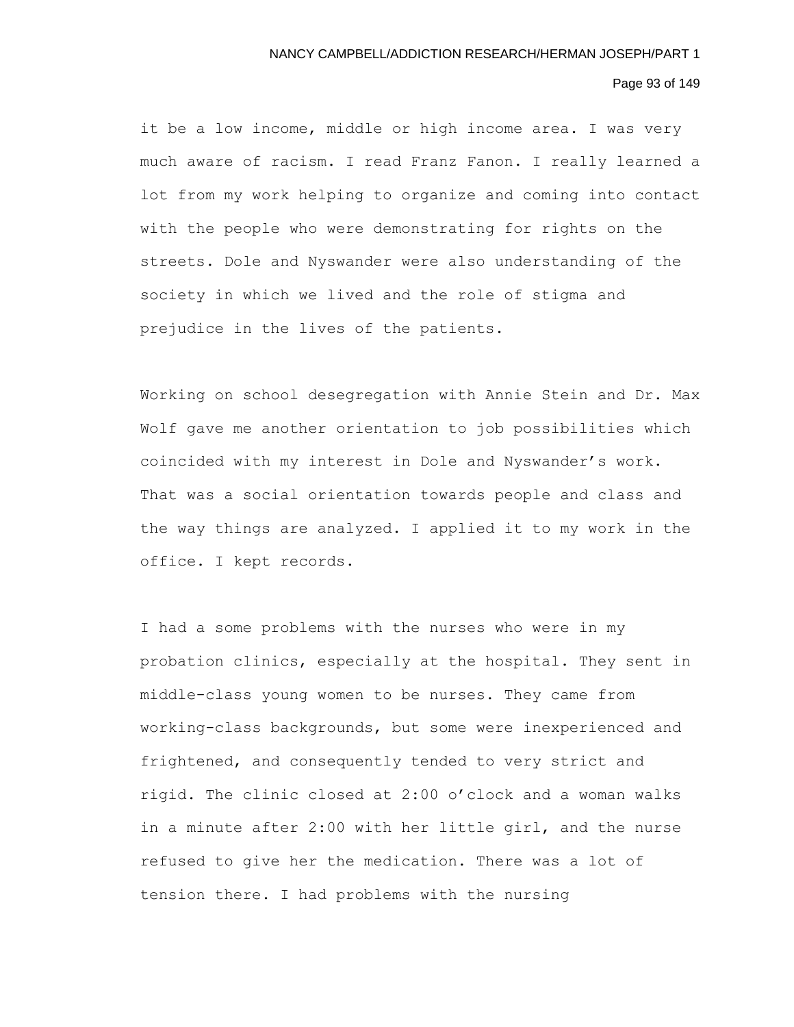it be a low income, middle or high income area. I was very much aware of racism. I read Franz Fanon. I really learned a lot from my work helping to organize and coming into contact with the people who were demonstrating for rights on the streets. Dole and Nyswander were also understanding of the society in which we lived and the role of stigma and prejudice in the lives of the patients.

Working on school desegregation with Annie Stein and Dr. Max Wolf gave me another orientation to job possibilities which coincided with my interest in Dole and Nyswander's work. That was a social orientation towards people and class and the way things are analyzed. I applied it to my work in the office. I kept records.

I had a some problems with the nurses who were in my probation clinics, especially at the hospital. They sent in middle-class young women to be nurses. They came from working-class backgrounds, but some were inexperienced and frightened, and consequently tended to very strict and rigid. The clinic closed at 2:00 o'clock and a woman walks in a minute after 2:00 with her little girl, and the nurse refused to give her the medication. There was a lot of tension there. I had problems with the nursing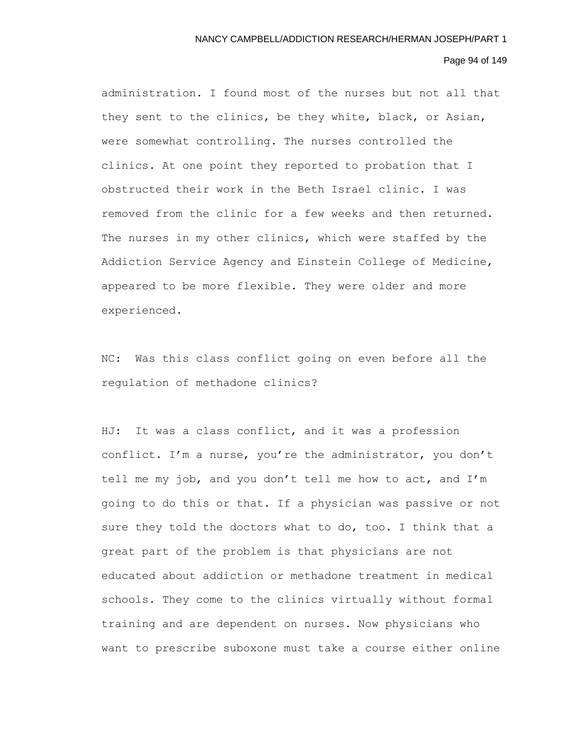administration. I found most of the nurses but not all that they sent to the clinics, be they white, black, or Asian, were somewhat controlling. The nurses controlled the clinics. At one point they reported to probation that I obstructed their work in the Beth Israel clinic. I was removed from the clinic for a few weeks and then returned. The nurses in my other clinics, which were staffed by the Addiction Service Agency and Einstein College of Medicine, appeared to be more flexible. They were older and more experienced.

NC: Was this class conflict going on even before all the regulation of methadone clinics?

HJ: It was a class conflict, and it was a profession conflict. I'm a nurse, you're the administrator, you don't tell me my job, and you don't tell me how to act, and I'm going to do this or that. If a physician was passive or not sure they told the doctors what to do, too. I think that a great part of the problem is that physicians are not educated about addiction or methadone treatment in medical schools. They come to the clinics virtually without formal training and are dependent on nurses. Now physicians who want to prescribe suboxone must take a course either online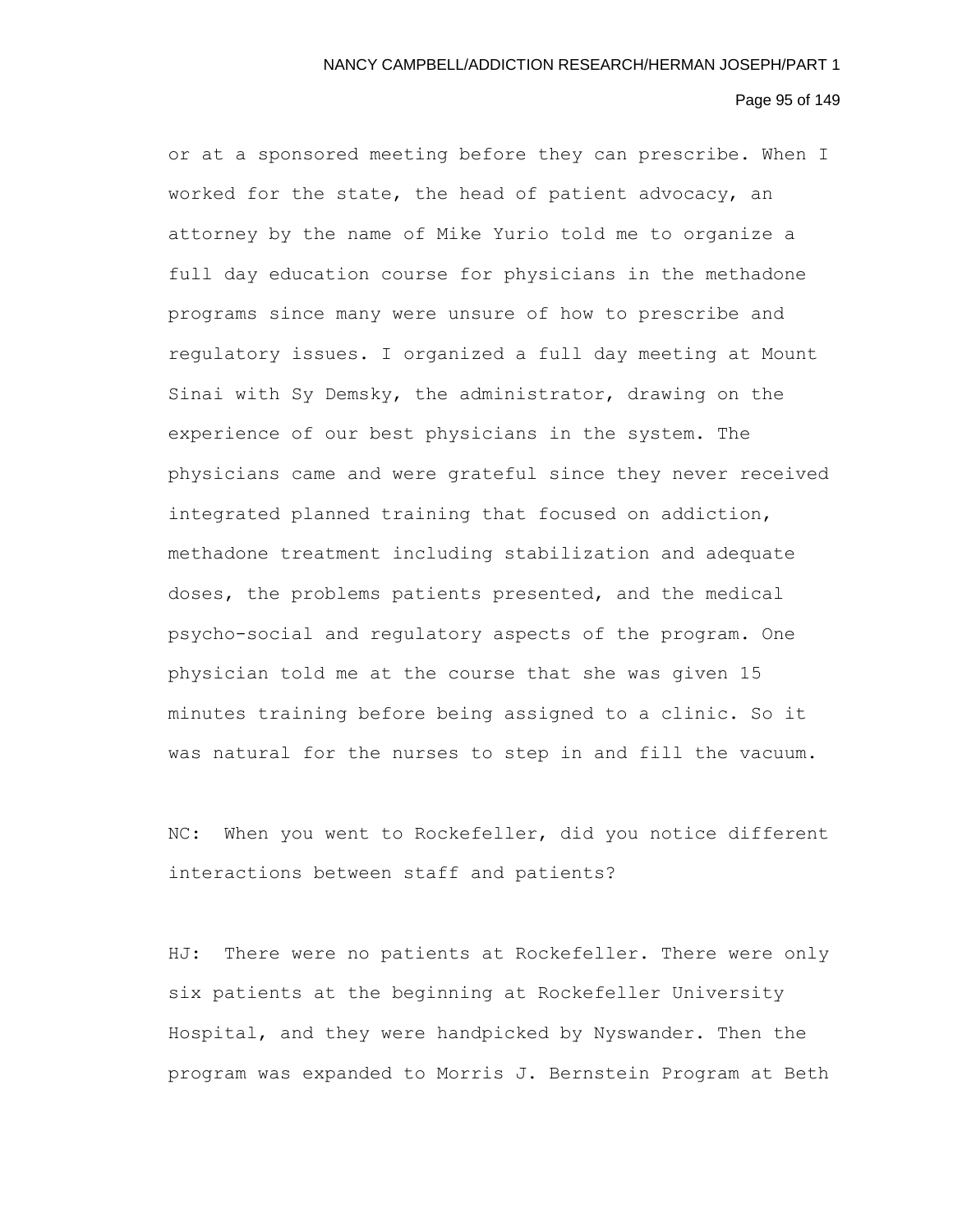or at a sponsored meeting before they can prescribe. When I worked for the state, the head of patient advocacy, an attorney by the name of Mike Yurio told me to organize a full day education course for physicians in the methadone programs since many were unsure of how to prescribe and regulatory issues. I organized a full day meeting at Mount Sinai with Sy Demsky, the administrator, drawing on the experience of our best physicians in the system. The physicians came and were grateful since they never received integrated planned training that focused on addiction, methadone treatment including stabilization and adequate doses, the problems patients presented, and the medical psycho-social and regulatory aspects of the program. One physician told me at the course that she was given 15 minutes training before being assigned to a clinic. So it was natural for the nurses to step in and fill the vacuum.

NC: When you went to Rockefeller, did you notice different interactions between staff and patients?

HJ: There were no patients at Rockefeller. There were only six patients at the beginning at Rockefeller University Hospital, and they were handpicked by Nyswander. Then the program was expanded to Morris J. Bernstein Program at Beth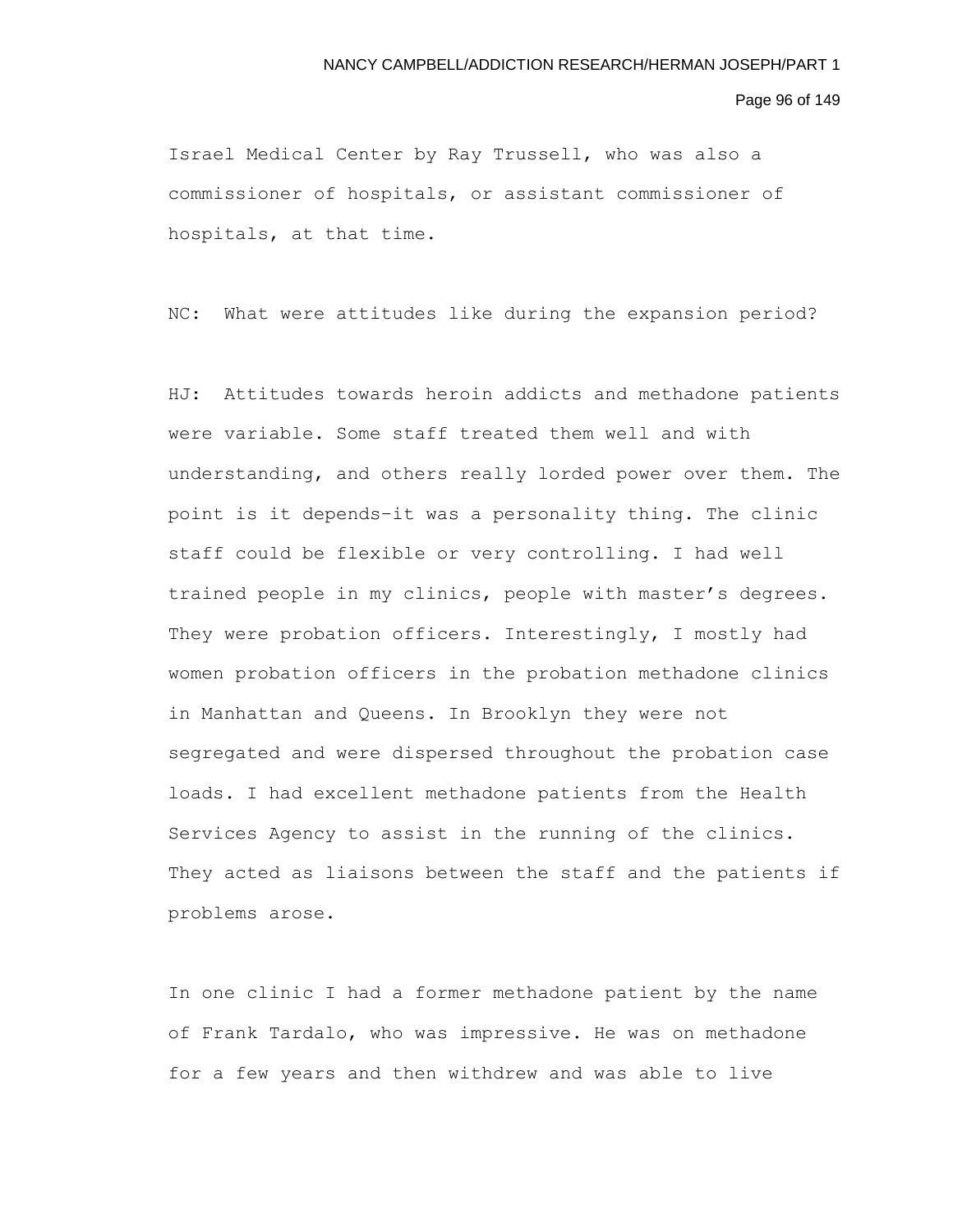Israel Medical Center by Ray Trussell, who was also a commissioner of hospitals, or assistant commissioner of hospitals, at that time.

NC: What were attitudes like during the expansion period?

HJ: Attitudes towards heroin addicts and methadone patients were variable. Some staff treated them well and with understanding, and others really lorded power over them. The point is it depends–it was a personality thing. The clinic staff could be flexible or very controlling. I had well trained people in my clinics, people with master's degrees. They were probation officers. Interestingly, I mostly had women probation officers in the probation methadone clinics in Manhattan and Queens. In Brooklyn they were not segregated and were dispersed throughout the probation case loads. I had excellent methadone patients from the Health Services Agency to assist in the running of the clinics. They acted as liaisons between the staff and the patients if problems arose.

In one clinic I had a former methadone patient by the name of Frank Tardalo, who was impressive. He was on methadone for a few years and then withdrew and was able to live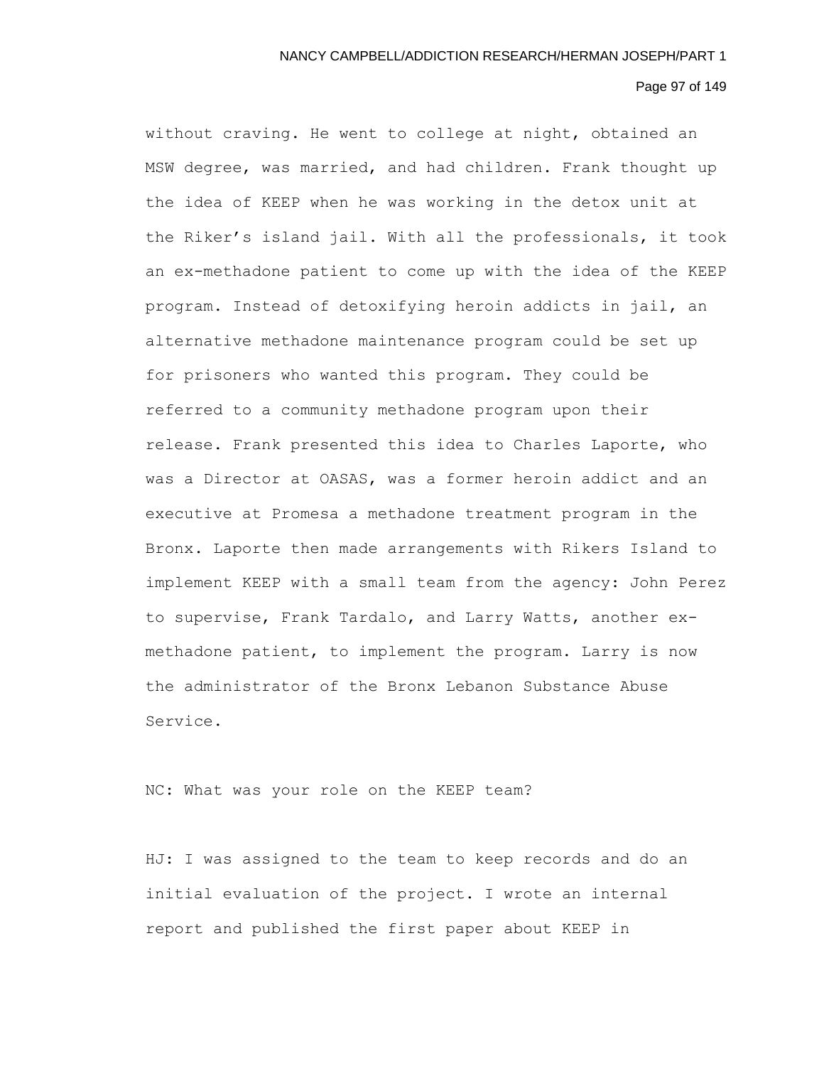without craving. He went to college at night, obtained an MSW degree, was married, and had children. Frank thought up the idea of KEEP when he was working in the detox unit at the Riker's island jail. With all the professionals, it took an ex-methadone patient to come up with the idea of the KEEP program. Instead of detoxifying heroin addicts in jail, an alternative methadone maintenance program could be set up for prisoners who wanted this program. They could be referred to a community methadone program upon their release. Frank presented this idea to Charles Laporte, who was a Director at OASAS, was a former heroin addict and an executive at Promesa a methadone treatment program in the Bronx. Laporte then made arrangements with Rikers Island to implement KEEP with a small team from the agency: John Perez to supervise, Frank Tardalo, and Larry Watts, another ex-methadone patient, to implement the program. Larry is now the administrator of the Bronx Lebanon Substance Abuse Service.

NC: What was your role on the KEEP team?

HJ: I was assigned to the team to keep records and do an initial evaluation of the project. I wrote an internal report and published the first paper about KEEP in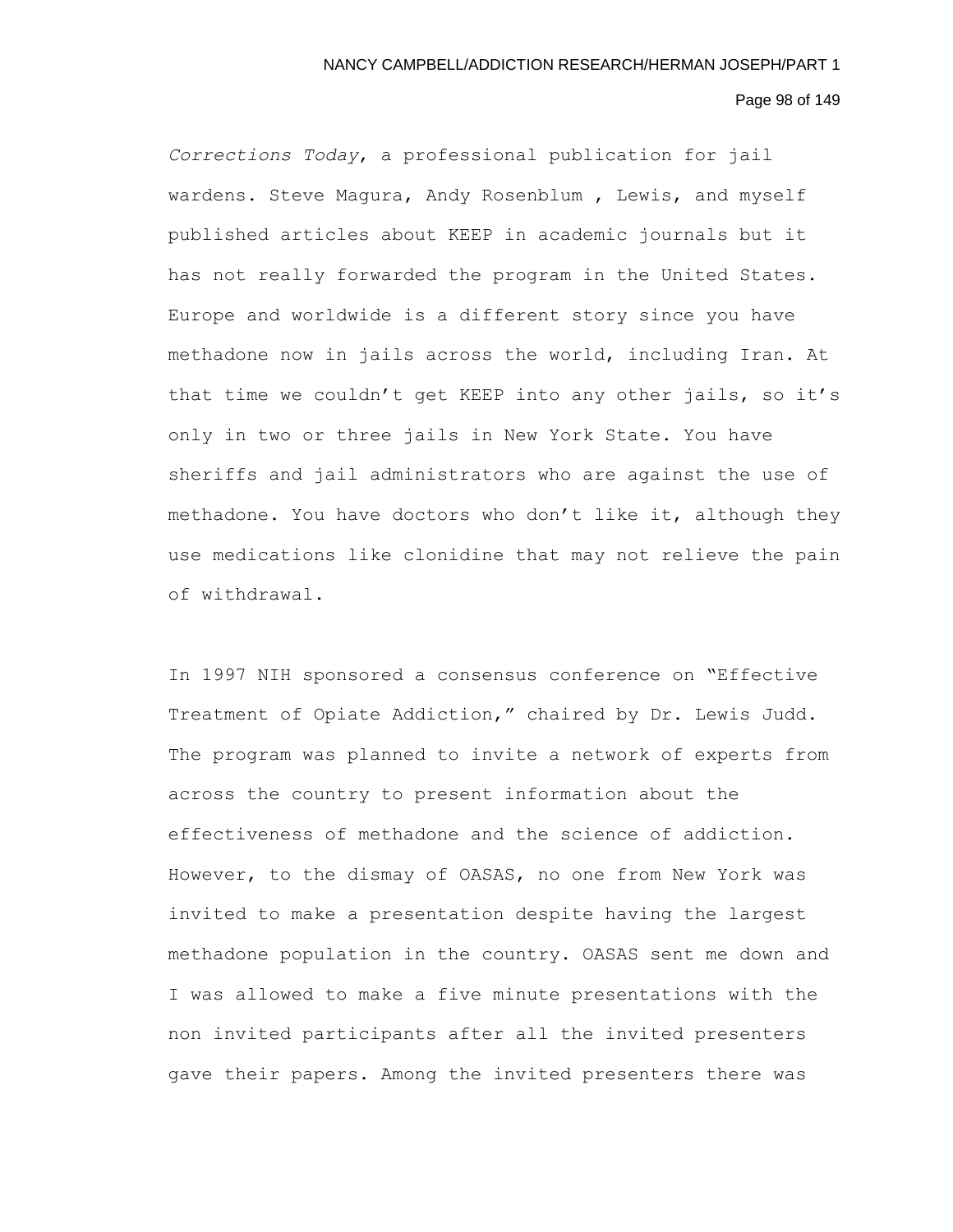*Corrections Today*, a professional publication for jail wardens. Steve Magura, Andy Rosenblum , Lewis, and myself published articles about KEEP in academic journals but it has not really forwarded the program in the United States. Europe and worldwide is a different story since you have methadone now in jails across the world, including Iran. At that time we couldn't get KEEP into any other jails, so it's only in two or three jails in New York State. You have sheriffs and jail administrators who are against the use of methadone. You have doctors who don't like it, although they use medications like clonidine that may not relieve the pain of withdrawal.

In 1997 NIH sponsored a consensus conference on "Effective Treatment of Opiate Addiction," chaired by Dr. Lewis Judd. The program was planned to invite a network of experts from across the country to present information about the effectiveness of methadone and the science of addiction. However, to the dismay of OASAS, no one from New York was invited to make a presentation despite having the largest methadone population in the country. OASAS sent me down and I was allowed to make a five minute presentations with the non invited participants after all the invited presenters gave their papers. Among the invited presenters there was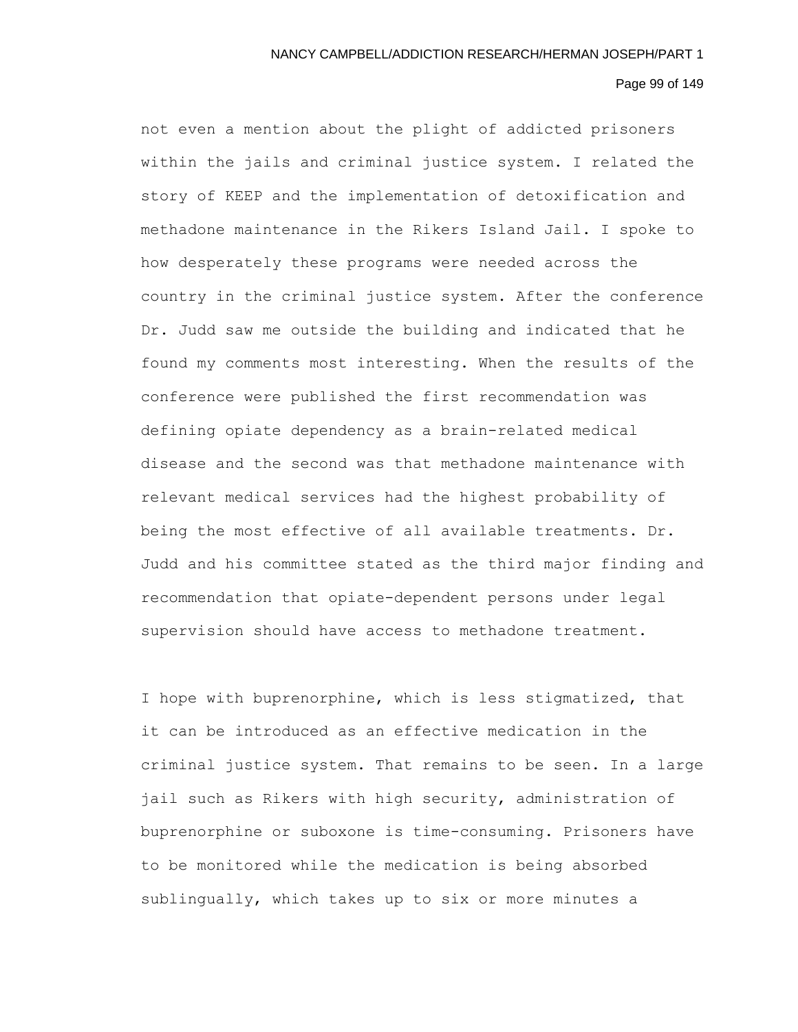not even a mention about the plight of addicted prisoners within the jails and criminal justice system. I related the story of KEEP and the implementation of detoxification and methadone maintenance in the Rikers Island Jail. I spoke to how desperately these programs were needed across the country in the criminal justice system. After the conference Dr. Judd saw me outside the building and indicated that he found my comments most interesting. When the results of the conference were published the first recommendation was defining opiate dependency as a brain-related medical disease and the second was that methadone maintenance with relevant medical services had the highest probability of being the most effective of all available treatments. Dr. Judd and his committee stated as the third major finding and recommendation that opiate-dependent persons under legal supervision should have access to methadone treatment.

I hope with buprenorphine, which is less stigmatized, that it can be introduced as an effective medication in the criminal justice system. That remains to be seen. In a large jail such as Rikers with high security, administration of buprenorphine or suboxone is time-consuming. Prisoners have to be monitored while the medication is being absorbed sublingually, which takes up to six or more minutes a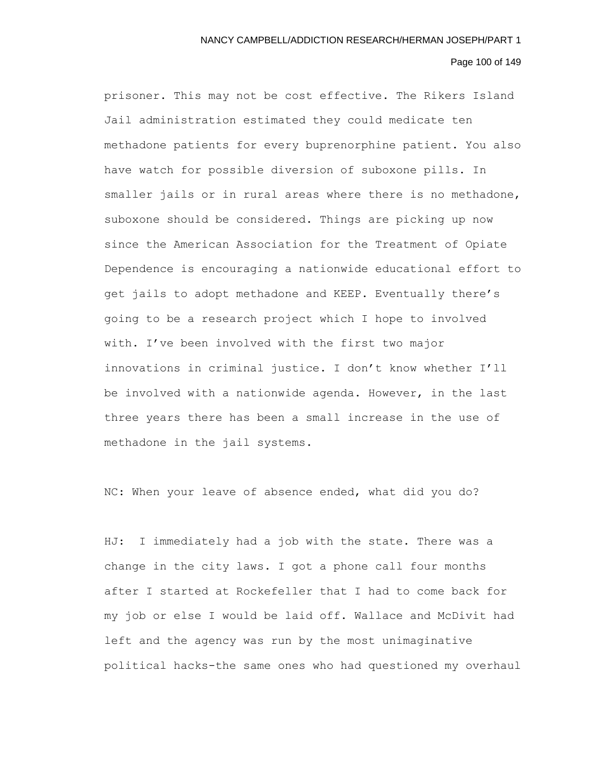prisoner. This may not be cost effective. The Rikers Island Jail administration estimated they could medicate ten methadone patients for every buprenorphine patient. You also have watch for possible diversion of suboxone pills. In smaller jails or in rural areas where there is no methadone, suboxone should be considered. Things are picking up now since the American Association for the Treatment of Opiate Dependence is encouraging a nationwide educational effort to get jails to adopt methadone and KEEP. Eventually there's going to be a research project which I hope to involved with. I've been involved with the first two major innovations in criminal justice. I don't know whether I'll be involved with a nationwide agenda. However, in the last three years there has been a small increase in the use of methadone in the jail systems.

NC: When your leave of absence ended, what did you do?

HJ: I immediately had a job with the state. There was a change in the city laws. I got a phone call four months after I started at Rockefeller that I had to come back for my job or else I would be laid off. Wallace and McDivit had left and the agency was run by the most unimaginative political hacks-the same ones who had questioned my overhaul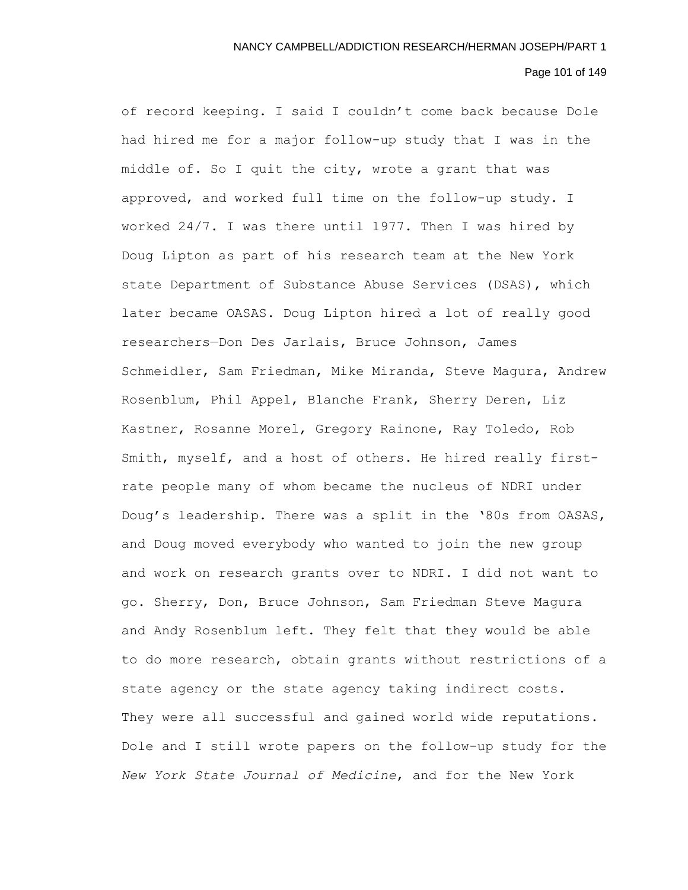of record keeping. I said I couldn't come back because Dole had hired me for a major follow-up study that I was in the middle of. So I quit the city, wrote a grant that was approved, and worked full time on the follow-up study. I worked 24/7. I was there until 1977. Then I was hired by Doug Lipton as part of his research team at the New York state Department of Substance Abuse Services (DSAS), which later became OASAS. Doug Lipton hired a lot of really good researchers—Don Des Jarlais, Bruce Johnson, James Schmeidler, Sam Friedman, Mike Miranda, Steve Magura, Andrew Rosenblum, Phil Appel, Blanche Frank, Sherry Deren, Liz Kastner, Rosanne Morel, Gregory Rainone, Ray Toledo, Rob Smith, myself, and a host of others. He hired really first-rate people many of whom became the nucleus of NDRI under Doug's leadership. There was a split in the '80s from OASAS, and Doug moved everybody who wanted to join the new group and work on research grants over to NDRI. I did not want to go. Sherry, Don, Bruce Johnson, Sam Friedman Steve Magura and Andy Rosenblum left. They felt that they would be able to do more research, obtain grants without restrictions of a state agency or the state agency taking indirect costs. They were all successful and gained world wide reputations. Dole and I still wrote papers on the follow-up study for the *New York State Journal of Medicine*, and for the New York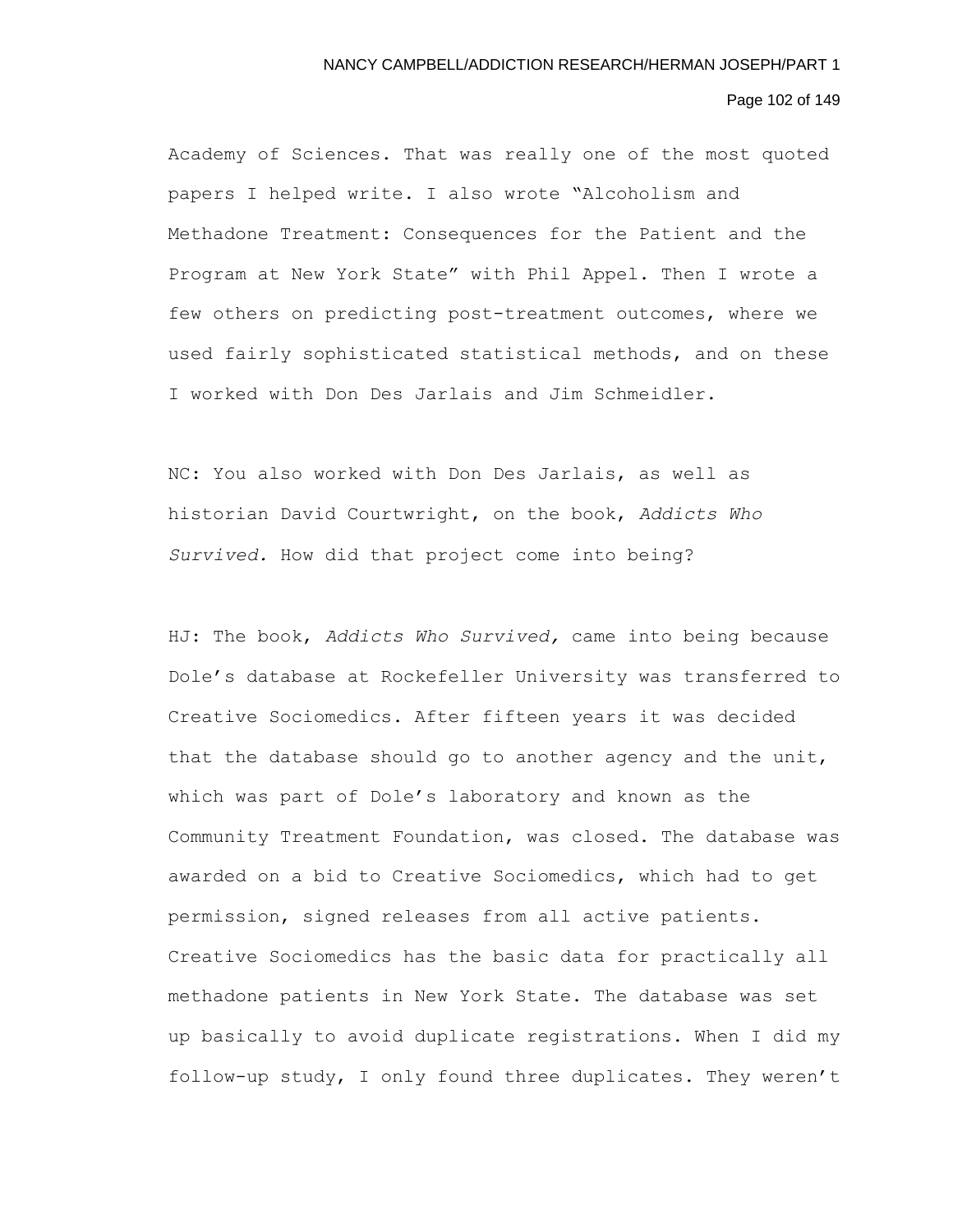Academy of Sciences. That was really one of the most quoted papers I helped write. I also wrote "Alcoholism and Methadone Treatment: Consequences for the Patient and the Program at New York State" with Phil Appel. Then I wrote a few others on predicting post-treatment outcomes, where we used fairly sophisticated statistical methods, and on these I worked with Don Des Jarlais and Jim Schmeidler.

NC: You also worked with Don Des Jarlais, as well as historian David Courtwright, on the book, *Addicts Who Survived.* How did that project come into being?

HJ: The book, *Addicts Who Survived,* came into being because Dole's database at Rockefeller University was transferred to Creative Sociomedics. After fifteen years it was decided that the database should go to another agency and the unit, which was part of Dole's laboratory and known as the Community Treatment Foundation, was closed. The database was awarded on a bid to Creative Sociomedics, which had to get permission, signed releases from all active patients. Creative Sociomedics has the basic data for practically all methadone patients in New York State. The database was set up basically to avoid duplicate registrations. When I did my follow-up study, I only found three duplicates. They weren't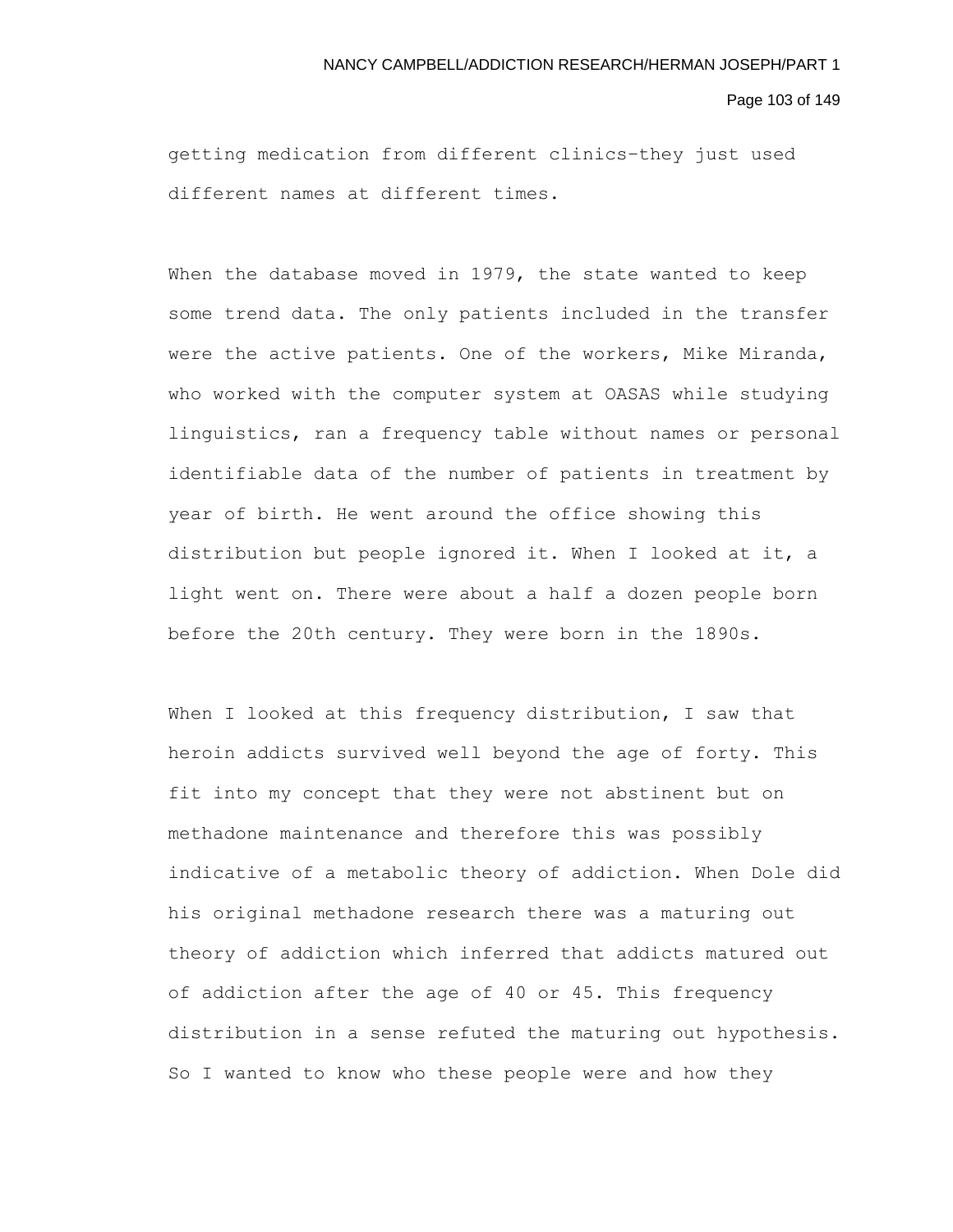getting medication from different clinics–they just used different names at different times.

When the database moved in 1979, the state wanted to keep some trend data. The only patients included in the transfer were the active patients. One of the workers, Mike Miranda, who worked with the computer system at OASAS while studying linguistics, ran a frequency table without names or personal identifiable data of the number of patients in treatment by year of birth. He went around the office showing this distribution but people ignored it. When I looked at it, a light went on. There were about a half a dozen people born before the 20th century. They were born in the 1890s.

When I looked at this frequency distribution, I saw that heroin addicts survived well beyond the age of forty. This fit into my concept that they were not abstinent but on methadone maintenance and therefore this was possibly indicative of a metabolic theory of addiction. When Dole did his original methadone research there was a maturing out theory of addiction which inferred that addicts matured out of addiction after the age of 40 or 45. This frequency distribution in a sense refuted the maturing out hypothesis. So I wanted to know who these people were and how they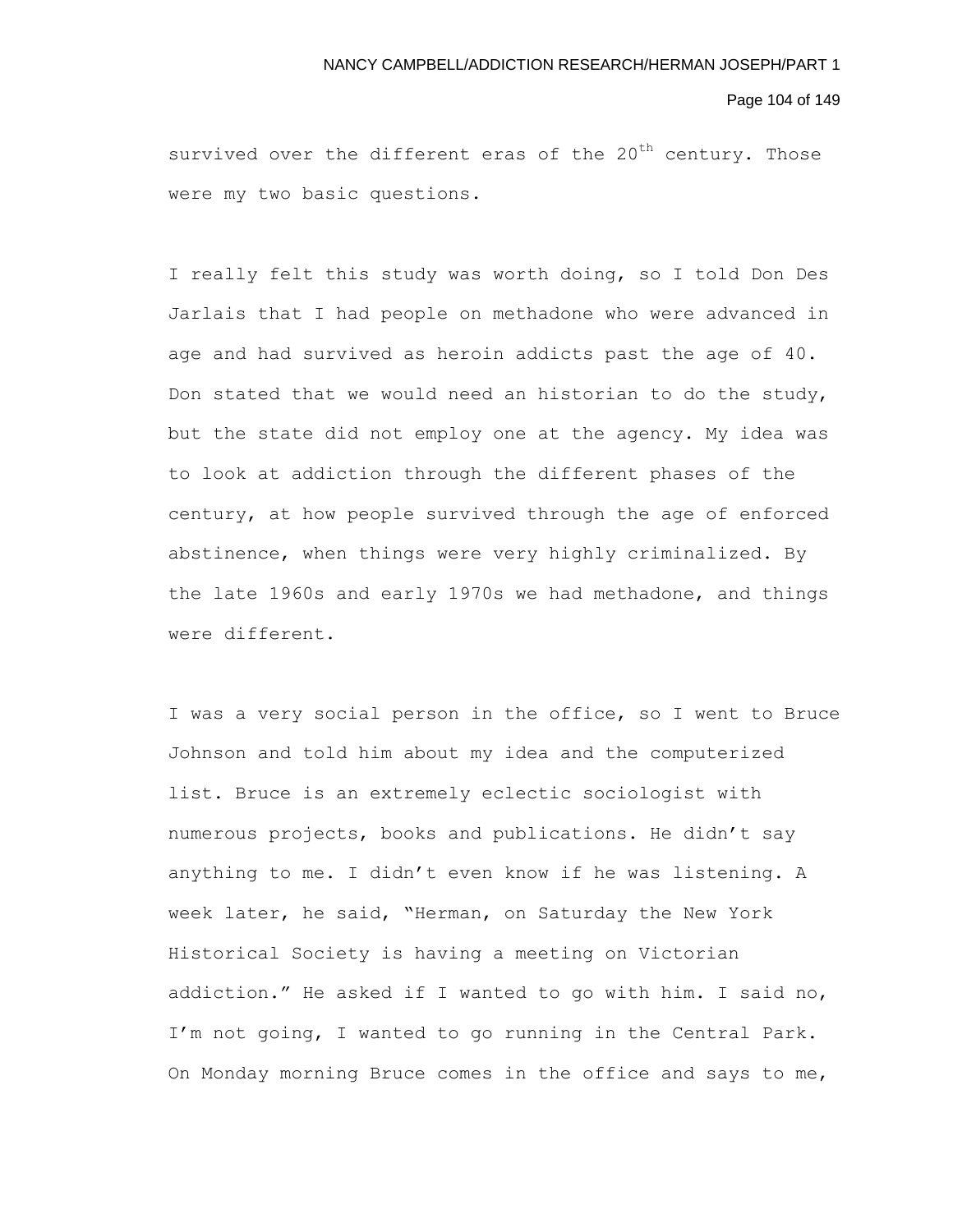survived over the different eras of the 20th century. Those were my two basic questions.

I really felt this study was worth doing, so I told Don Des Jarlais that I had people on methadone who were advanced in age and had survived as heroin addicts past the age of 40. Don stated that we would need an historian to do the study, but the state did not employ one at the agency. My idea was to look at addiction through the different phases of the century, at how people survived through the age of enforced abstinence, when things were very highly criminalized. By the late 1960s and early 1970s we had methadone, and things were different.

I was a very social person in the office, so I went to Bruce Johnson and told him about my idea and the computerized list. Bruce is an extremely eclectic sociologist with numerous projects, books and publications. He didn't say anything to me. I didn't even know if he was listening. A week later, he said, "Herman, on Saturday the New York Historical Society is having a meeting on Victorian addiction." He asked if I wanted to go with him. I said no, I'm not going, I wanted to go running in the Central Park. On Monday morning Bruce comes in the office and says to me,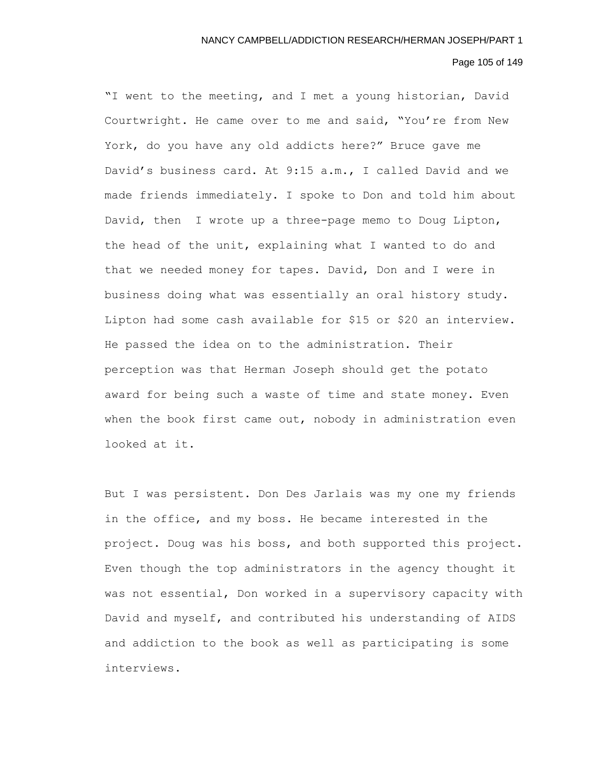"I went to the meeting, and I met a young historian, David Courtwright. He came over to me and said, "You're from New York, do you have any old addicts here?" Bruce gave me David's business card. At 9:15 a.m., I called David and we made friends immediately. I spoke to Don and told him about David, then I wrote up a three-page memo to Doug Lipton, the head of the unit, explaining what I wanted to do and that we needed money for tapes. David, Don and I were in business doing what was essentially an oral history study. Lipton had some cash available for $15 or $20 an interview. He passed the idea on to the administration. Their perception was that Herman Joseph should get the potato award for being such a waste of time and state money. Even when the book first came out, nobody in administration even looked at it.

But I was persistent. Don Des Jarlais was my one my friends in the office, and my boss. He became interested in the project. Doug was his boss, and both supported this project. Even though the top administrators in the agency thought it was not essential, Don worked in a supervisory capacity with David and myself, and contributed his understanding of AIDS and addiction to the book as well as participating is some interviews.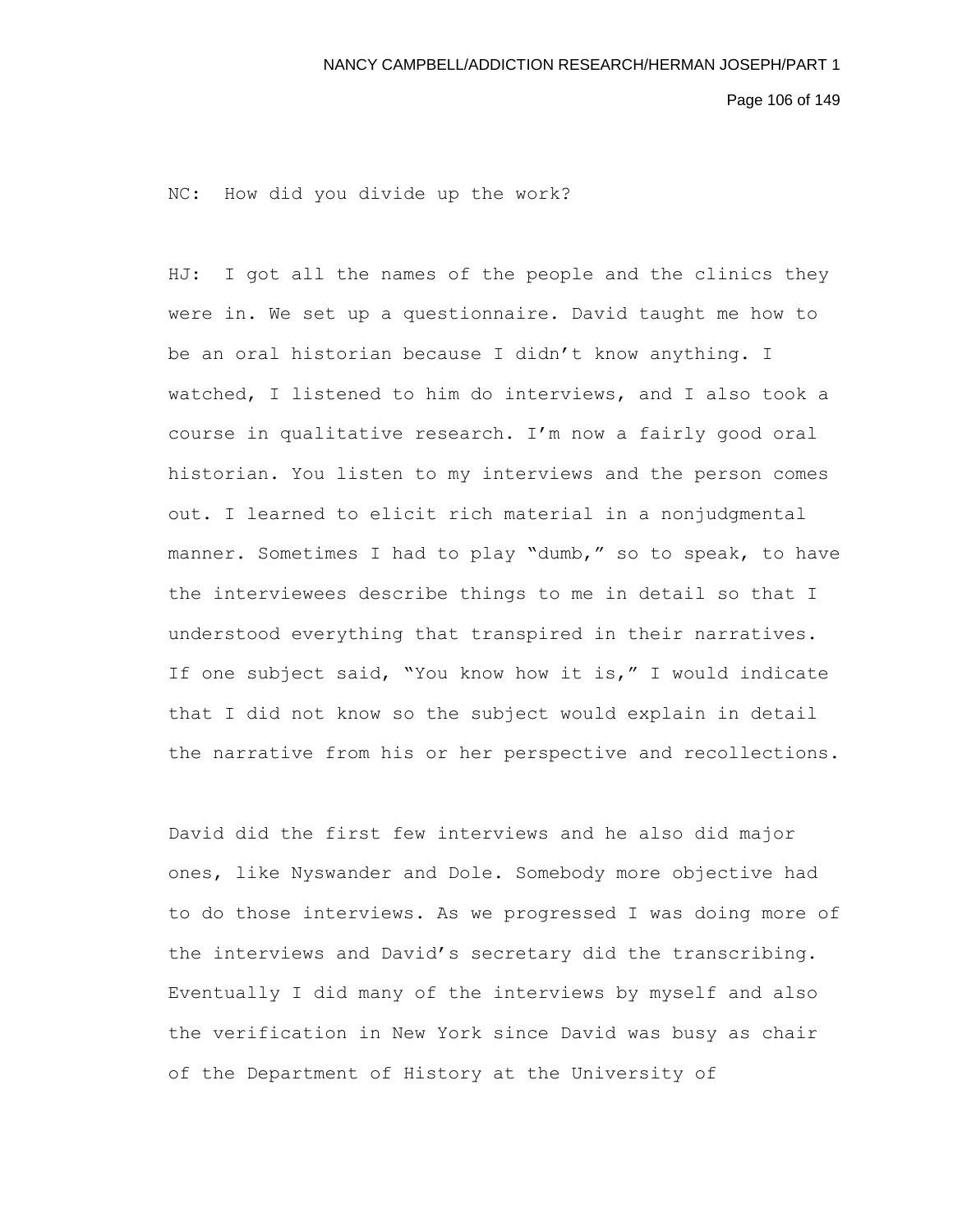NC: How did you divide up the work?

HJ: I got all the names of the people and the clinics they were in. We set up a questionnaire. David taught me how to be an oral historian because I didn't know anything. I watched, I listened to him do interviews, and I also took a course in qualitative research. I'm now a fairly good oral historian. You listen to my interviews and the person comes out. I learned to elicit rich material in a nonjudgmental manner. Sometimes I had to play "dumb," so to speak, to have the interviewees describe things to me in detail so that I understood everything that transpired in their narratives. If one subject said, "You know how it is," I would indicate that I did not know so the subject would explain in detail the narrative from his or her perspective and recollections.

David did the first few interviews and he also did major ones, like Nyswander and Dole. Somebody more objective had to do those interviews. As we progressed I was doing more of the interviews and David's secretary did the transcribing. Eventually I did many of the interviews by myself and also the verification in New York since David was busy as chair of the Department of History at the University of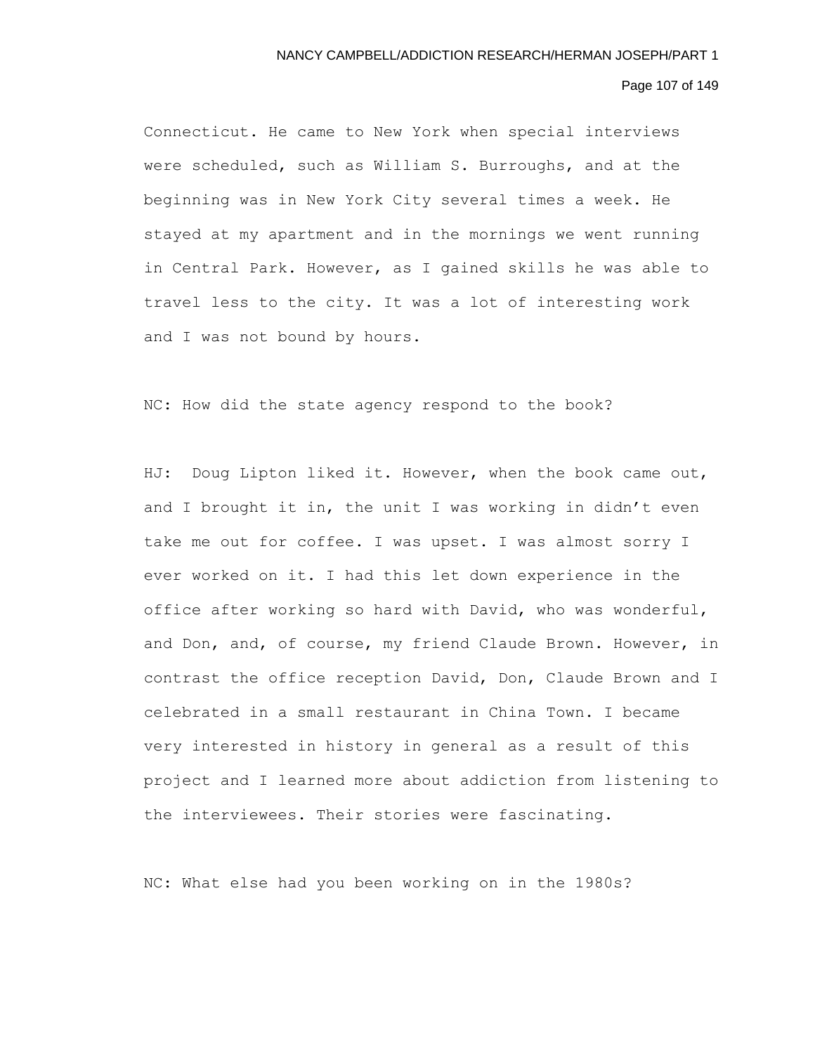Connecticut. He came to New York when special interviews were scheduled, such as William S. Burroughs, and at the beginning was in New York City several times a week. He stayed at my apartment and in the mornings we went running in Central Park. However, as I gained skills he was able to travel less to the city. It was a lot of interesting work and I was not bound by hours.

NC: How did the state agency respond to the book?

HJ: Doug Lipton liked it. However, when the book came out, and I brought it in, the unit I was working in didn't even take me out for coffee. I was upset. I was almost sorry I ever worked on it. I had this let down experience in the office after working so hard with David, who was wonderful, and Don, and, of course, my friend Claude Brown. However, in contrast the office reception David, Don, Claude Brown and I celebrated in a small restaurant in China Town. I became very interested in history in general as a result of this project and I learned more about addiction from listening to the interviewees. Their stories were fascinating.

NC: What else had you been working on in the 1980s?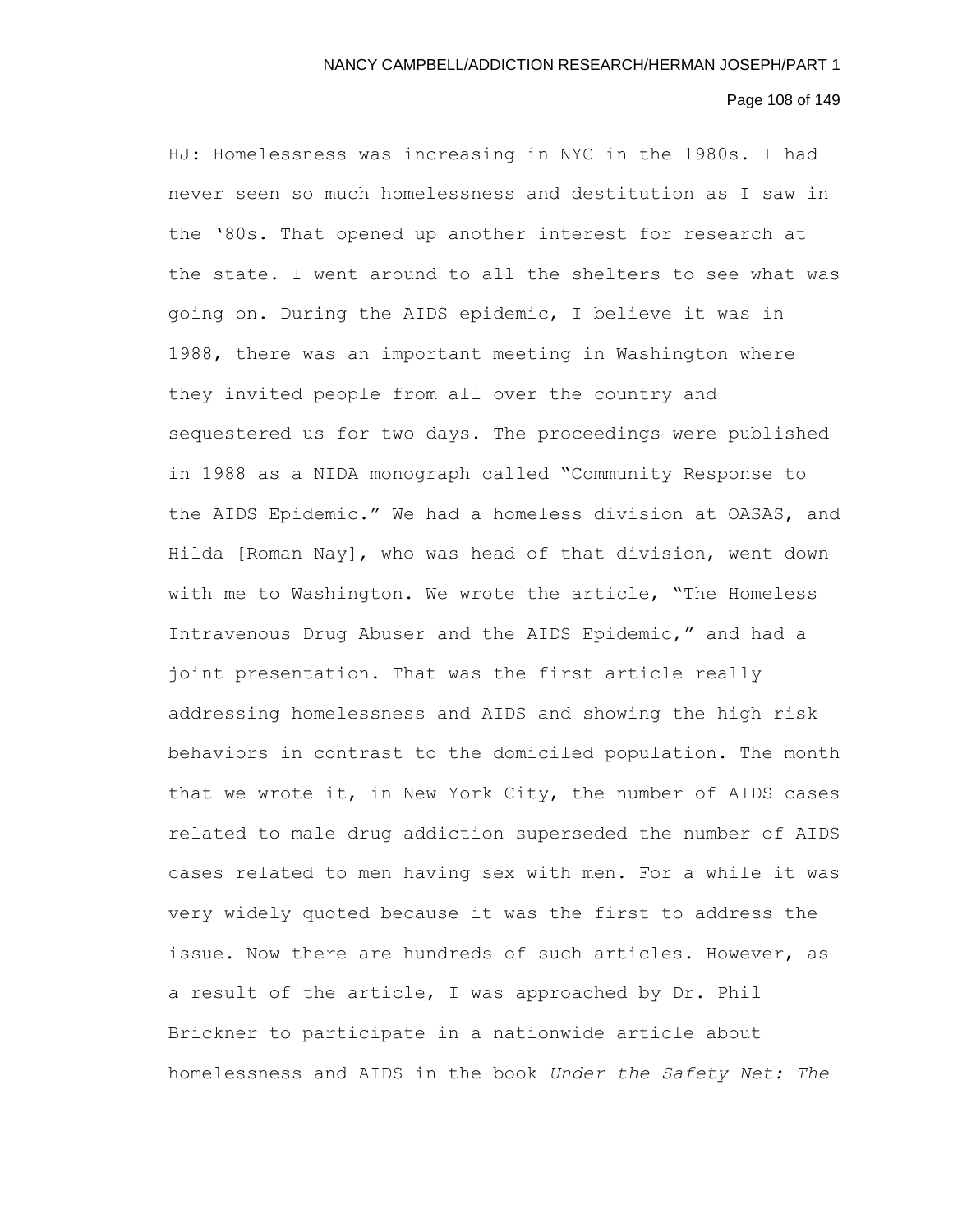HJ: Homelessness was increasing in NYC in the 1980s. I had never seen so much homelessness and destitution as I saw in the '80s. That opened up another interest for research at the state. I went around to all the shelters to see what was going on. During the AIDS epidemic, I believe it was in 1988, there was an important meeting in Washington where they invited people from all over the country and sequestered us for two days. The proceedings were published in 1988 as a NIDA monograph called "Community Response to the AIDS Epidemic." We had a homeless division at OASAS, and Hilda [Roman Nay], who was head of that division, went down with me to Washington. We wrote the article, "The Homeless Intravenous Drug Abuser and the AIDS Epidemic," and had a joint presentation. That was the first article really addressing homelessness and AIDS and showing the high risk behaviors in contrast to the domiciled population. The month that we wrote it, in New York City, the number of AIDS cases related to male drug addiction superseded the number of AIDS cases related to men having sex with men. For a while it was very widely quoted because it was the first to address the issue. Now there are hundreds of such articles. However, as a result of the article, I was approached by Dr. Phil Brickner to participate in a nationwide article about homelessness and AIDS in the book *Under the Safety Net: The*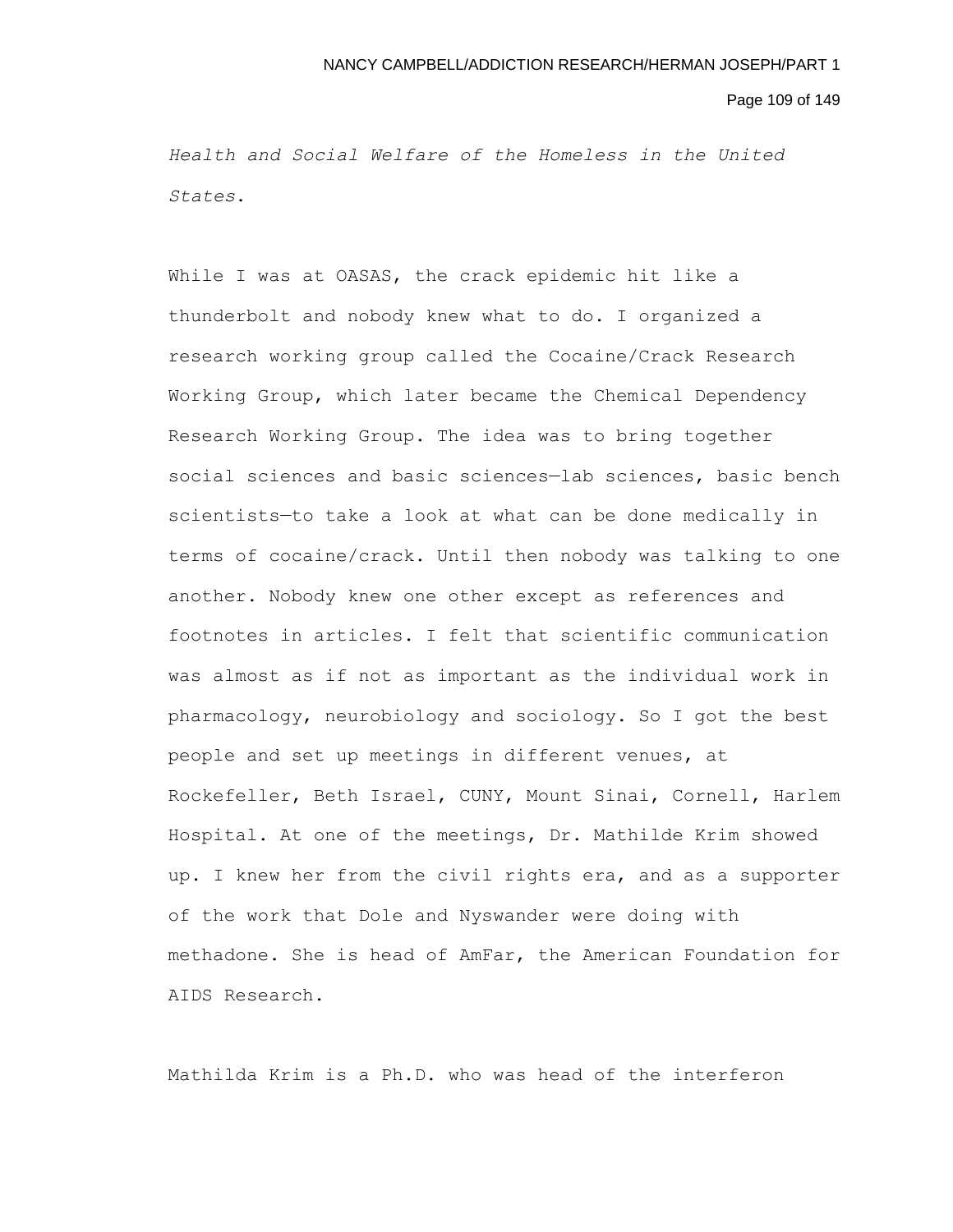*Health and Social Welfare of the Homeless in the United States*.

While I was at OASAS, the crack epidemic hit like a thunderbolt and nobody knew what to do. I organized a research working group called the Cocaine/Crack Research Working Group, which later became the Chemical Dependency Research Working Group. The idea was to bring together social sciences and basic sciences—lab sciences, basic bench scientists—to take a look at what can be done medically in terms of cocaine/crack. Until then nobody was talking to one another. Nobody knew one other except as references and footnotes in articles. I felt that scientific communication was almost as if not as important as the individual work in pharmacology, neurobiology and sociology. So I got the best people and set up meetings in different venues, at Rockefeller, Beth Israel, CUNY, Mount Sinai, Cornell, Harlem Hospital. At one of the meetings, Dr. Mathilde Krim showed up. I knew her from the civil rights era, and as a supporter of the work that Dole and Nyswander were doing with methadone. She is head of AmFar, the American Foundation for AIDS Research.

Mathilda Krim is a Ph.D. who was head of the interferon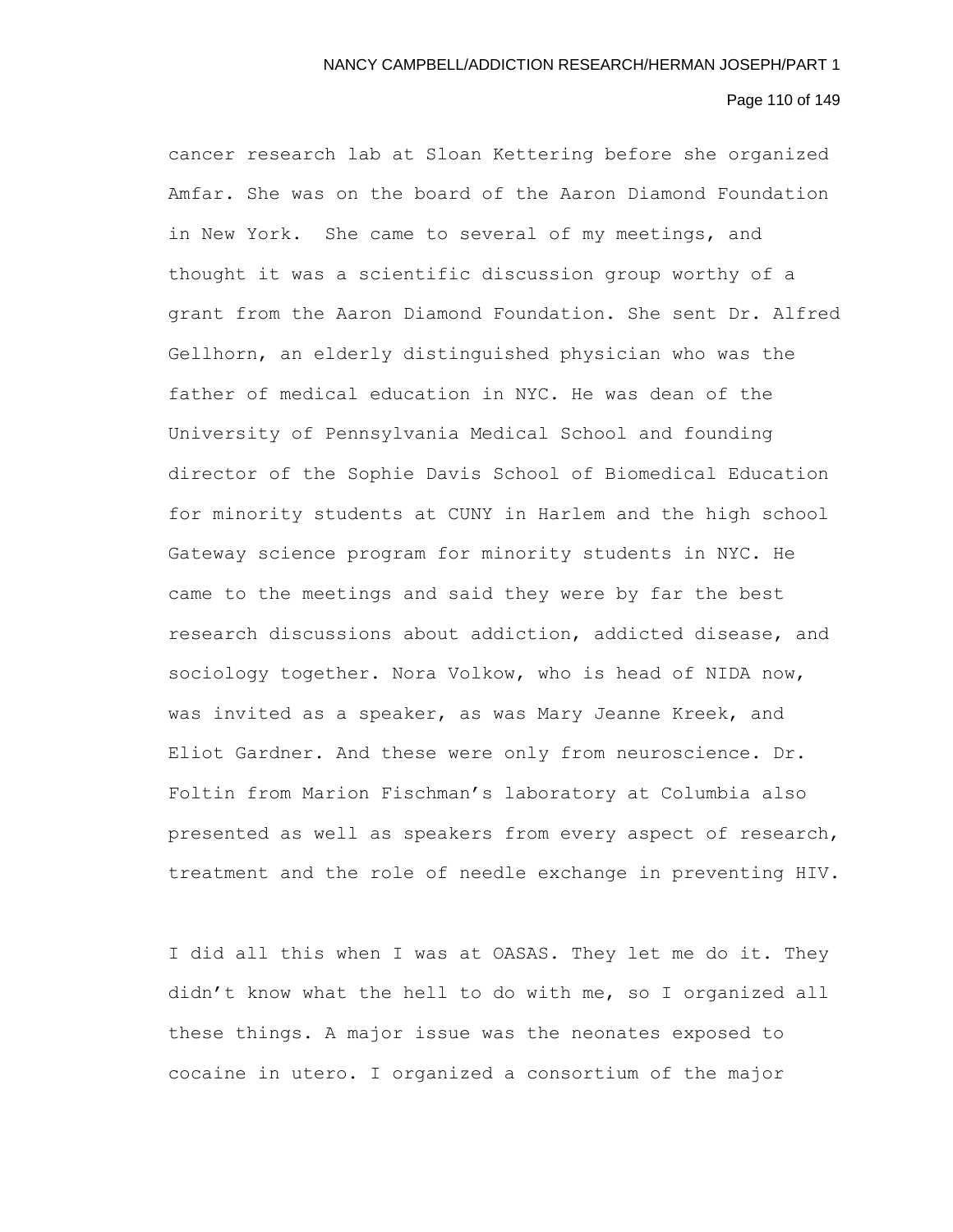cancer research lab at Sloan Kettering before she organized Amfar. She was on the board of the Aaron Diamond Foundation in New York.  She came to several of my meetings, and thought it was a scientific discussion group worthy of a grant from the Aaron Diamond Foundation. She sent Dr. Alfred Gellhorn, an elderly distinguished physician who was the father of medical education in NYC. He was dean of the University of Pennsylvania Medical School and founding director of the Sophie Davis School of Biomedical Education for minority students at CUNY in Harlem and the high school Gateway science program for minority students in NYC. He came to the meetings and said they were by far the best research discussions about addiction, addicted disease, and sociology together. Nora Volkow, who is head of NIDA now, was invited as a speaker, as was Mary Jeanne Kreek, and Eliot Gardner. And these were only from neuroscience. Dr. Foltin from Marion Fischman's laboratory at Columbia also presented as well as speakers from every aspect of research, treatment and the role of needle exchange in preventing HIV.

I did all this when I was at OASAS. They let me do it. They didn't know what the hell to do with me, so I organized all these things. A major issue was the neonates exposed to cocaine in utero. I organized a consortium of the major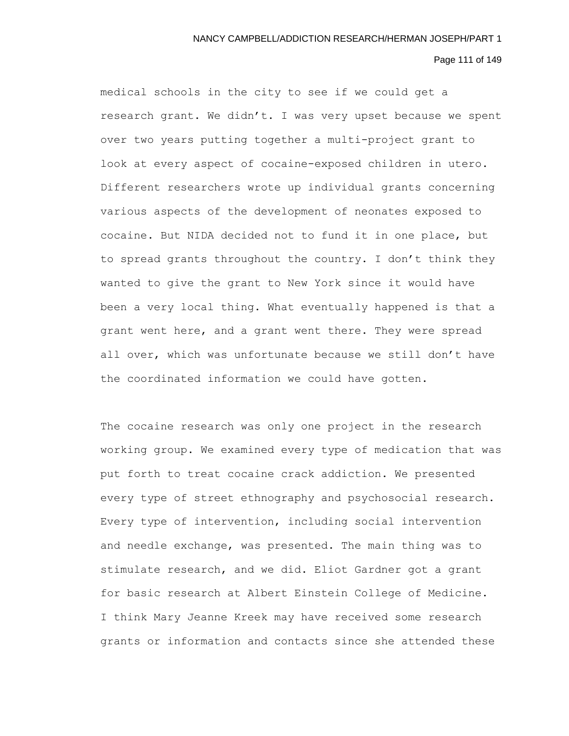medical schools in the city to see if we could get a research grant. We didn't. I was very upset because we spent over two years putting together a multi-project grant to look at every aspect of cocaine-exposed children in utero. Different researchers wrote up individual grants concerning various aspects of the development of neonates exposed to cocaine. But NIDA decided not to fund it in one place, but to spread grants throughout the country. I don't think they wanted to give the grant to New York since it would have been a very local thing. What eventually happened is that a grant went here, and a grant went there. They were spread all over, which was unfortunate because we still don't have the coordinated information we could have gotten.

The cocaine research was only one project in the research working group. We examined every type of medication that was put forth to treat cocaine crack addiction. We presented every type of street ethnography and psychosocial research. Every type of intervention, including social intervention and needle exchange, was presented. The main thing was to stimulate research, and we did. Eliot Gardner got a grant for basic research at Albert Einstein College of Medicine. I think Mary Jeanne Kreek may have received some research grants or information and contacts since she attended these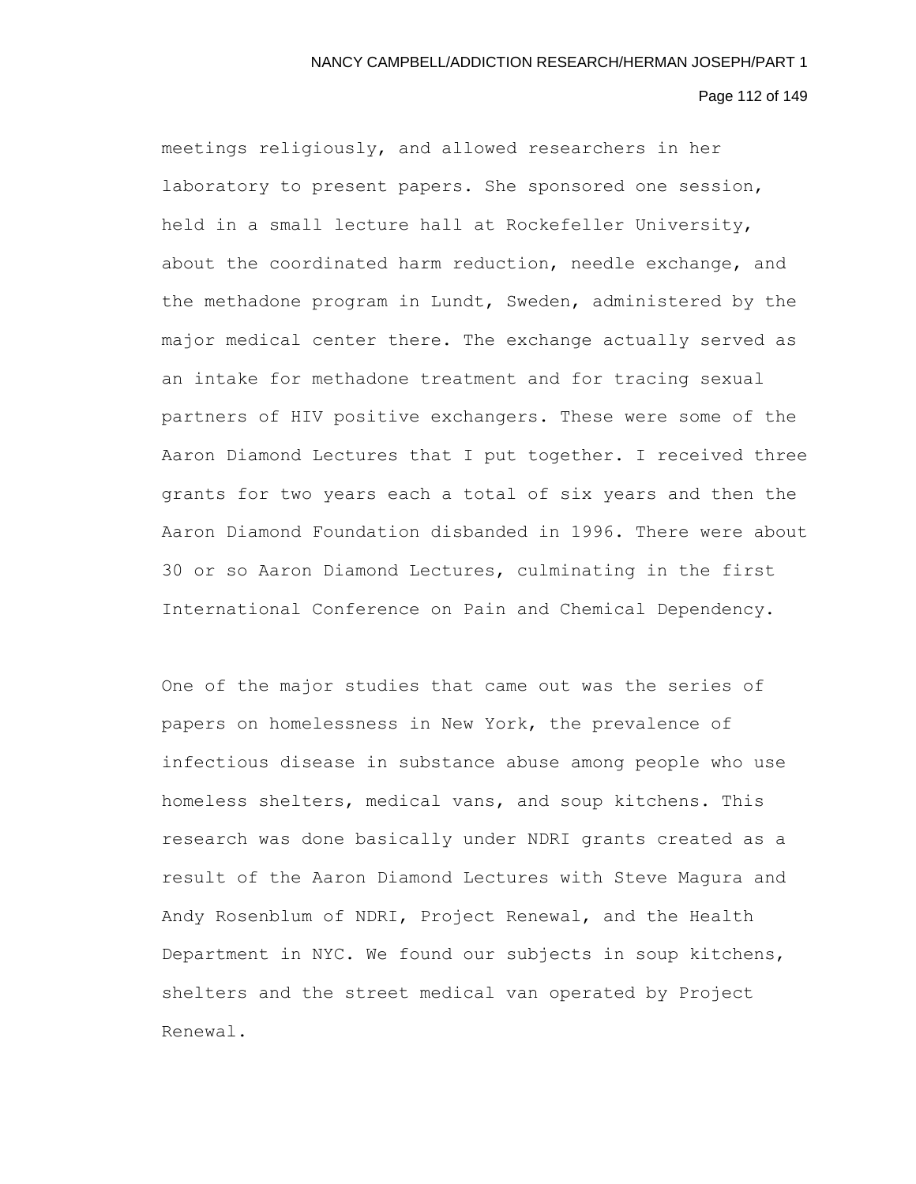meetings religiously, and allowed researchers in her laboratory to present papers. She sponsored one session, held in a small lecture hall at Rockefeller University, about the coordinated harm reduction, needle exchange, and the methadone program in Lundt, Sweden, administered by the major medical center there. The exchange actually served as an intake for methadone treatment and for tracing sexual partners of HIV positive exchangers. These were some of the Aaron Diamond Lectures that I put together. I received three grants for two years each a total of six years and then the Aaron Diamond Foundation disbanded in 1996. There were about 30 or so Aaron Diamond Lectures, culminating in the first International Conference on Pain and Chemical Dependency.

One of the major studies that came out was the series of papers on homelessness in New York, the prevalence of infectious disease in substance abuse among people who use homeless shelters, medical vans, and soup kitchens. This research was done basically under NDRI grants created as a result of the Aaron Diamond Lectures with Steve Magura and Andy Rosenblum of NDRI, Project Renewal, and the Health Department in NYC. We found our subjects in soup kitchens, shelters and the street medical van operated by Project Renewal.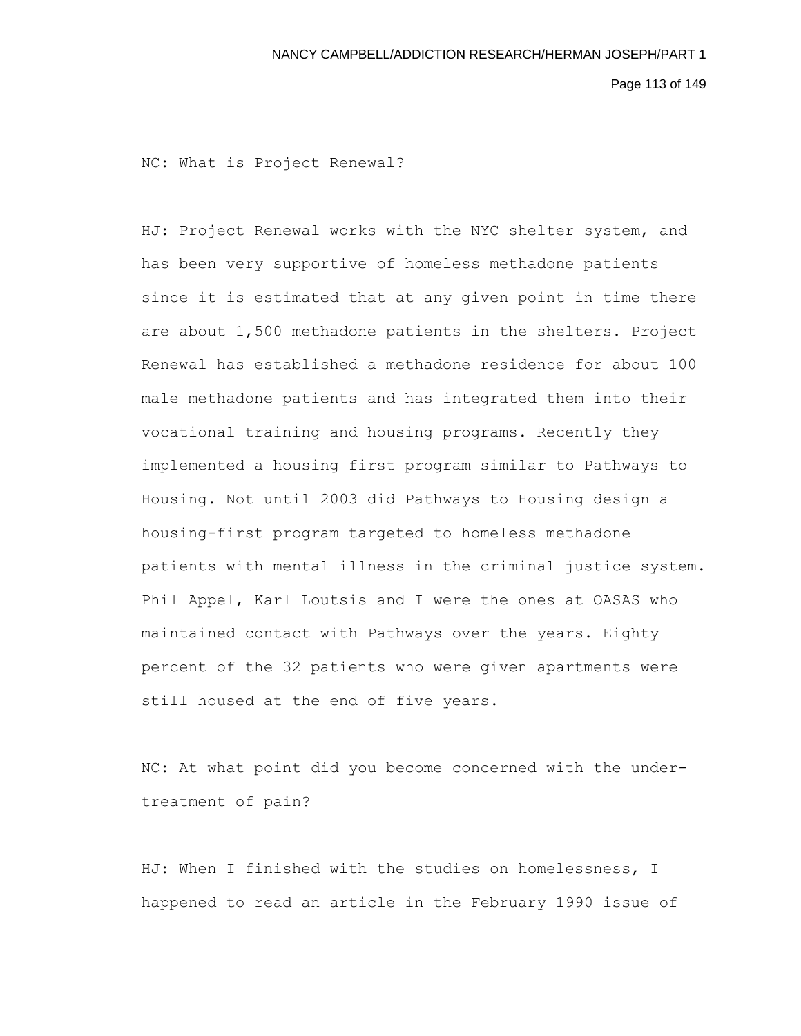NC: What is Project Renewal?

HJ: Project Renewal works with the NYC shelter system, and has been very supportive of homeless methadone patients since it is estimated that at any given point in time there are about 1,500 methadone patients in the shelters. Project Renewal has established a methadone residence for about 100 male methadone patients and has integrated them into their vocational training and housing programs. Recently they implemented a housing first program similar to Pathways to Housing. Not until 2003 did Pathways to Housing design a housing-first program targeted to homeless methadone patients with mental illness in the criminal justice system. Phil Appel, Karl Loutsis and I were the ones at OASAS who maintained contact with Pathways over the years. Eighty percent of the 32 patients who were given apartments were still housed at the end of five years.

NC: At what point did you become concerned with the under-treatment of pain?

HJ: When I finished with the studies on homelessness, I happened to read an article in the February 1990 issue of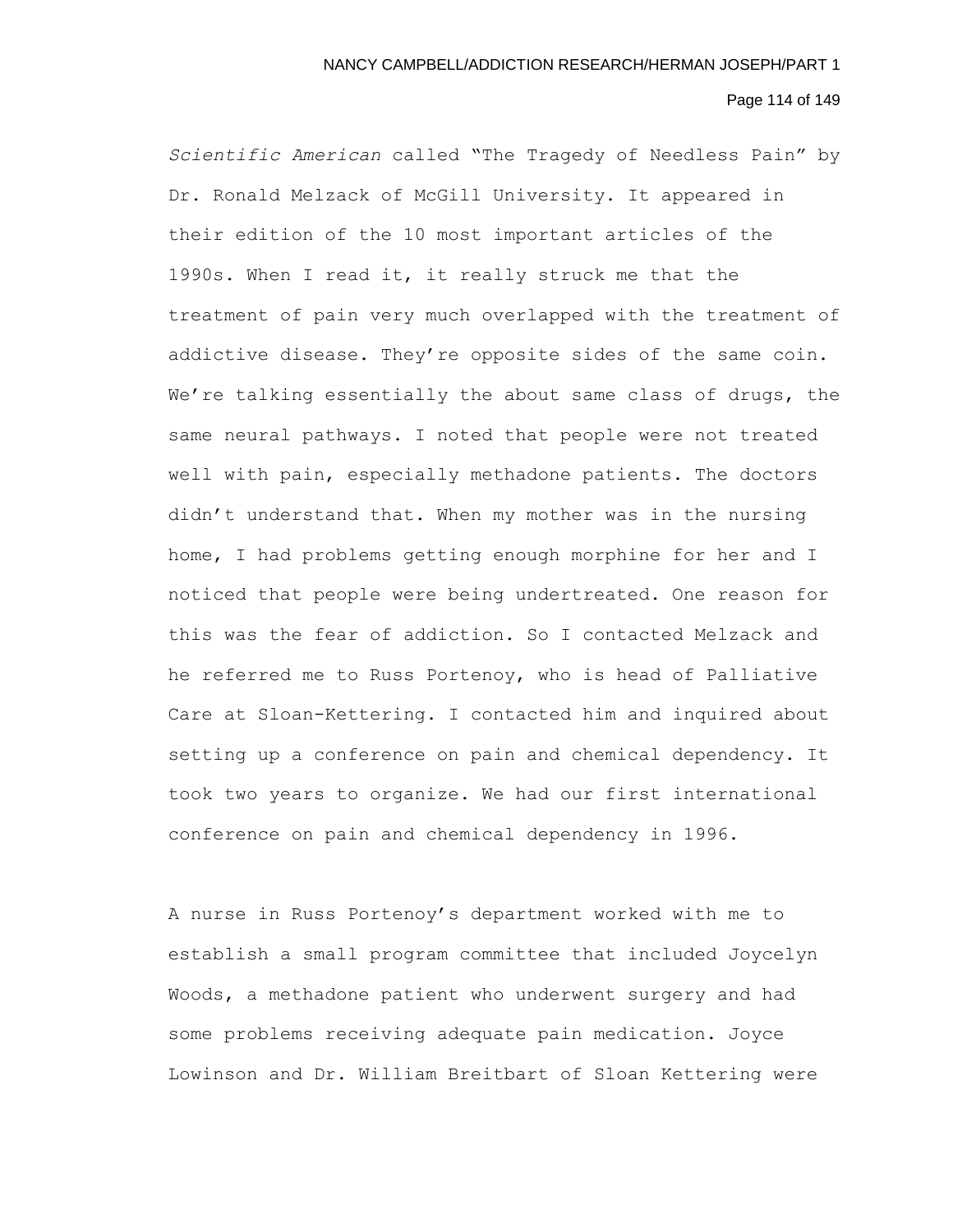*Scientific American* called "The Tragedy of Needless Pain" by Dr. Ronald Melzack of McGill University. It appeared in their edition of the 10 most important articles of the 1990s. When I read it, it really struck me that the treatment of pain very much overlapped with the treatment of addictive disease. They're opposite sides of the same coin. We're talking essentially the about same class of drugs, the same neural pathways. I noted that people were not treated well with pain, especially methadone patients. The doctors didn't understand that. When my mother was in the nursing home, I had problems getting enough morphine for her and I noticed that people were being undertreated. One reason for this was the fear of addiction. So I contacted Melzack and he referred me to Russ Portenoy, who is head of Palliative Care at Sloan-Kettering. I contacted him and inquired about setting up a conference on pain and chemical dependency. It took two years to organize. We had our first international conference on pain and chemical dependency in 1996.

A nurse in Russ Portenoy's department worked with me to establish a small program committee that included Joycelyn Woods, a methadone patient who underwent surgery and had some problems receiving adequate pain medication. Joyce Lowinson and Dr. William Breitbart of Sloan Kettering were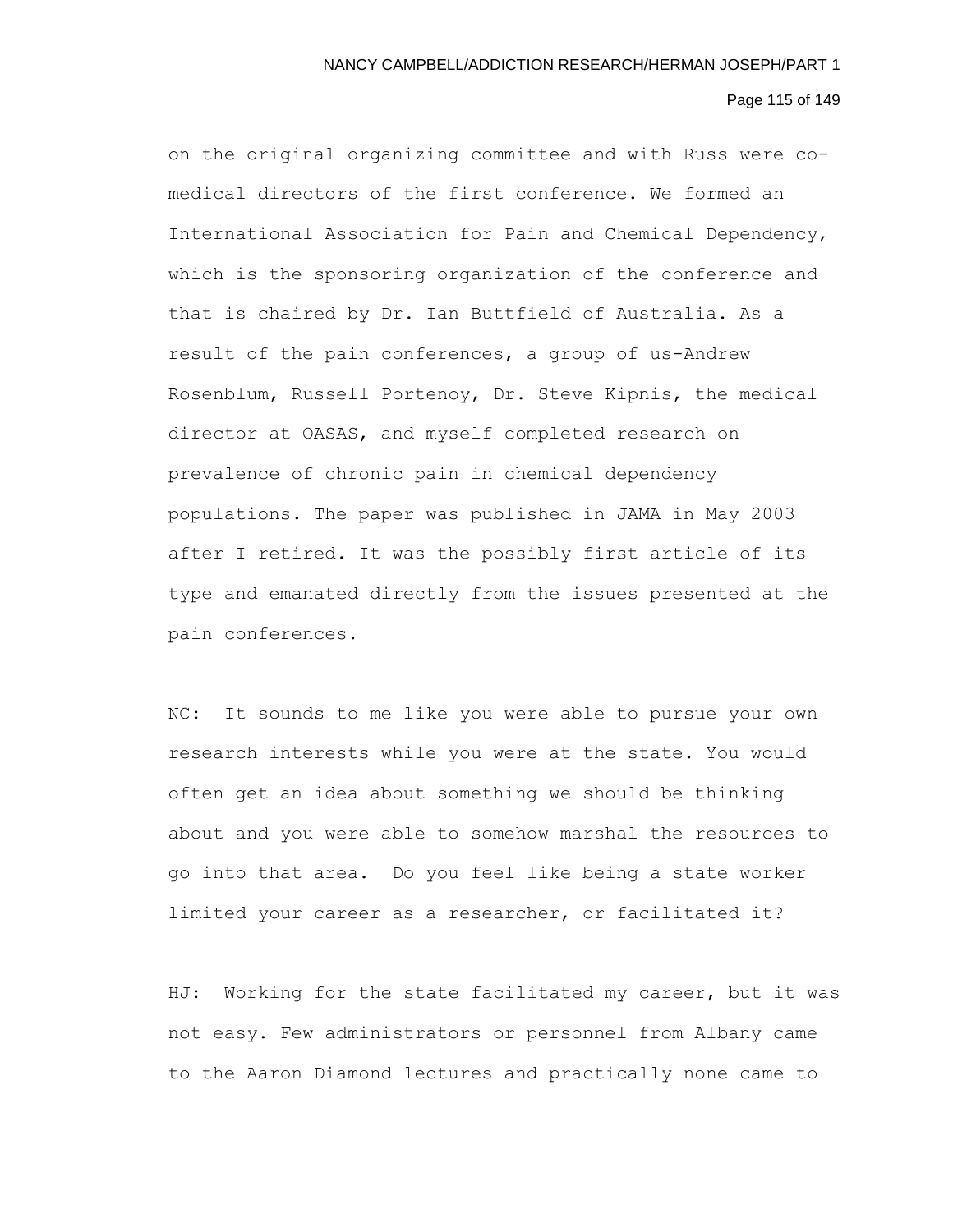on the original organizing committee and with Russ were co-medical directors of the first conference. We formed an International Association for Pain and Chemical Dependency, which is the sponsoring organization of the conference and that is chaired by Dr. Ian Buttfield of Australia. As a result of the pain conferences, a group of us-Andrew Rosenblum, Russell Portenoy, Dr. Steve Kipnis, the medical director at OASAS, and myself completed research on prevalence of chronic pain in chemical dependency populations. The paper was published in JAMA in May 2003 after I retired. It was the possibly first article of its type and emanated directly from the issues presented at the pain conferences.

NC: It sounds to me like you were able to pursue your own research interests while you were at the state. You would often get an idea about something we should be thinking about and you were able to somehow marshal the resources to go into that area. Do you feel like being a state worker limited your career as a researcher, or facilitated it?

HJ: Working for the state facilitated my career, but it was not easy. Few administrators or personnel from Albany came to the Aaron Diamond lectures and practically none came to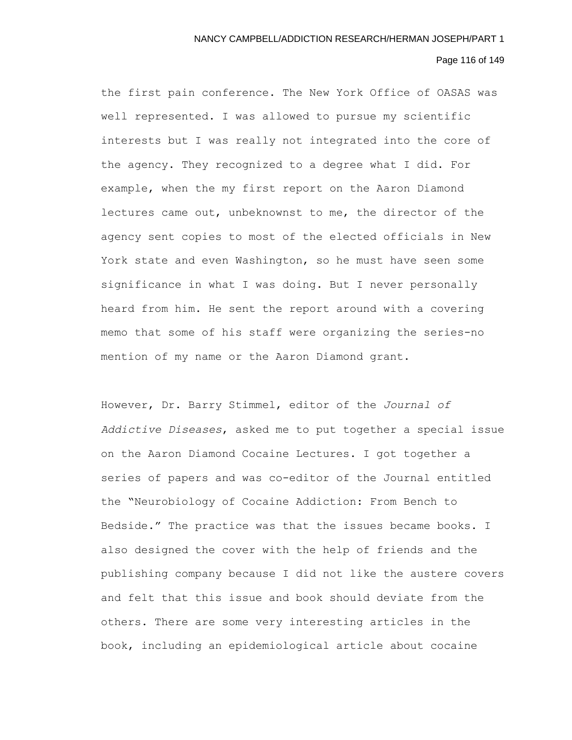the first pain conference. The New York Office of OASAS was well represented. I was allowed to pursue my scientific interests but I was really not integrated into the core of the agency. They recognized to a degree what I did. For example, when the my first report on the Aaron Diamond lectures came out, unbeknownst to me, the director of the agency sent copies to most of the elected officials in New York state and even Washington, so he must have seen some significance in what I was doing. But I never personally heard from him. He sent the report around with a covering memo that some of his staff were organizing the series-no mention of my name or the Aaron Diamond grant.

However, Dr. Barry Stimmel, editor of the *Journal of Addictive Diseases*, asked me to put together a special issue on the Aaron Diamond Cocaine Lectures. I got together a series of papers and was co-editor of the Journal entitled the "Neurobiology of Cocaine Addiction: From Bench to Bedside." The practice was that the issues became books. I also designed the cover with the help of friends and the publishing company because I did not like the austere covers and felt that this issue and book should deviate from the others. There are some very interesting articles in the book, including an epidemiological article about cocaine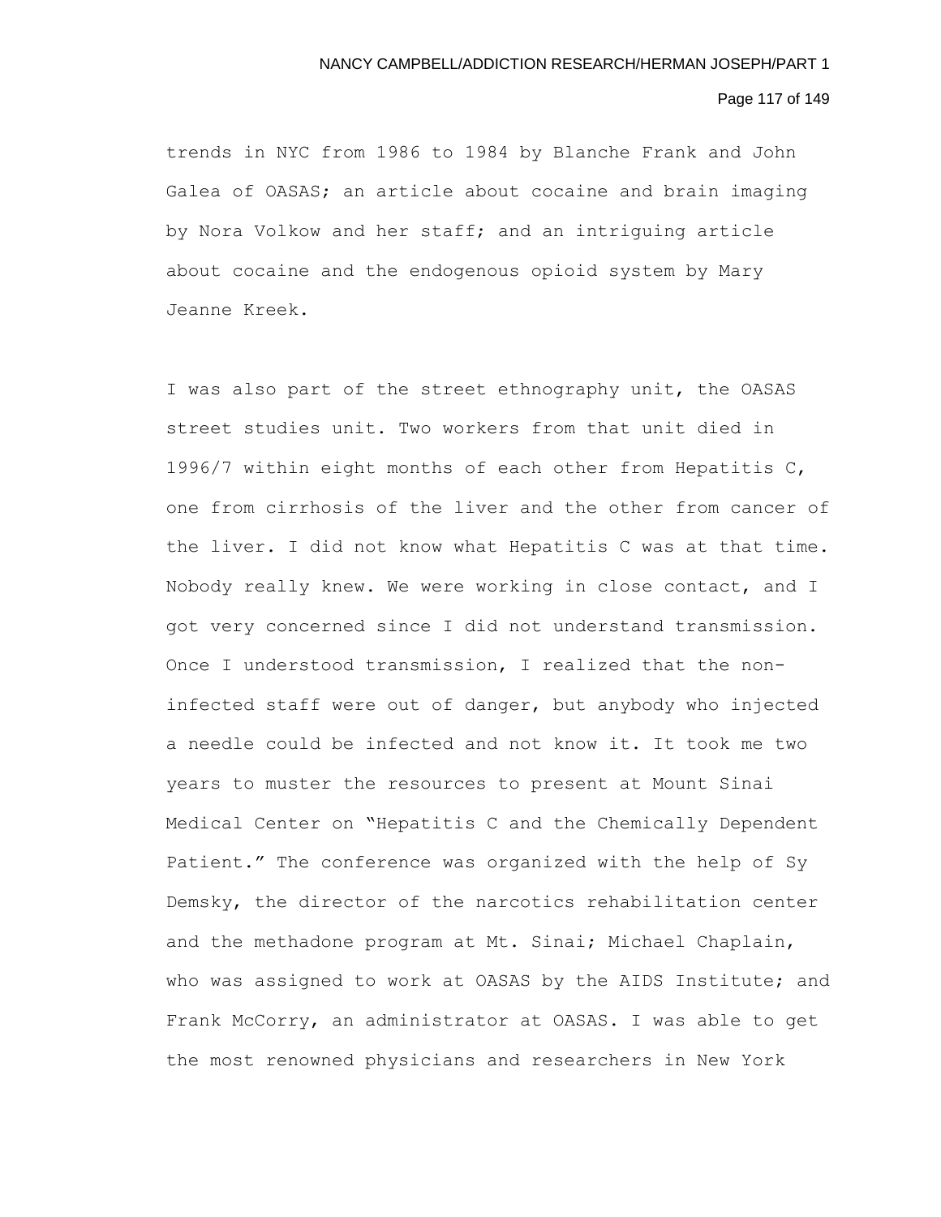trends in NYC from 1986 to 1984 by Blanche Frank and John Galea of OASAS; an article about cocaine and brain imaging by Nora Volkow and her staff; and an intriguing article about cocaine and the endogenous opioid system by Mary Jeanne Kreek.

I was also part of the street ethnography unit, the OASAS street studies unit. Two workers from that unit died in 1996/7 within eight months of each other from Hepatitis C, one from cirrhosis of the liver and the other from cancer of the liver. I did not know what Hepatitis C was at that time. Nobody really knew. We were working in close contact, and I got very concerned since I did not understand transmission. Once I understood transmission, I realized that the non-infected staff were out of danger, but anybody who injected a needle could be infected and not know it. It took me two years to muster the resources to present at Mount Sinai Medical Center on "Hepatitis C and the Chemically Dependent Patient." The conference was organized with the help of Sy Demsky, the director of the narcotics rehabilitation center and the methadone program at Mt. Sinai; Michael Chaplain, who was assigned to work at OASAS by the AIDS Institute; and Frank McCorry, an administrator at OASAS. I was able to get the most renowned physicians and researchers in New York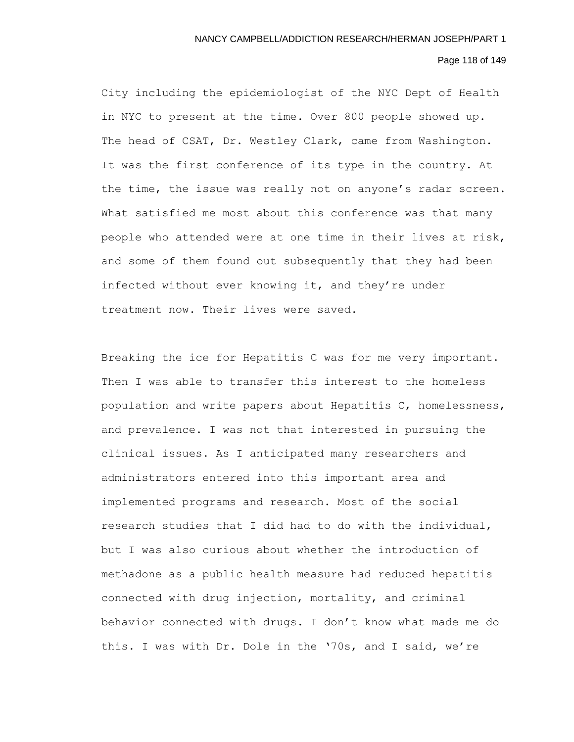City including the epidemiologist of the NYC Dept of Health in NYC to present at the time. Over 800 people showed up. The head of CSAT, Dr. Westley Clark, came from Washington. It was the first conference of its type in the country. At the time, the issue was really not on anyone's radar screen. What satisfied me most about this conference was that many people who attended were at one time in their lives at risk, and some of them found out subsequently that they had been infected without ever knowing it, and they're under treatment now. Their lives were saved.

Breaking the ice for Hepatitis C was for me very important. Then I was able to transfer this interest to the homeless population and write papers about Hepatitis C, homelessness, and prevalence. I was not that interested in pursuing the clinical issues. As I anticipated many researchers and administrators entered into this important area and implemented programs and research. Most of the social research studies that I did had to do with the individual, but I was also curious about whether the introduction of methadone as a public health measure had reduced hepatitis connected with drug injection, mortality, and criminal behavior connected with drugs. I don't know what made me do this. I was with Dr. Dole in the '70s, and I said, we're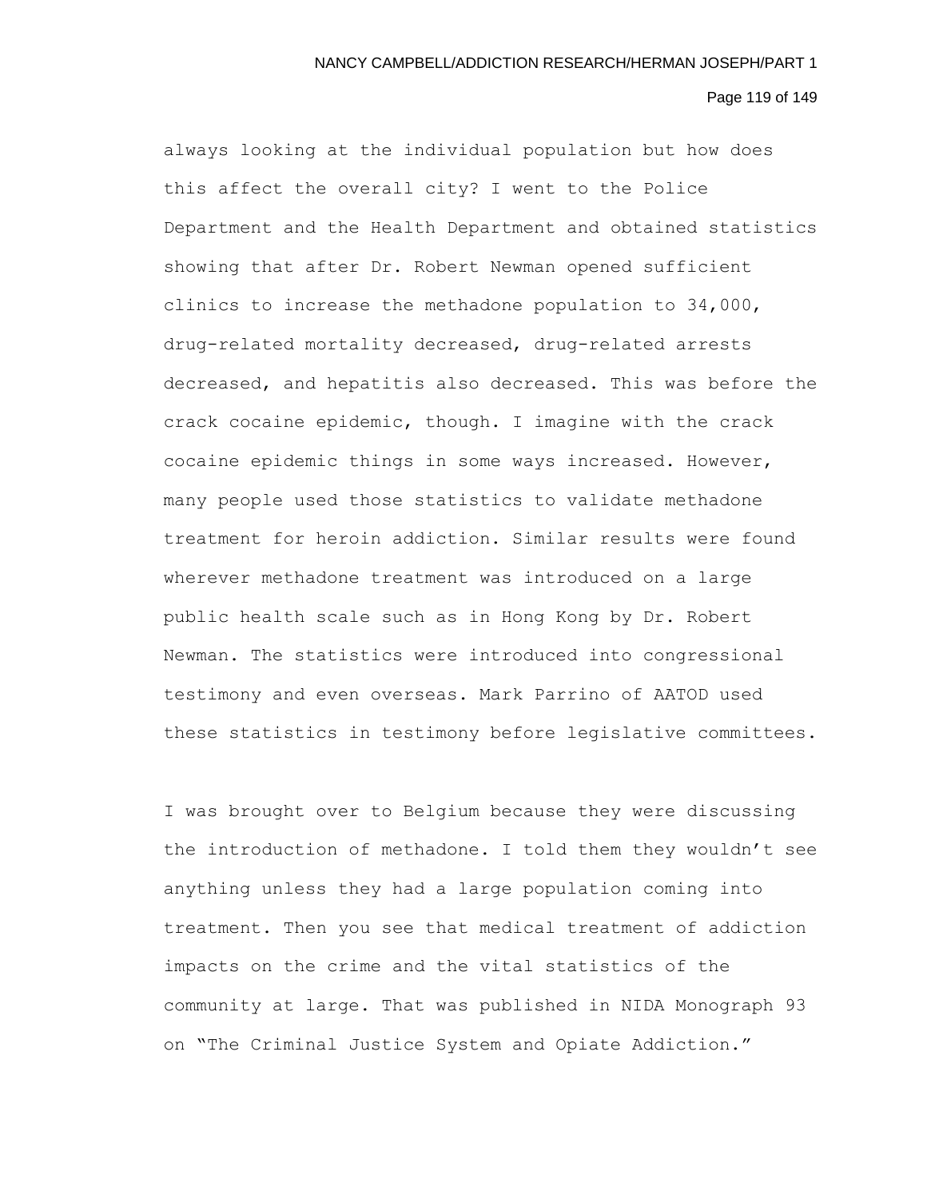always looking at the individual population but how does this affect the overall city? I went to the Police Department and the Health Department and obtained statistics showing that after Dr. Robert Newman opened sufficient clinics to increase the methadone population to 34,000, drug-related mortality decreased, drug-related arrests decreased, and hepatitis also decreased. This was before the crack cocaine epidemic, though. I imagine with the crack cocaine epidemic things in some ways increased. However, many people used those statistics to validate methadone treatment for heroin addiction. Similar results were found wherever methadone treatment was introduced on a large public health scale such as in Hong Kong by Dr. Robert Newman. The statistics were introduced into congressional testimony and even overseas. Mark Parrino of AATOD used these statistics in testimony before legislative committees.

I was brought over to Belgium because they were discussing the introduction of methadone. I told them they wouldn't see anything unless they had a large population coming into treatment. Then you see that medical treatment of addiction impacts on the crime and the vital statistics of the community at large. That was published in NIDA Monograph 93 on "The Criminal Justice System and Opiate Addiction."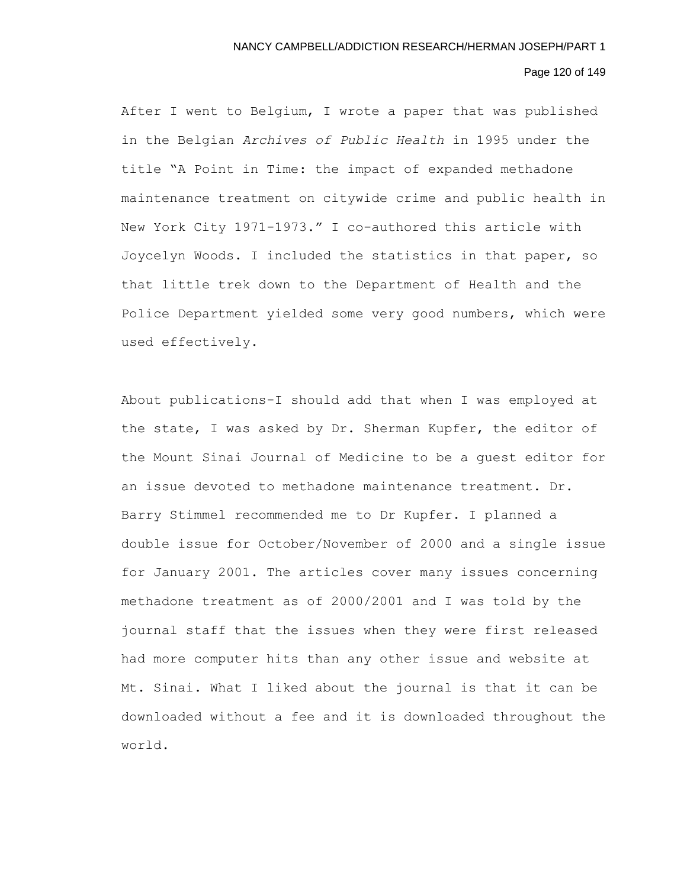After I went to Belgium, I wrote a paper that was published in the Belgian *Archives of Public Health* in 1995 under the title "A Point in Time: the impact of expanded methadone maintenance treatment on citywide crime and public health in New York City 1971-1973." I co-authored this article with Joycelyn Woods. I included the statistics in that paper, so that little trek down to the Department of Health and the Police Department yielded some very good numbers, which were used effectively.

About publications-I should add that when I was employed at the state, I was asked by Dr. Sherman Kupfer, the editor of the Mount Sinai Journal of Medicine to be a guest editor for an issue devoted to methadone maintenance treatment. Dr. Barry Stimmel recommended me to Dr Kupfer. I planned a double issue for October/November of 2000 and a single issue for January 2001. The articles cover many issues concerning methadone treatment as of 2000/2001 and I was told by the journal staff that the issues when they were first released had more computer hits than any other issue and website at Mt. Sinai. What I liked about the journal is that it can be downloaded without a fee and it is downloaded throughout the world.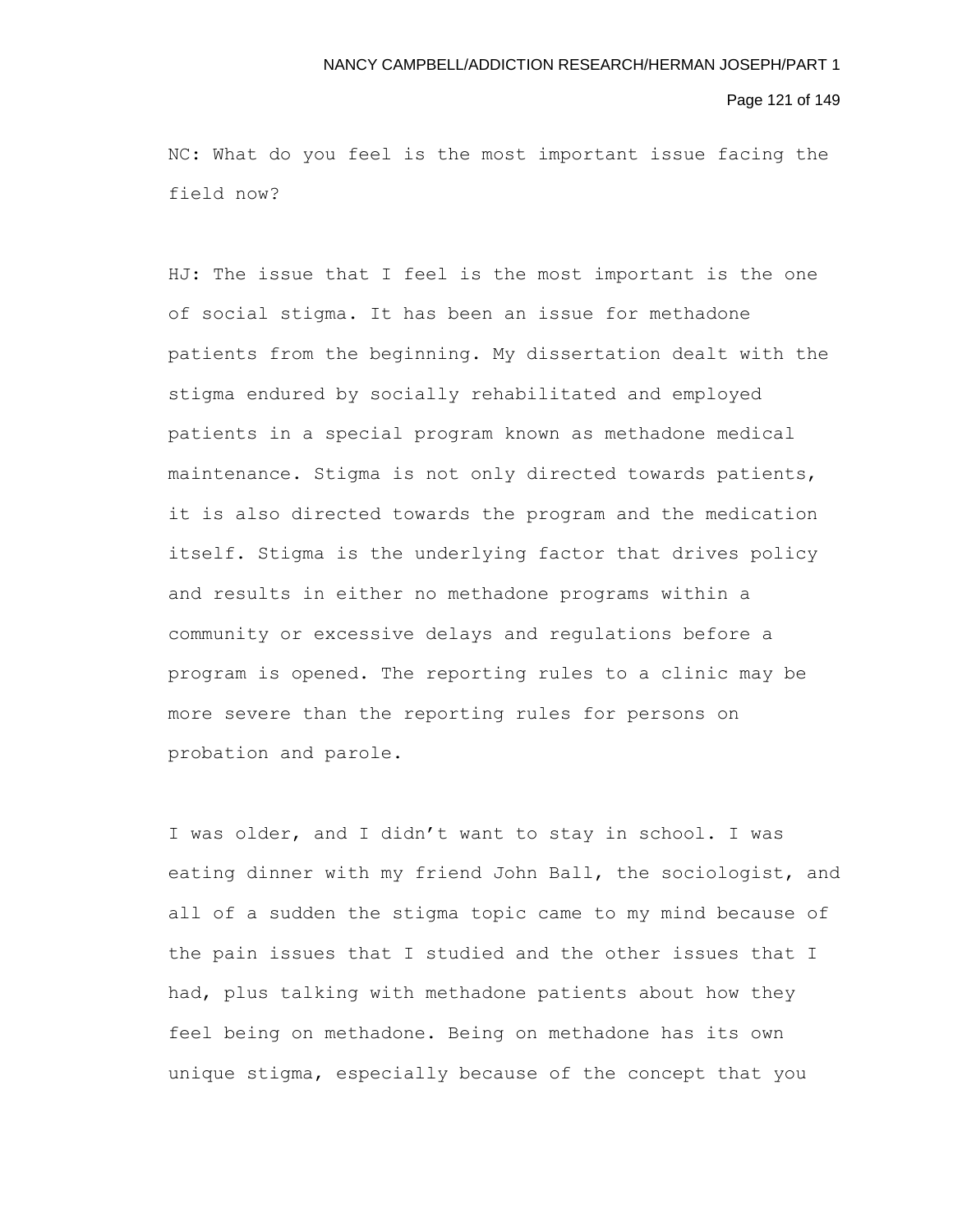NC: What do you feel is the most important issue facing the field now?

HJ: The issue that I feel is the most important is the one of social stigma. It has been an issue for methadone patients from the beginning. My dissertation dealt with the stigma endured by socially rehabilitated and employed patients in a special program known as methadone medical maintenance. Stigma is not only directed towards patients, it is also directed towards the program and the medication itself. Stigma is the underlying factor that drives policy and results in either no methadone programs within a community or excessive delays and regulations before a program is opened. The reporting rules to a clinic may be more severe than the reporting rules for persons on probation and parole.

I was older, and I didn't want to stay in school. I was eating dinner with my friend John Ball, the sociologist, and all of a sudden the stigma topic came to my mind because of the pain issues that I studied and the other issues that I had, plus talking with methadone patients about how they feel being on methadone. Being on methadone has its own unique stigma, especially because of the concept that you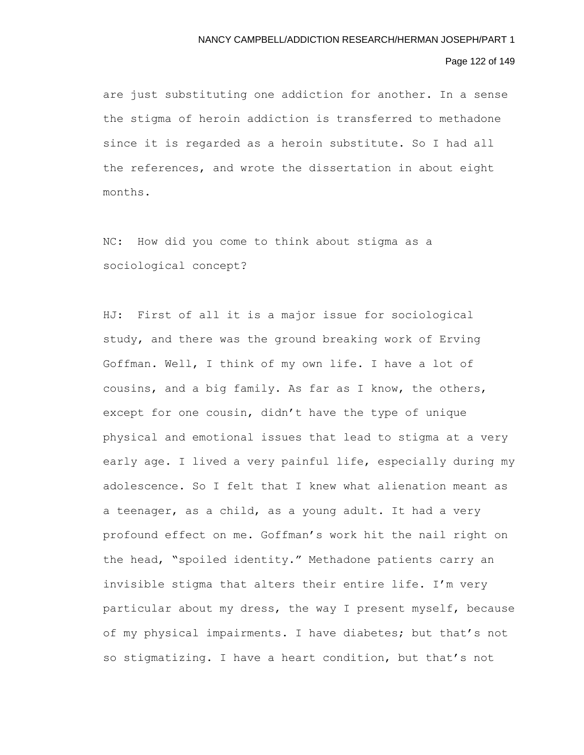are just substituting one addiction for another. In a sense the stigma of heroin addiction is transferred to methadone since it is regarded as a heroin substitute. So I had all the references, and wrote the dissertation in about eight months.

NC: How did you come to think about stigma as a sociological concept?

HJ: First of all it is a major issue for sociological study, and there was the ground breaking work of Erving Goffman. Well, I think of my own life. I have a lot of cousins, and a big family. As far as I know, the others, except for one cousin, didn't have the type of unique physical and emotional issues that lead to stigma at a very early age. I lived a very painful life, especially during my adolescence. So I felt that I knew what alienation meant as a teenager, as a child, as a young adult. It had a very profound effect on me. Goffman's work hit the nail right on the head, "spoiled identity." Methadone patients carry an invisible stigma that alters their entire life. I'm very particular about my dress, the way I present myself, because of my physical impairments. I have diabetes; but that's not so stigmatizing. I have a heart condition, but that's not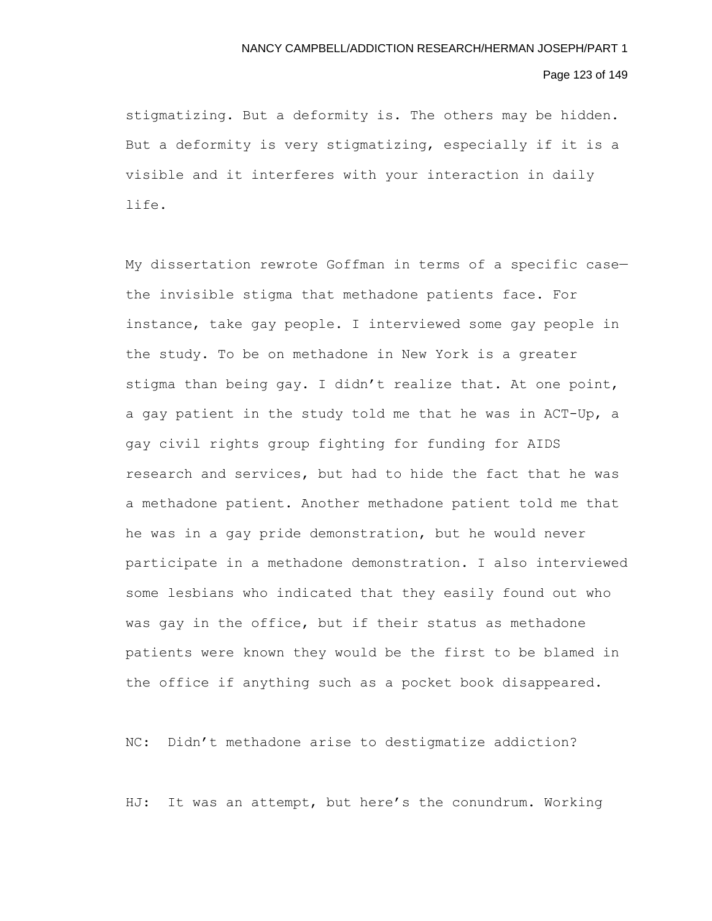stigmatizing. But a deformity is. The others may be hidden. But a deformity is very stigmatizing, especially if it is a visible and it interferes with your interaction in daily life.

My dissertation rewrote Goffman in terms of a specific case—the invisible stigma that methadone patients face. For instance, take gay people. I interviewed some gay people in the study. To be on methadone in New York is a greater stigma than being gay. I didn't realize that. At one point, a gay patient in the study told me that he was in ACT-Up, a gay civil rights group fighting for funding for AIDS research and services, but had to hide the fact that he was a methadone patient. Another methadone patient told me that he was in a gay pride demonstration, but he would never participate in a methadone demonstration. I also interviewed some lesbians who indicated that they easily found out who was gay in the office, but if their status as methadone patients were known they would be the first to be blamed in the office if anything such as a pocket book disappeared.

NC: Didn't methadone arise to destigmatize addiction?

HJ: It was an attempt, but here's the conundrum. Working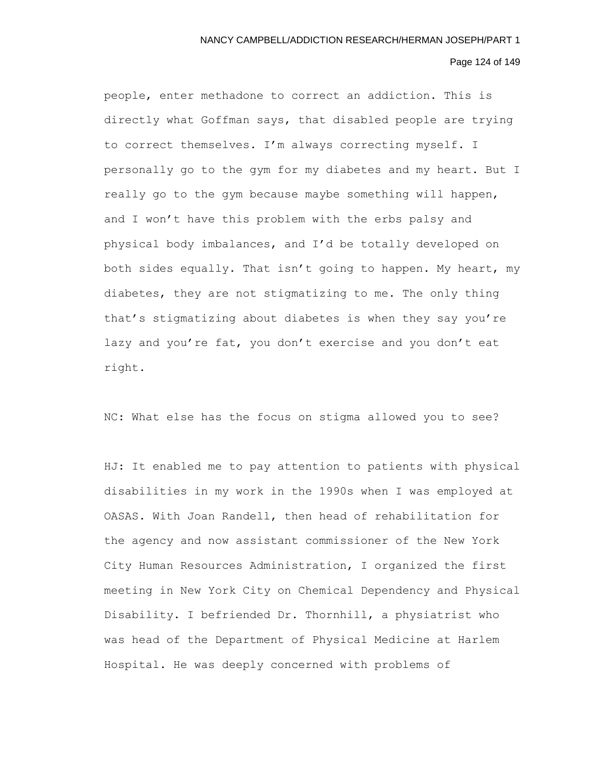people, enter methadone to correct an addiction. This is directly what Goffman says, that disabled people are trying to correct themselves. I'm always correcting myself. I personally go to the gym for my diabetes and my heart. But I really go to the gym because maybe something will happen, and I won't have this problem with the erbs palsy and physical body imbalances, and I'd be totally developed on both sides equally. That isn't going to happen. My heart, my diabetes, they are not stigmatizing to me. The only thing that's stigmatizing about diabetes is when they say you're lazy and you're fat, you don't exercise and you don't eat right.

NC: What else has the focus on stigma allowed you to see?

HJ: It enabled me to pay attention to patients with physical disabilities in my work in the 1990s when I was employed at OASAS. With Joan Randell, then head of rehabilitation for the agency and now assistant commissioner of the New York City Human Resources Administration, I organized the first meeting in New York City on Chemical Dependency and Physical Disability. I befriended Dr. Thornhill, a physiatrist who was head of the Department of Physical Medicine at Harlem Hospital. He was deeply concerned with problems of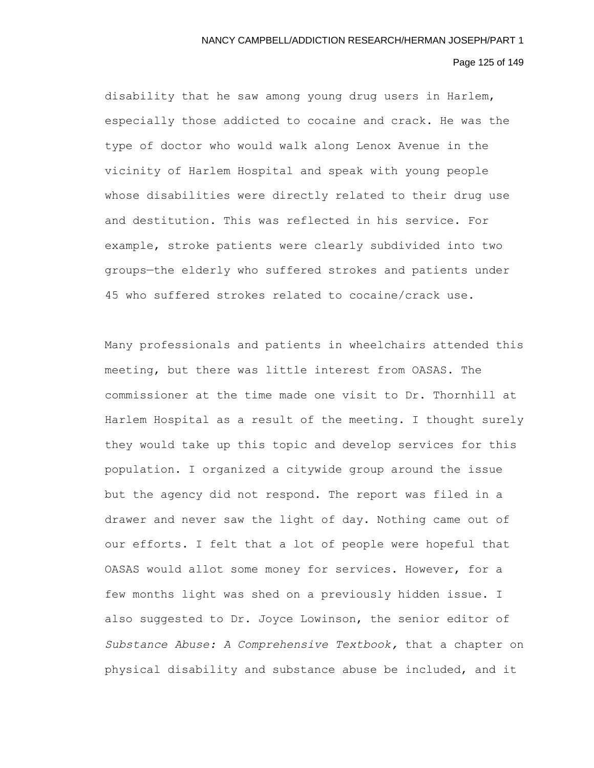disability that he saw among young drug users in Harlem, especially those addicted to cocaine and crack. He was the type of doctor who would walk along Lenox Avenue in the vicinity of Harlem Hospital and speak with young people whose disabilities were directly related to their drug use and destitution. This was reflected in his service. For example, stroke patients were clearly subdivided into two groups—the elderly who suffered strokes and patients under 45 who suffered strokes related to cocaine/crack use.

Many professionals and patients in wheelchairs attended this meeting, but there was little interest from OASAS. The commissioner at the time made one visit to Dr. Thornhill at Harlem Hospital as a result of the meeting. I thought surely they would take up this topic and develop services for this population. I organized a citywide group around the issue but the agency did not respond. The report was filed in a drawer and never saw the light of day. Nothing came out of our efforts. I felt that a lot of people were hopeful that OASAS would allot some money for services. However, for a few months light was shed on a previously hidden issue. I also suggested to Dr. Joyce Lowinson, the senior editor of *Substance Abuse: A Comprehensive Textbook,* that a chapter on physical disability and substance abuse be included, and it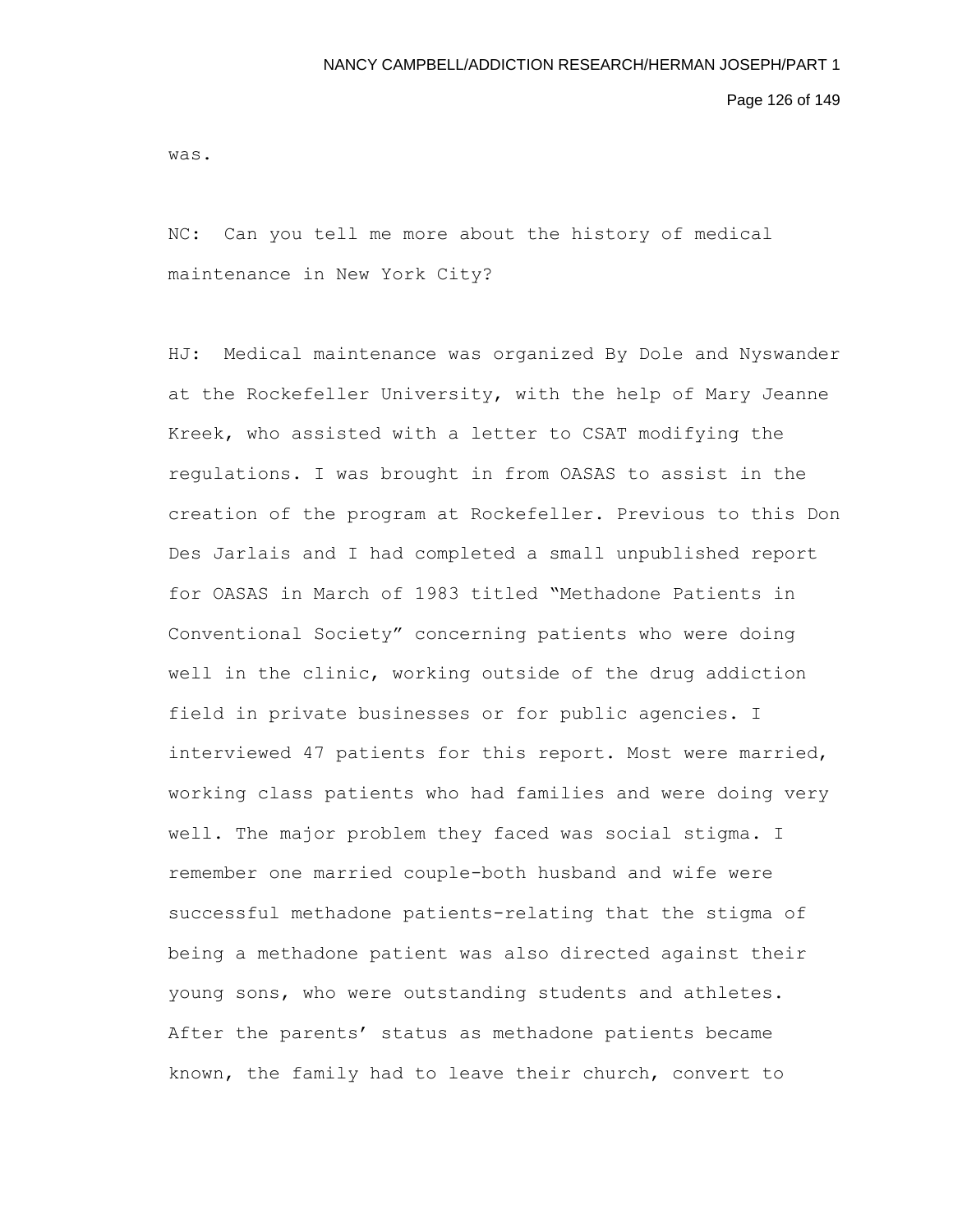was.

NC: Can you tell me more about the history of medical maintenance in New York City?

HJ: Medical maintenance was organized By Dole and Nyswander at the Rockefeller University, with the help of Mary Jeanne Kreek, who assisted with a letter to CSAT modifying the regulations. I was brought in from OASAS to assist in the creation of the program at Rockefeller. Previous to this Don Des Jarlais and I had completed a small unpublished report for OASAS in March of 1983 titled "Methadone Patients in Conventional Society" concerning patients who were doing well in the clinic, working outside of the drug addiction field in private businesses or for public agencies. I interviewed 47 patients for this report. Most were married, working class patients who had families and were doing very well. The major problem they faced was social stigma. I remember one married couple-both husband and wife were successful methadone patients-relating that the stigma of being a methadone patient was also directed against their young sons, who were outstanding students and athletes. After the parents' status as methadone patients became known, the family had to leave their church, convert to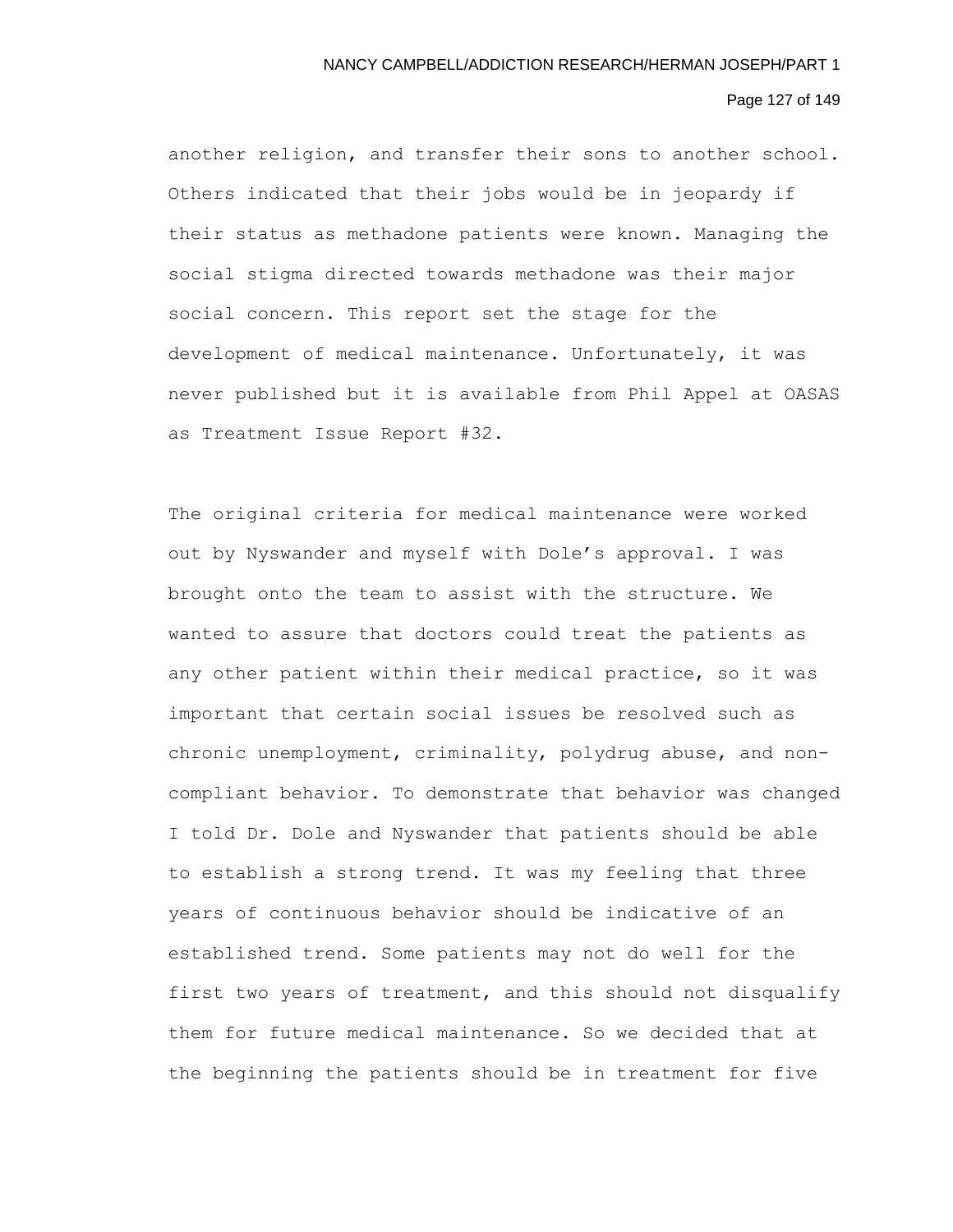another religion, and transfer their sons to another school. Others indicated that their jobs would be in jeopardy if their status as methadone patients were known. Managing the social stigma directed towards methadone was their major social concern. This report set the stage for the development of medical maintenance. Unfortunately, it was never published but it is available from Phil Appel at OASAS as Treatment Issue Report #32.

The original criteria for medical maintenance were worked out by Nyswander and myself with Dole's approval. I was brought onto the team to assist with the structure. We wanted to assure that doctors could treat the patients as any other patient within their medical practice, so it was important that certain social issues be resolved such as chronic unemployment, criminality, polydrug abuse, and non-compliant behavior. To demonstrate that behavior was changed I told Dr. Dole and Nyswander that patients should be able to establish a strong trend. It was my feeling that three years of continuous behavior should be indicative of an established trend. Some patients may not do well for the first two years of treatment, and this should not disqualify them for future medical maintenance. So we decided that at the beginning the patients should be in treatment for five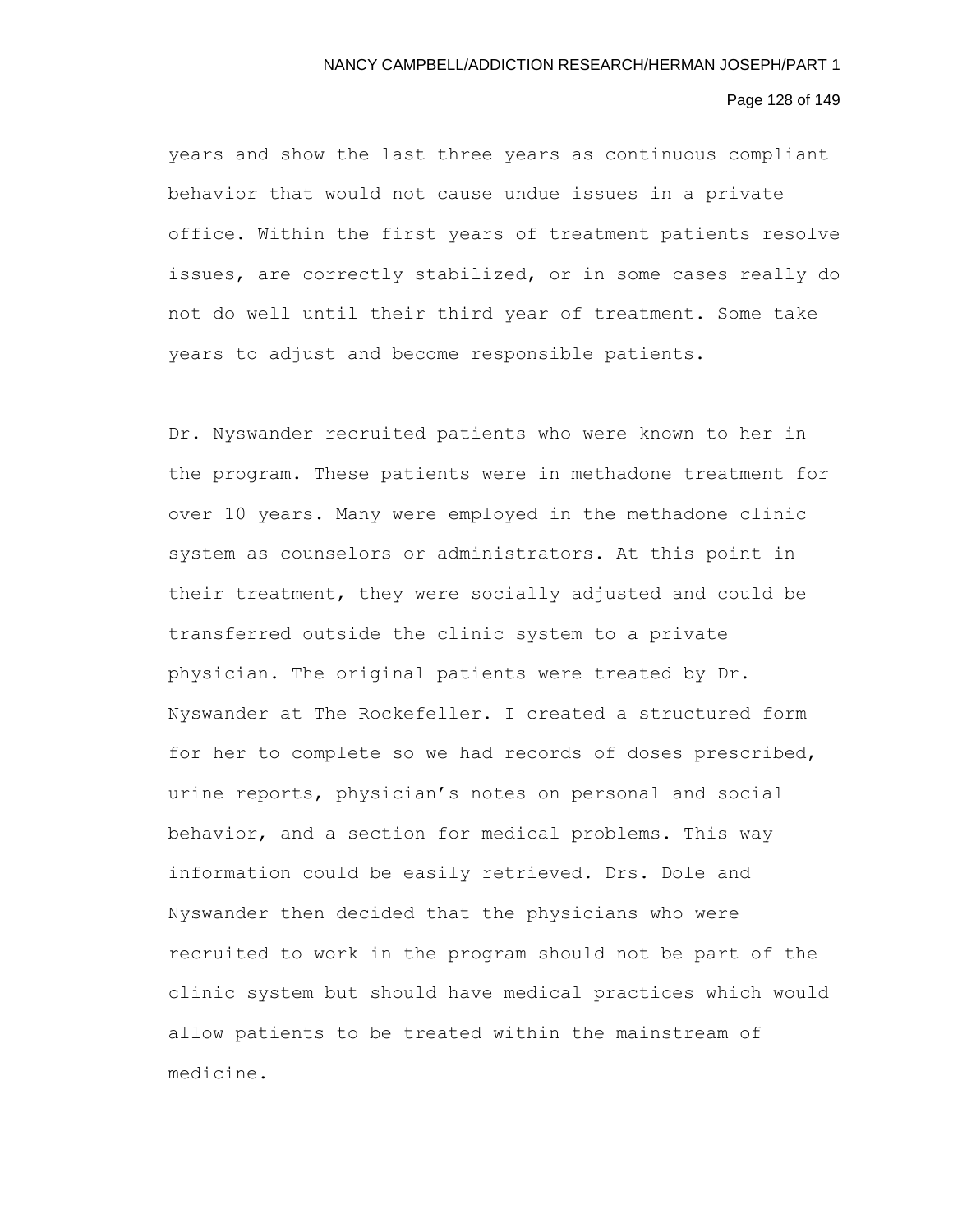years and show the last three years as continuous compliant behavior that would not cause undue issues in a private office. Within the first years of treatment patients resolve issues, are correctly stabilized, or in some cases really do not do well until their third year of treatment. Some take years to adjust and become responsible patients.

Dr. Nyswander recruited patients who were known to her in the program. These patients were in methadone treatment for over 10 years. Many were employed in the methadone clinic system as counselors or administrators. At this point in their treatment, they were socially adjusted and could be transferred outside the clinic system to a private physician. The original patients were treated by Dr. Nyswander at The Rockefeller. I created a structured form for her to complete so we had records of doses prescribed, urine reports, physician's notes on personal and social behavior, and a section for medical problems. This way information could be easily retrieved. Drs. Dole and Nyswander then decided that the physicians who were recruited to work in the program should not be part of the clinic system but should have medical practices which would allow patients to be treated within the mainstream of medicine.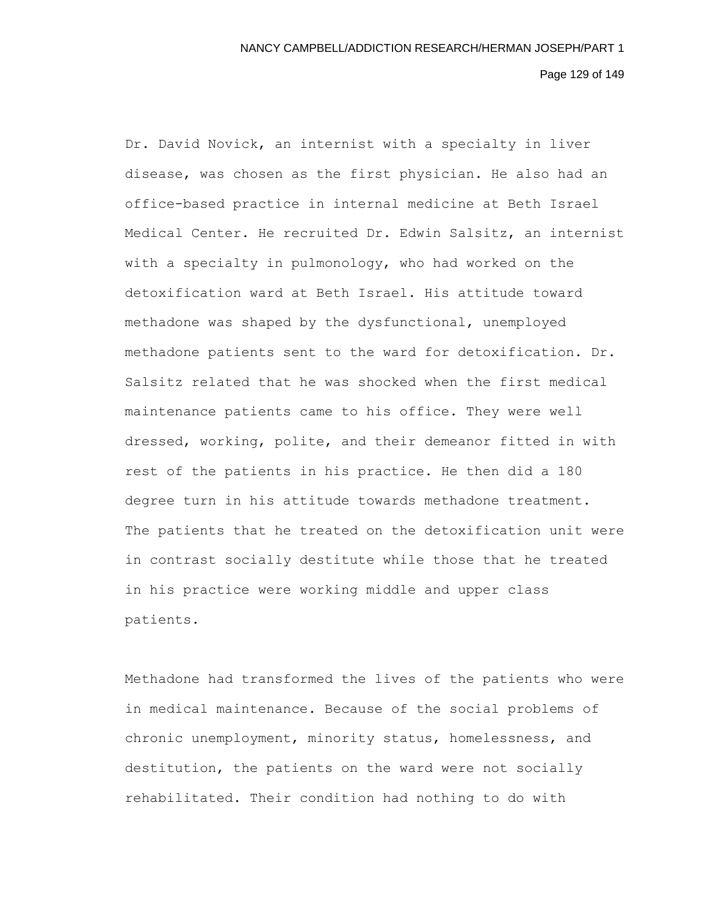Dr. David Novick, an internist with a specialty in liver disease, was chosen as the first physician. He also had an office-based practice in internal medicine at Beth Israel Medical Center. He recruited Dr. Edwin Salsitz, an internist with a specialty in pulmonology, who had worked on the detoxification ward at Beth Israel. His attitude toward methadone was shaped by the dysfunctional, unemployed methadone patients sent to the ward for detoxification. Dr. Salsitz related that he was shocked when the first medical maintenance patients came to his office. They were well dressed, working, polite, and their demeanor fitted in with rest of the patients in his practice. He then did a 180 degree turn in his attitude towards methadone treatment. The patients that he treated on the detoxification unit were in contrast socially destitute while those that he treated in his practice were working middle and upper class patients.

Methadone had transformed the lives of the patients who were in medical maintenance. Because of the social problems of chronic unemployment, minority status, homelessness, and destitution, the patients on the ward were not socially rehabilitated. Their condition had nothing to do with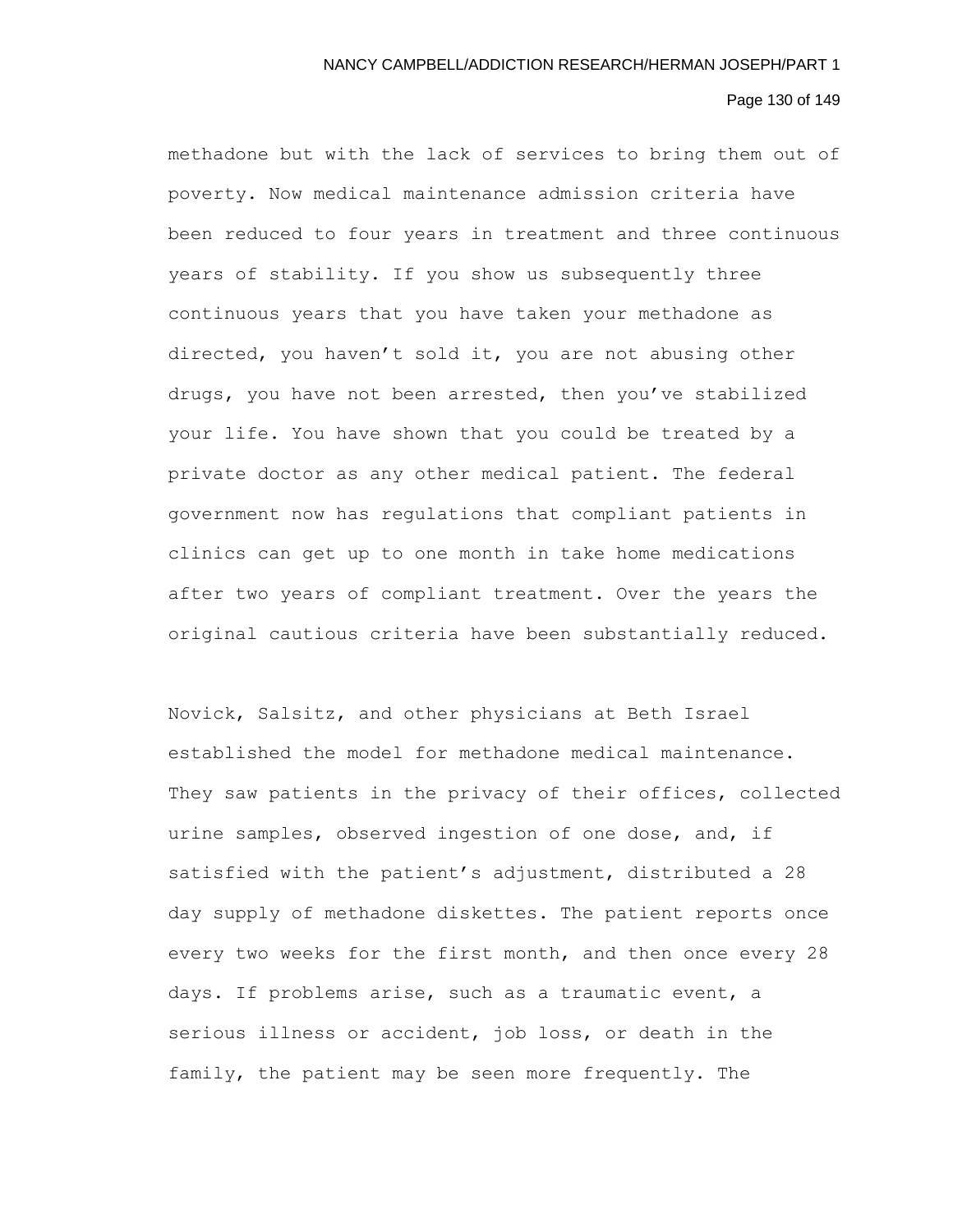methadone but with the lack of services to bring them out of poverty. Now medical maintenance admission criteria have been reduced to four years in treatment and three continuous years of stability. If you show us subsequently three continuous years that you have taken your methadone as directed, you haven't sold it, you are not abusing other drugs, you have not been arrested, then you've stabilized your life. You have shown that you could be treated by a private doctor as any other medical patient. The federal government now has regulations that compliant patients in clinics can get up to one month in take home medications after two years of compliant treatment. Over the years the original cautious criteria have been substantially reduced.

Novick, Salsitz, and other physicians at Beth Israel established the model for methadone medical maintenance. They saw patients in the privacy of their offices, collected urine samples, observed ingestion of one dose, and, if satisfied with the patient's adjustment, distributed a 28 day supply of methadone diskettes. The patient reports once every two weeks for the first month, and then once every 28 days. If problems arise, such as a traumatic event, a serious illness or accident, job loss, or death in the family, the patient may be seen more frequently. The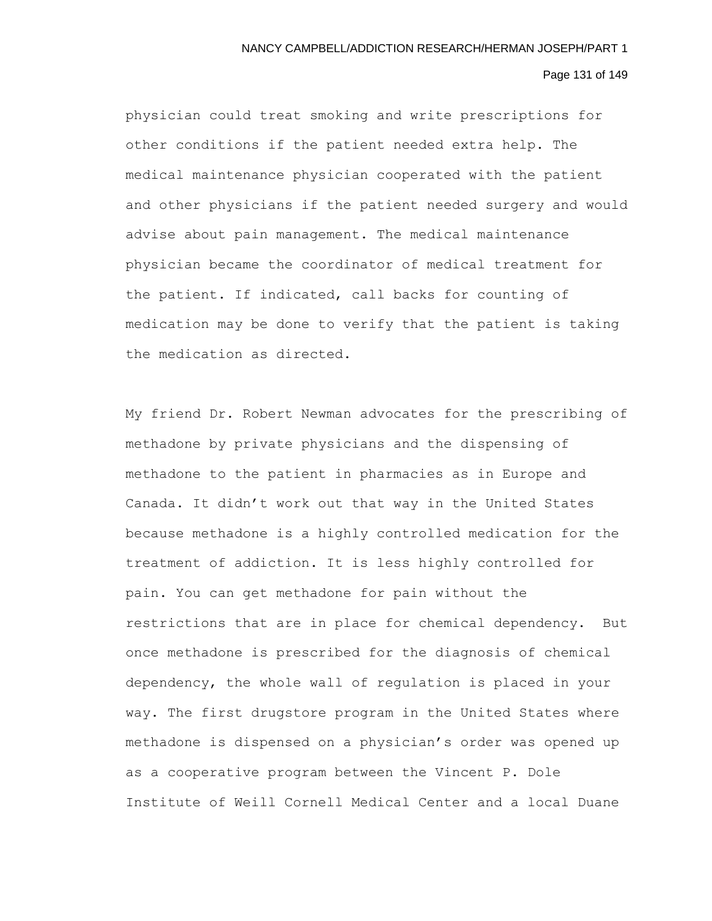physician could treat smoking and write prescriptions for other conditions if the patient needed extra help. The medical maintenance physician cooperated with the patient and other physicians if the patient needed surgery and would advise about pain management. The medical maintenance physician became the coordinator of medical treatment for the patient. If indicated, call backs for counting of medication may be done to verify that the patient is taking the medication as directed.

My friend Dr. Robert Newman advocates for the prescribing of methadone by private physicians and the dispensing of methadone to the patient in pharmacies as in Europe and Canada. It didn't work out that way in the United States because methadone is a highly controlled medication for the treatment of addiction. It is less highly controlled for pain. You can get methadone for pain without the restrictions that are in place for chemical dependency. But once methadone is prescribed for the diagnosis of chemical dependency, the whole wall of regulation is placed in your way. The first drugstore program in the United States where methadone is dispensed on a physician's order was opened up as a cooperative program between the Vincent P. Dole Institute of Weill Cornell Medical Center and a local Duane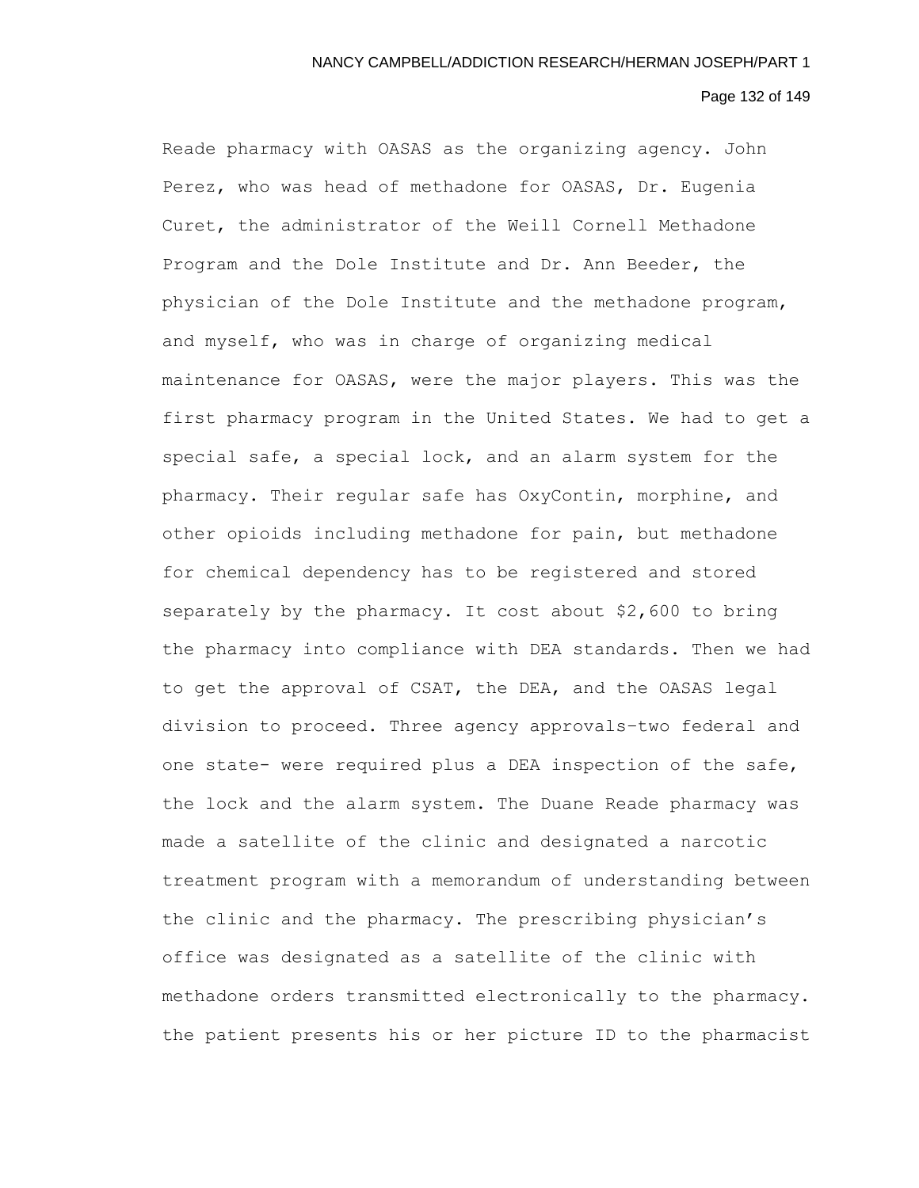Reade pharmacy with OASAS as the organizing agency. John Perez, who was head of methadone for OASAS, Dr. Eugenia Curet, the administrator of the Weill Cornell Methadone Program and the Dole Institute and Dr. Ann Beeder, the physician of the Dole Institute and the methadone program, and myself, who was in charge of organizing medical maintenance for OASAS, were the major players. This was the first pharmacy program in the United States. We had to get a special safe, a special lock, and an alarm system for the pharmacy. Their regular safe has OxyContin, morphine, and other opioids including methadone for pain, but methadone for chemical dependency has to be registered and stored separately by the pharmacy. It cost about $2,600 to bring the pharmacy into compliance with DEA standards. Then we had to get the approval of CSAT, the DEA, and the OASAS legal division to proceed. Three agency approvals–two federal and one state- were required plus a DEA inspection of the safe, the lock and the alarm system. The Duane Reade pharmacy was made a satellite of the clinic and designated a narcotic treatment program with a memorandum of understanding between the clinic and the pharmacy. The prescribing physician's office was designated as a satellite of the clinic with methadone orders transmitted electronically to the pharmacy. the patient presents his or her picture ID to the pharmacist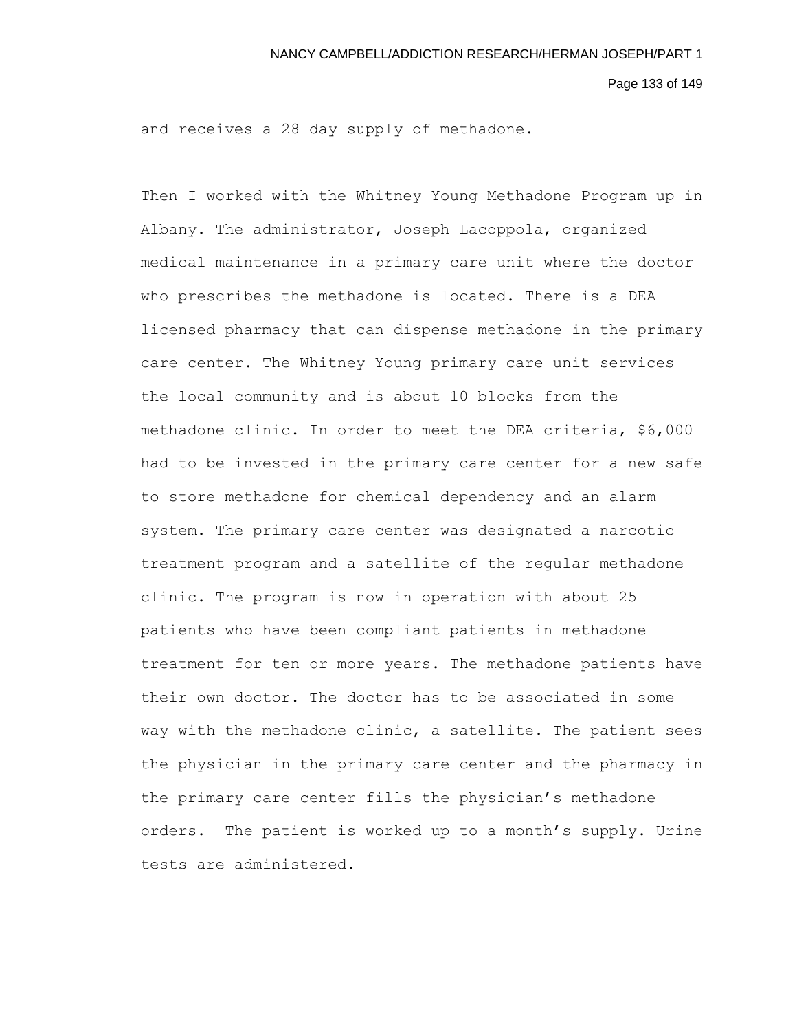and receives a 28 day supply of methadone.

Then I worked with the Whitney Young Methadone Program up in Albany. The administrator, Joseph Lacoppola, organized medical maintenance in a primary care unit where the doctor who prescribes the methadone is located. There is a DEA licensed pharmacy that can dispense methadone in the primary care center. The Whitney Young primary care unit services the local community and is about 10 blocks from the methadone clinic. In order to meet the DEA criteria, $6,000 had to be invested in the primary care center for a new safe to store methadone for chemical dependency and an alarm system. The primary care center was designated a narcotic treatment program and a satellite of the regular methadone clinic. The program is now in operation with about 25 patients who have been compliant patients in methadone treatment for ten or more years. The methadone patients have their own doctor. The doctor has to be associated in some way with the methadone clinic, a satellite. The patient sees the physician in the primary care center and the pharmacy in the primary care center fills the physician's methadone orders. The patient is worked up to a month's supply. Urine tests are administered.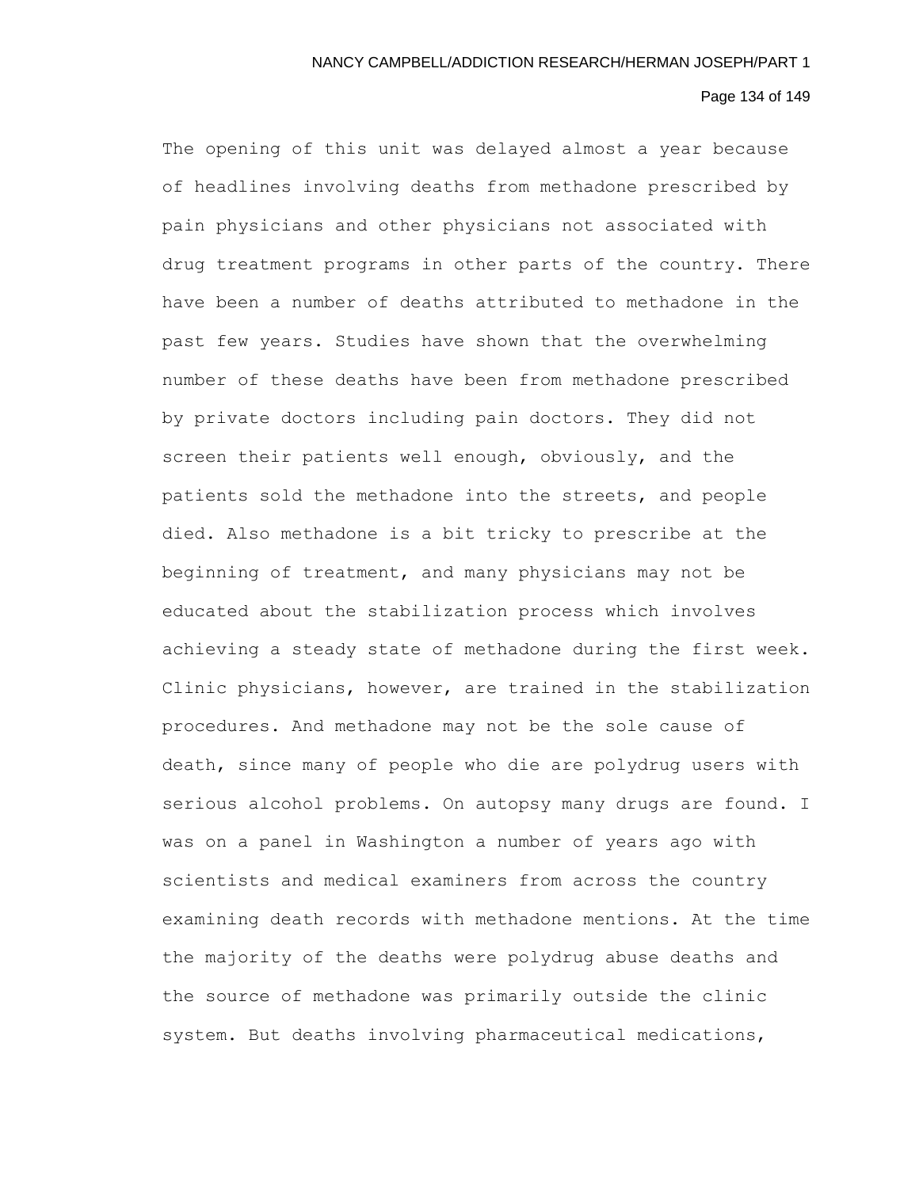The opening of this unit was delayed almost a year because of headlines involving deaths from methadone prescribed by pain physicians and other physicians not associated with drug treatment programs in other parts of the country. There have been a number of deaths attributed to methadone in the past few years. Studies have shown that the overwhelming number of these deaths have been from methadone prescribed by private doctors including pain doctors. They did not screen their patients well enough, obviously, and the patients sold the methadone into the streets, and people died. Also methadone is a bit tricky to prescribe at the beginning of treatment, and many physicians may not be educated about the stabilization process which involves achieving a steady state of methadone during the first week. Clinic physicians, however, are trained in the stabilization procedures. And methadone may not be the sole cause of death, since many of people who die are polydrug users with serious alcohol problems. On autopsy many drugs are found. I was on a panel in Washington a number of years ago with scientists and medical examiners from across the country examining death records with methadone mentions. At the time the majority of the deaths were polydrug abuse deaths and the source of methadone was primarily outside the clinic system. But deaths involving pharmaceutical medications,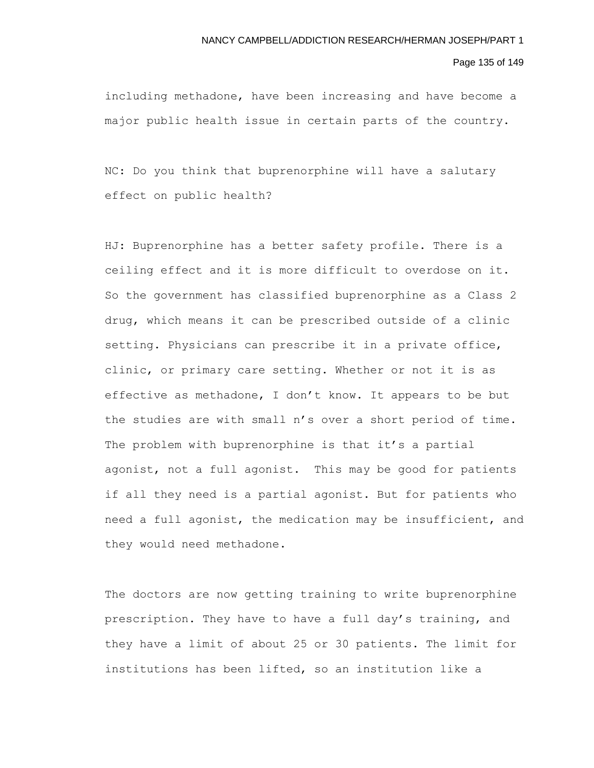including methadone, have been increasing and have become a major public health issue in certain parts of the country.

NC: Do you think that buprenorphine will have a salutary effect on public health?

HJ: Buprenorphine has a better safety profile. There is a ceiling effect and it is more difficult to overdose on it. So the government has classified buprenorphine as a Class 2 drug, which means it can be prescribed outside of a clinic setting. Physicians can prescribe it in a private office, clinic, or primary care setting. Whether or not it is as effective as methadone, I don't know. It appears to be but the studies are with small n's over a short period of time. The problem with buprenorphine is that it's a partial agonist, not a full agonist. This may be good for patients if all they need is a partial agonist. But for patients who need a full agonist, the medication may be insufficient, and they would need methadone.

The doctors are now getting training to write buprenorphine prescription. They have to have a full day's training, and they have a limit of about 25 or 30 patients. The limit for institutions has been lifted, so an institution like a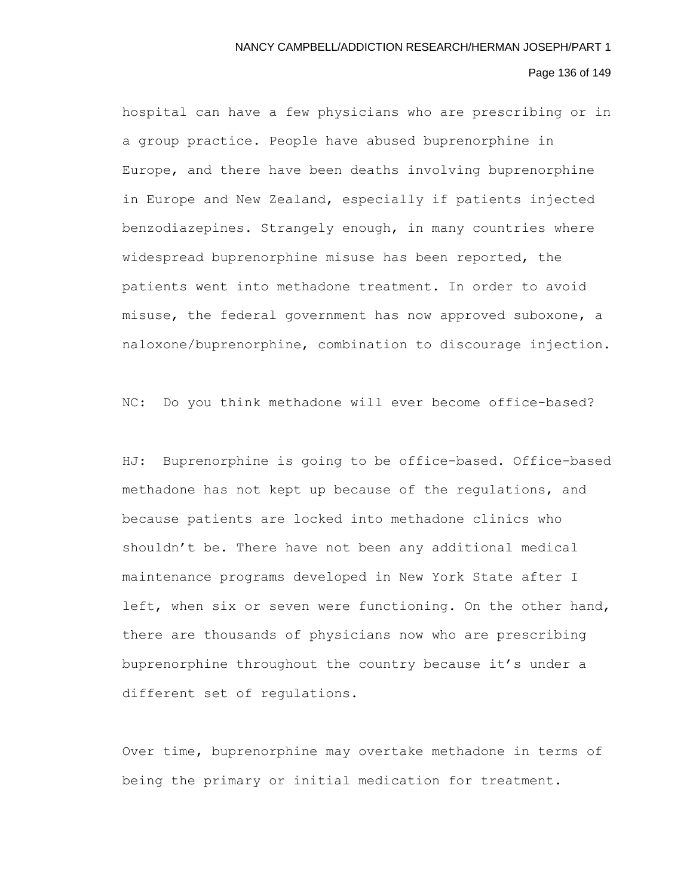hospital can have a few physicians who are prescribing or in a group practice. People have abused buprenorphine in Europe, and there have been deaths involving buprenorphine in Europe and New Zealand, especially if patients injected benzodiazepines. Strangely enough, in many countries where widespread buprenorphine misuse has been reported, the patients went into methadone treatment. In order to avoid misuse, the federal government has now approved suboxone, a naloxone/buprenorphine, combination to discourage injection.

NC: Do you think methadone will ever become office-based?

HJ: Buprenorphine is going to be office-based. Office-based methadone has not kept up because of the regulations, and because patients are locked into methadone clinics who shouldn't be. There have not been any additional medical maintenance programs developed in New York State after I left, when six or seven were functioning. On the other hand, there are thousands of physicians now who are prescribing buprenorphine throughout the country because it's under a different set of regulations.

Over time, buprenorphine may overtake methadone in terms of being the primary or initial medication for treatment.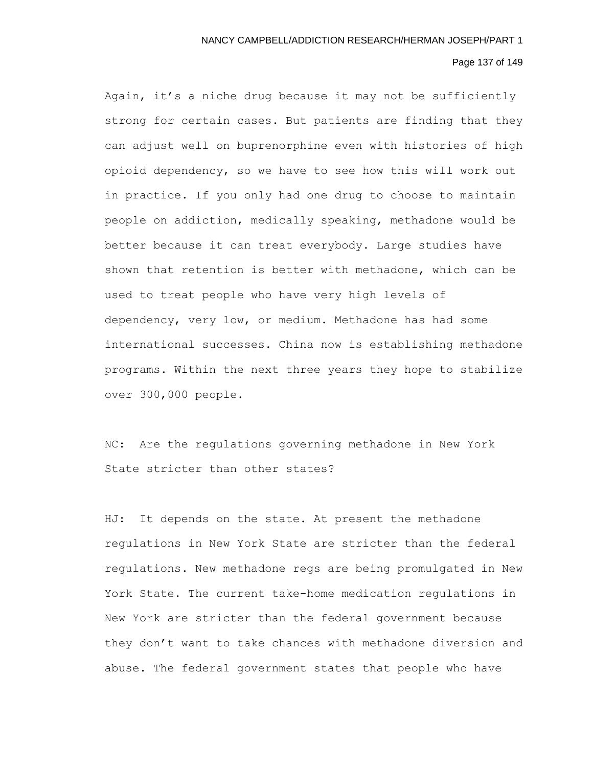Again, it’s a niche drug because it may not be sufficiently strong for certain cases. But patients are finding that they can adjust well on buprenorphine even with histories of high opioid dependency, so we have to see how this will work out in practice. If you only had one drug to choose to maintain people on addiction, medically speaking, methadone would be better because it can treat everybody. Large studies have shown that retention is better with methadone, which can be used to treat people who have very high levels of dependency, very low, or medium. Methadone has had some international successes. China now is establishing methadone programs. Within the next three years they hope to stabilize over 300,000 people.

NC: Are the regulations governing methadone in New York State stricter than other states?

HJ: It depends on the state. At present the methadone regulations in New York State are stricter than the federal regulations. New methadone regs are being promulgated in New York State. The current take-home medication regulations in New York are stricter than the federal government because they don’t want to take chances with methadone diversion and abuse. The federal government states that people who have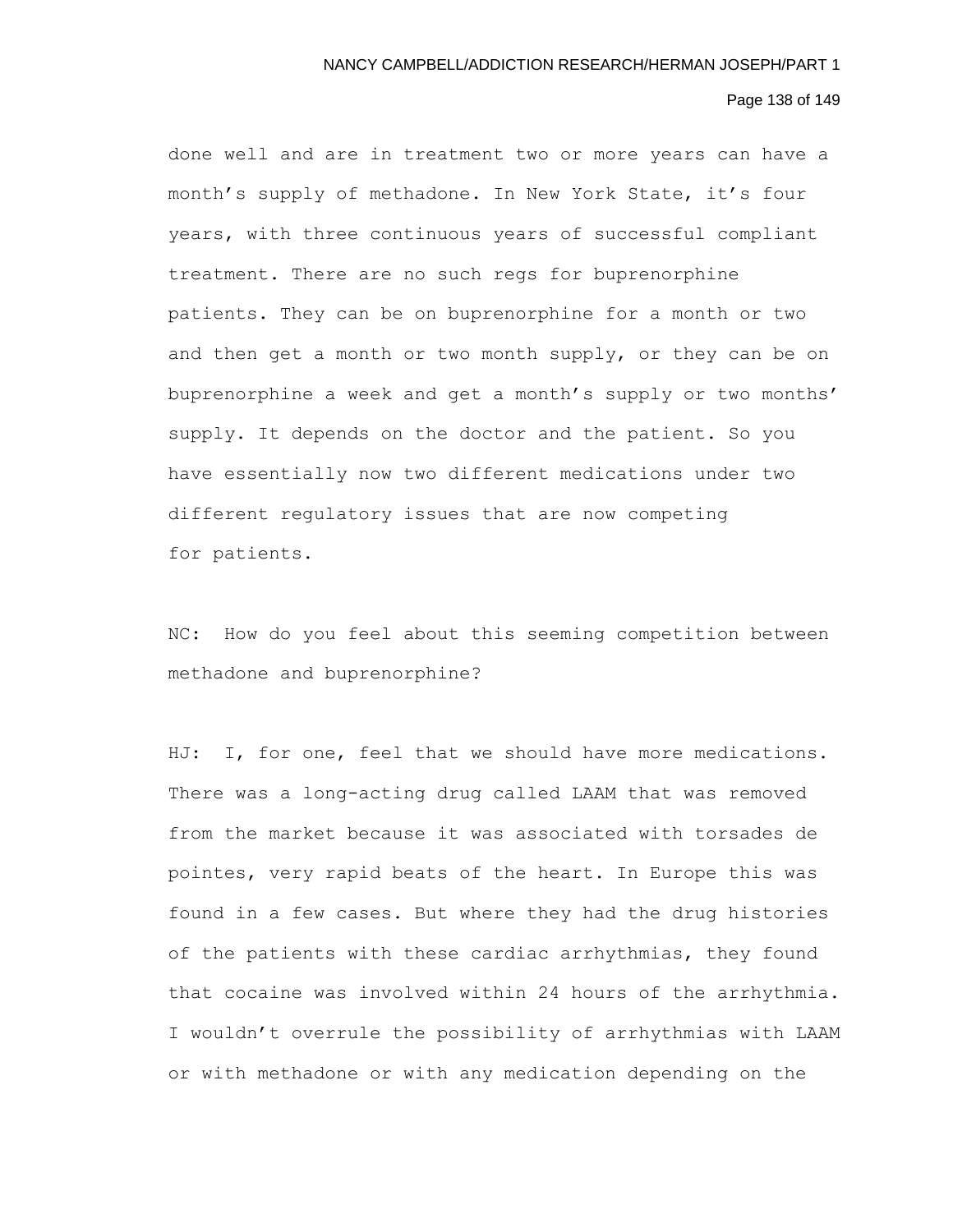done well and are in treatment two or more years can have a month's supply of methadone. In New York State, it's four years, with three continuous years of successful compliant treatment. There are no such regs for buprenorphine patients. They can be on buprenorphine for a month or two and then get a month or two month supply, or they can be on buprenorphine a week and get a month's supply or two months' supply. It depends on the doctor and the patient. So you have essentially now two different medications under two different regulatory issues that are now competing for patients.

NC: How do you feel about this seeming competition between methadone and buprenorphine?

HJ: I, for one, feel that we should have more medications. There was a long-acting drug called LAAM that was removed from the market because it was associated with torsades de pointes, very rapid beats of the heart. In Europe this was found in a few cases. But where they had the drug histories of the patients with these cardiac arrhythmias, they found that cocaine was involved within 24 hours of the arrhythmia. I wouldn't overrule the possibility of arrhythmias with LAAM or with methadone or with any medication depending on the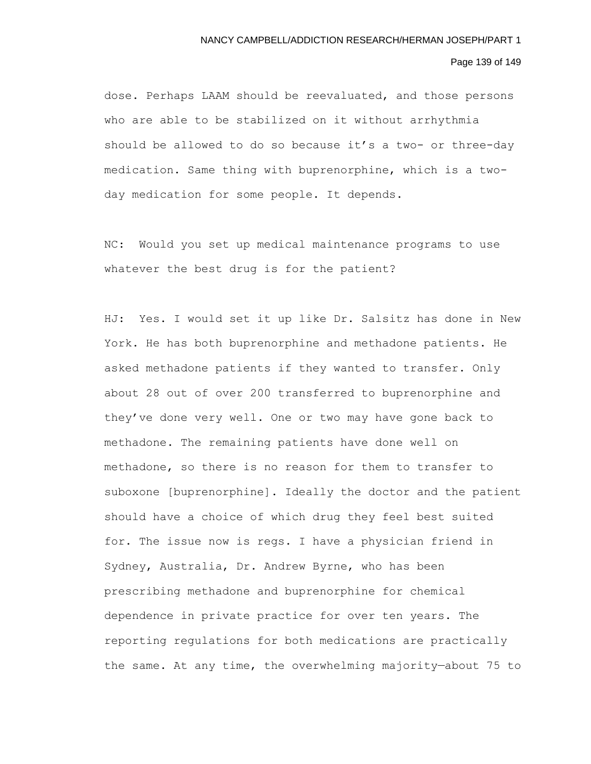dose. Perhaps LAAM should be reevaluated, and those persons who are able to be stabilized on it without arrhythmia should be allowed to do so because it’s a two- or three-day medication. Same thing with buprenorphine, which is a two-day medication for some people. It depends.

NC: Would you set up medical maintenance programs to use whatever the best drug is for the patient?

HJ: Yes. I would set it up like Dr. Salsitz has done in New York. He has both buprenorphine and methadone patients. He asked methadone patients if they wanted to transfer. Only about 28 out of over 200 transferred to buprenorphine and they’ve done very well. One or two may have gone back to methadone. The remaining patients have done well on methadone, so there is no reason for them to transfer to suboxone [buprenorphine]. Ideally the doctor and the patient should have a choice of which drug they feel best suited for. The issue now is regs. I have a physician friend in Sydney, Australia, Dr. Andrew Byrne, who has been prescribing methadone and buprenorphine for chemical dependence in private practice for over ten years. The reporting regulations for both medications are practically the same. At any time, the overwhelming majority—about 75 to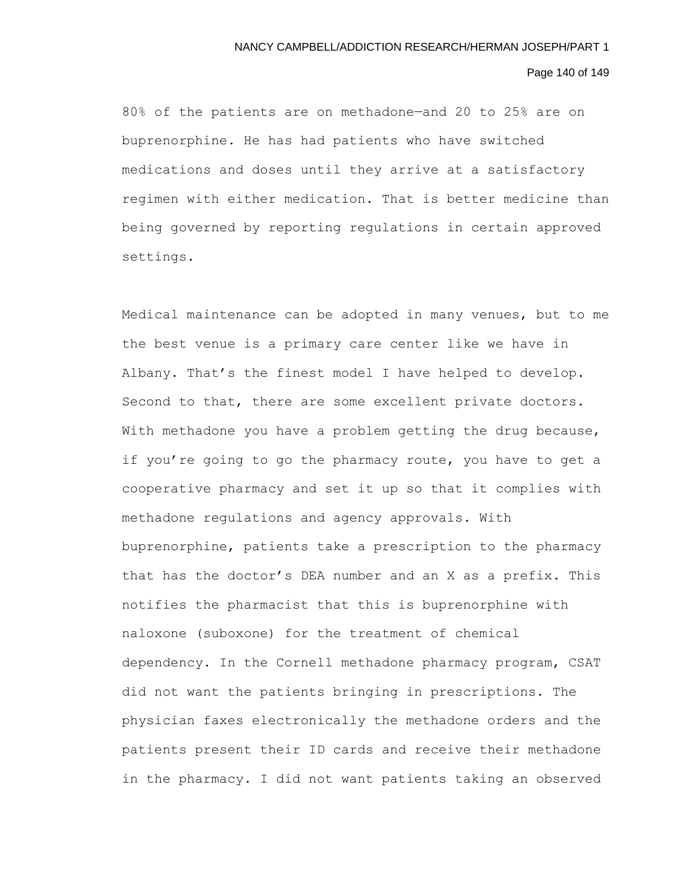80% of the patients are on methadone—and 20 to 25% are on buprenorphine. He has had patients who have switched medications and doses until they arrive at a satisfactory regimen with either medication. That is better medicine than being governed by reporting regulations in certain approved settings.

Medical maintenance can be adopted in many venues, but to me the best venue is a primary care center like we have in Albany. That's the finest model I have helped to develop. Second to that, there are some excellent private doctors. With methadone you have a problem getting the drug because, if you're going to go the pharmacy route, you have to get a cooperative pharmacy and set it up so that it complies with methadone regulations and agency approvals. With buprenorphine, patients take a prescription to the pharmacy that has the doctor's DEA number and an X as a prefix. This notifies the pharmacist that this is buprenorphine with naloxone (suboxone) for the treatment of chemical dependency. In the Cornell methadone pharmacy program, CSAT did not want the patients bringing in prescriptions. The physician faxes electronically the methadone orders and the patients present their ID cards and receive their methadone in the pharmacy. I did not want patients taking an observed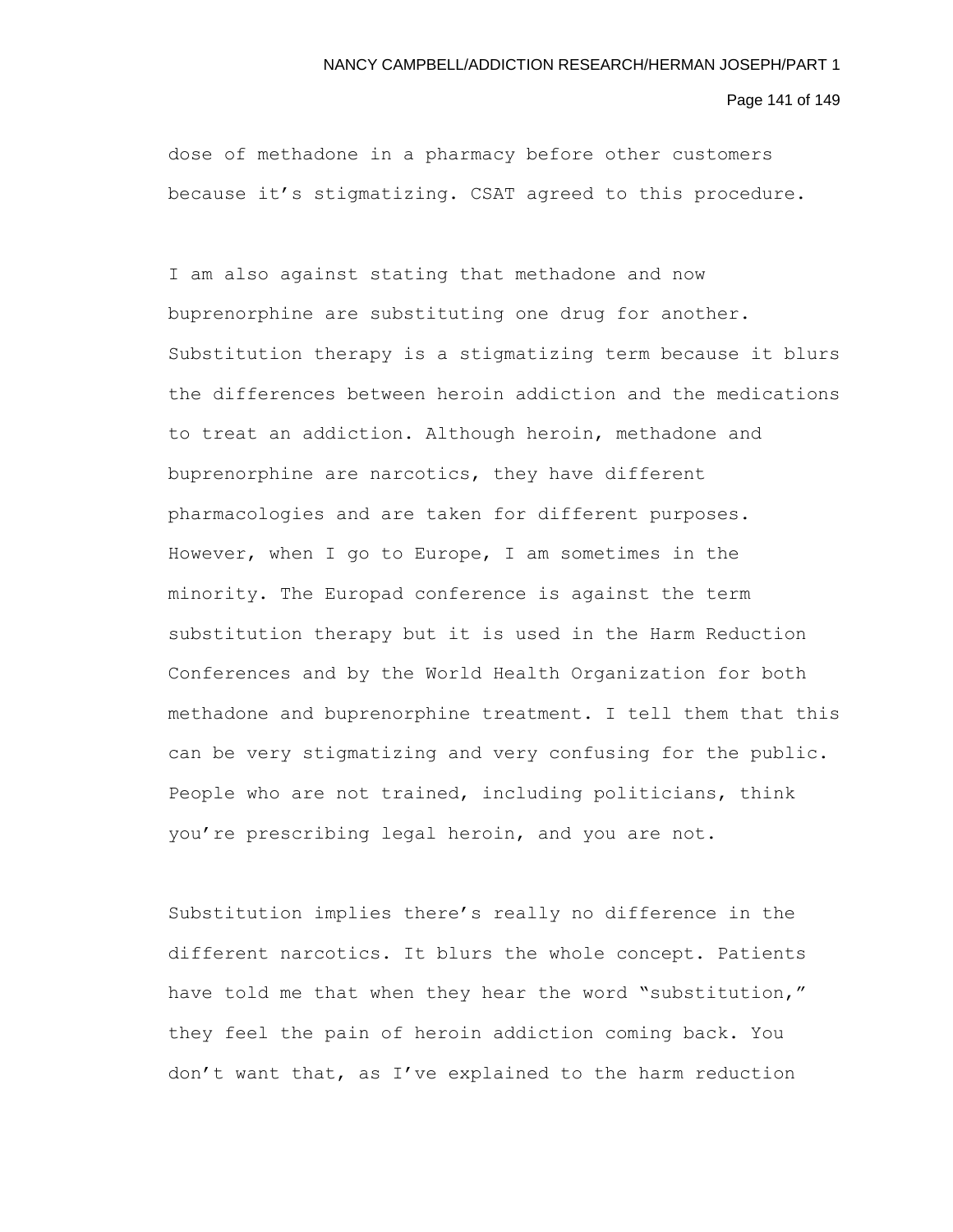dose of methadone in a pharmacy before other customers because it's stigmatizing. CSAT agreed to this procedure.

I am also against stating that methadone and now buprenorphine are substituting one drug for another. Substitution therapy is a stigmatizing term because it blurs the differences between heroin addiction and the medications to treat an addiction. Although heroin, methadone and buprenorphine are narcotics, they have different pharmacologies and are taken for different purposes. However, when I go to Europe, I am sometimes in the minority. The Europad conference is against the term substitution therapy but it is used in the Harm Reduction Conferences and by the World Health Organization for both methadone and buprenorphine treatment. I tell them that this can be very stigmatizing and very confusing for the public. People who are not trained, including politicians, think you're prescribing legal heroin, and you are not.

Substitution implies there's really no difference in the different narcotics. It blurs the whole concept. Patients have told me that when they hear the word "substitution," they feel the pain of heroin addiction coming back. You don't want that, as I've explained to the harm reduction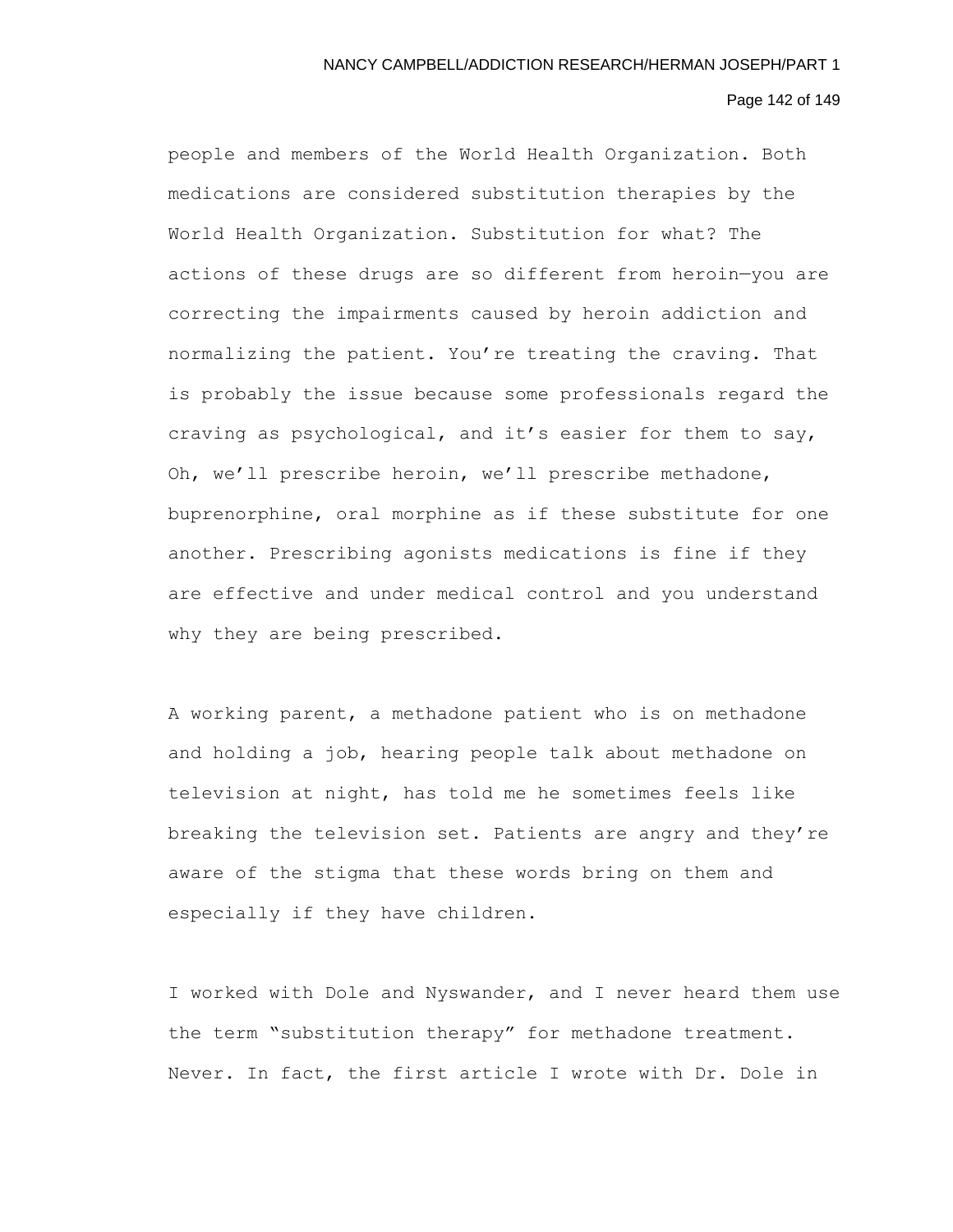people and members of the World Health Organization. Both medications are considered substitution therapies by the World Health Organization. Substitution for what? The actions of these drugs are so different from heroin—you are correcting the impairments caused by heroin addiction and normalizing the patient. You're treating the craving. That is probably the issue because some professionals regard the craving as psychological, and it's easier for them to say, Oh, we'll prescribe heroin, we'll prescribe methadone, buprenorphine, oral morphine as if these substitute for one another. Prescribing agonists medications is fine if they are effective and under medical control and you understand why they are being prescribed.

A working parent, a methadone patient who is on methadone and holding a job, hearing people talk about methadone on television at night, has told me he sometimes feels like breaking the television set. Patients are angry and they're aware of the stigma that these words bring on them and especially if they have children.

I worked with Dole and Nyswander, and I never heard them use the term "substitution therapy" for methadone treatment. Never. In fact, the first article I wrote with Dr. Dole in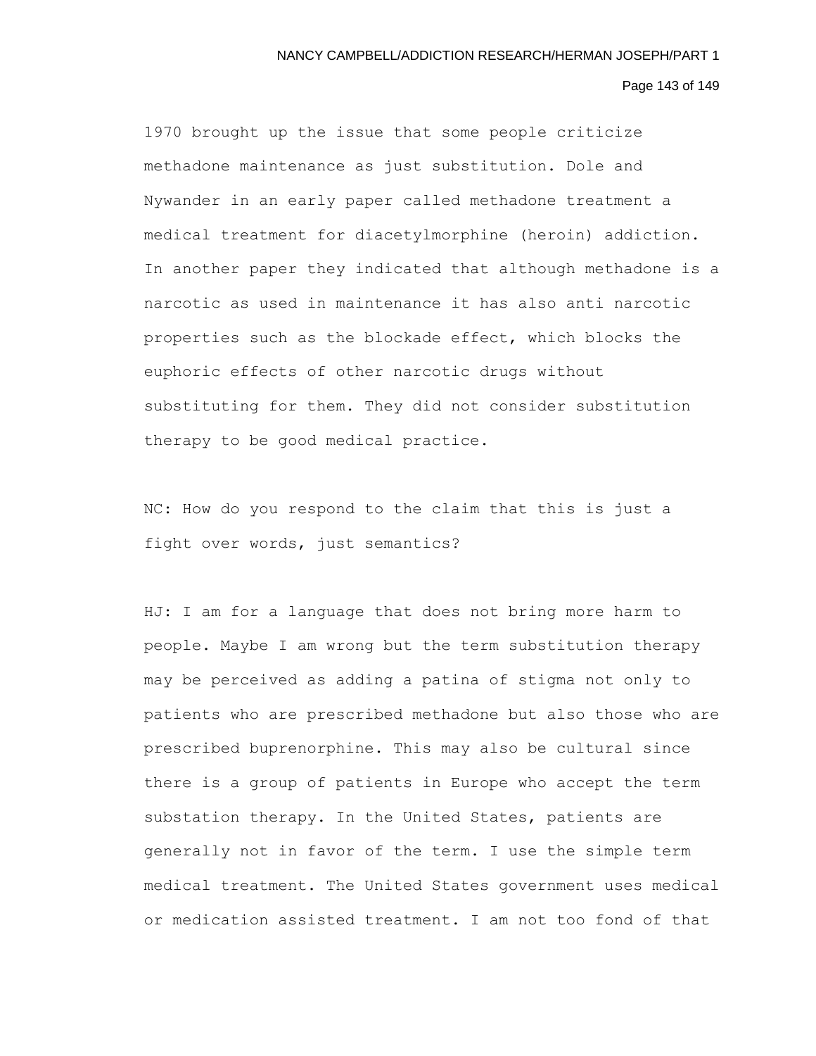1970 brought up the issue that some people criticize methadone maintenance as just substitution. Dole and Nywander in an early paper called methadone treatment a medical treatment for diacetylmorphine (heroin) addiction. In another paper they indicated that although methadone is a narcotic as used in maintenance it has also anti narcotic properties such as the blockade effect, which blocks the euphoric effects of other narcotic drugs without substituting for them. They did not consider substitution therapy to be good medical practice.

NC: How do you respond to the claim that this is just a fight over words, just semantics?

HJ: I am for a language that does not bring more harm to people. Maybe I am wrong but the term substitution therapy may be perceived as adding a patina of stigma not only to patients who are prescribed methadone but also those who are prescribed buprenorphine. This may also be cultural since there is a group of patients in Europe who accept the term substation therapy. In the United States, patients are generally not in favor of the term. I use the simple term medical treatment. The United States government uses medical or medication assisted treatment. I am not too fond of that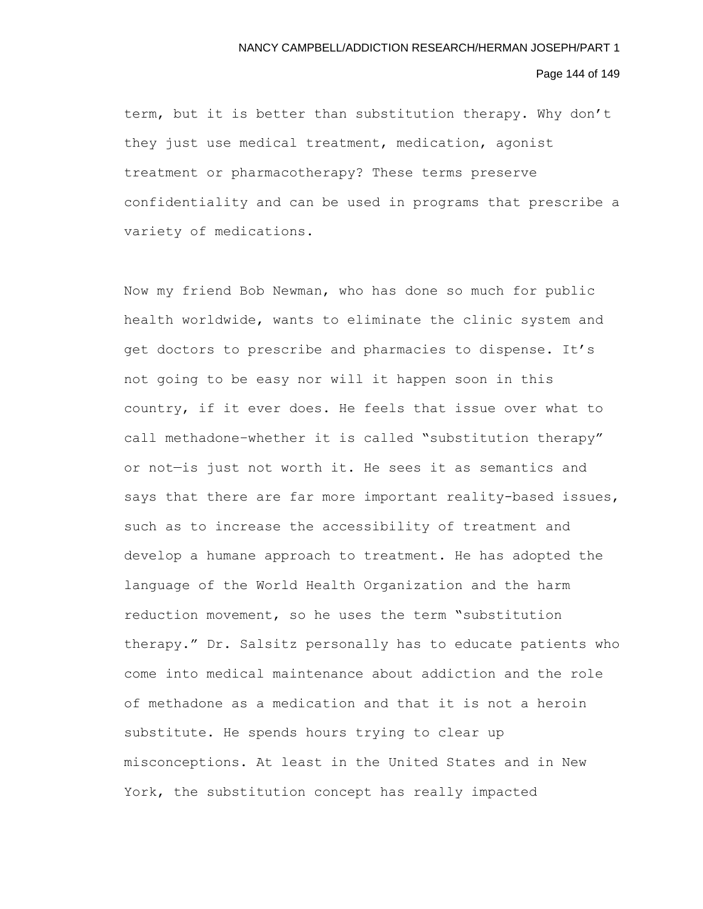term, but it is better than substitution therapy. Why don't they just use medical treatment, medication, agonist treatment or pharmacotherapy? These terms preserve confidentiality and can be used in programs that prescribe a variety of medications.

Now my friend Bob Newman, who has done so much for public health worldwide, wants to eliminate the clinic system and get doctors to prescribe and pharmacies to dispense. It's not going to be easy nor will it happen soon in this country, if it ever does. He feels that issue over what to call methadone–whether it is called "substitution therapy" or not—is just not worth it. He sees it as semantics and says that there are far more important reality-based issues, such as to increase the accessibility of treatment and develop a humane approach to treatment. He has adopted the language of the World Health Organization and the harm reduction movement, so he uses the term "substitution therapy." Dr. Salsitz personally has to educate patients who come into medical maintenance about addiction and the role of methadone as a medication and that it is not a heroin substitute. He spends hours trying to clear up misconceptions. At least in the United States and in New York, the substitution concept has really impacted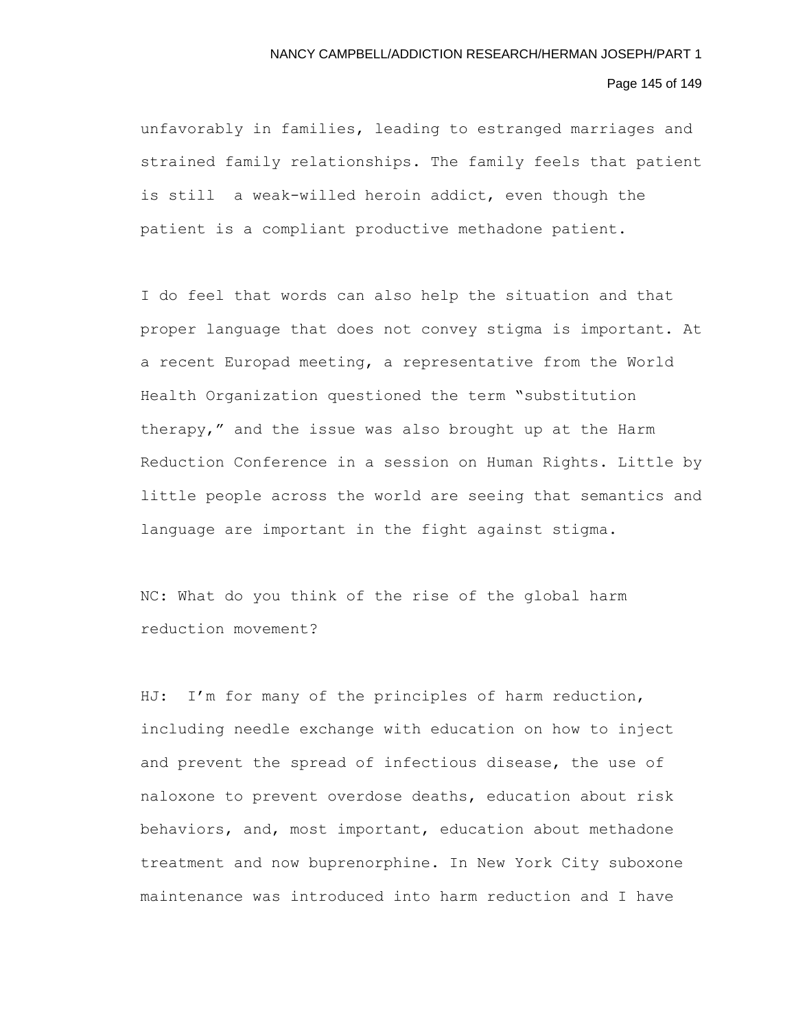unfavorably in families, leading to estranged marriages and strained family relationships. The family feels that patient is still a weak-willed heroin addict, even though the patient is a compliant productive methadone patient.

I do feel that words can also help the situation and that proper language that does not convey stigma is important. At a recent Europad meeting, a representative from the World Health Organization questioned the term "substitution therapy," and the issue was also brought up at the Harm Reduction Conference in a session on Human Rights. Little by little people across the world are seeing that semantics and language are important in the fight against stigma.

NC: What do you think of the rise of the global harm reduction movement?

HJ: I'm for many of the principles of harm reduction, including needle exchange with education on how to inject and prevent the spread of infectious disease, the use of naloxone to prevent overdose deaths, education about risk behaviors, and, most important, education about methadone treatment and now buprenorphine. In New York City suboxone maintenance was introduced into harm reduction and I have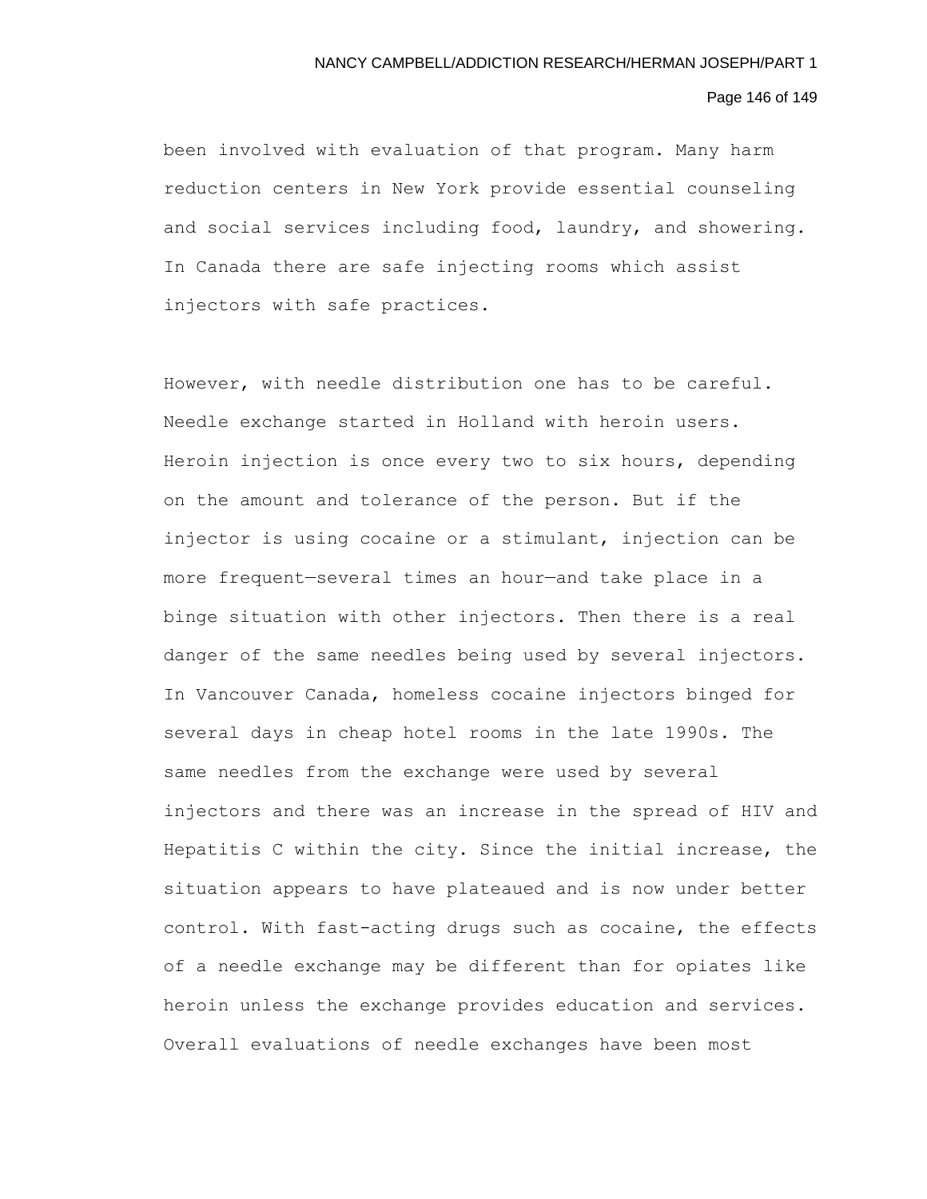been involved with evaluation of that program. Many harm reduction centers in New York provide essential counseling and social services including food, laundry, and showering. In Canada there are safe injecting rooms which assist injectors with safe practices.

However, with needle distribution one has to be careful. Needle exchange started in Holland with heroin users. Heroin injection is once every two to six hours, depending on the amount and tolerance of the person. But if the injector is using cocaine or a stimulant, injection can be more frequent—several times an hour—and take place in a binge situation with other injectors. Then there is a real danger of the same needles being used by several injectors. In Vancouver Canada, homeless cocaine injectors binged for several days in cheap hotel rooms in the late 1990s. The same needles from the exchange were used by several injectors and there was an increase in the spread of HIV and Hepatitis C within the city. Since the initial increase, the situation appears to have plateaued and is now under better control. With fast-acting drugs such as cocaine, the effects of a needle exchange may be different than for opiates like heroin unless the exchange provides education and services. Overall evaluations of needle exchanges have been most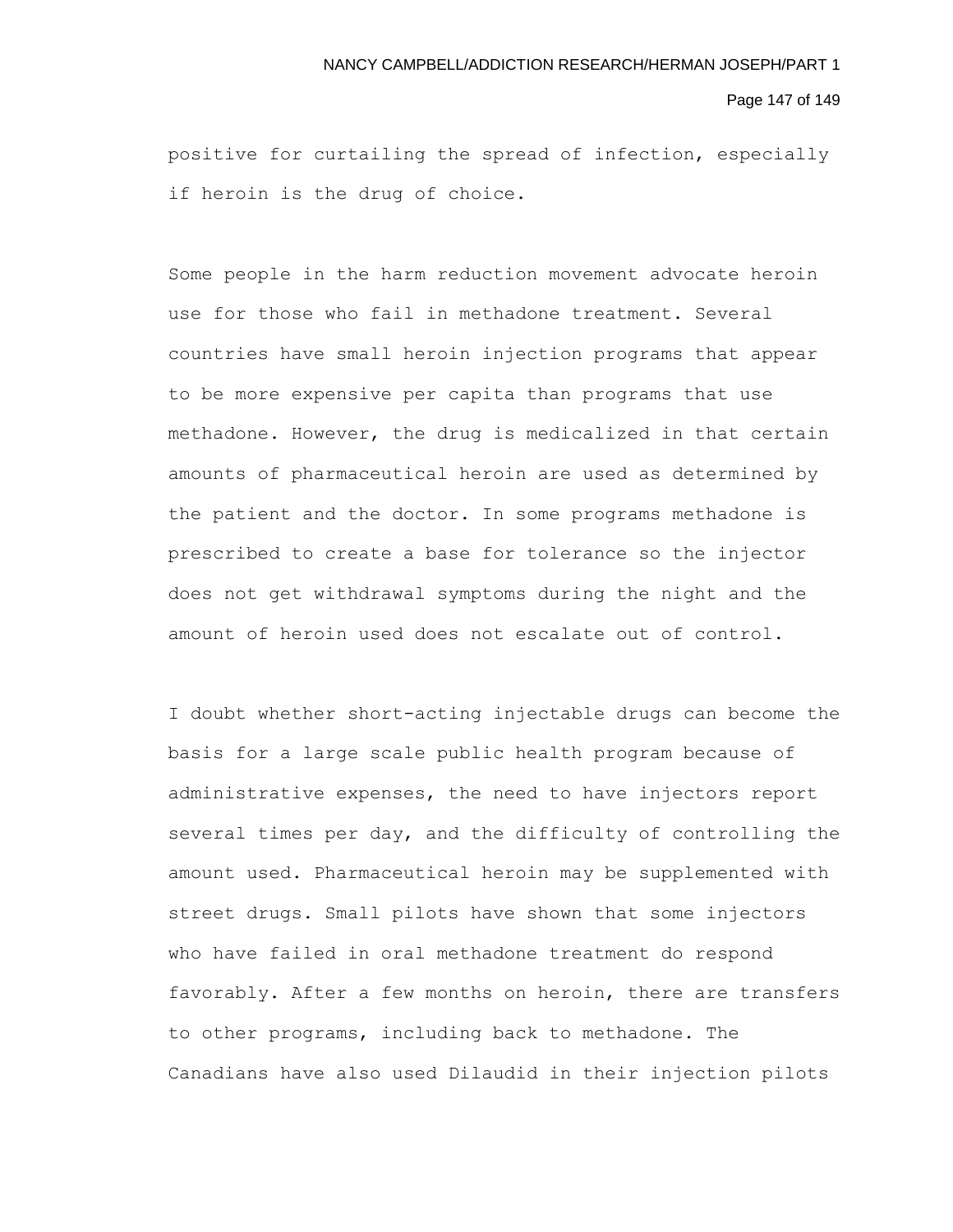positive for curtailing the spread of infection, especially if heroin is the drug of choice.

Some people in the harm reduction movement advocate heroin use for those who fail in methadone treatment. Several countries have small heroin injection programs that appear to be more expensive per capita than programs that use methadone. However, the drug is medicalized in that certain amounts of pharmaceutical heroin are used as determined by the patient and the doctor. In some programs methadone is prescribed to create a base for tolerance so the injector does not get withdrawal symptoms during the night and the amount of heroin used does not escalate out of control.

I doubt whether short-acting injectable drugs can become the basis for a large scale public health program because of administrative expenses, the need to have injectors report several times per day, and the difficulty of controlling the amount used. Pharmaceutical heroin may be supplemented with street drugs. Small pilots have shown that some injectors who have failed in oral methadone treatment do respond favorably. After a few months on heroin, there are transfers to other programs, including back to methadone. The Canadians have also used Dilaudid in their injection pilots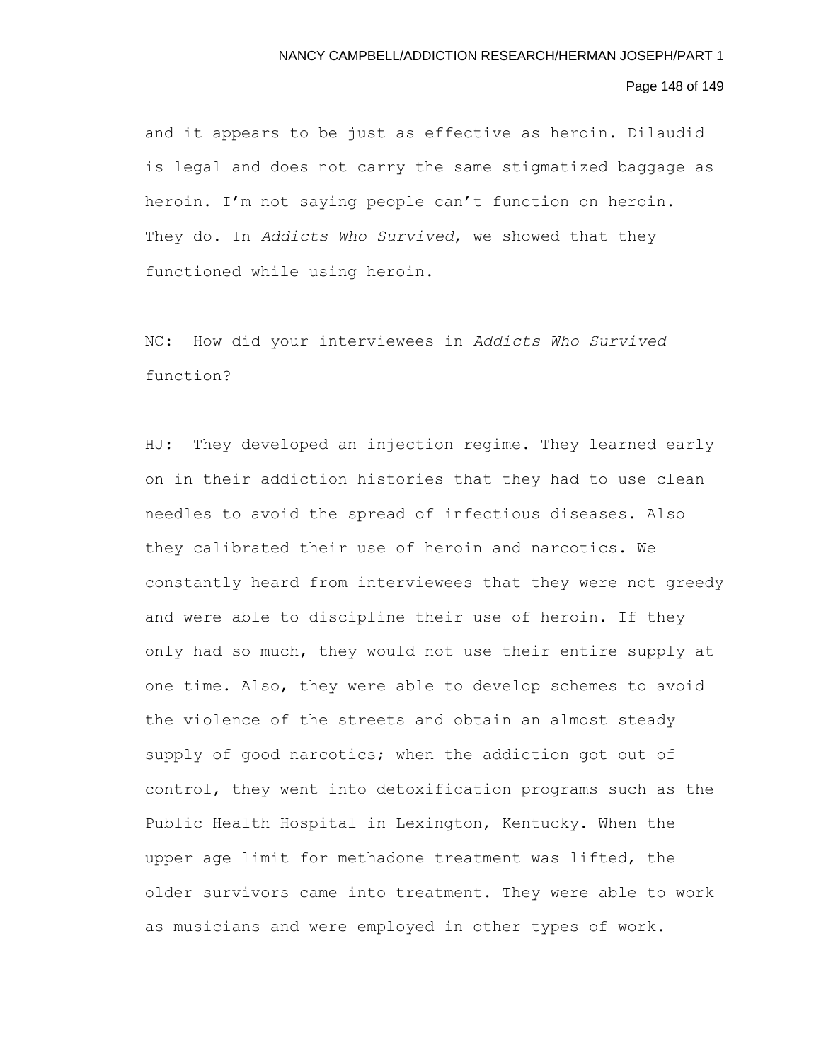and it appears to be just as effective as heroin. Dilaudid is legal and does not carry the same stigmatized baggage as heroin. I'm not saying people can't function on heroin. They do. In *Addicts Who Survived*, we showed that they functioned while using heroin.

NC: How did your interviewees in *Addicts Who Survived* function?

HJ: They developed an injection regime. They learned early on in their addiction histories that they had to use clean needles to avoid the spread of infectious diseases. Also they calibrated their use of heroin and narcotics. We constantly heard from interviewees that they were not greedy and were able to discipline their use of heroin. If they only had so much, they would not use their entire supply at one time. Also, they were able to develop schemes to avoid the violence of the streets and obtain an almost steady supply of good narcotics; when the addiction got out of control, they went into detoxification programs such as the Public Health Hospital in Lexington, Kentucky. When the upper age limit for methadone treatment was lifted, the older survivors came into treatment. They were able to work as musicians and were employed in other types of work.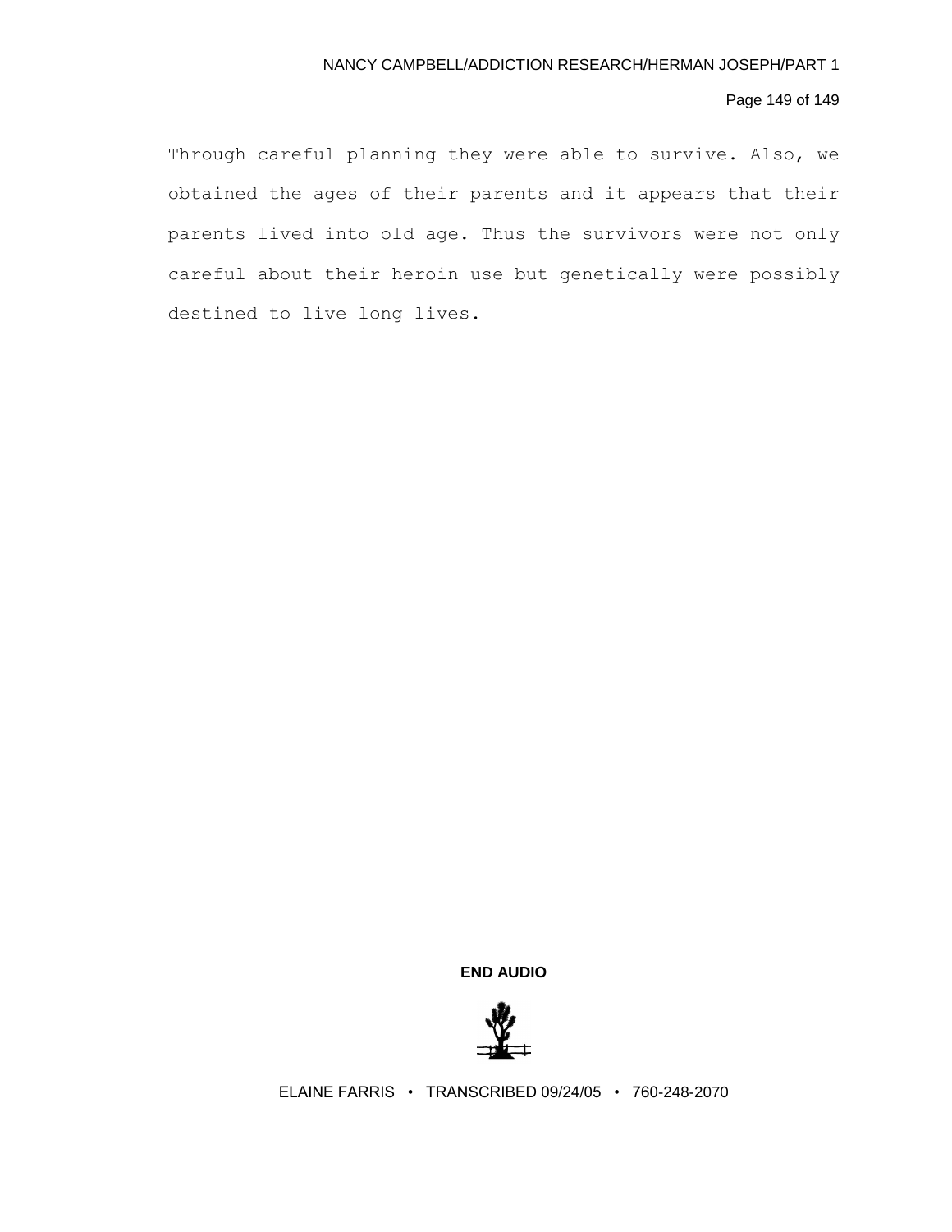Through careful planning they were able to survive. Also, we obtained the ages of their parents and it appears that their parents lived into old age. Thus the survivors were not only careful about their heroin use but genetically were possibly destined to live long lives.

**END AUDIO**